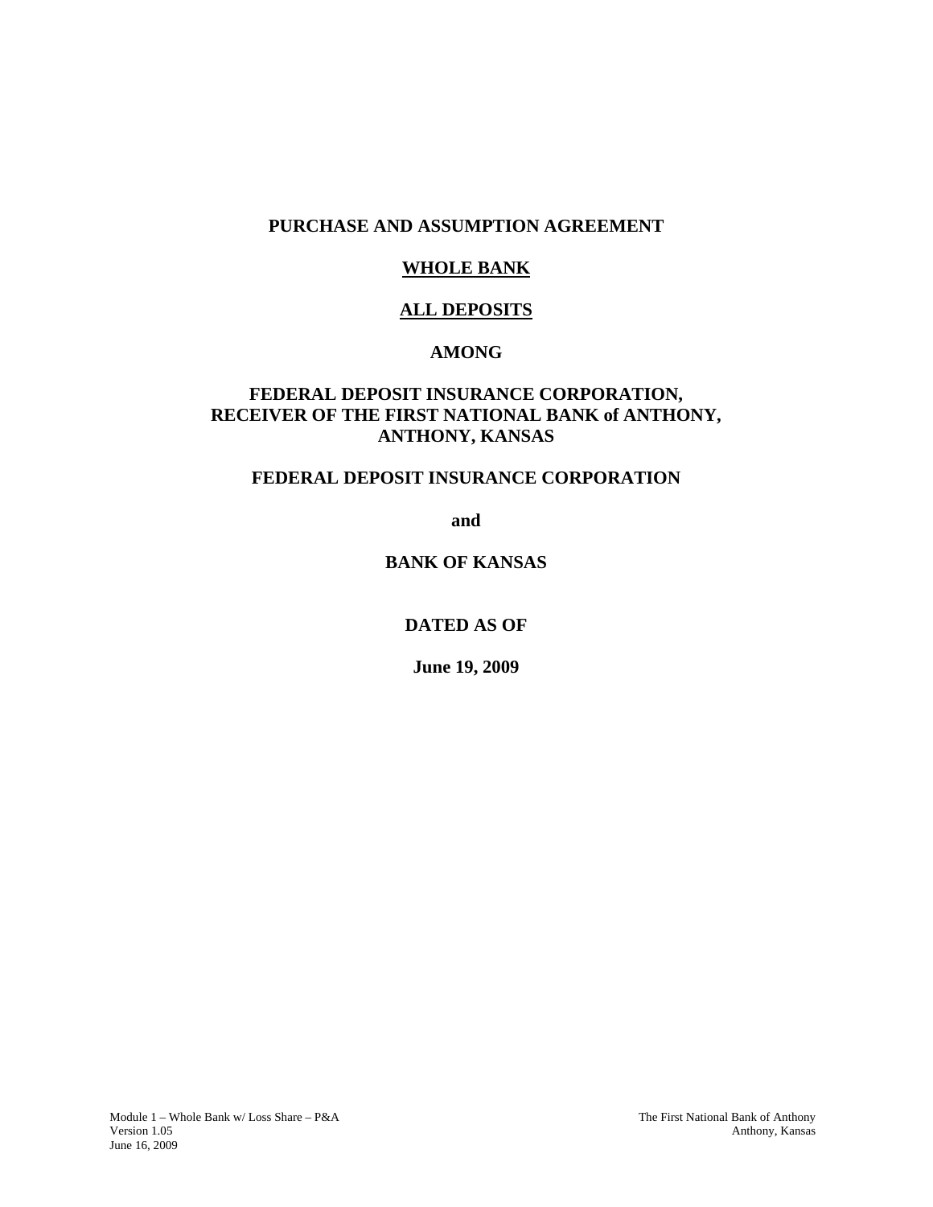# PURCHASE AND ASSUMPTION AGREEMENT

## WHOLE BANK

## ALL DEPOSITS

## AMONG

## FEDERAL DEPOSIT INSURANCE CORPORATION, RECEIVER OF THE FIRST NATIONAL BANK of ANTHONY, ANTHONY, KANSAS

## FEDERAL DEPOSIT INSURANCE CORPORATION

**and**

## BANK OF KANSAS

**DATED AS OF**

**June 19, 2009**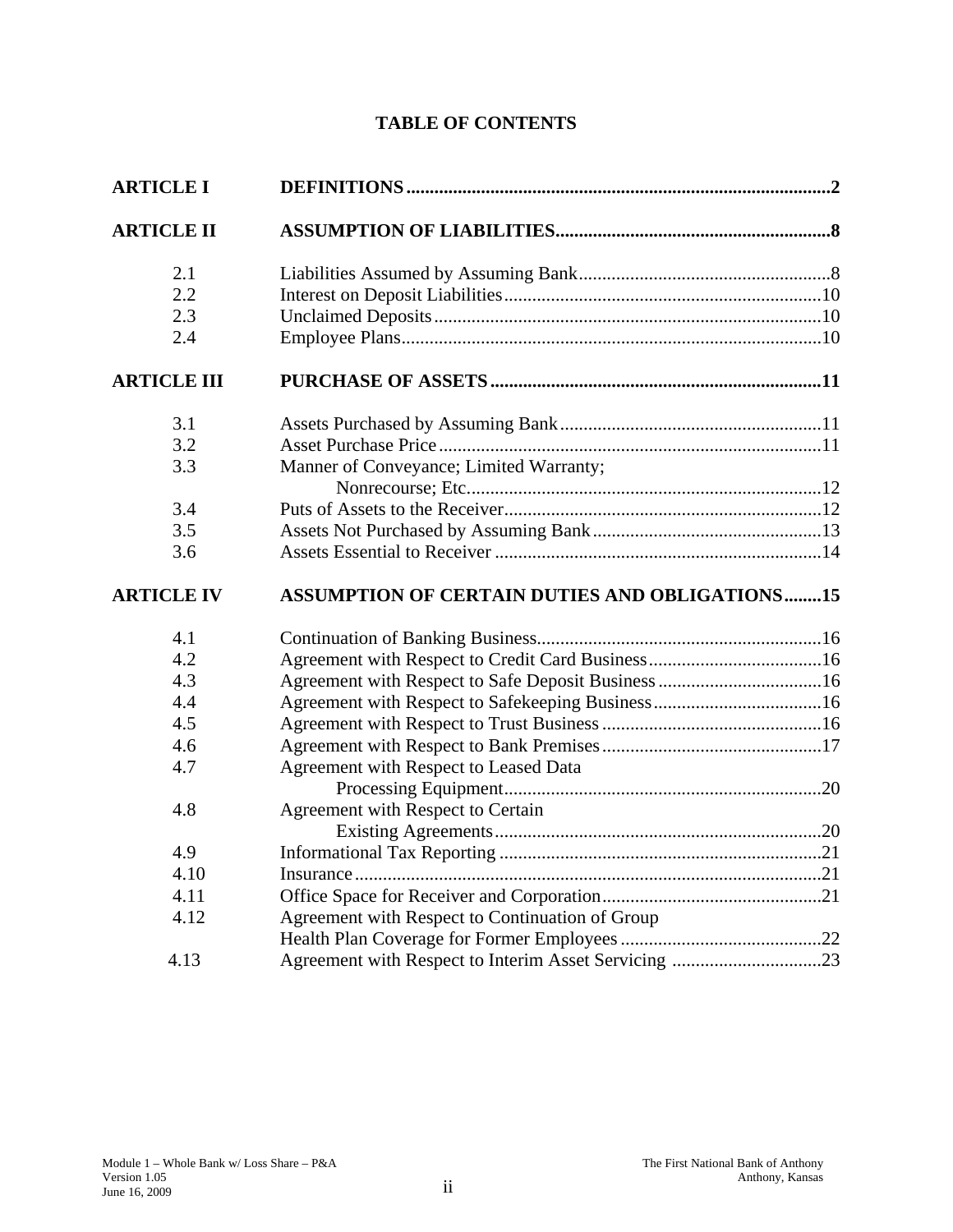# TABLE OF CONTENTS

| | | |
|---|---|---|
| **ARTICLE I** | **DEFINITIONS** | **2** |
| **ARTICLE II** | **ASSUMPTION OF LIABILITIES** | **8** |
| 2.1 | Liabilities Assumed by Assuming Bank | 8 |
| 2.2 | Interest on Deposit Liabilities | 10 |
| 2.3 | Unclaimed Deposits | 10 |
| 2.4 | Employee Plans | 10 |
| **ARTICLE III** | **PURCHASE OF ASSETS** | **11** |
| 3.1 | Assets Purchased by Assuming Bank | 11 |
| 3.2 | Asset Purchase Price | 11 |
| 3.3 | Manner of Conveyance; Limited Warranty; Nonrecourse; Etc. | 12 |
| 3.4 | Puts of Assets to the Receiver | 12 |
| 3.5 | Assets Not Purchased by Assuming Bank | 13 |
| 3.6 | Assets Essential to Receiver | 14 |
| **ARTICLE IV** | **ASSUMPTION OF CERTAIN DUTIES AND OBLIGATIONS** | **15** |
| 4.1 | Continuation of Banking Business | 16 |
| 4.2 | Agreement with Respect to Credit Card Business | 16 |
| 4.3 | Agreement with Respect to Safe Deposit Business | 16 |
| 4.4 | Agreement with Respect to Safekeeping Business | 16 |
| 4.5 | Agreement with Respect to Trust Business | 16 |
| 4.6 | Agreement with Respect to Bank Premises | 17 |
| 4.7 | Agreement with Respect to Leased Data Processing Equipment | 20 |
| 4.8 | Agreement with Respect to Certain Existing Agreements | 20 |
| 4.9 | Informational Tax Reporting | 21 |
| 4.10 | Insurance | 21 |
| 4.11 | Office Space for Receiver and Corporation | 21 |
| 4.12 | Agreement with Respect to Continuation of Group Health Plan Coverage for Former Employees | 22 |
| 4.13 | Agreement with Respect to Interim Asset Servicing | 23 |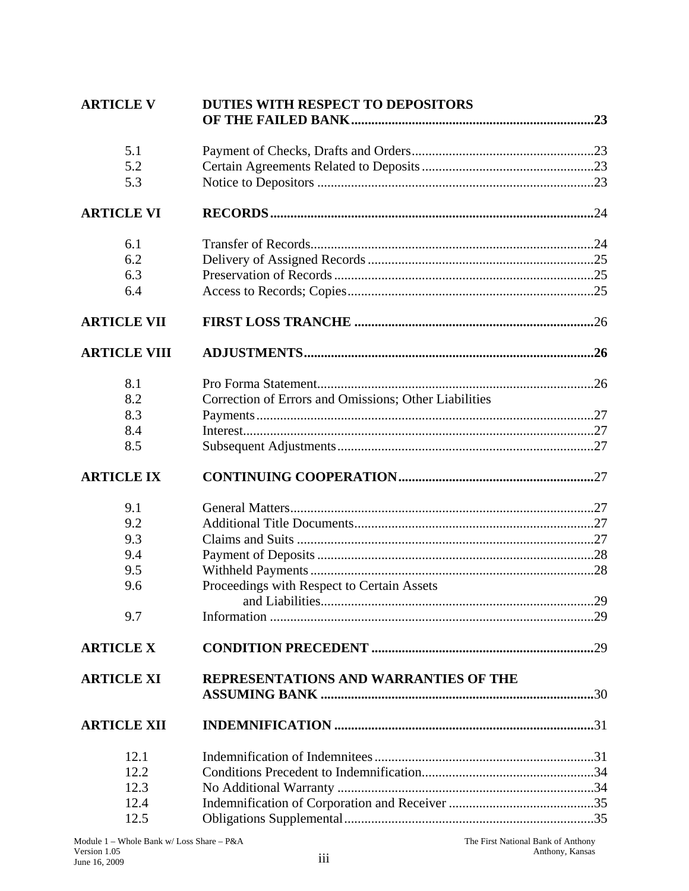| | | |
|---|---|---|
| **ARTICLE V** | **DUTIES WITH RESPECT TO DEPOSITORS OF THE FAILED BANK** | **23** |
| 5.1 | Payment of Checks, Drafts and Orders | 23 |
| 5.2 | Certain Agreements Related to Deposits | 23 |
| 5.3 | Notice to Depositors | 23 |
| **ARTICLE VI** | **RECORDS** | 24 |
| 6.1 | Transfer of Records | 24 |
| 6.2 | Delivery of Assigned Records | 25 |
| 6.3 | Preservation of Records | 25 |
| 6.4 | Access to Records; Copies | 25 |
| **ARTICLE VII** | **FIRST LOSS TRANCHE** | 26 |
| **ARTICLE VIII** | **ADJUSTMENTS** | **26** |
| 8.1 | Pro Forma Statement | 26 |
| 8.2 | Correction of Errors and Omissions; Other Liabilities | |
| 8.3 | Payments | 27 |
| 8.4 | Interest | 27 |
| 8.5 | Subsequent Adjustments | 27 |
| **ARTICLE IX** | **CONTINUING COOPERATION** | 27 |
| 9.1 | General Matters | 27 |
| 9.2 | Additional Title Documents | 27 |
| 9.3 | Claims and Suits | 27 |
| 9.4 | Payment of Deposits | 28 |
| 9.5 | Withheld Payments | 28 |
| 9.6 | Proceedings with Respect to Certain Assets and Liabilities | 29 |
| 9.7 | Information | 29 |
| **ARTICLE X** | **CONDITION PRECEDENT** | 29 |
| **ARTICLE XI** | **REPRESENTATIONS AND WARRANTIES OF THE ASSUMING BANK** | 30 |
| **ARTICLE XII** | **INDEMNIFICATION** | 31 |
| 12.1 | Indemnification of Indemnitees | 31 |
| 12.2 | Conditions Precedent to Indemnification | 34 |
| 12.3 | No Additional Warranty | 34 |
| 12.4 | Indemnification of Corporation and Receiver | 35 |
| 12.5 | Obligations Supplemental | 35 |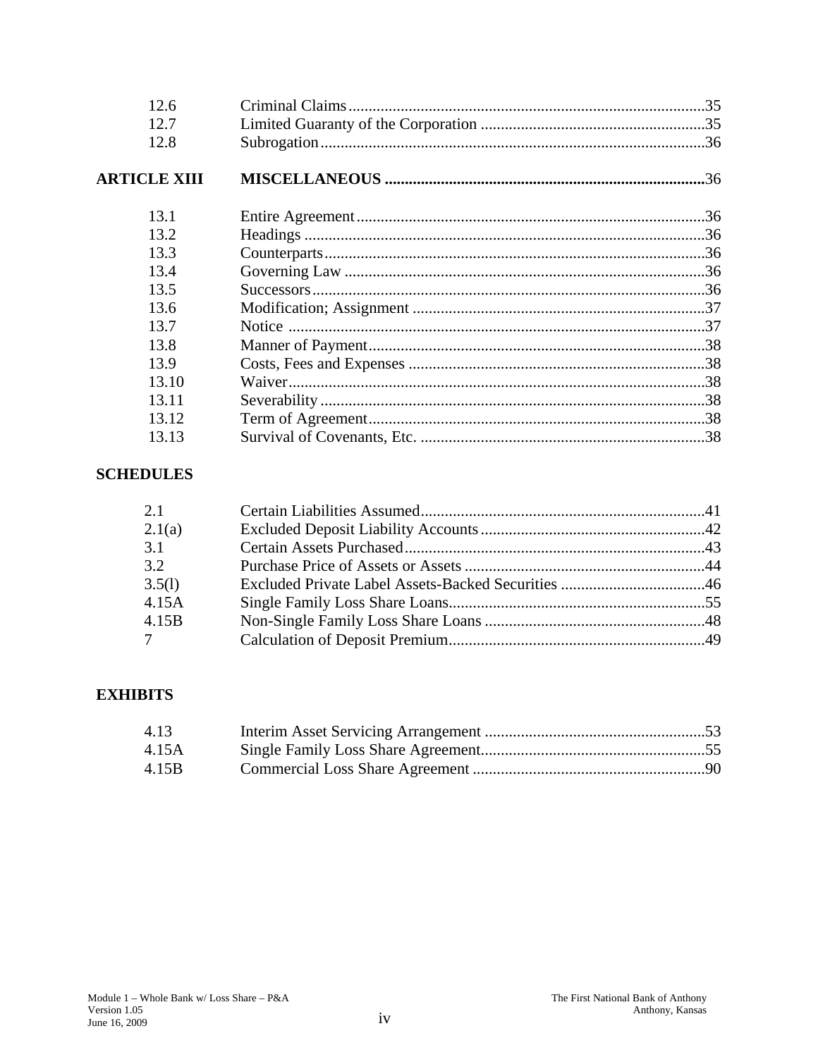| | | |
|---|---|---|
| 12.6 | Criminal Claims | 35 |
| 12.7 | Limited Guaranty of the Corporation | 35 |
| 12.8 | Subrogation | 36 |
| **ARTICLE XIII** | **MISCELLANEOUS** | 36 |
| 13.1 | Entire Agreement | 36 |
| 13.2 | Headings | 36 |
| 13.3 | Counterparts | 36 |
| 13.4 | Governing Law | 36 |
| 13.5 | Successors | 36 |
| 13.6 | Modification; Assignment | 37 |
| 13.7 | Notice | 37 |
| 13.8 | Manner of Payment | 38 |
| 13.9 | Costs, Fees and Expenses | 38 |
| 13.10 | Waiver | 38 |
| 13.11 | Severability | 38 |
| 13.12 | Term of Agreement | 38 |
| 13.13 | Survival of Covenants, Etc. | 38 |

**SCHEDULES**

| | | |
|---|---|---|
| 2.1 | Certain Liabilities Assumed | 41 |
| 2.1(a) | Excluded Deposit Liability Accounts | 42 |
| 3.1 | Certain Assets Purchased | 43 |
| 3.2 | Purchase Price of Assets or Assets | 44 |
| 3.5(l) | Excluded Private Label Assets-Backed Securities | 46 |
| 4.15A | Single Family Loss Share Loans | 55 |
| 4.15B | Non-Single Family Loss Share Loans | 48 |
| 7 | Calculation of Deposit Premium | 49 |

**EXHIBITS**

| | | |
|---|---|---|
| 4.13 | Interim Asset Servicing Arrangement | 53 |
| 4.15A | Single Family Loss Share Agreement | 55 |
| 4.15B | Commercial Loss Share Agreement | 90 |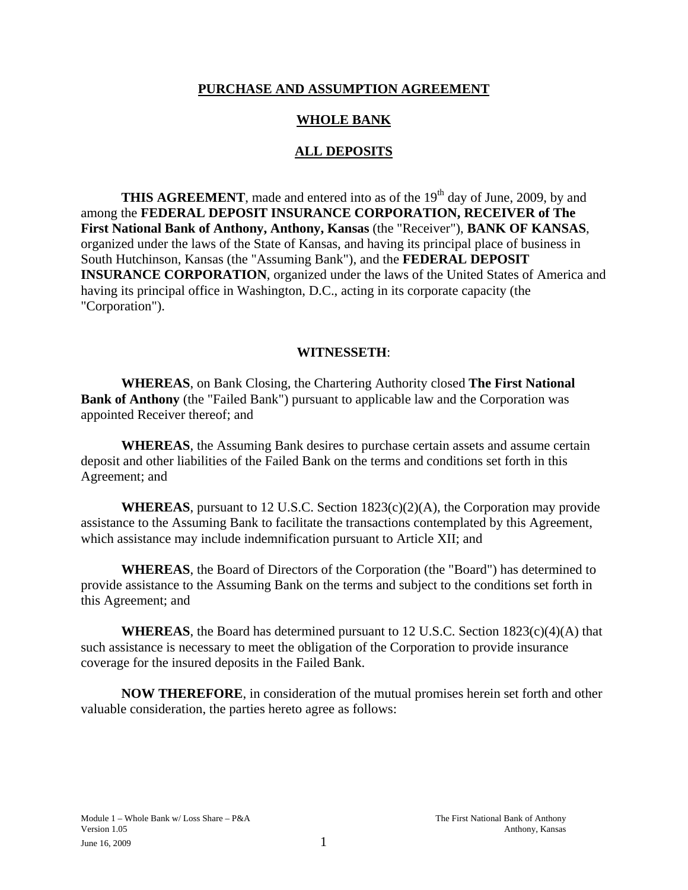**PURCHASE AND ASSUMPTION AGREEMENT**

**WHOLE BANK**

**ALL DEPOSITS**

**THIS AGREEMENT**, made and entered into as of the 19th day of June, 2009, by and among the **FEDERAL DEPOSIT INSURANCE CORPORATION, RECEIVER of The First National Bank of Anthony, Anthony, Kansas** (the "Receiver"), **BANK OF KANSAS**, organized under the laws of the State of Kansas, and having its principal place of business in South Hutchinson, Kansas (the "Assuming Bank"), and the **FEDERAL DEPOSIT INSURANCE CORPORATION**, organized under the laws of the United States of America and having its principal office in Washington, D.C., acting in its corporate capacity (the "Corporation").

**WITNESSETH**:

**WHEREAS**, on Bank Closing, the Chartering Authority closed **The First National Bank of Anthony** (the "Failed Bank") pursuant to applicable law and the Corporation was appointed Receiver thereof; and

**WHEREAS**, the Assuming Bank desires to purchase certain assets and assume certain deposit and other liabilities of the Failed Bank on the terms and conditions set forth in this Agreement; and

**WHEREAS**, pursuant to 12 U.S.C. Section 1823(c)(2)(A), the Corporation may provide assistance to the Assuming Bank to facilitate the transactions contemplated by this Agreement, which assistance may include indemnification pursuant to Article XII; and

**WHEREAS**, the Board of Directors of the Corporation (the "Board") has determined to provide assistance to the Assuming Bank on the terms and subject to the conditions set forth in this Agreement; and

**WHEREAS**, the Board has determined pursuant to 12 U.S.C. Section 1823(c)(4)(A) that such assistance is necessary to meet the obligation of the Corporation to provide insurance coverage for the insured deposits in the Failed Bank.

**NOW THEREFORE**, in consideration of the mutual promises herein set forth and other valuable consideration, the parties hereto agree as follows: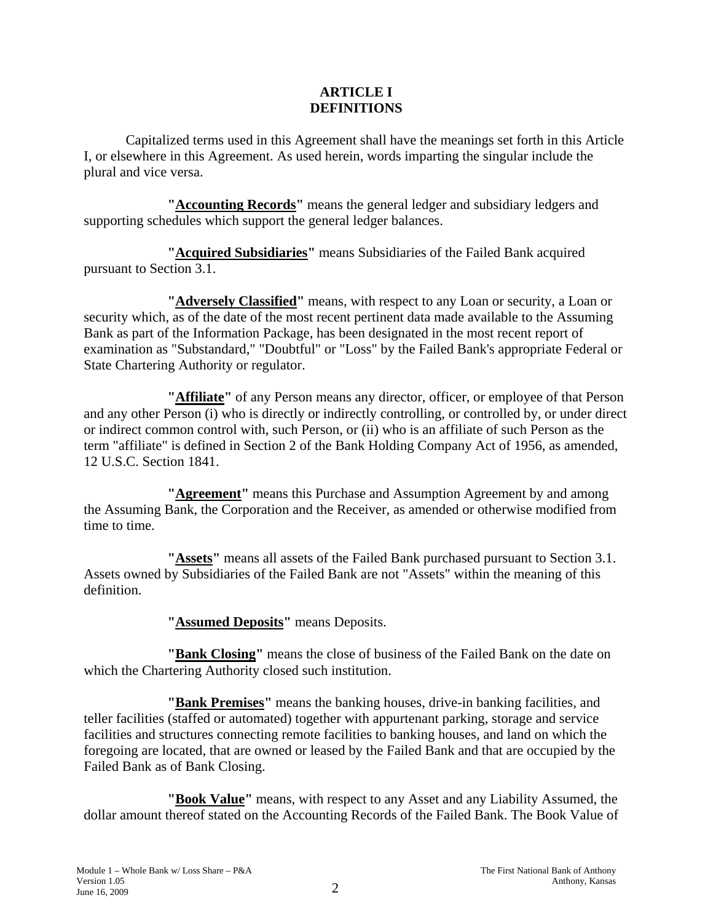# ARTICLE I
# DEFINITIONS

Capitalized terms used in this Agreement shall have the meanings set forth in this Article I, or elsewhere in this Agreement. As used herein, words imparting the singular include the plural and vice versa.

**"Accounting Records"** means the general ledger and subsidiary ledgers and supporting schedules which support the general ledger balances.

**"Acquired Subsidiaries"** means Subsidiaries of the Failed Bank acquired pursuant to Section 3.1.

**"Adversely Classified"** means, with respect to any Loan or security, a Loan or security which, as of the date of the most recent pertinent data made available to the Assuming Bank as part of the Information Package, has been designated in the most recent report of examination as "Substandard," "Doubtful" or "Loss" by the Failed Bank's appropriate Federal or State Chartering Authority or regulator.

**"Affiliate"** of any Person means any director, officer, or employee of that Person and any other Person (i) who is directly or indirectly controlling, or controlled by, or under direct or indirect common control with, such Person, or (ii) who is an affiliate of such Person as the term "affiliate" is defined in Section 2 of the Bank Holding Company Act of 1956, as amended, 12 U.S.C. Section 1841.

**"Agreement"** means this Purchase and Assumption Agreement by and among the Assuming Bank, the Corporation and the Receiver, as amended or otherwise modified from time to time.

**"Assets"** means all assets of the Failed Bank purchased pursuant to Section 3.1. Assets owned by Subsidiaries of the Failed Bank are not "Assets" within the meaning of this definition.

**"Assumed Deposits"** means Deposits.

**"Bank Closing"** means the close of business of the Failed Bank on the date on which the Chartering Authority closed such institution.

**"Bank Premises"** means the banking houses, drive-in banking facilities, and teller facilities (staffed or automated) together with appurtenant parking, storage and service facilities and structures connecting remote facilities to banking houses, and land on which the foregoing are located, that are owned or leased by the Failed Bank and that are occupied by the Failed Bank as of Bank Closing.

**"Book Value"** means, with respect to any Asset and any Liability Assumed, the dollar amount thereof stated on the Accounting Records of the Failed Bank. The Book Value of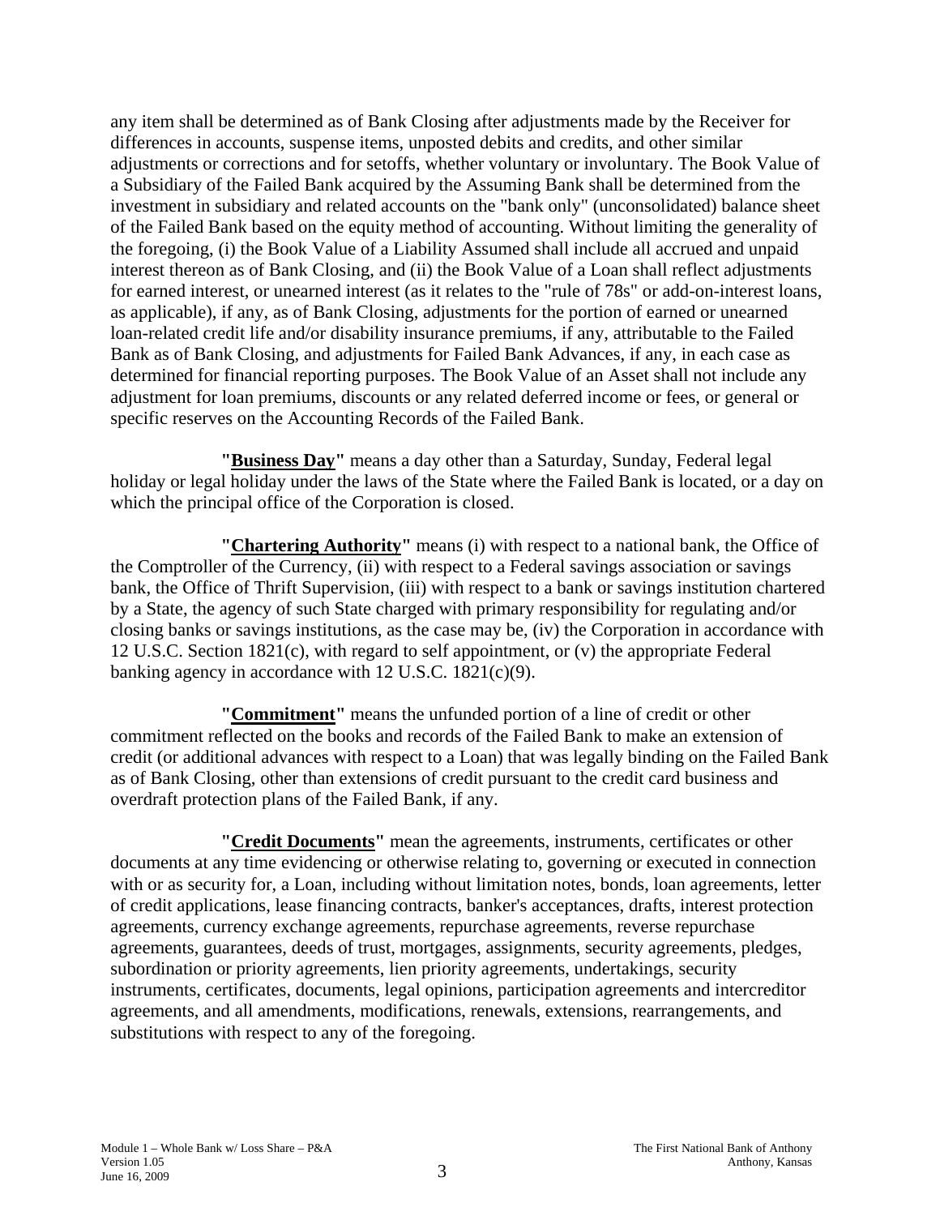any item shall be determined as of Bank Closing after adjustments made by the Receiver for differences in accounts, suspense items, unposted debits and credits, and other similar adjustments or corrections and for setoffs, whether voluntary or involuntary. The Book Value of a Subsidiary of the Failed Bank acquired by the Assuming Bank shall be determined from the investment in subsidiary and related accounts on the "bank only" (unconsolidated) balance sheet of the Failed Bank based on the equity method of accounting. Without limiting the generality of the foregoing, (i) the Book Value of a Liability Assumed shall include all accrued and unpaid interest thereon as of Bank Closing, and (ii) the Book Value of a Loan shall reflect adjustments for earned interest, or unearned interest (as it relates to the "rule of 78s" or add-on-interest loans, as applicable), if any, as of Bank Closing, adjustments for the portion of earned or unearned loan-related credit life and/or disability insurance premiums, if any, attributable to the Failed Bank as of Bank Closing, and adjustments for Failed Bank Advances, if any, in each case as determined for financial reporting purposes. The Book Value of an Asset shall not include any adjustment for loan premiums, discounts or any related deferred income or fees, or general or specific reserves on the Accounting Records of the Failed Bank.

**"Business Day"** means a day other than a Saturday, Sunday, Federal legal holiday or legal holiday under the laws of the State where the Failed Bank is located, or a day on which the principal office of the Corporation is closed.

**"Chartering Authority"** means (i) with respect to a national bank, the Office of the Comptroller of the Currency, (ii) with respect to a Federal savings association or savings bank, the Office of Thrift Supervision, (iii) with respect to a bank or savings institution chartered by a State, the agency of such State charged with primary responsibility for regulating and/or closing banks or savings institutions, as the case may be, (iv) the Corporation in accordance with 12 U.S.C. Section 1821(c), with regard to self appointment, or (v) the appropriate Federal banking agency in accordance with 12 U.S.C. 1821(c)(9).

**"Commitment"** means the unfunded portion of a line of credit or other commitment reflected on the books and records of the Failed Bank to make an extension of credit (or additional advances with respect to a Loan) that was legally binding on the Failed Bank as of Bank Closing, other than extensions of credit pursuant to the credit card business and overdraft protection plans of the Failed Bank, if any.

**"Credit Documents"** mean the agreements, instruments, certificates or other documents at any time evidencing or otherwise relating to, governing or executed in connection with or as security for, a Loan, including without limitation notes, bonds, loan agreements, letter of credit applications, lease financing contracts, banker's acceptances, drafts, interest protection agreements, currency exchange agreements, repurchase agreements, reverse repurchase agreements, guarantees, deeds of trust, mortgages, assignments, security agreements, pledges, subordination or priority agreements, lien priority agreements, undertakings, security instruments, certificates, documents, legal opinions, participation agreements and intercreditor agreements, and all amendments, modifications, renewals, extensions, rearrangements, and substitutions with respect to any of the foregoing.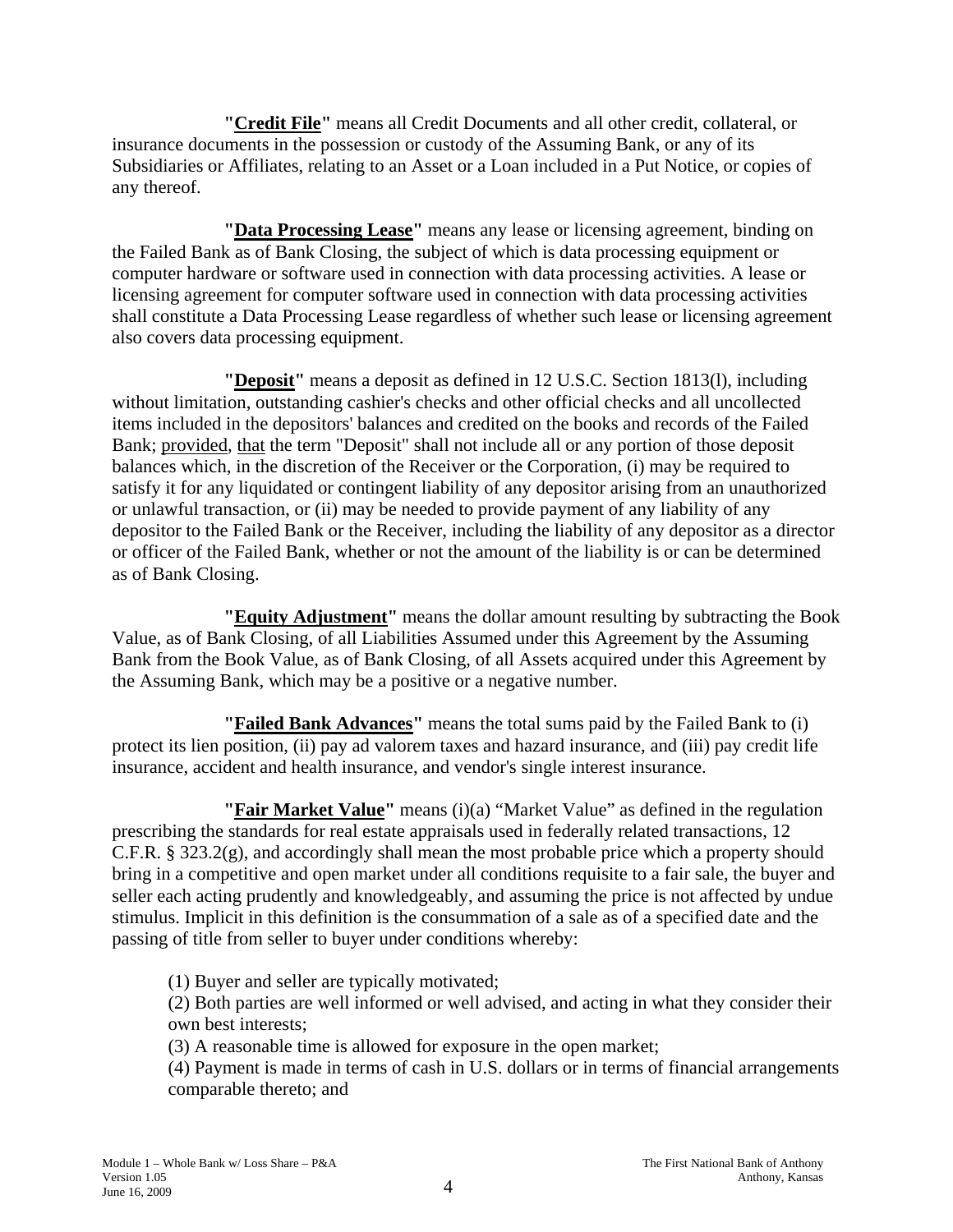**"Credit File"** means all Credit Documents and all other credit, collateral, or insurance documents in the possession or custody of the Assuming Bank, or any of its Subsidiaries or Affiliates, relating to an Asset or a Loan included in a Put Notice, or copies of any thereof.

**"Data Processing Lease"** means any lease or licensing agreement, binding on the Failed Bank as of Bank Closing, the subject of which is data processing equipment or computer hardware or software used in connection with data processing activities. A lease or licensing agreement for computer software used in connection with data processing activities shall constitute a Data Processing Lease regardless of whether such lease or licensing agreement also covers data processing equipment.

**"Deposit"** means a deposit as defined in 12 U.S.C. Section 1813(l), including without limitation, outstanding cashier's checks and other official checks and all uncollected items included in the depositors' balances and credited on the books and records of the Failed Bank; provided, that the term "Deposit" shall not include all or any portion of those deposit balances which, in the discretion of the Receiver or the Corporation, (i) may be required to satisfy it for any liquidated or contingent liability of any depositor arising from an unauthorized or unlawful transaction, or (ii) may be needed to provide payment of any liability of any depositor to the Failed Bank or the Receiver, including the liability of any depositor as a director or officer of the Failed Bank, whether or not the amount of the liability is or can be determined as of Bank Closing.

**"Equity Adjustment"** means the dollar amount resulting by subtracting the Book Value, as of Bank Closing, of all Liabilities Assumed under this Agreement by the Assuming Bank from the Book Value, as of Bank Closing, of all Assets acquired under this Agreement by the Assuming Bank, which may be a positive or a negative number.

**"Failed Bank Advances"** means the total sums paid by the Failed Bank to (i) protect its lien position, (ii) pay ad valorem taxes and hazard insurance, and (iii) pay credit life insurance, accident and health insurance, and vendor's single interest insurance.

**"Fair Market Value"** means (i)(a) "Market Value" as defined in the regulation prescribing the standards for real estate appraisals used in federally related transactions, 12 C.F.R. § 323.2(g), and accordingly shall mean the most probable price which a property should bring in a competitive and open market under all conditions requisite to a fair sale, the buyer and seller each acting prudently and knowledgeably, and assuming the price is not affected by undue stimulus. Implicit in this definition is the consummation of a sale as of a specified date and the passing of title from seller to buyer under conditions whereby:

(1) Buyer and seller are typically motivated;
(2) Both parties are well informed or well advised, and acting in what they consider their own best interests;
(3) A reasonable time is allowed for exposure in the open market;
(4) Payment is made in terms of cash in U.S. dollars or in terms of financial arrangements comparable thereto; and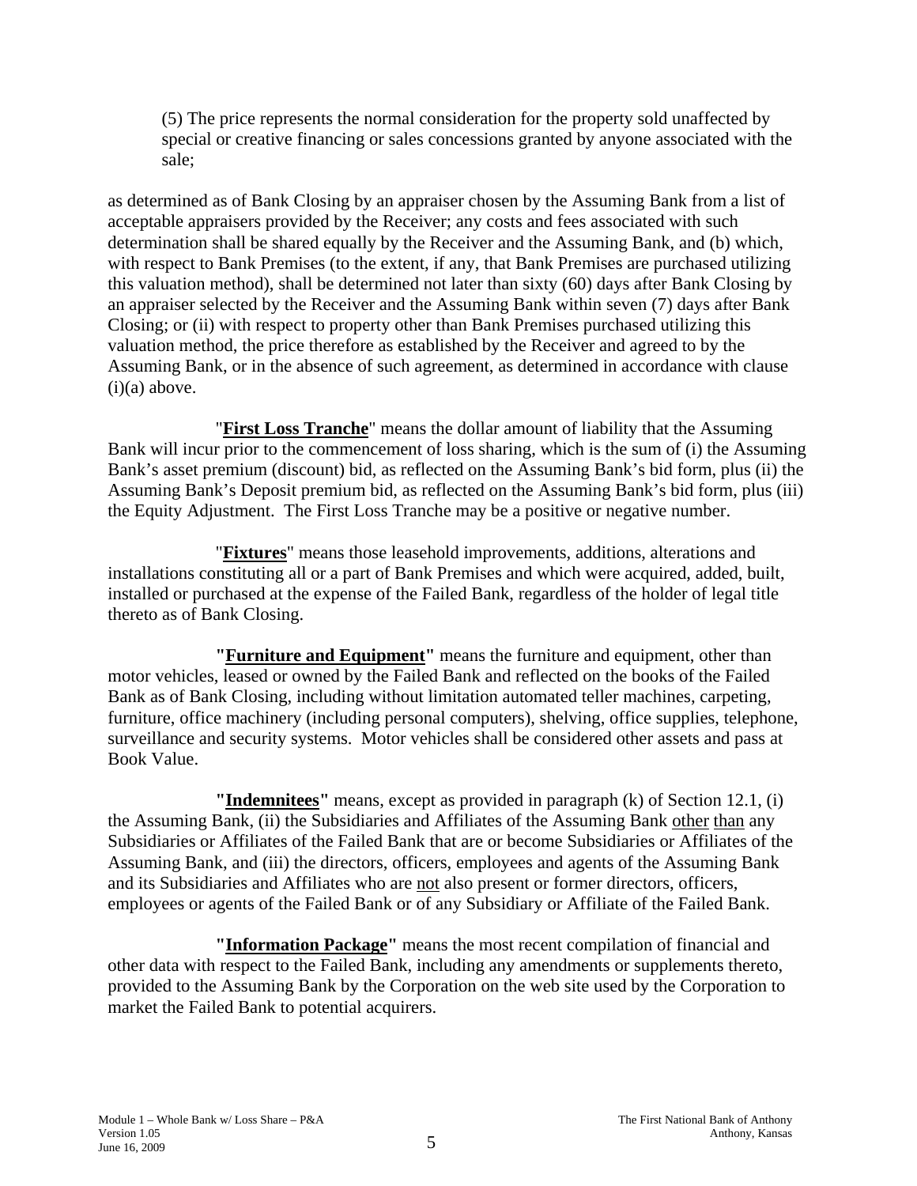(5) The price represents the normal consideration for the property sold unaffected by special or creative financing or sales concessions granted by anyone associated with the sale;

as determined as of Bank Closing by an appraiser chosen by the Assuming Bank from a list of acceptable appraisers provided by the Receiver; any costs and fees associated with such determination shall be shared equally by the Receiver and the Assuming Bank, and (b) which, with respect to Bank Premises (to the extent, if any, that Bank Premises are purchased utilizing this valuation method), shall be determined not later than sixty (60) days after Bank Closing by an appraiser selected by the Receiver and the Assuming Bank within seven (7) days after Bank Closing; or (ii) with respect to property other than Bank Premises purchased utilizing this valuation method, the price therefore as established by the Receiver and agreed to by the Assuming Bank, or in the absence of such agreement, as determined in accordance with clause (i)(a) above.

"**First Loss Tranche**" means the dollar amount of liability that the Assuming Bank will incur prior to the commencement of loss sharing, which is the sum of (i) the Assuming Bank's asset premium (discount) bid, as reflected on the Assuming Bank's bid form, plus (ii) the Assuming Bank's Deposit premium bid, as reflected on the Assuming Bank's bid form, plus (iii) the Equity Adjustment. The First Loss Tranche may be a positive or negative number.

"**Fixtures**" means those leasehold improvements, additions, alterations and installations constituting all or a part of Bank Premises and which were acquired, added, built, installed or purchased at the expense of the Failed Bank, regardless of the holder of legal title thereto as of Bank Closing.

**"Furniture and Equipment"** means the furniture and equipment, other than motor vehicles, leased or owned by the Failed Bank and reflected on the books of the Failed Bank as of Bank Closing, including without limitation automated teller machines, carpeting, furniture, office machinery (including personal computers), shelving, office supplies, telephone, surveillance and security systems. Motor vehicles shall be considered other assets and pass at Book Value.

**"Indemnitees"** means, except as provided in paragraph (k) of Section 12.1, (i) the Assuming Bank, (ii) the Subsidiaries and Affiliates of the Assuming Bank other than any Subsidiaries or Affiliates of the Failed Bank that are or become Subsidiaries or Affiliates of the Assuming Bank, and (iii) the directors, officers, employees and agents of the Assuming Bank and its Subsidiaries and Affiliates who are not also present or former directors, officers, employees or agents of the Failed Bank or of any Subsidiary or Affiliate of the Failed Bank.

**"Information Package"** means the most recent compilation of financial and other data with respect to the Failed Bank, including any amendments or supplements thereto, provided to the Assuming Bank by the Corporation on the web site used by the Corporation to market the Failed Bank to potential acquirers.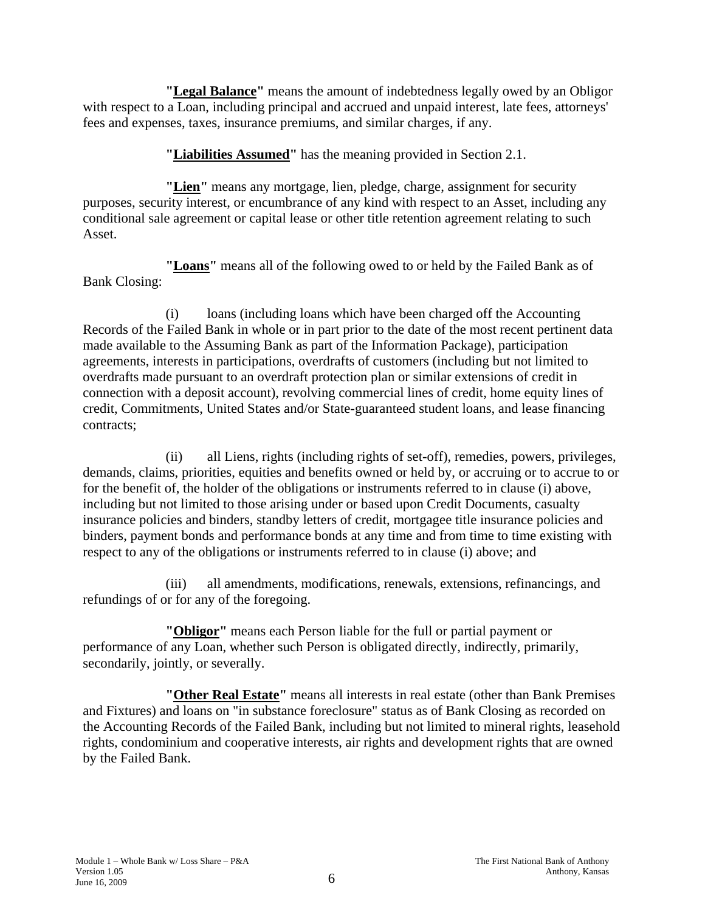"**Legal Balance**" means the amount of indebtedness legally owed by an Obligor with respect to a Loan, including principal and accrued and unpaid interest, late fees, attorneys' fees and expenses, taxes, insurance premiums, and similar charges, if any.

"**Liabilities Assumed**" has the meaning provided in Section 2.1.

"**Lien**" means any mortgage, lien, pledge, charge, assignment for security purposes, security interest, or encumbrance of any kind with respect to an Asset, including any conditional sale agreement or capital lease or other title retention agreement relating to such Asset.

"**Loans**" means all of the following owed to or held by the Failed Bank as of Bank Closing:

(i) loans (including loans which have been charged off the Accounting Records of the Failed Bank in whole or in part prior to the date of the most recent pertinent data made available to the Assuming Bank as part of the Information Package), participation agreements, interests in participations, overdrafts of customers (including but not limited to overdrafts made pursuant to an overdraft protection plan or similar extensions of credit in connection with a deposit account), revolving commercial lines of credit, home equity lines of credit, Commitments, United States and/or State-guaranteed student loans, and lease financing contracts;

(ii) all Liens, rights (including rights of set-off), remedies, powers, privileges, demands, claims, priorities, equities and benefits owned or held by, or accruing or to accrue to or for the benefit of, the holder of the obligations or instruments referred to in clause (i) above, including but not limited to those arising under or based upon Credit Documents, casualty insurance policies and binders, standby letters of credit, mortgagee title insurance policies and binders, payment bonds and performance bonds at any time and from time to time existing with respect to any of the obligations or instruments referred to in clause (i) above; and

(iii) all amendments, modifications, renewals, extensions, refinancings, and refundings of or for any of the foregoing.

"**Obligor**" means each Person liable for the full or partial payment or performance of any Loan, whether such Person is obligated directly, indirectly, primarily, secondarily, jointly, or severally.

"**Other Real Estate**" means all interests in real estate (other than Bank Premises and Fixtures) and loans on "in substance foreclosure" status as of Bank Closing as recorded on the Accounting Records of the Failed Bank, including but not limited to mineral rights, leasehold rights, condominium and cooperative interests, air rights and development rights that are owned by the Failed Bank.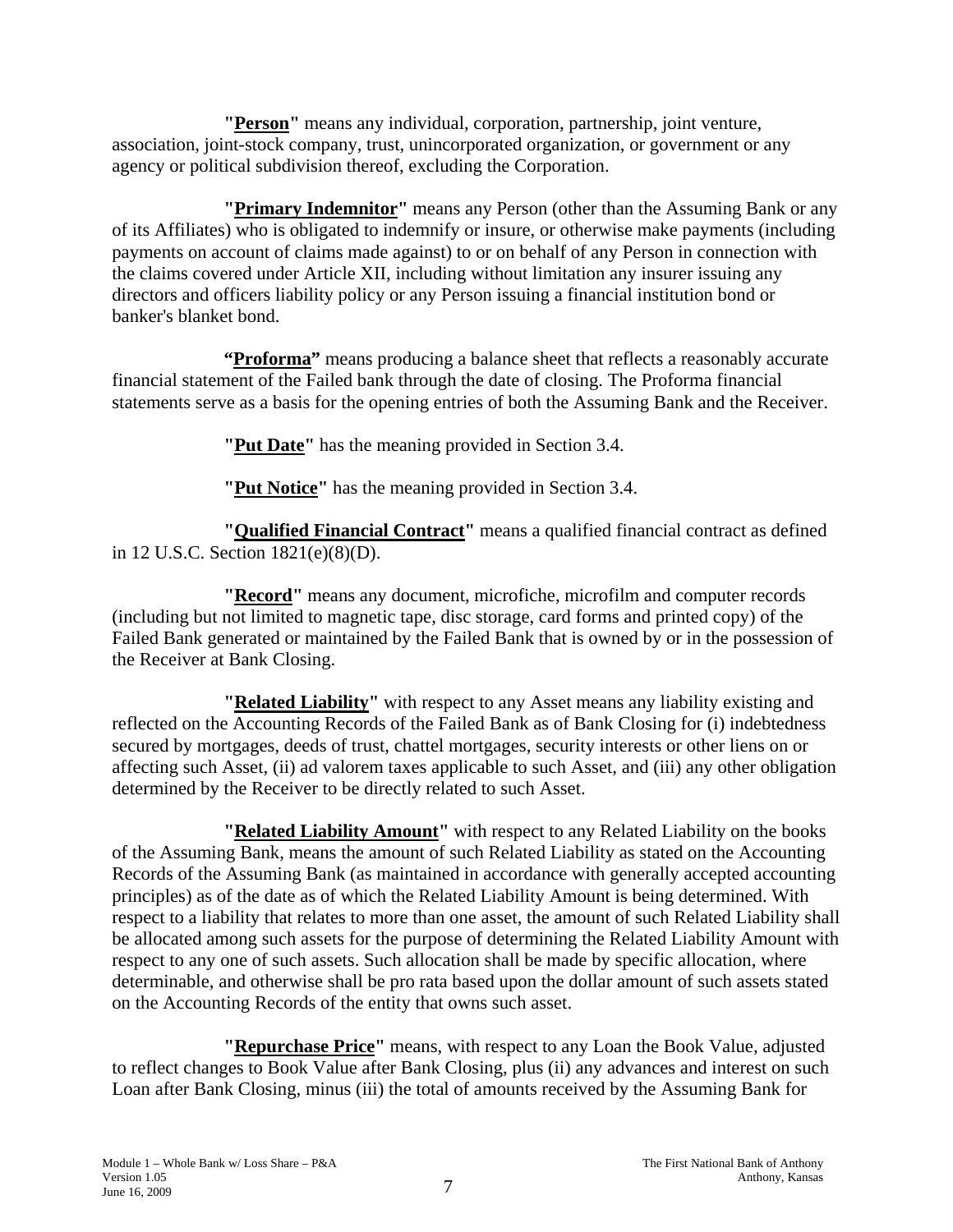**"Person"** means any individual, corporation, partnership, joint venture, association, joint-stock company, trust, unincorporated organization, or government or any agency or political subdivision thereof, excluding the Corporation.

**"Primary Indemnitor"** means any Person (other than the Assuming Bank or any of its Affiliates) who is obligated to indemnify or insure, or otherwise make payments (including payments on account of claims made against) to or on behalf of any Person in connection with the claims covered under Article XII, including without limitation any insurer issuing any directors and officers liability policy or any Person issuing a financial institution bond or banker's blanket bond.

**"Proforma"** means producing a balance sheet that reflects a reasonably accurate financial statement of the Failed bank through the date of closing. The Proforma financial statements serve as a basis for the opening entries of both the Assuming Bank and the Receiver.

**"Put Date"** has the meaning provided in Section 3.4.

**"Put Notice"** has the meaning provided in Section 3.4.

**"Qualified Financial Contract"** means a qualified financial contract as defined in 12 U.S.C. Section 1821(e)(8)(D).

**"Record"** means any document, microfiche, microfilm and computer records (including but not limited to magnetic tape, disc storage, card forms and printed copy) of the Failed Bank generated or maintained by the Failed Bank that is owned by or in the possession of the Receiver at Bank Closing.

**"Related Liability"** with respect to any Asset means any liability existing and reflected on the Accounting Records of the Failed Bank as of Bank Closing for (i) indebtedness secured by mortgages, deeds of trust, chattel mortgages, security interests or other liens on or affecting such Asset, (ii) ad valorem taxes applicable to such Asset, and (iii) any other obligation determined by the Receiver to be directly related to such Asset.

**"Related Liability Amount"** with respect to any Related Liability on the books of the Assuming Bank, means the amount of such Related Liability as stated on the Accounting Records of the Assuming Bank (as maintained in accordance with generally accepted accounting principles) as of the date as of which the Related Liability Amount is being determined. With respect to a liability that relates to more than one asset, the amount of such Related Liability shall be allocated among such assets for the purpose of determining the Related Liability Amount with respect to any one of such assets. Such allocation shall be made by specific allocation, where determinable, and otherwise shall be pro rata based upon the dollar amount of such assets stated on the Accounting Records of the entity that owns such asset.

**"Repurchase Price"** means, with respect to any Loan the Book Value, adjusted to reflect changes to Book Value after Bank Closing, plus (ii) any advances and interest on such Loan after Bank Closing, minus (iii) the total of amounts received by the Assuming Bank for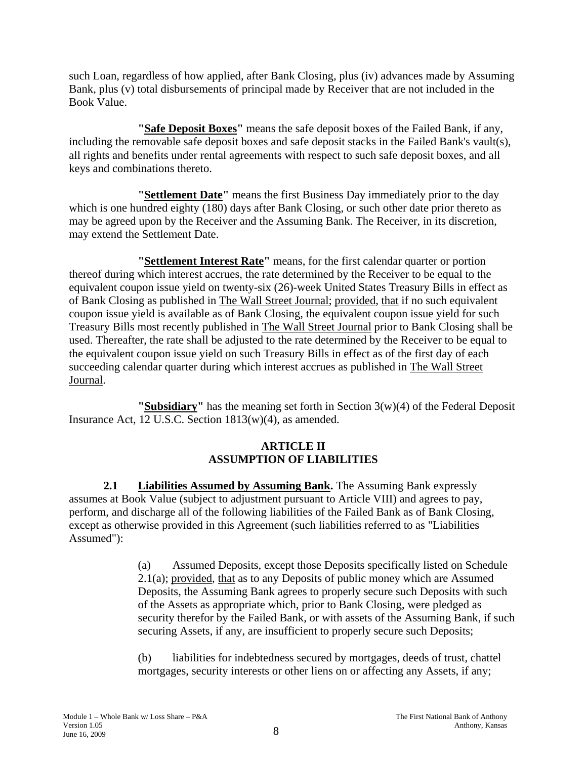such Loan, regardless of how applied, after Bank Closing, plus (iv) advances made by Assuming Bank, plus (v) total disbursements of principal made by Receiver that are not included in the Book Value.

**"Safe Deposit Boxes"** means the safe deposit boxes of the Failed Bank, if any, including the removable safe deposit boxes and safe deposit stacks in the Failed Bank's vault(s), all rights and benefits under rental agreements with respect to such safe deposit boxes, and all keys and combinations thereto.

**"Settlement Date"** means the first Business Day immediately prior to the day which is one hundred eighty (180) days after Bank Closing, or such other date prior thereto as may be agreed upon by the Receiver and the Assuming Bank. The Receiver, in its discretion, may extend the Settlement Date.

**"Settlement Interest Rate"** means, for the first calendar quarter or portion thereof during which interest accrues, the rate determined by the Receiver to be equal to the equivalent coupon issue yield on twenty-six (26)-week United States Treasury Bills in effect as of Bank Closing as published in The Wall Street Journal; provided, that if no such equivalent coupon issue yield is available as of Bank Closing, the equivalent coupon issue yield for such Treasury Bills most recently published in The Wall Street Journal prior to Bank Closing shall be used. Thereafter, the rate shall be adjusted to the rate determined by the Receiver to be equal to the equivalent coupon issue yield on such Treasury Bills in effect as of the first day of each succeeding calendar quarter during which interest accrues as published in The Wall Street Journal.

**"Subsidiary"** has the meaning set forth in Section 3(w)(4) of the Federal Deposit Insurance Act, 12 U.S.C. Section 1813(w)(4), as amended.

## ARTICLE II
## ASSUMPTION OF LIABILITIES

**2.1 Liabilities Assumed by Assuming Bank.** The Assuming Bank expressly assumes at Book Value (subject to adjustment pursuant to Article VIII) and agrees to pay, perform, and discharge all of the following liabilities of the Failed Bank as of Bank Closing, except as otherwise provided in this Agreement (such liabilities referred to as "Liabilities Assumed"):

(a) Assumed Deposits, except those Deposits specifically listed on Schedule 2.1(a); provided, that as to any Deposits of public money which are Assumed Deposits, the Assuming Bank agrees to properly secure such Deposits with such of the Assets as appropriate which, prior to Bank Closing, were pledged as security therefor by the Failed Bank, or with assets of the Assuming Bank, if such securing Assets, if any, are insufficient to properly secure such Deposits;

(b) liabilities for indebtedness secured by mortgages, deeds of trust, chattel mortgages, security interests or other liens on or affecting any Assets, if any;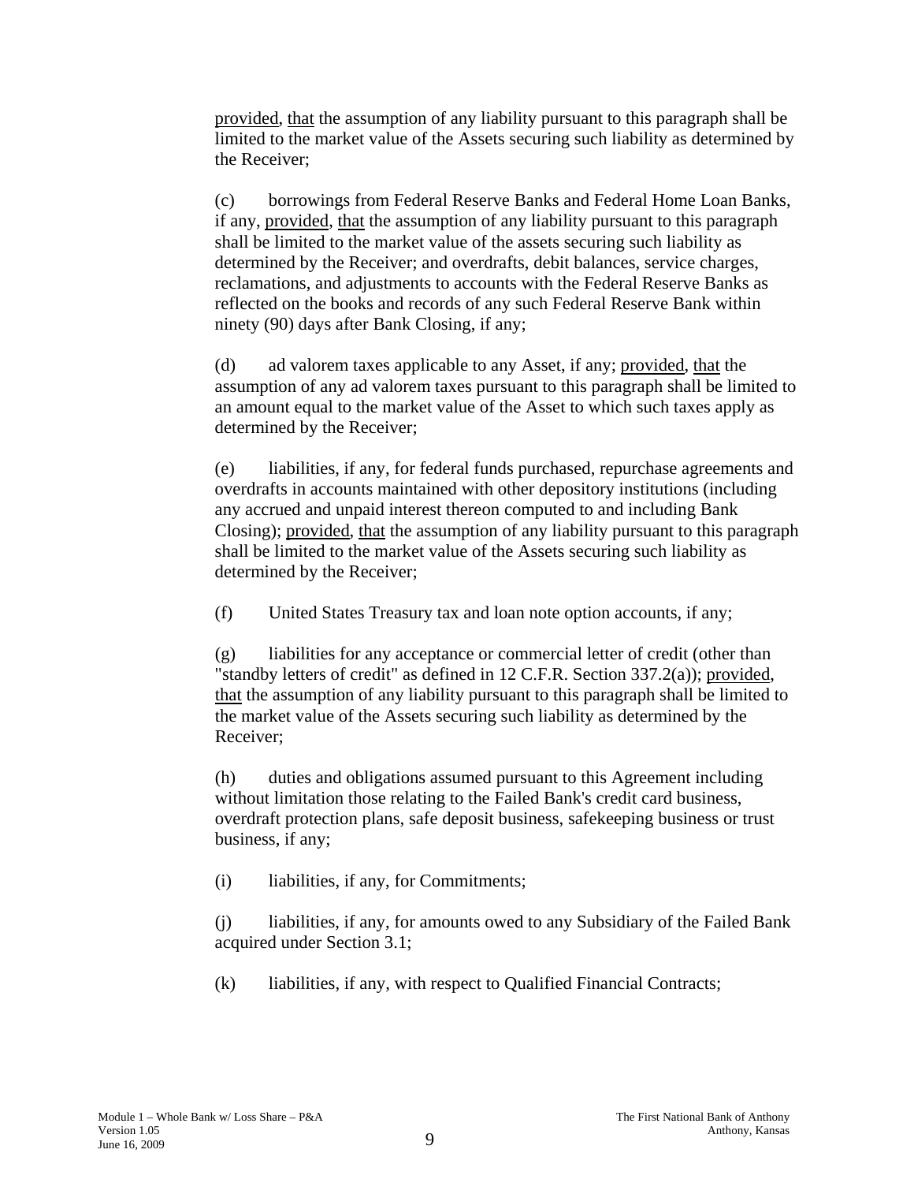provided, that the assumption of any liability pursuant to this paragraph shall be limited to the market value of the Assets securing such liability as determined by the Receiver;

(c) borrowings from Federal Reserve Banks and Federal Home Loan Banks, if any, provided, that the assumption of any liability pursuant to this paragraph shall be limited to the market value of the assets securing such liability as determined by the Receiver; and overdrafts, debit balances, service charges, reclamations, and adjustments to accounts with the Federal Reserve Banks as reflected on the books and records of any such Federal Reserve Bank within ninety (90) days after Bank Closing, if any;

(d) ad valorem taxes applicable to any Asset, if any; provided, that the assumption of any ad valorem taxes pursuant to this paragraph shall be limited to an amount equal to the market value of the Asset to which such taxes apply as determined by the Receiver;

(e) liabilities, if any, for federal funds purchased, repurchase agreements and overdrafts in accounts maintained with other depository institutions (including any accrued and unpaid interest thereon computed to and including Bank Closing); provided, that the assumption of any liability pursuant to this paragraph shall be limited to the market value of the Assets securing such liability as determined by the Receiver;

(f) United States Treasury tax and loan note option accounts, if any;

(g) liabilities for any acceptance or commercial letter of credit (other than "standby letters of credit" as defined in 12 C.F.R. Section 337.2(a)); provided, that the assumption of any liability pursuant to this paragraph shall be limited to the market value of the Assets securing such liability as determined by the Receiver;

(h) duties and obligations assumed pursuant to this Agreement including without limitation those relating to the Failed Bank's credit card business, overdraft protection plans, safe deposit business, safekeeping business or trust business, if any;

(i) liabilities, if any, for Commitments;

(j) liabilities, if any, for amounts owed to any Subsidiary of the Failed Bank acquired under Section 3.1;

(k) liabilities, if any, with respect to Qualified Financial Contracts;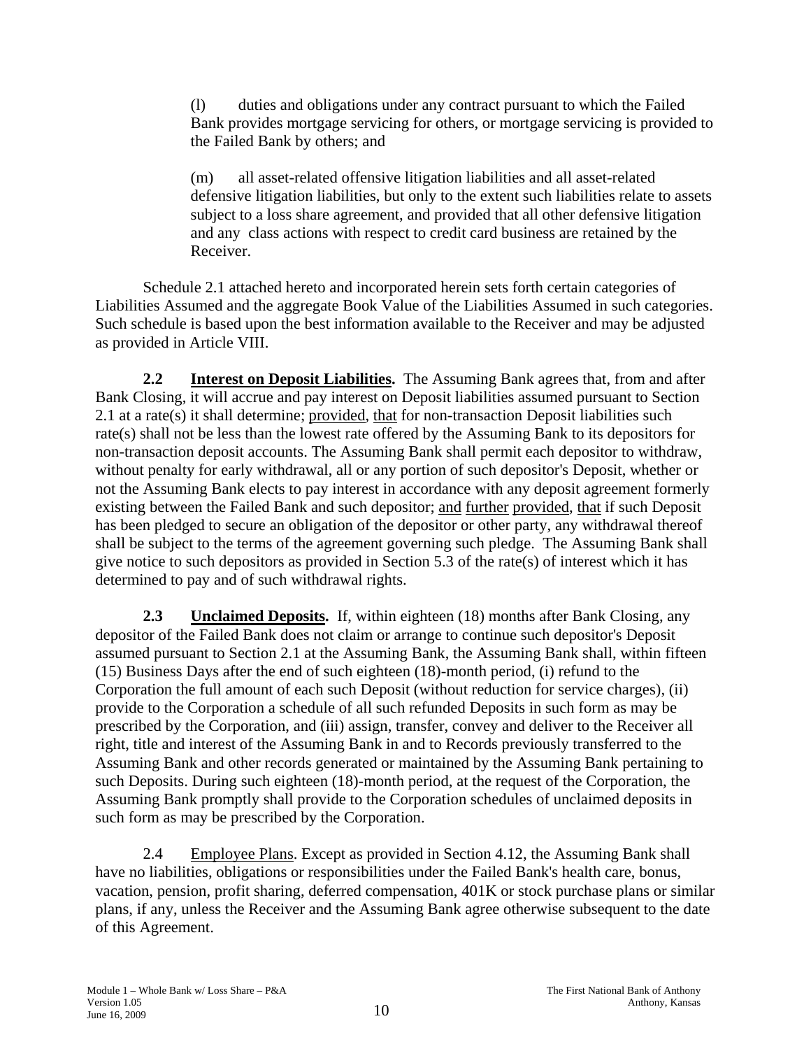(l) duties and obligations under any contract pursuant to which the Failed Bank provides mortgage servicing for others, or mortgage servicing is provided to the Failed Bank by others; and

(m) all asset-related offensive litigation liabilities and all asset-related defensive litigation liabilities, but only to the extent such liabilities relate to assets subject to a loss share agreement, and provided that all other defensive litigation and any class actions with respect to credit card business are retained by the Receiver.

Schedule 2.1 attached hereto and incorporated herein sets forth certain categories of Liabilities Assumed and the aggregate Book Value of the Liabilities Assumed in such categories. Such schedule is based upon the best information available to the Receiver and may be adjusted as provided in Article VIII.

**2.2 Interest on Deposit Liabilities.** The Assuming Bank agrees that, from and after Bank Closing, it will accrue and pay interest on Deposit liabilities assumed pursuant to Section 2.1 at a rate(s) it shall determine; provided, that for non-transaction Deposit liabilities such rate(s) shall not be less than the lowest rate offered by the Assuming Bank to its depositors for non-transaction deposit accounts. The Assuming Bank shall permit each depositor to withdraw, without penalty for early withdrawal, all or any portion of such depositor's Deposit, whether or not the Assuming Bank elects to pay interest in accordance with any deposit agreement formerly existing between the Failed Bank and such depositor; and further provided, that if such Deposit has been pledged to secure an obligation of the depositor or other party, any withdrawal thereof shall be subject to the terms of the agreement governing such pledge. The Assuming Bank shall give notice to such depositors as provided in Section 5.3 of the rate(s) of interest which it has determined to pay and of such withdrawal rights.

**2.3 Unclaimed Deposits.** If, within eighteen (18) months after Bank Closing, any depositor of the Failed Bank does not claim or arrange to continue such depositor's Deposit assumed pursuant to Section 2.1 at the Assuming Bank, the Assuming Bank shall, within fifteen (15) Business Days after the end of such eighteen (18)-month period, (i) refund to the Corporation the full amount of each such Deposit (without reduction for service charges), (ii) provide to the Corporation a schedule of all such refunded Deposits in such form as may be prescribed by the Corporation, and (iii) assign, transfer, convey and deliver to the Receiver all right, title and interest of the Assuming Bank in and to Records previously transferred to the Assuming Bank and other records generated or maintained by the Assuming Bank pertaining to such Deposits. During such eighteen (18)-month period, at the request of the Corporation, the Assuming Bank promptly shall provide to the Corporation schedules of unclaimed deposits in such form as may be prescribed by the Corporation.

2.4 Employee Plans. Except as provided in Section 4.12, the Assuming Bank shall have no liabilities, obligations or responsibilities under the Failed Bank's health care, bonus, vacation, pension, profit sharing, deferred compensation, 401K or stock purchase plans or similar plans, if any, unless the Receiver and the Assuming Bank agree otherwise subsequent to the date of this Agreement.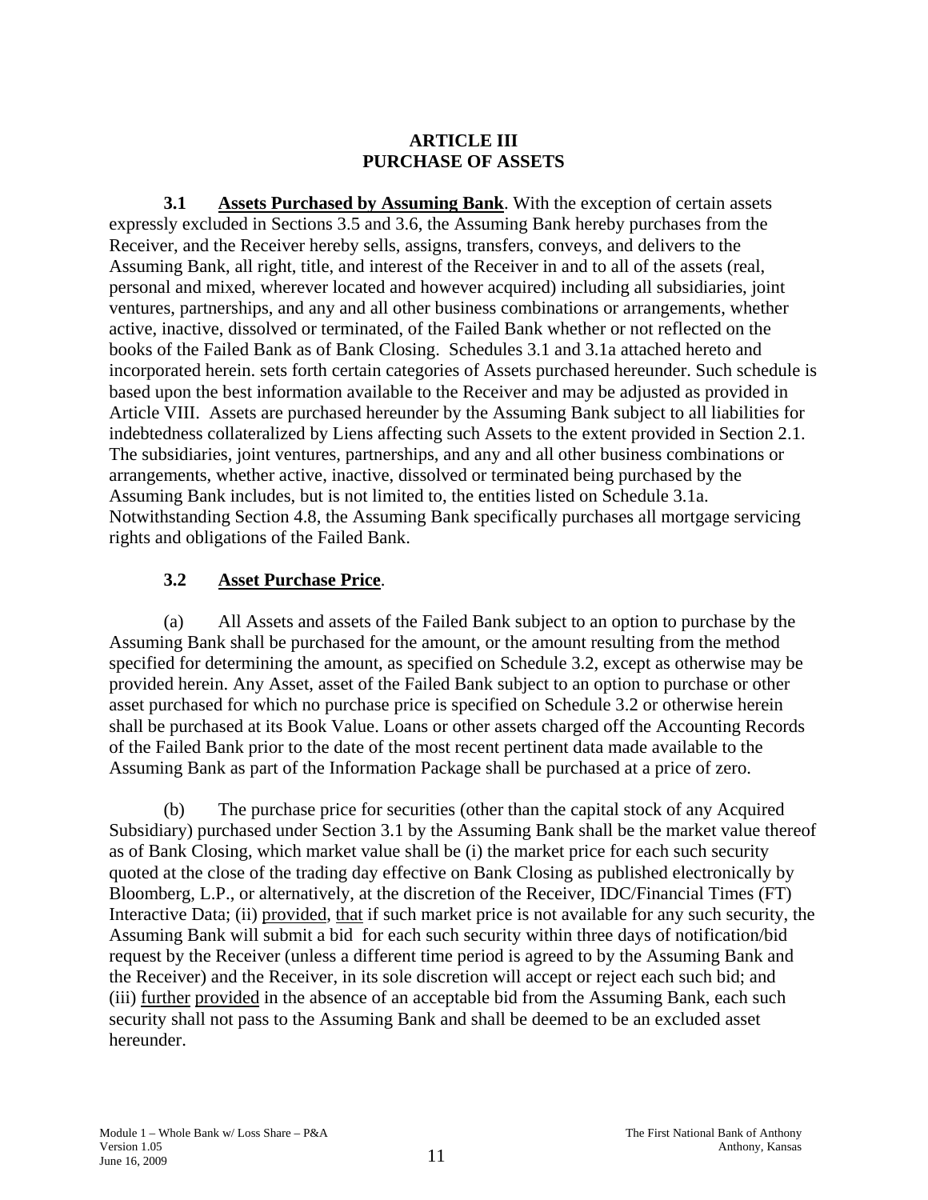# ARTICLE III
# PURCHASE OF ASSETS

**3.1 Assets Purchased by Assuming Bank**. With the exception of certain assets expressly excluded in Sections 3.5 and 3.6, the Assuming Bank hereby purchases from the Receiver, and the Receiver hereby sells, assigns, transfers, conveys, and delivers to the Assuming Bank, all right, title, and interest of the Receiver in and to all of the assets (real, personal and mixed, wherever located and however acquired) including all subsidiaries, joint ventures, partnerships, and any and all other business combinations or arrangements, whether active, inactive, dissolved or terminated, of the Failed Bank whether or not reflected on the books of the Failed Bank as of Bank Closing. Schedules 3.1 and 3.1a attached hereto and incorporated herein. sets forth certain categories of Assets purchased hereunder. Such schedule is based upon the best information available to the Receiver and may be adjusted as provided in Article VIII. Assets are purchased hereunder by the Assuming Bank subject to all liabilities for indebtedness collateralized by Liens affecting such Assets to the extent provided in Section 2.1. The subsidiaries, joint ventures, partnerships, and any and all other business combinations or arrangements, whether active, inactive, dissolved or terminated being purchased by the Assuming Bank includes, but is not limited to, the entities listed on Schedule 3.1a. Notwithstanding Section 4.8, the Assuming Bank specifically purchases all mortgage servicing rights and obligations of the Failed Bank.

**3.2 Asset Purchase Price**.

(a) All Assets and assets of the Failed Bank subject to an option to purchase by the Assuming Bank shall be purchased for the amount, or the amount resulting from the method specified for determining the amount, as specified on Schedule 3.2, except as otherwise may be provided herein. Any Asset, asset of the Failed Bank subject to an option to purchase or other asset purchased for which no purchase price is specified on Schedule 3.2 or otherwise herein shall be purchased at its Book Value. Loans or other assets charged off the Accounting Records of the Failed Bank prior to the date of the most recent pertinent data made available to the Assuming Bank as part of the Information Package shall be purchased at a price of zero.

(b) The purchase price for securities (other than the capital stock of any Acquired Subsidiary) purchased under Section 3.1 by the Assuming Bank shall be the market value thereof as of Bank Closing, which market value shall be (i) the market price for each such security quoted at the close of the trading day effective on Bank Closing as published electronically by Bloomberg, L.P., or alternatively, at the discretion of the Receiver, IDC/Financial Times (FT) Interactive Data; (ii) provided, that if such market price is not available for any such security, the Assuming Bank will submit a bid for each such security within three days of notification/bid request by the Receiver (unless a different time period is agreed to by the Assuming Bank and the Receiver) and the Receiver, in its sole discretion will accept or reject each such bid; and (iii) further provided in the absence of an acceptable bid from the Assuming Bank, each such security shall not pass to the Assuming Bank and shall be deemed to be an excluded asset hereunder.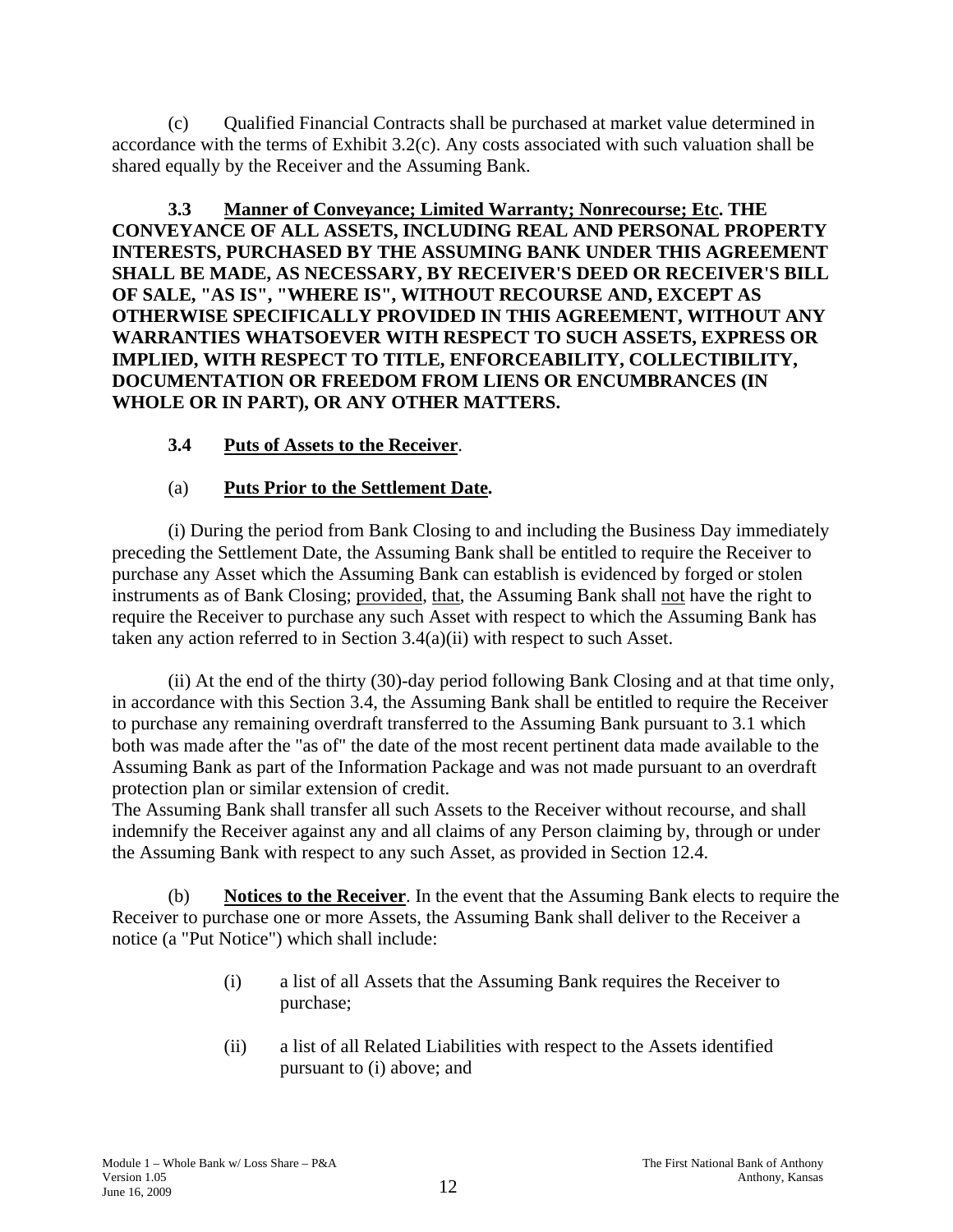(c) Qualified Financial Contracts shall be purchased at market value determined in accordance with the terms of Exhibit 3.2(c). Any costs associated with such valuation shall be shared equally by the Receiver and the Assuming Bank.

**3.3 <u>Manner of Conveyance; Limited Warranty; Nonrecourse; Etc</u>. THE CONVEYANCE OF ALL ASSETS, INCLUDING REAL AND PERSONAL PROPERTY INTERESTS, PURCHASED BY THE ASSUMING BANK UNDER THIS AGREEMENT SHALL BE MADE, AS NECESSARY, BY RECEIVER'S DEED OR RECEIVER'S BILL OF SALE, "AS IS", "WHERE IS", WITHOUT RECOURSE AND, EXCEPT AS OTHERWISE SPECIFICALLY PROVIDED IN THIS AGREEMENT, WITHOUT ANY WARRANTIES WHATSOEVER WITH RESPECT TO SUCH ASSETS, EXPRESS OR IMPLIED, WITH RESPECT TO TITLE, ENFORCEABILITY, COLLECTIBILITY, DOCUMENTATION OR FREEDOM FROM LIENS OR ENCUMBRANCES (IN WHOLE OR IN PART), OR ANY OTHER MATTERS.**

**3.4 <u>Puts of Assets to the Receiver</u>.**

(a) **<u>Puts Prior to the Settlement Date</u>.**

(i) During the period from Bank Closing to and including the Business Day immediately preceding the Settlement Date, the Assuming Bank shall be entitled to require the Receiver to purchase any Asset which the Assuming Bank can establish is evidenced by forged or stolen instruments as of Bank Closing; <u>provided</u>, <u>that</u>, the Assuming Bank shall <u>not</u> have the right to require the Receiver to purchase any such Asset with respect to which the Assuming Bank has taken any action referred to in Section 3.4(a)(ii) with respect to such Asset.

(ii) At the end of the thirty (30)-day period following Bank Closing and at that time only, in accordance with this Section 3.4, the Assuming Bank shall be entitled to require the Receiver to purchase any remaining overdraft transferred to the Assuming Bank pursuant to 3.1 which both was made after the "as of" the date of the most recent pertinent data made available to the Assuming Bank as part of the Information Package and was not made pursuant to an overdraft protection plan or similar extension of credit.

The Assuming Bank shall transfer all such Assets to the Receiver without recourse, and shall indemnify the Receiver against any and all claims of any Person claiming by, through or under the Assuming Bank with respect to any such Asset, as provided in Section 12.4.

(b) **<u>Notices to the Receiver</u>**. In the event that the Assuming Bank elects to require the Receiver to purchase one or more Assets, the Assuming Bank shall deliver to the Receiver a notice (a "Put Notice") which shall include:

(i) a list of all Assets that the Assuming Bank requires the Receiver to purchase;

(ii) a list of all Related Liabilities with respect to the Assets identified pursuant to (i) above; and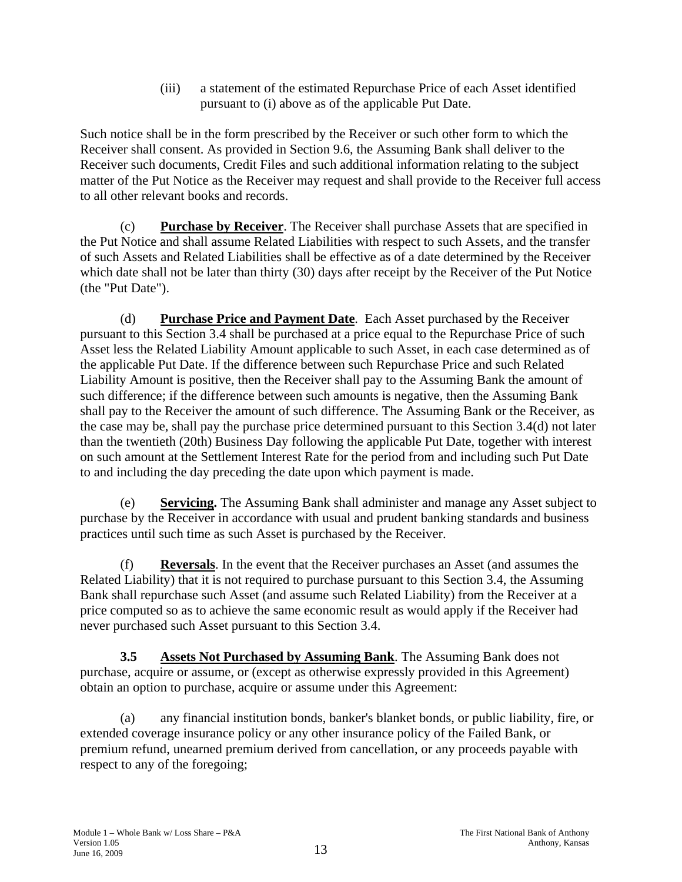(iii) a statement of the estimated Repurchase Price of each Asset identified pursuant to (i) above as of the applicable Put Date.

Such notice shall be in the form prescribed by the Receiver or such other form to which the Receiver shall consent. As provided in Section 9.6, the Assuming Bank shall deliver to the Receiver such documents, Credit Files and such additional information relating to the subject matter of the Put Notice as the Receiver may request and shall provide to the Receiver full access to all other relevant books and records.

(c) **Purchase by Receiver**. The Receiver shall purchase Assets that are specified in the Put Notice and shall assume Related Liabilities with respect to such Assets, and the transfer of such Assets and Related Liabilities shall be effective as of a date determined by the Receiver which date shall not be later than thirty (30) days after receipt by the Receiver of the Put Notice (the "Put Date").

(d) **Purchase Price and Payment Date**. Each Asset purchased by the Receiver pursuant to this Section 3.4 shall be purchased at a price equal to the Repurchase Price of such Asset less the Related Liability Amount applicable to such Asset, in each case determined as of the applicable Put Date. If the difference between such Repurchase Price and such Related Liability Amount is positive, then the Receiver shall pay to the Assuming Bank the amount of such difference; if the difference between such amounts is negative, then the Assuming Bank shall pay to the Receiver the amount of such difference. The Assuming Bank or the Receiver, as the case may be, shall pay the purchase price determined pursuant to this Section 3.4(d) not later than the twentieth (20th) Business Day following the applicable Put Date, together with interest on such amount at the Settlement Interest Rate for the period from and including such Put Date to and including the day preceding the date upon which payment is made.

(e) **Servicing.** The Assuming Bank shall administer and manage any Asset subject to purchase by the Receiver in accordance with usual and prudent banking standards and business practices until such time as such Asset is purchased by the Receiver.

(f) **Reversals**. In the event that the Receiver purchases an Asset (and assumes the Related Liability) that it is not required to purchase pursuant to this Section 3.4, the Assuming Bank shall repurchase such Asset (and assume such Related Liability) from the Receiver at a price computed so as to achieve the same economic result as would apply if the Receiver had never purchased such Asset pursuant to this Section 3.4.

**3.5 Assets Not Purchased by Assuming Bank**. The Assuming Bank does not purchase, acquire or assume, or (except as otherwise expressly provided in this Agreement) obtain an option to purchase, acquire or assume under this Agreement:

(a) any financial institution bonds, banker's blanket bonds, or public liability, fire, or extended coverage insurance policy or any other insurance policy of the Failed Bank, or premium refund, unearned premium derived from cancellation, or any proceeds payable with respect to any of the foregoing;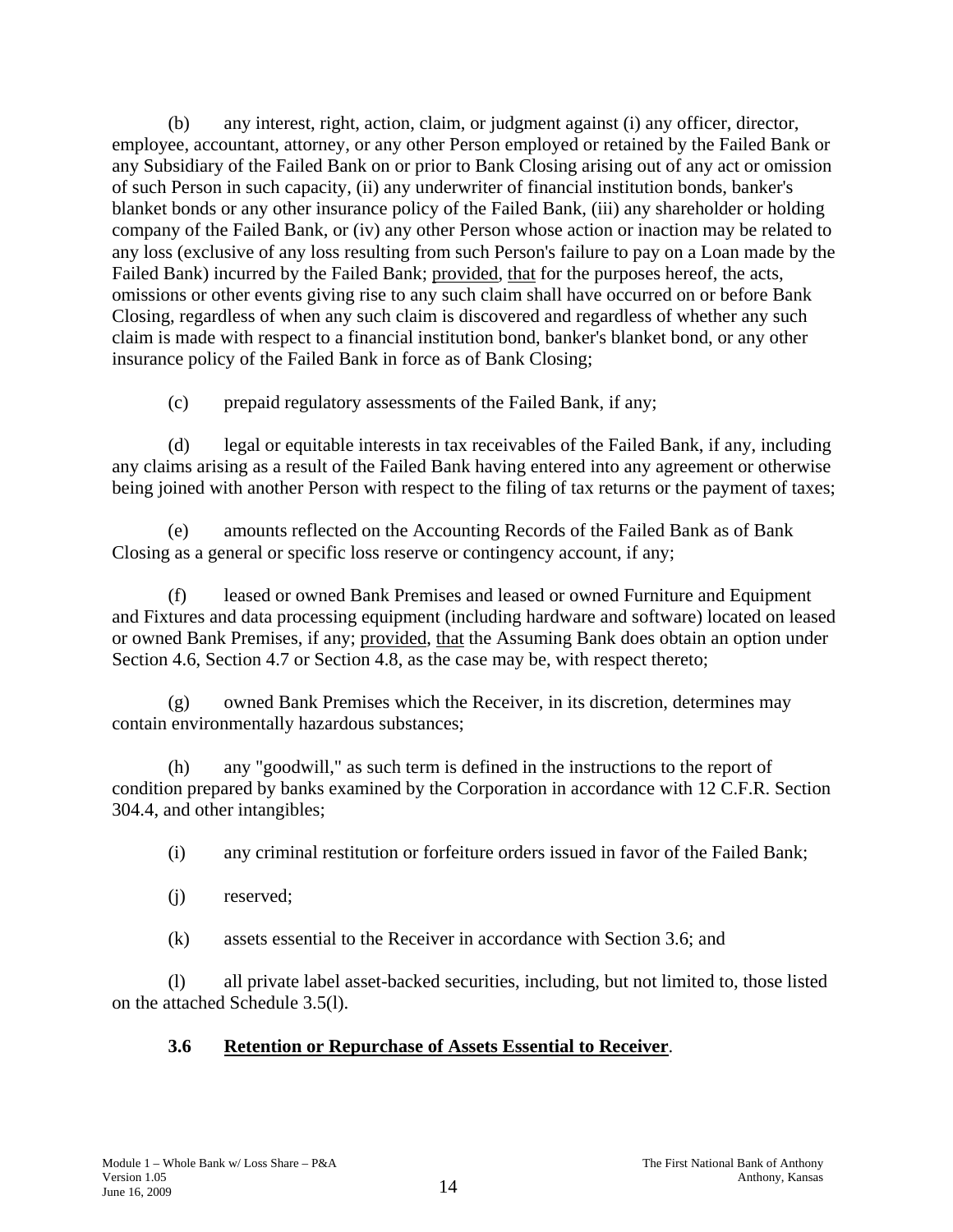(b) any interest, right, action, claim, or judgment against (i) any officer, director, employee, accountant, attorney, or any other Person employed or retained by the Failed Bank or any Subsidiary of the Failed Bank on or prior to Bank Closing arising out of any act or omission of such Person in such capacity, (ii) any underwriter of financial institution bonds, banker's blanket bonds or any other insurance policy of the Failed Bank, (iii) any shareholder or holding company of the Failed Bank, or (iv) any other Person whose action or inaction may be related to any loss (exclusive of any loss resulting from such Person's failure to pay on a Loan made by the Failed Bank) incurred by the Failed Bank; provided, that for the purposes hereof, the acts, omissions or other events giving rise to any such claim shall have occurred on or before Bank Closing, regardless of when any such claim is discovered and regardless of whether any such claim is made with respect to a financial institution bond, banker's blanket bond, or any other insurance policy of the Failed Bank in force as of Bank Closing;

(c) prepaid regulatory assessments of the Failed Bank, if any;

(d) legal or equitable interests in tax receivables of the Failed Bank, if any, including any claims arising as a result of the Failed Bank having entered into any agreement or otherwise being joined with another Person with respect to the filing of tax returns or the payment of taxes;

(e) amounts reflected on the Accounting Records of the Failed Bank as of Bank Closing as a general or specific loss reserve or contingency account, if any;

(f) leased or owned Bank Premises and leased or owned Furniture and Equipment and Fixtures and data processing equipment (including hardware and software) located on leased or owned Bank Premises, if any; provided, that the Assuming Bank does obtain an option under Section 4.6, Section 4.7 or Section 4.8, as the case may be, with respect thereto;

(g) owned Bank Premises which the Receiver, in its discretion, determines may contain environmentally hazardous substances;

(h) any "goodwill," as such term is defined in the instructions to the report of condition prepared by banks examined by the Corporation in accordance with 12 C.F.R. Section 304.4, and other intangibles;

(i) any criminal restitution or forfeiture orders issued in favor of the Failed Bank;

(j) reserved;

(k) assets essential to the Receiver in accordance with Section 3.6; and

(l) all private label asset-backed securities, including, but not limited to, those listed on the attached Schedule 3.5(l).

### 3.6 Retention or Repurchase of Assets Essential to Receiver.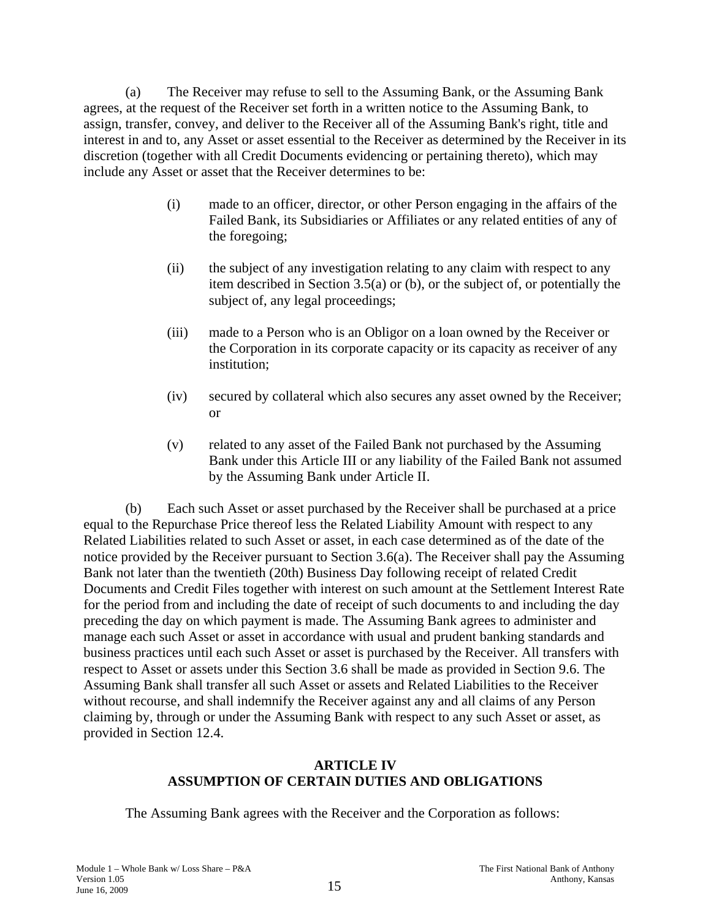(a) The Receiver may refuse to sell to the Assuming Bank, or the Assuming Bank agrees, at the request of the Receiver set forth in a written notice to the Assuming Bank, to assign, transfer, convey, and deliver to the Receiver all of the Assuming Bank's right, title and interest in and to, any Asset or asset essential to the Receiver as determined by the Receiver in its discretion (together with all Credit Documents evidencing or pertaining thereto), which may include any Asset or asset that the Receiver determines to be:

> (i) made to an officer, director, or other Person engaging in the affairs of the Failed Bank, its Subsidiaries or Affiliates or any related entities of any of the foregoing;
>
> (ii) the subject of any investigation relating to any claim with respect to any item described in Section 3.5(a) or (b), or the subject of, or potentially the subject of, any legal proceedings;
>
> (iii) made to a Person who is an Obligor on a loan owned by the Receiver or the Corporation in its corporate capacity or its capacity as receiver of any institution;
>
> (iv) secured by collateral which also secures any asset owned by the Receiver; or
>
> (v) related to any asset of the Failed Bank not purchased by the Assuming Bank under this Article III or any liability of the Failed Bank not assumed by the Assuming Bank under Article II.

(b) Each such Asset or asset purchased by the Receiver shall be purchased at a price equal to the Repurchase Price thereof less the Related Liability Amount with respect to any Related Liabilities related to such Asset or asset, in each case determined as of the date of the notice provided by the Receiver pursuant to Section 3.6(a). The Receiver shall pay the Assuming Bank not later than the twentieth (20th) Business Day following receipt of related Credit Documents and Credit Files together with interest on such amount at the Settlement Interest Rate for the period from and including the date of receipt of such documents to and including the day preceding the day on which payment is made. The Assuming Bank agrees to administer and manage each such Asset or asset in accordance with usual and prudent banking standards and business practices until each such Asset or asset is purchased by the Receiver. All transfers with respect to Asset or assets under this Section 3.6 shall be made as provided in Section 9.6. The Assuming Bank shall transfer all such Asset or assets and Related Liabilities to the Receiver without recourse, and shall indemnify the Receiver against any and all claims of any Person claiming by, through or under the Assuming Bank with respect to any such Asset or asset, as provided in Section 12.4.

## ARTICLE IV
## ASSUMPTION OF CERTAIN DUTIES AND OBLIGATIONS

The Assuming Bank agrees with the Receiver and the Corporation as follows: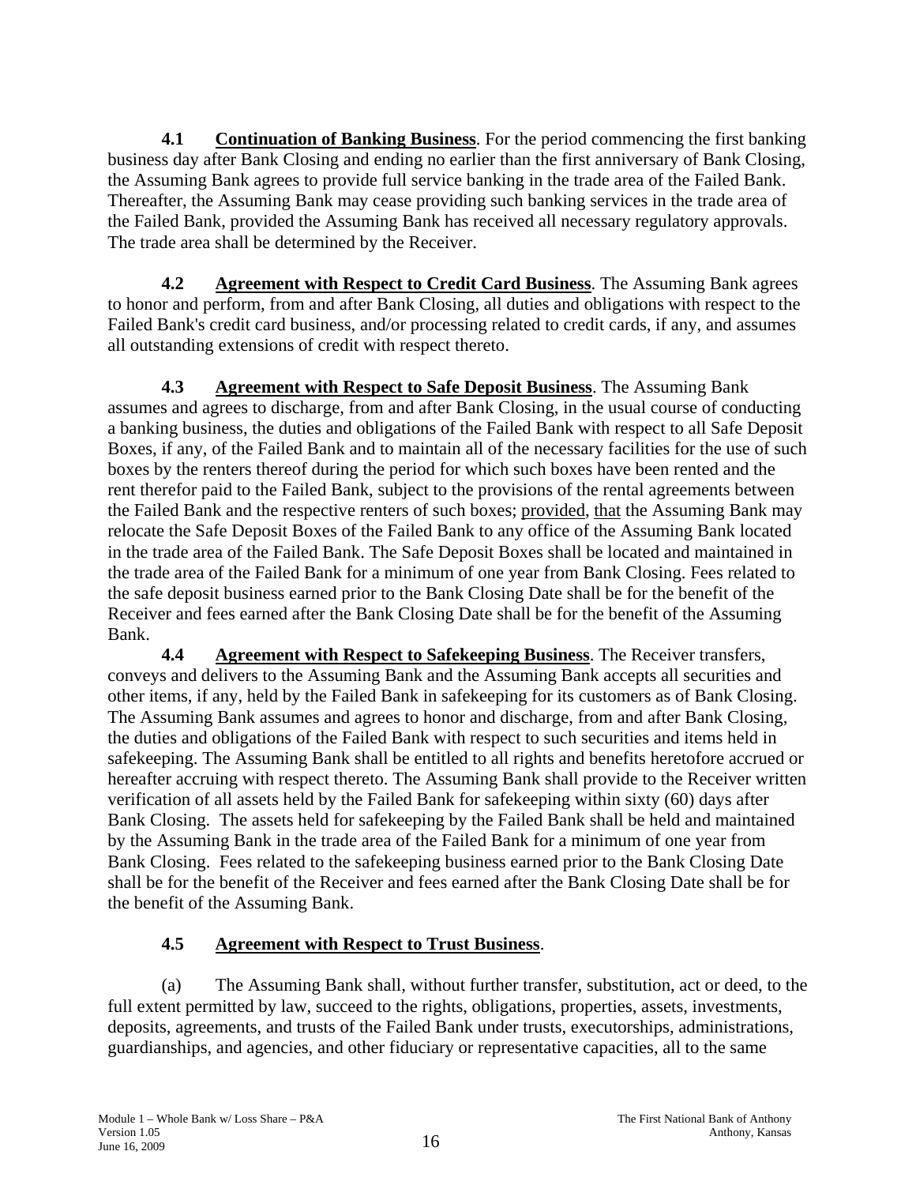**4.1 Continuation of Banking Business**. For the period commencing the first banking business day after Bank Closing and ending no earlier than the first anniversary of Bank Closing, the Assuming Bank agrees to provide full service banking in the trade area of the Failed Bank. Thereafter, the Assuming Bank may cease providing such banking services in the trade area of the Failed Bank, provided the Assuming Bank has received all necessary regulatory approvals. The trade area shall be determined by the Receiver.

**4.2 Agreement with Respect to Credit Card Business**. The Assuming Bank agrees to honor and perform, from and after Bank Closing, all duties and obligations with respect to the Failed Bank's credit card business, and/or processing related to credit cards, if any, and assumes all outstanding extensions of credit with respect thereto.

**4.3 Agreement with Respect to Safe Deposit Business**. The Assuming Bank assumes and agrees to discharge, from and after Bank Closing, in the usual course of conducting a banking business, the duties and obligations of the Failed Bank with respect to all Safe Deposit Boxes, if any, of the Failed Bank and to maintain all of the necessary facilities for the use of such boxes by the renters thereof during the period for which such boxes have been rented and the rent therefor paid to the Failed Bank, subject to the provisions of the rental agreements between the Failed Bank and the respective renters of such boxes; provided, that the Assuming Bank may relocate the Safe Deposit Boxes of the Failed Bank to any office of the Assuming Bank located in the trade area of the Failed Bank. The Safe Deposit Boxes shall be located and maintained in the trade area of the Failed Bank for a minimum of one year from Bank Closing. Fees related to the safe deposit business earned prior to the Bank Closing Date shall be for the benefit of the Receiver and fees earned after the Bank Closing Date shall be for the benefit of the Assuming Bank.

**4.4 Agreement with Respect to Safekeeping Business**. The Receiver transfers, conveys and delivers to the Assuming Bank and the Assuming Bank accepts all securities and other items, if any, held by the Failed Bank in safekeeping for its customers as of Bank Closing. The Assuming Bank assumes and agrees to honor and discharge, from and after Bank Closing, the duties and obligations of the Failed Bank with respect to such securities and items held in safekeeping. The Assuming Bank shall be entitled to all rights and benefits heretofore accrued or hereafter accruing with respect thereto. The Assuming Bank shall provide to the Receiver written verification of all assets held by the Failed Bank for safekeeping within sixty (60) days after Bank Closing. The assets held for safekeeping by the Failed Bank shall be held and maintained by the Assuming Bank in the trade area of the Failed Bank for a minimum of one year from Bank Closing. Fees related to the safekeeping business earned prior to the Bank Closing Date shall be for the benefit of the Receiver and fees earned after the Bank Closing Date shall be for the benefit of the Assuming Bank.

**4.5 Agreement with Respect to Trust Business**.

(a) The Assuming Bank shall, without further transfer, substitution, act or deed, to the full extent permitted by law, succeed to the rights, obligations, properties, assets, investments, deposits, agreements, and trusts of the Failed Bank under trusts, executorships, administrations, guardianships, and agencies, and other fiduciary or representative capacities, all to the same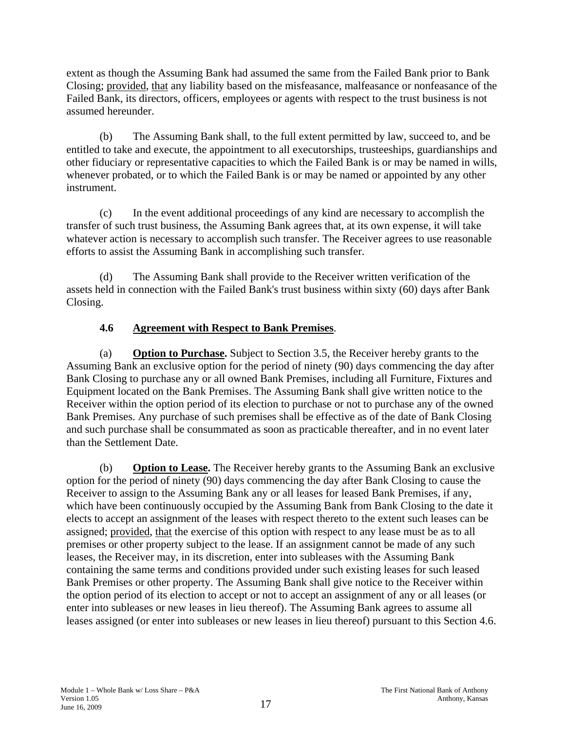extent as though the Assuming Bank had assumed the same from the Failed Bank prior to Bank Closing; provided, that any liability based on the misfeasance, malfeasance or nonfeasance of the Failed Bank, its directors, officers, employees or agents with respect to the trust business is not assumed hereunder.

(b) The Assuming Bank shall, to the full extent permitted by law, succeed to, and be entitled to take and execute, the appointment to all executorships, trusteeships, guardianships and other fiduciary or representative capacities to which the Failed Bank is or may be named in wills, whenever probated, or to which the Failed Bank is or may be named or appointed by any other instrument.

(c) In the event additional proceedings of any kind are necessary to accomplish the transfer of such trust business, the Assuming Bank agrees that, at its own expense, it will take whatever action is necessary to accomplish such transfer. The Receiver agrees to use reasonable efforts to assist the Assuming Bank in accomplishing such transfer.

(d) The Assuming Bank shall provide to the Receiver written verification of the assets held in connection with the Failed Bank's trust business within sixty (60) days after Bank Closing.

**4.6 Agreement with Respect to Bank Premises**.

(a) **Option to Purchase.** Subject to Section 3.5, the Receiver hereby grants to the Assuming Bank an exclusive option for the period of ninety (90) days commencing the day after Bank Closing to purchase any or all owned Bank Premises, including all Furniture, Fixtures and Equipment located on the Bank Premises. The Assuming Bank shall give written notice to the Receiver within the option period of its election to purchase or not to purchase any of the owned Bank Premises. Any purchase of such premises shall be effective as of the date of Bank Closing and such purchase shall be consummated as soon as practicable thereafter, and in no event later than the Settlement Date.

(b) **Option to Lease.** The Receiver hereby grants to the Assuming Bank an exclusive option for the period of ninety (90) days commencing the day after Bank Closing to cause the Receiver to assign to the Assuming Bank any or all leases for leased Bank Premises, if any, which have been continuously occupied by the Assuming Bank from Bank Closing to the date it elects to accept an assignment of the leases with respect thereto to the extent such leases can be assigned; provided, that the exercise of this option with respect to any lease must be as to all premises or other property subject to the lease. If an assignment cannot be made of any such leases, the Receiver may, in its discretion, enter into subleases with the Assuming Bank containing the same terms and conditions provided under such existing leases for such leased Bank Premises or other property. The Assuming Bank shall give notice to the Receiver within the option period of its election to accept or not to accept an assignment of any or all leases (or enter into subleases or new leases in lieu thereof). The Assuming Bank agrees to assume all leases assigned (or enter into subleases or new leases in lieu thereof) pursuant to this Section 4.6.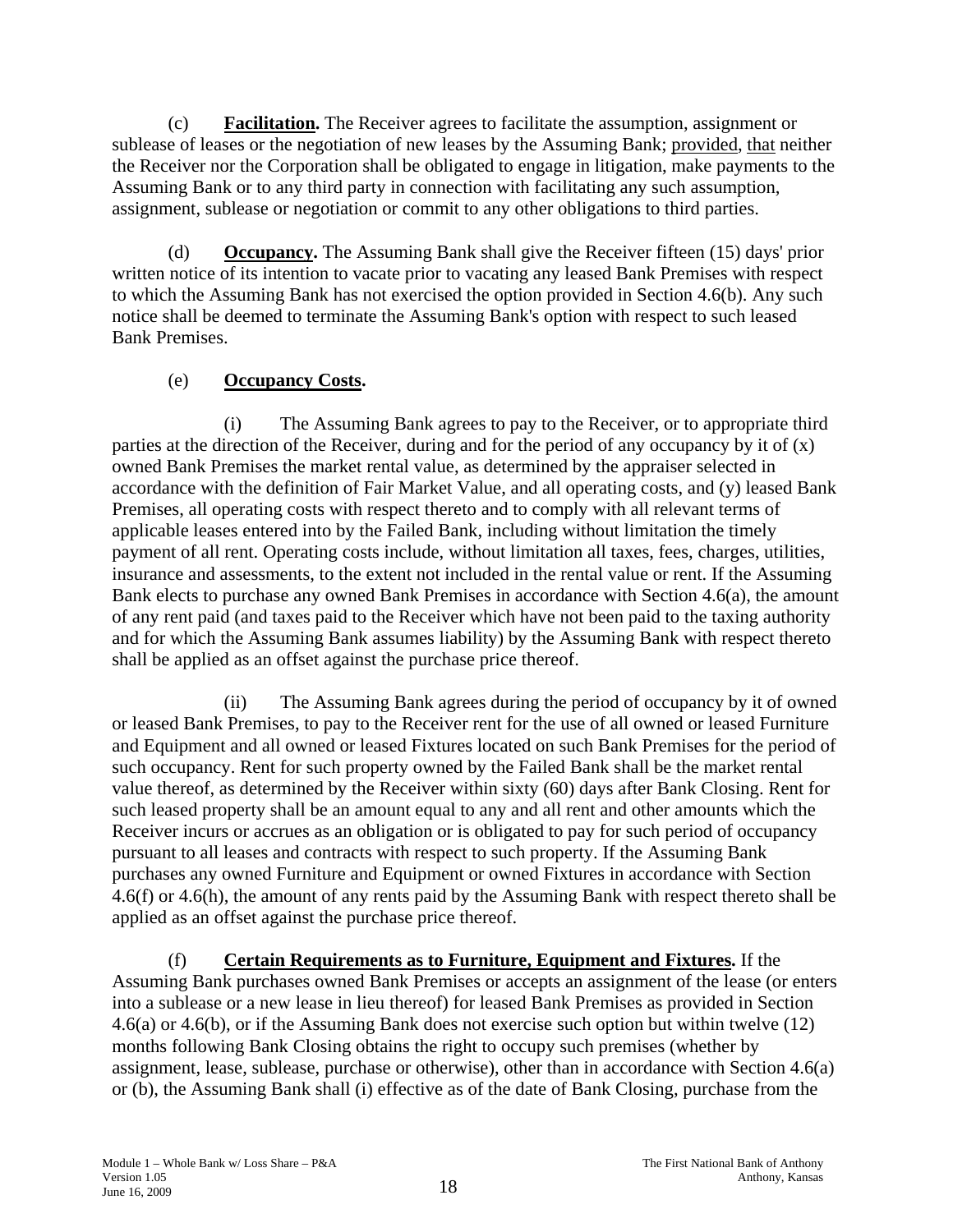(c) **Facilitation.** The Receiver agrees to facilitate the assumption, assignment or sublease of leases or the negotiation of new leases by the Assuming Bank; provided, that neither the Receiver nor the Corporation shall be obligated to engage in litigation, make payments to the Assuming Bank or to any third party in connection with facilitating any such assumption, assignment, sublease or negotiation or commit to any other obligations to third parties.

(d) **Occupancy.** The Assuming Bank shall give the Receiver fifteen (15) days' prior written notice of its intention to vacate prior to vacating any leased Bank Premises with respect to which the Assuming Bank has not exercised the option provided in Section 4.6(b). Any such notice shall be deemed to terminate the Assuming Bank's option with respect to such leased Bank Premises.

(e) **Occupancy Costs.**

(i) The Assuming Bank agrees to pay to the Receiver, or to appropriate third parties at the direction of the Receiver, during and for the period of any occupancy by it of (x) owned Bank Premises the market rental value, as determined by the appraiser selected in accordance with the definition of Fair Market Value, and all operating costs, and (y) leased Bank Premises, all operating costs with respect thereto and to comply with all relevant terms of applicable leases entered into by the Failed Bank, including without limitation the timely payment of all rent. Operating costs include, without limitation all taxes, fees, charges, utilities, insurance and assessments, to the extent not included in the rental value or rent. If the Assuming Bank elects to purchase any owned Bank Premises in accordance with Section 4.6(a), the amount of any rent paid (and taxes paid to the Receiver which have not been paid to the taxing authority and for which the Assuming Bank assumes liability) by the Assuming Bank with respect thereto shall be applied as an offset against the purchase price thereof.

(ii) The Assuming Bank agrees during the period of occupancy by it of owned or leased Bank Premises, to pay to the Receiver rent for the use of all owned or leased Furniture and Equipment and all owned or leased Fixtures located on such Bank Premises for the period of such occupancy. Rent for such property owned by the Failed Bank shall be the market rental value thereof, as determined by the Receiver within sixty (60) days after Bank Closing. Rent for such leased property shall be an amount equal to any and all rent and other amounts which the Receiver incurs or accrues as an obligation or is obligated to pay for such period of occupancy pursuant to all leases and contracts with respect to such property. If the Assuming Bank purchases any owned Furniture and Equipment or owned Fixtures in accordance with Section 4.6(f) or 4.6(h), the amount of any rents paid by the Assuming Bank with respect thereto shall be applied as an offset against the purchase price thereof.

(f) **Certain Requirements as to Furniture, Equipment and Fixtures.** If the Assuming Bank purchases owned Bank Premises or accepts an assignment of the lease (or enters into a sublease or a new lease in lieu thereof) for leased Bank Premises as provided in Section 4.6(a) or 4.6(b), or if the Assuming Bank does not exercise such option but within twelve (12) months following Bank Closing obtains the right to occupy such premises (whether by assignment, lease, sublease, purchase or otherwise), other than in accordance with Section 4.6(a) or (b), the Assuming Bank shall (i) effective as of the date of Bank Closing, purchase from the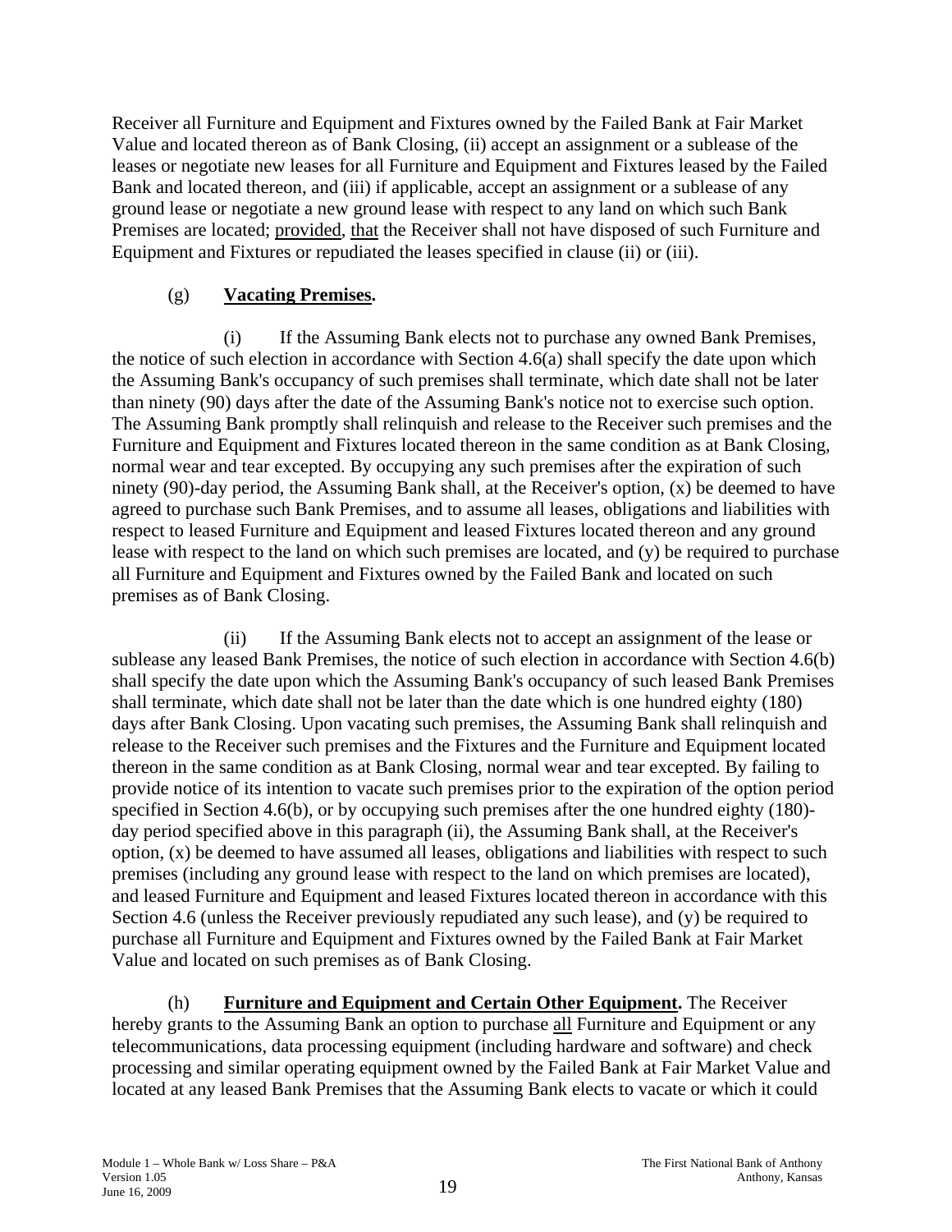Receiver all Furniture and Equipment and Fixtures owned by the Failed Bank at Fair Market Value and located thereon as of Bank Closing, (ii) accept an assignment or a sublease of the leases or negotiate new leases for all Furniture and Equipment and Fixtures leased by the Failed Bank and located thereon, and (iii) if applicable, accept an assignment or a sublease of any ground lease or negotiate a new ground lease with respect to any land on which such Bank Premises are located; provided, that the Receiver shall not have disposed of such Furniture and Equipment and Fixtures or repudiated the leases specified in clause (ii) or (iii).

(g) **Vacating Premises.**

(i) If the Assuming Bank elects not to purchase any owned Bank Premises, the notice of such election in accordance with Section 4.6(a) shall specify the date upon which the Assuming Bank's occupancy of such premises shall terminate, which date shall not be later than ninety (90) days after the date of the Assuming Bank's notice not to exercise such option. The Assuming Bank promptly shall relinquish and release to the Receiver such premises and the Furniture and Equipment and Fixtures located thereon in the same condition as at Bank Closing, normal wear and tear excepted. By occupying any such premises after the expiration of such ninety (90)-day period, the Assuming Bank shall, at the Receiver's option, (x) be deemed to have agreed to purchase such Bank Premises, and to assume all leases, obligations and liabilities with respect to leased Furniture and Equipment and leased Fixtures located thereon and any ground lease with respect to the land on which such premises are located, and (y) be required to purchase all Furniture and Equipment and Fixtures owned by the Failed Bank and located on such premises as of Bank Closing.

(ii) If the Assuming Bank elects not to accept an assignment of the lease or sublease any leased Bank Premises, the notice of such election in accordance with Section 4.6(b) shall specify the date upon which the Assuming Bank's occupancy of such leased Bank Premises shall terminate, which date shall not be later than the date which is one hundred eighty (180) days after Bank Closing. Upon vacating such premises, the Assuming Bank shall relinquish and release to the Receiver such premises and the Fixtures and the Furniture and Equipment located thereon in the same condition as at Bank Closing, normal wear and tear excepted. By failing to provide notice of its intention to vacate such premises prior to the expiration of the option period specified in Section 4.6(b), or by occupying such premises after the one hundred eighty (180)-day period specified above in this paragraph (ii), the Assuming Bank shall, at the Receiver's option, (x) be deemed to have assumed all leases, obligations and liabilities with respect to such premises (including any ground lease with respect to the land on which premises are located), and leased Furniture and Equipment and leased Fixtures located thereon in accordance with this Section 4.6 (unless the Receiver previously repudiated any such lease), and (y) be required to purchase all Furniture and Equipment and Fixtures owned by the Failed Bank at Fair Market Value and located on such premises as of Bank Closing.

(h) **Furniture and Equipment and Certain Other Equipment.** The Receiver hereby grants to the Assuming Bank an option to purchase all Furniture and Equipment or any telecommunications, data processing equipment (including hardware and software) and check processing and similar operating equipment owned by the Failed Bank at Fair Market Value and located at any leased Bank Premises that the Assuming Bank elects to vacate or which it could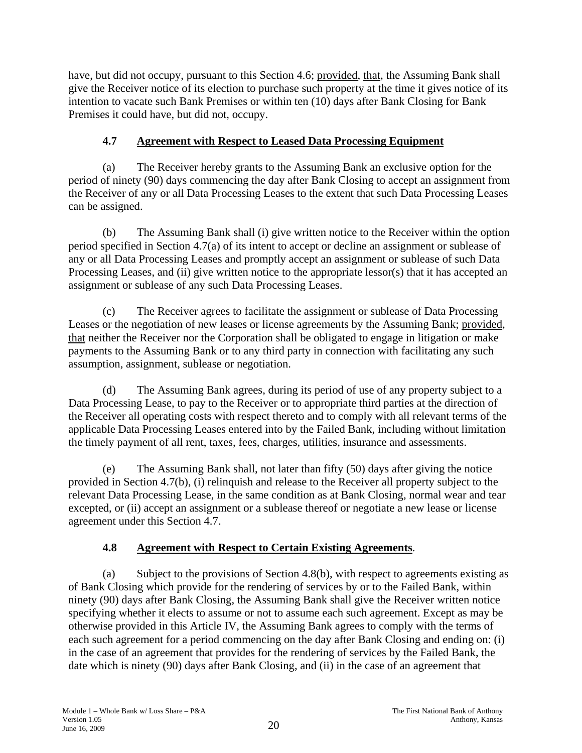have, but did not occupy, pursuant to this Section 4.6; provided, that, the Assuming Bank shall give the Receiver notice of its election to purchase such property at the time it gives notice of its intention to vacate such Bank Premises or within ten (10) days after Bank Closing for Bank Premises it could have, but did not, occupy.

### 4.7 Agreement with Respect to Leased Data Processing Equipment

(a) The Receiver hereby grants to the Assuming Bank an exclusive option for the period of ninety (90) days commencing the day after Bank Closing to accept an assignment from the Receiver of any or all Data Processing Leases to the extent that such Data Processing Leases can be assigned.

(b) The Assuming Bank shall (i) give written notice to the Receiver within the option period specified in Section 4.7(a) of its intent to accept or decline an assignment or sublease of any or all Data Processing Leases and promptly accept an assignment or sublease of such Data Processing Leases, and (ii) give written notice to the appropriate lessor(s) that it has accepted an assignment or sublease of any such Data Processing Leases.

(c) The Receiver agrees to facilitate the assignment or sublease of Data Processing Leases or the negotiation of new leases or license agreements by the Assuming Bank; provided, that neither the Receiver nor the Corporation shall be obligated to engage in litigation or make payments to the Assuming Bank or to any third party in connection with facilitating any such assumption, assignment, sublease or negotiation.

(d) The Assuming Bank agrees, during its period of use of any property subject to a Data Processing Lease, to pay to the Receiver or to appropriate third parties at the direction of the Receiver all operating costs with respect thereto and to comply with all relevant terms of the applicable Data Processing Leases entered into by the Failed Bank, including without limitation the timely payment of all rent, taxes, fees, charges, utilities, insurance and assessments.

(e) The Assuming Bank shall, not later than fifty (50) days after giving the notice provided in Section 4.7(b), (i) relinquish and release to the Receiver all property subject to the relevant Data Processing Lease, in the same condition as at Bank Closing, normal wear and tear excepted, or (ii) accept an assignment or a sublease thereof or negotiate a new lease or license agreement under this Section 4.7.

### 4.8 Agreement with Respect to Certain Existing Agreements.

(a) Subject to the provisions of Section 4.8(b), with respect to agreements existing as of Bank Closing which provide for the rendering of services by or to the Failed Bank, within ninety (90) days after Bank Closing, the Assuming Bank shall give the Receiver written notice specifying whether it elects to assume or not to assume each such agreement. Except as may be otherwise provided in this Article IV, the Assuming Bank agrees to comply with the terms of each such agreement for a period commencing on the day after Bank Closing and ending on: (i) in the case of an agreement that provides for the rendering of services by the Failed Bank, the date which is ninety (90) days after Bank Closing, and (ii) in the case of an agreement that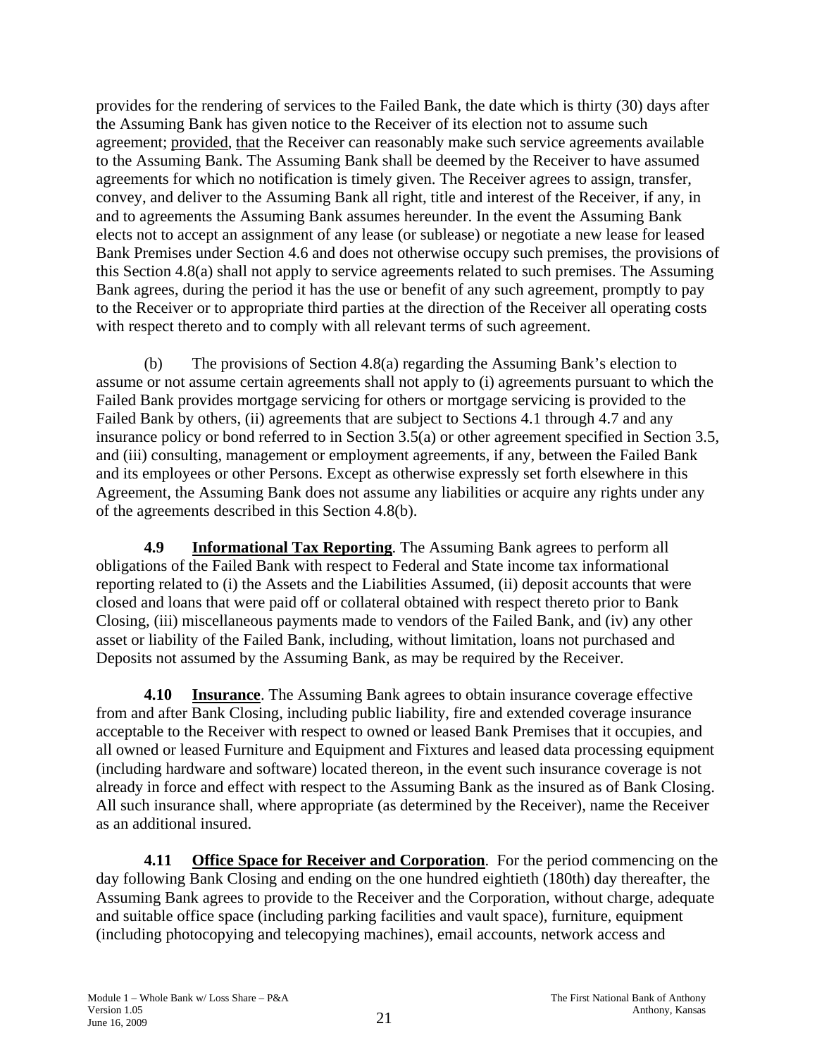provides for the rendering of services to the Failed Bank, the date which is thirty (30) days after the Assuming Bank has given notice to the Receiver of its election not to assume such agreement; provided, that the Receiver can reasonably make such service agreements available to the Assuming Bank. The Assuming Bank shall be deemed by the Receiver to have assumed agreements for which no notification is timely given. The Receiver agrees to assign, transfer, convey, and deliver to the Assuming Bank all right, title and interest of the Receiver, if any, in and to agreements the Assuming Bank assumes hereunder. In the event the Assuming Bank elects not to accept an assignment of any lease (or sublease) or negotiate a new lease for leased Bank Premises under Section 4.6 and does not otherwise occupy such premises, the provisions of this Section 4.8(a) shall not apply to service agreements related to such premises. The Assuming Bank agrees, during the period it has the use or benefit of any such agreement, promptly to pay to the Receiver or to appropriate third parties at the direction of the Receiver all operating costs with respect thereto and to comply with all relevant terms of such agreement.

(b) The provisions of Section 4.8(a) regarding the Assuming Bank's election to assume or not assume certain agreements shall not apply to (i) agreements pursuant to which the Failed Bank provides mortgage servicing for others or mortgage servicing is provided to the Failed Bank by others, (ii) agreements that are subject to Sections 4.1 through 4.7 and any insurance policy or bond referred to in Section 3.5(a) or other agreement specified in Section 3.5, and (iii) consulting, management or employment agreements, if any, between the Failed Bank and its employees or other Persons. Except as otherwise expressly set forth elsewhere in this Agreement, the Assuming Bank does not assume any liabilities or acquire any rights under any of the agreements described in this Section 4.8(b).

**4.9 Informational Tax Reporting**. The Assuming Bank agrees to perform all obligations of the Failed Bank with respect to Federal and State income tax informational reporting related to (i) the Assets and the Liabilities Assumed, (ii) deposit accounts that were closed and loans that were paid off or collateral obtained with respect thereto prior to Bank Closing, (iii) miscellaneous payments made to vendors of the Failed Bank, and (iv) any other asset or liability of the Failed Bank, including, without limitation, loans not purchased and Deposits not assumed by the Assuming Bank, as may be required by the Receiver.

**4.10 Insurance**. The Assuming Bank agrees to obtain insurance coverage effective from and after Bank Closing, including public liability, fire and extended coverage insurance acceptable to the Receiver with respect to owned or leased Bank Premises that it occupies, and all owned or leased Furniture and Equipment and Fixtures and leased data processing equipment (including hardware and software) located thereon, in the event such insurance coverage is not already in force and effect with respect to the Assuming Bank as the insured as of Bank Closing. All such insurance shall, where appropriate (as determined by the Receiver), name the Receiver as an additional insured.

**4.11 Office Space for Receiver and Corporation**. For the period commencing on the day following Bank Closing and ending on the one hundred eightieth (180th) day thereafter, the Assuming Bank agrees to provide to the Receiver and the Corporation, without charge, adequate and suitable office space (including parking facilities and vault space), furniture, equipment (including photocopying and telecopying machines), email accounts, network access and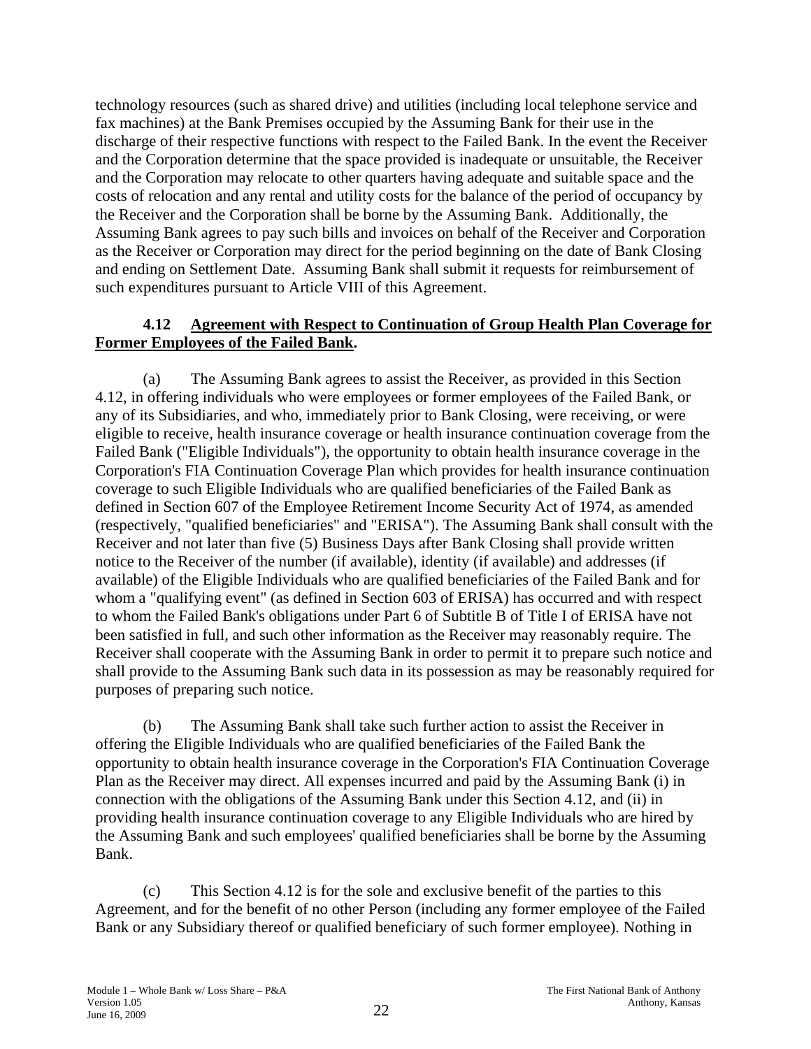technology resources (such as shared drive) and utilities (including local telephone service and fax machines) at the Bank Premises occupied by the Assuming Bank for their use in the discharge of their respective functions with respect to the Failed Bank. In the event the Receiver and the Corporation determine that the space provided is inadequate or unsuitable, the Receiver and the Corporation may relocate to other quarters having adequate and suitable space and the costs of relocation and any rental and utility costs for the balance of the period of occupancy by the Receiver and the Corporation shall be borne by the Assuming Bank. Additionally, the Assuming Bank agrees to pay such bills and invoices on behalf of the Receiver and Corporation as the Receiver or Corporation may direct for the period beginning on the date of Bank Closing and ending on Settlement Date. Assuming Bank shall submit it requests for reimbursement of such expenditures pursuant to Article VIII of this Agreement.

**4.12 Agreement with Respect to Continuation of Group Health Plan Coverage for Former Employees of the Failed Bank.**

(a) The Assuming Bank agrees to assist the Receiver, as provided in this Section 4.12, in offering individuals who were employees or former employees of the Failed Bank, or any of its Subsidiaries, and who, immediately prior to Bank Closing, were receiving, or were eligible to receive, health insurance coverage or health insurance continuation coverage from the Failed Bank ("Eligible Individuals"), the opportunity to obtain health insurance coverage in the Corporation's FIA Continuation Coverage Plan which provides for health insurance continuation coverage to such Eligible Individuals who are qualified beneficiaries of the Failed Bank as defined in Section 607 of the Employee Retirement Income Security Act of 1974, as amended (respectively, "qualified beneficiaries" and "ERISA"). The Assuming Bank shall consult with the Receiver and not later than five (5) Business Days after Bank Closing shall provide written notice to the Receiver of the number (if available), identity (if available) and addresses (if available) of the Eligible Individuals who are qualified beneficiaries of the Failed Bank and for whom a "qualifying event" (as defined in Section 603 of ERISA) has occurred and with respect to whom the Failed Bank's obligations under Part 6 of Subtitle B of Title I of ERISA have not been satisfied in full, and such other information as the Receiver may reasonably require. The Receiver shall cooperate with the Assuming Bank in order to permit it to prepare such notice and shall provide to the Assuming Bank such data in its possession as may be reasonably required for purposes of preparing such notice.

(b) The Assuming Bank shall take such further action to assist the Receiver in offering the Eligible Individuals who are qualified beneficiaries of the Failed Bank the opportunity to obtain health insurance coverage in the Corporation's FIA Continuation Coverage Plan as the Receiver may direct. All expenses incurred and paid by the Assuming Bank (i) in connection with the obligations of the Assuming Bank under this Section 4.12, and (ii) in providing health insurance continuation coverage to any Eligible Individuals who are hired by the Assuming Bank and such employees' qualified beneficiaries shall be borne by the Assuming Bank.

(c) This Section 4.12 is for the sole and exclusive benefit of the parties to this Agreement, and for the benefit of no other Person (including any former employee of the Failed Bank or any Subsidiary thereof or qualified beneficiary of such former employee). Nothing in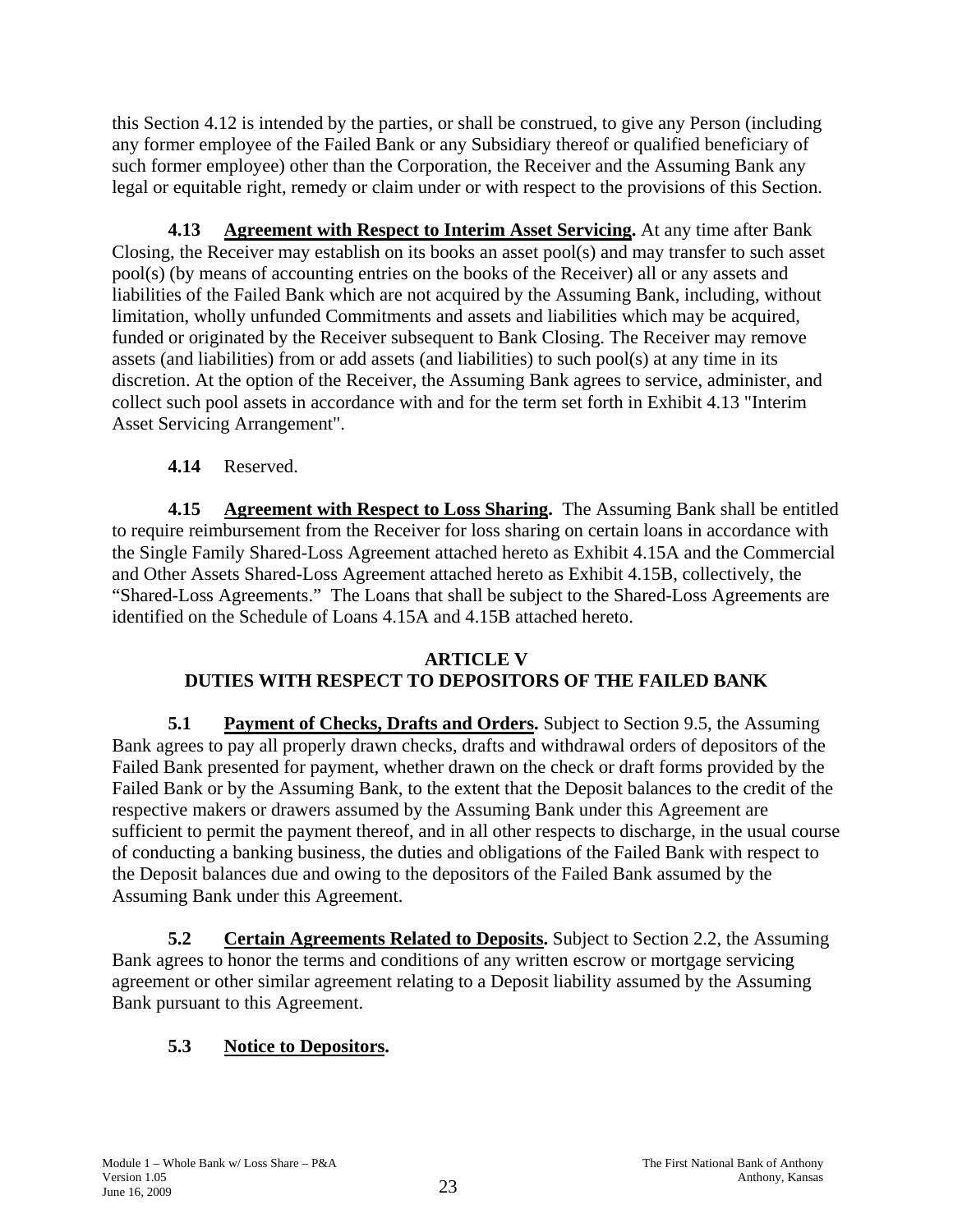this Section 4.12 is intended by the parties, or shall be construed, to give any Person (including any former employee of the Failed Bank or any Subsidiary thereof or qualified beneficiary of such former employee) other than the Corporation, the Receiver and the Assuming Bank any legal or equitable right, remedy or claim under or with respect to the provisions of this Section.

**4.13 Agreement with Respect to Interim Asset Servicing.** At any time after Bank Closing, the Receiver may establish on its books an asset pool(s) and may transfer to such asset pool(s) (by means of accounting entries on the books of the Receiver) all or any assets and liabilities of the Failed Bank which are not acquired by the Assuming Bank, including, without limitation, wholly unfunded Commitments and assets and liabilities which may be acquired, funded or originated by the Receiver subsequent to Bank Closing. The Receiver may remove assets (and liabilities) from or add assets (and liabilities) to such pool(s) at any time in its discretion. At the option of the Receiver, the Assuming Bank agrees to service, administer, and collect such pool assets in accordance with and for the term set forth in Exhibit 4.13 "Interim Asset Servicing Arrangement".

**4.14** Reserved.

**4.15 Agreement with Respect to Loss Sharing.** The Assuming Bank shall be entitled to require reimbursement from the Receiver for loss sharing on certain loans in accordance with the Single Family Shared-Loss Agreement attached hereto as Exhibit 4.15A and the Commercial and Other Assets Shared-Loss Agreement attached hereto as Exhibit 4.15B, collectively, the "Shared-Loss Agreements." The Loans that shall be subject to the Shared-Loss Agreements are identified on the Schedule of Loans 4.15A and 4.15B attached hereto.

## ARTICLE V
## DUTIES WITH RESPECT TO DEPOSITORS OF THE FAILED BANK

**5.1 Payment of Checks, Drafts and Orders.** Subject to Section 9.5, the Assuming Bank agrees to pay all properly drawn checks, drafts and withdrawal orders of depositors of the Failed Bank presented for payment, whether drawn on the check or draft forms provided by the Failed Bank or by the Assuming Bank, to the extent that the Deposit balances to the credit of the respective makers or drawers assumed by the Assuming Bank under this Agreement are sufficient to permit the payment thereof, and in all other respects to discharge, in the usual course of conducting a banking business, the duties and obligations of the Failed Bank with respect to the Deposit balances due and owing to the depositors of the Failed Bank assumed by the Assuming Bank under this Agreement.

**5.2 Certain Agreements Related to Deposits.** Subject to Section 2.2, the Assuming Bank agrees to honor the terms and conditions of any written escrow or mortgage servicing agreement or other similar agreement relating to a Deposit liability assumed by the Assuming Bank pursuant to this Agreement.

**5.3 Notice to Depositors.**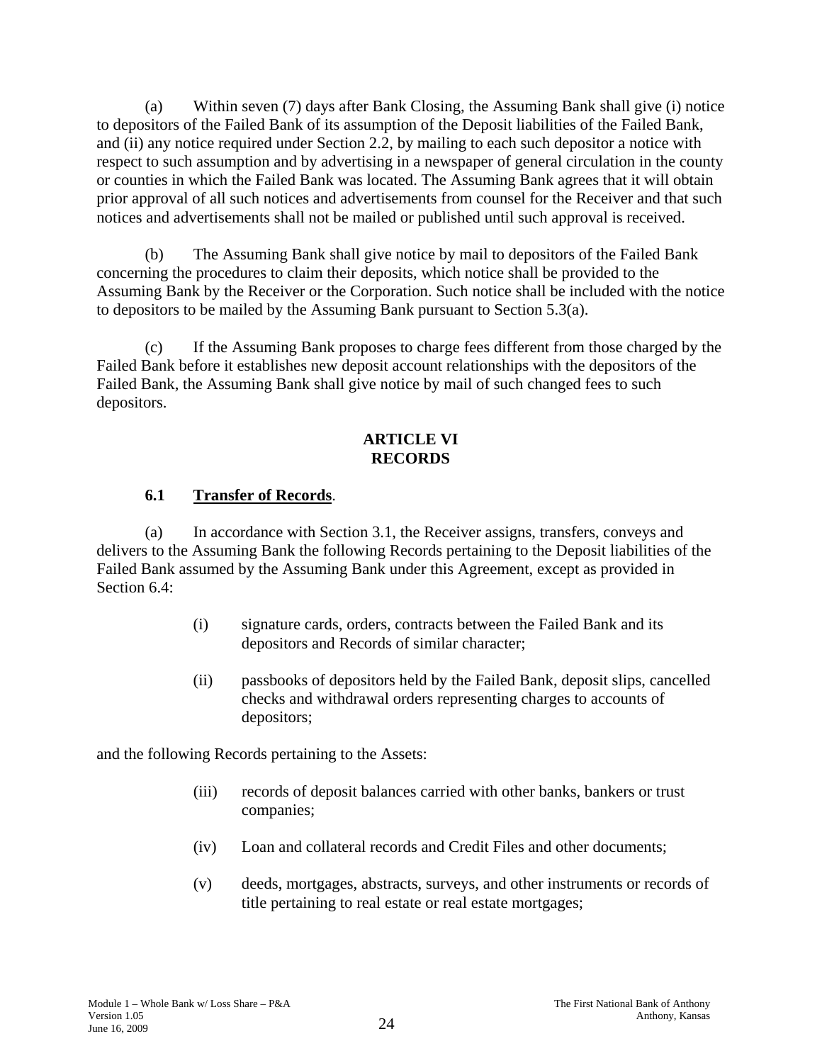(a) Within seven (7) days after Bank Closing, the Assuming Bank shall give (i) notice to depositors of the Failed Bank of its assumption of the Deposit liabilities of the Failed Bank, and (ii) any notice required under Section 2.2, by mailing to each such depositor a notice with respect to such assumption and by advertising in a newspaper of general circulation in the county or counties in which the Failed Bank was located. The Assuming Bank agrees that it will obtain prior approval of all such notices and advertisements from counsel for the Receiver and that such notices and advertisements shall not be mailed or published until such approval is received.

(b) The Assuming Bank shall give notice by mail to depositors of the Failed Bank concerning the procedures to claim their deposits, which notice shall be provided to the Assuming Bank by the Receiver or the Corporation. Such notice shall be included with the notice to depositors to be mailed by the Assuming Bank pursuant to Section 5.3(a).

(c) If the Assuming Bank proposes to charge fees different from those charged by the Failed Bank before it establishes new deposit account relationships with the depositors of the Failed Bank, the Assuming Bank shall give notice by mail of such changed fees to such depositors.

## ARTICLE VI
## RECORDS

### 6.1 Transfer of Records.

(a) In accordance with Section 3.1, the Receiver assigns, transfers, conveys and delivers to the Assuming Bank the following Records pertaining to the Deposit liabilities of the Failed Bank assumed by the Assuming Bank under this Agreement, except as provided in Section 6.4:

(i) signature cards, orders, contracts between the Failed Bank and its depositors and Records of similar character;

(ii) passbooks of depositors held by the Failed Bank, deposit slips, cancelled checks and withdrawal orders representing charges to accounts of depositors;

and the following Records pertaining to the Assets:

(iii) records of deposit balances carried with other banks, bankers or trust companies;

(iv) Loan and collateral records and Credit Files and other documents;

(v) deeds, mortgages, abstracts, surveys, and other instruments or records of title pertaining to real estate or real estate mortgages;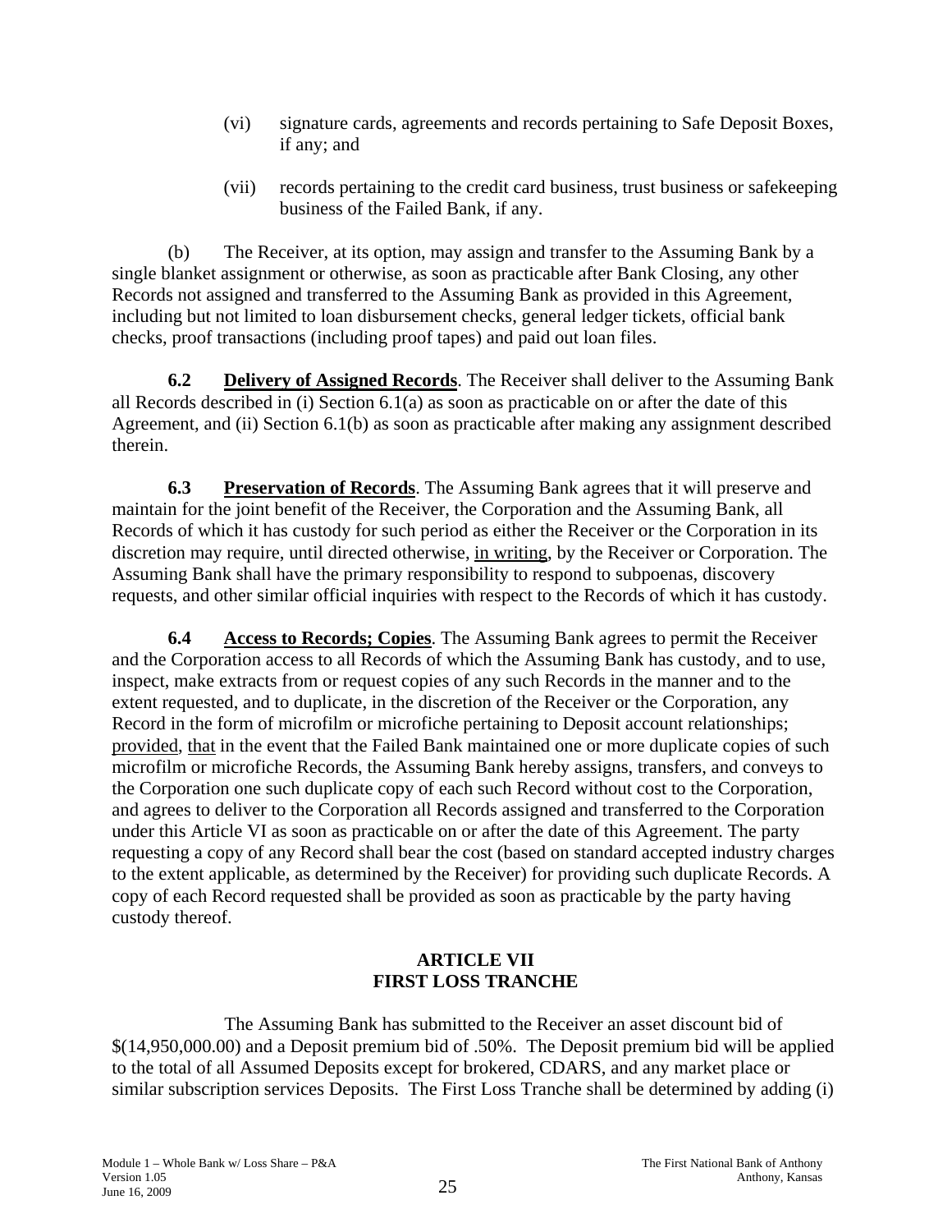(vi) signature cards, agreements and records pertaining to Safe Deposit Boxes, if any; and

(vii) records pertaining to the credit card business, trust business or safekeeping business of the Failed Bank, if any.

(b) The Receiver, at its option, may assign and transfer to the Assuming Bank by a single blanket assignment or otherwise, as soon as practicable after Bank Closing, any other Records not assigned and transferred to the Assuming Bank as provided in this Agreement, including but not limited to loan disbursement checks, general ledger tickets, official bank checks, proof transactions (including proof tapes) and paid out loan files.

**6.2 Delivery of Assigned Records**. The Receiver shall deliver to the Assuming Bank all Records described in (i) Section 6.1(a) as soon as practicable on or after the date of this Agreement, and (ii) Section 6.1(b) as soon as practicable after making any assignment described therein.

**6.3 Preservation of Records**. The Assuming Bank agrees that it will preserve and maintain for the joint benefit of the Receiver, the Corporation and the Assuming Bank, all Records of which it has custody for such period as either the Receiver or the Corporation in its discretion may require, until directed otherwise, in writing, by the Receiver or Corporation. The Assuming Bank shall have the primary responsibility to respond to subpoenas, discovery requests, and other similar official inquiries with respect to the Records of which it has custody.

**6.4 Access to Records; Copies**. The Assuming Bank agrees to permit the Receiver and the Corporation access to all Records of which the Assuming Bank has custody, and to use, inspect, make extracts from or request copies of any such Records in the manner and to the extent requested, and to duplicate, in the discretion of the Receiver or the Corporation, any Record in the form of microfilm or microfiche pertaining to Deposit account relationships; provided, that in the event that the Failed Bank maintained one or more duplicate copies of such microfilm or microfiche Records, the Assuming Bank hereby assigns, transfers, and conveys to the Corporation one such duplicate copy of each such Record without cost to the Corporation, and agrees to deliver to the Corporation all Records assigned and transferred to the Corporation under this Article VI as soon as practicable on or after the date of this Agreement. The party requesting a copy of any Record shall bear the cost (based on standard accepted industry charges to the extent applicable, as determined by the Receiver) for providing such duplicate Records. A copy of each Record requested shall be provided as soon as practicable by the party having custody thereof.

## ARTICLE VII
## FIRST LOSS TRANCHE

The Assuming Bank has submitted to the Receiver an asset discount bid of $(14,950,000.00) and a Deposit premium bid of .50%. The Deposit premium bid will be applied to the total of all Assumed Deposits except for brokered, CDARS, and any market place or similar subscription services Deposits. The First Loss Tranche shall be determined by adding (i)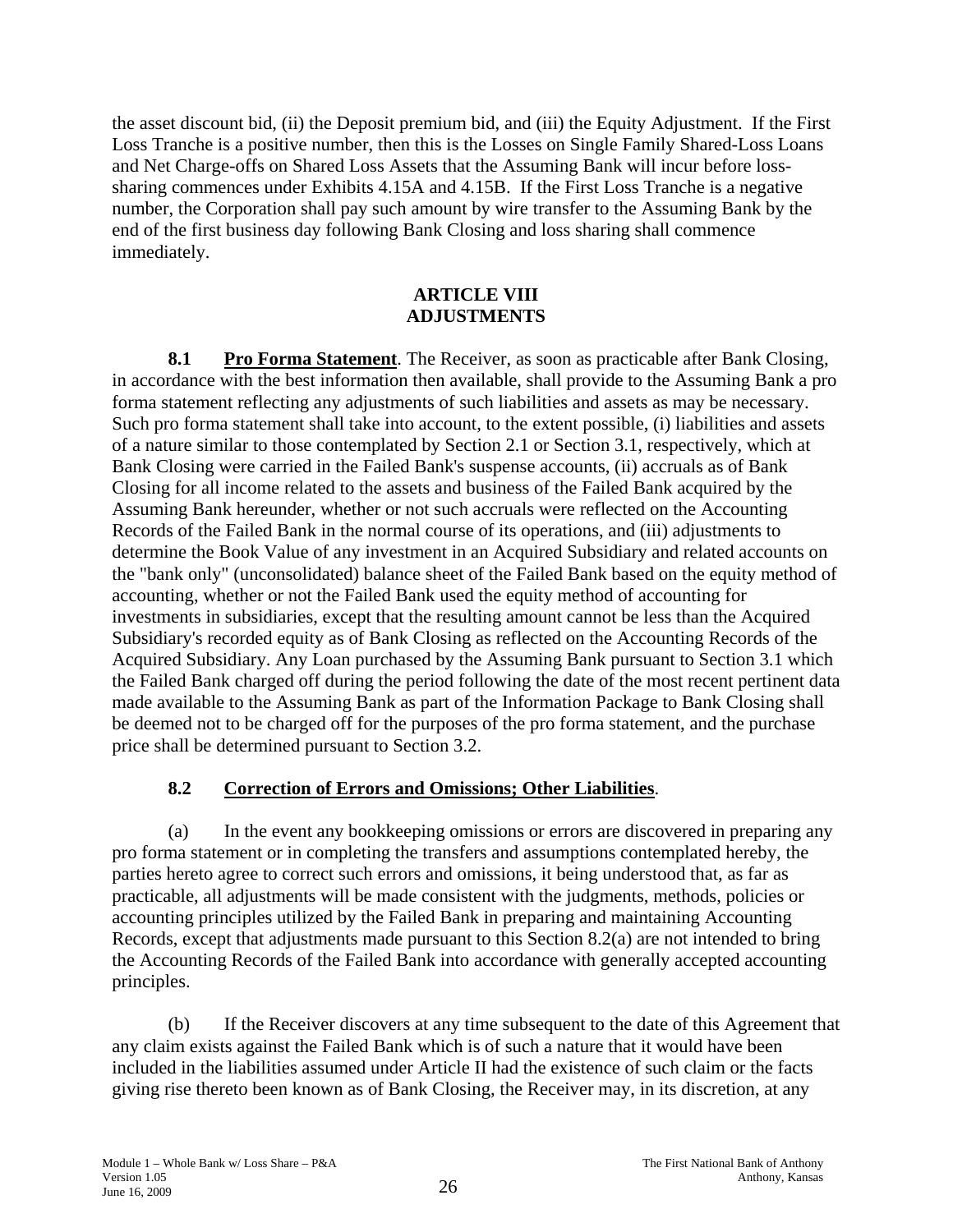the asset discount bid, (ii) the Deposit premium bid, and (iii) the Equity Adjustment. If the First Loss Tranche is a positive number, then this is the Losses on Single Family Shared-Loss Loans and Net Charge-offs on Shared Loss Assets that the Assuming Bank will incur before loss-sharing commences under Exhibits 4.15A and 4.15B. If the First Loss Tranche is a negative number, the Corporation shall pay such amount by wire transfer to the Assuming Bank by the end of the first business day following Bank Closing and loss sharing shall commence immediately.

## ARTICLE VIII ADJUSTMENTS

**8.1 Pro Forma Statement**. The Receiver, as soon as practicable after Bank Closing, in accordance with the best information then available, shall provide to the Assuming Bank a pro forma statement reflecting any adjustments of such liabilities and assets as may be necessary. Such pro forma statement shall take into account, to the extent possible, (i) liabilities and assets of a nature similar to those contemplated by Section 2.1 or Section 3.1, respectively, which at Bank Closing were carried in the Failed Bank's suspense accounts, (ii) accruals as of Bank Closing for all income related to the assets and business of the Failed Bank acquired by the Assuming Bank hereunder, whether or not such accruals were reflected on the Accounting Records of the Failed Bank in the normal course of its operations, and (iii) adjustments to determine the Book Value of any investment in an Acquired Subsidiary and related accounts on the "bank only" (unconsolidated) balance sheet of the Failed Bank based on the equity method of accounting, whether or not the Failed Bank used the equity method of accounting for investments in subsidiaries, except that the resulting amount cannot be less than the Acquired Subsidiary's recorded equity as of Bank Closing as reflected on the Accounting Records of the Acquired Subsidiary. Any Loan purchased by the Assuming Bank pursuant to Section 3.1 which the Failed Bank charged off during the period following the date of the most recent pertinent data made available to the Assuming Bank as part of the Information Package to Bank Closing shall be deemed not to be charged off for the purposes of the pro forma statement, and the purchase price shall be determined pursuant to Section 3.2.

### 8.2 Correction of Errors and Omissions; Other Liabilities.

(a) In the event any bookkeeping omissions or errors are discovered in preparing any pro forma statement or in completing the transfers and assumptions contemplated hereby, the parties hereto agree to correct such errors and omissions, it being understood that, as far as practicable, all adjustments will be made consistent with the judgments, methods, policies or accounting principles utilized by the Failed Bank in preparing and maintaining Accounting Records, except that adjustments made pursuant to this Section 8.2(a) are not intended to bring the Accounting Records of the Failed Bank into accordance with generally accepted accounting principles.

(b) If the Receiver discovers at any time subsequent to the date of this Agreement that any claim exists against the Failed Bank which is of such a nature that it would have been included in the liabilities assumed under Article II had the existence of such claim or the facts giving rise thereto been known as of Bank Closing, the Receiver may, in its discretion, at any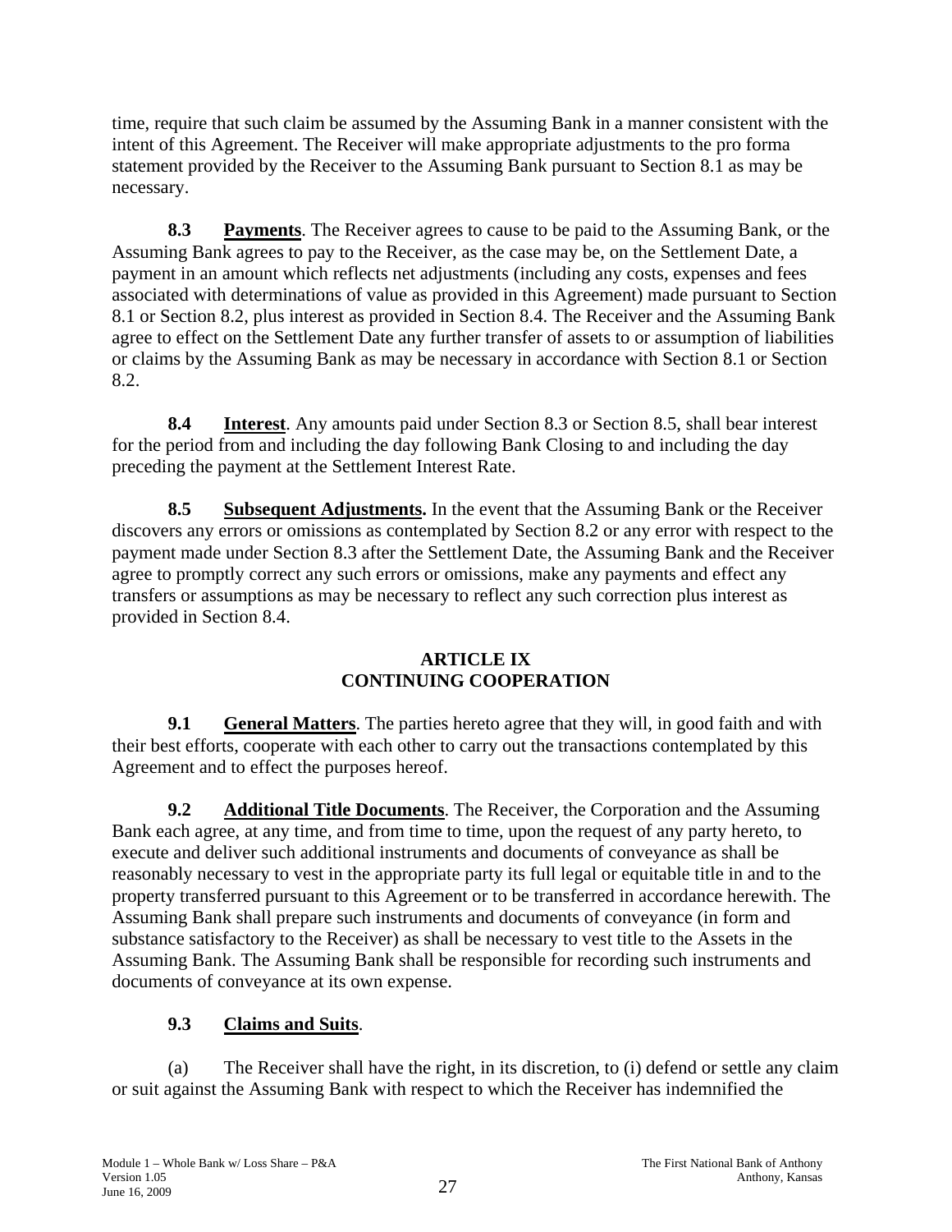time, require that such claim be assumed by the Assuming Bank in a manner consistent with the intent of this Agreement. The Receiver will make appropriate adjustments to the pro forma statement provided by the Receiver to the Assuming Bank pursuant to Section 8.1 as may be necessary.

**8.3** **Payments**. The Receiver agrees to cause to be paid to the Assuming Bank, or the Assuming Bank agrees to pay to the Receiver, as the case may be, on the Settlement Date, a payment in an amount which reflects net adjustments (including any costs, expenses and fees associated with determinations of value as provided in this Agreement) made pursuant to Section 8.1 or Section 8.2, plus interest as provided in Section 8.4. The Receiver and the Assuming Bank agree to effect on the Settlement Date any further transfer of assets to or assumption of liabilities or claims by the Assuming Bank as may be necessary in accordance with Section 8.1 or Section 8.2.

**8.4** **Interest**. Any amounts paid under Section 8.3 or Section 8.5, shall bear interest for the period from and including the day following Bank Closing to and including the day preceding the payment at the Settlement Interest Rate.

**8.5** **Subsequent Adjustments.** In the event that the Assuming Bank or the Receiver discovers any errors or omissions as contemplated by Section 8.2 or any error with respect to the payment made under Section 8.3 after the Settlement Date, the Assuming Bank and the Receiver agree to promptly correct any such errors or omissions, make any payments and effect any transfers or assumptions as may be necessary to reflect any such correction plus interest as provided in Section 8.4.

## ARTICLE IX
## CONTINUING COOPERATION

**9.1** **General Matters**. The parties hereto agree that they will, in good faith and with their best efforts, cooperate with each other to carry out the transactions contemplated by this Agreement and to effect the purposes hereof.

**9.2** **Additional Title Documents**. The Receiver, the Corporation and the Assuming Bank each agree, at any time, and from time to time, upon the request of any party hereto, to execute and deliver such additional instruments and documents of conveyance as shall be reasonably necessary to vest in the appropriate party its full legal or equitable title in and to the property transferred pursuant to this Agreement or to be transferred in accordance herewith. The Assuming Bank shall prepare such instruments and documents of conveyance (in form and substance satisfactory to the Receiver) as shall be necessary to vest title to the Assets in the Assuming Bank. The Assuming Bank shall be responsible for recording such instruments and documents of conveyance at its own expense.

**9.3** **Claims and Suits**.

(a) The Receiver shall have the right, in its discretion, to (i) defend or settle any claim or suit against the Assuming Bank with respect to which the Receiver has indemnified the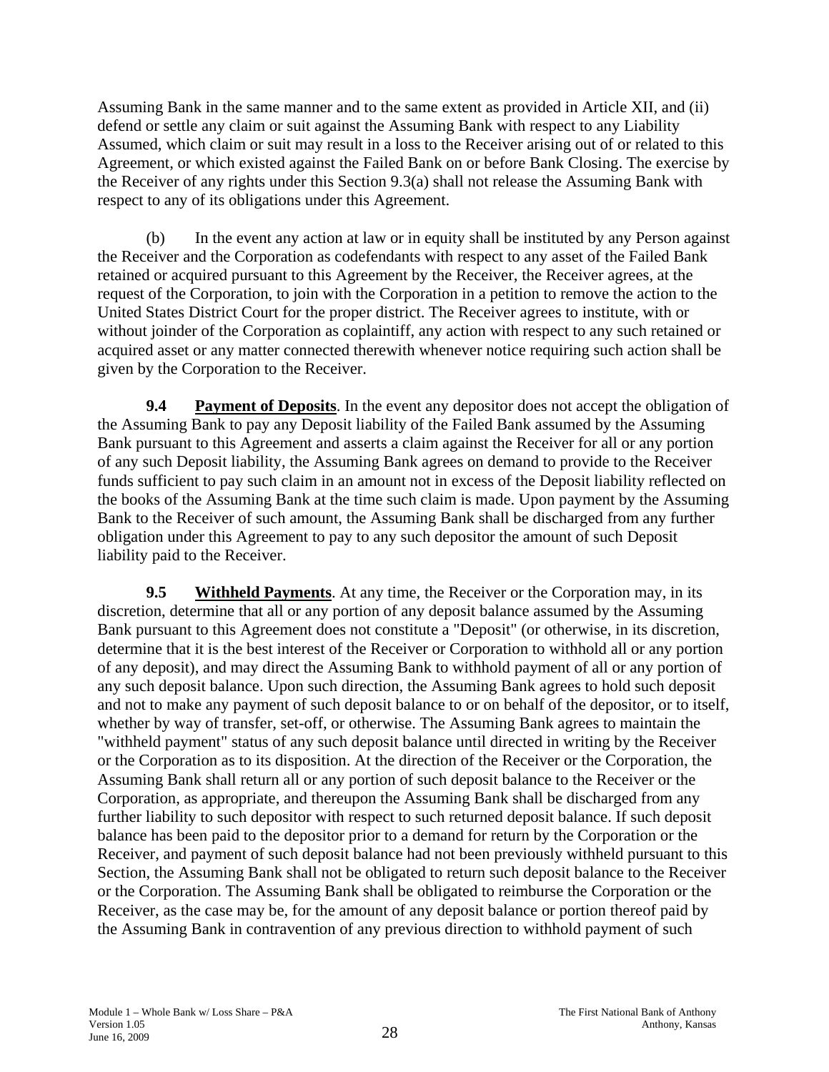Assuming Bank in the same manner and to the same extent as provided in Article XII, and (ii) defend or settle any claim or suit against the Assuming Bank with respect to any Liability Assumed, which claim or suit may result in a loss to the Receiver arising out of or related to this Agreement, or which existed against the Failed Bank on or before Bank Closing. The exercise by the Receiver of any rights under this Section 9.3(a) shall not release the Assuming Bank with respect to any of its obligations under this Agreement.

(b) In the event any action at law or in equity shall be instituted by any Person against the Receiver and the Corporation as codefendants with respect to any asset of the Failed Bank retained or acquired pursuant to this Agreement by the Receiver, the Receiver agrees, at the request of the Corporation, to join with the Corporation in a petition to remove the action to the United States District Court for the proper district. The Receiver agrees to institute, with or without joinder of the Corporation as coplaintiff, any action with respect to any such retained or acquired asset or any matter connected therewith whenever notice requiring such action shall be given by the Corporation to the Receiver.

**9.4 Payment of Deposits**. In the event any depositor does not accept the obligation of the Assuming Bank to pay any Deposit liability of the Failed Bank assumed by the Assuming Bank pursuant to this Agreement and asserts a claim against the Receiver for all or any portion of any such Deposit liability, the Assuming Bank agrees on demand to provide to the Receiver funds sufficient to pay such claim in an amount not in excess of the Deposit liability reflected on the books of the Assuming Bank at the time such claim is made. Upon payment by the Assuming Bank to the Receiver of such amount, the Assuming Bank shall be discharged from any further obligation under this Agreement to pay to any such depositor the amount of such Deposit liability paid to the Receiver.

**9.5 Withheld Payments**. At any time, the Receiver or the Corporation may, in its discretion, determine that all or any portion of any deposit balance assumed by the Assuming Bank pursuant to this Agreement does not constitute a "Deposit" (or otherwise, in its discretion, determine that it is the best interest of the Receiver or Corporation to withhold all or any portion of any deposit), and may direct the Assuming Bank to withhold payment of all or any portion of any such deposit balance. Upon such direction, the Assuming Bank agrees to hold such deposit and not to make any payment of such deposit balance to or on behalf of the depositor, or to itself, whether by way of transfer, set-off, or otherwise. The Assuming Bank agrees to maintain the "withheld payment" status of any such deposit balance until directed in writing by the Receiver or the Corporation as to its disposition. At the direction of the Receiver or the Corporation, the Assuming Bank shall return all or any portion of such deposit balance to the Receiver or the Corporation, as appropriate, and thereupon the Assuming Bank shall be discharged from any further liability to such depositor with respect to such returned deposit balance. If such deposit balance has been paid to the depositor prior to a demand for return by the Corporation or the Receiver, and payment of such deposit balance had not been previously withheld pursuant to this Section, the Assuming Bank shall not be obligated to return such deposit balance to the Receiver or the Corporation. The Assuming Bank shall be obligated to reimburse the Corporation or the Receiver, as the case may be, for the amount of any deposit balance or portion thereof paid by the Assuming Bank in contravention of any previous direction to withhold payment of such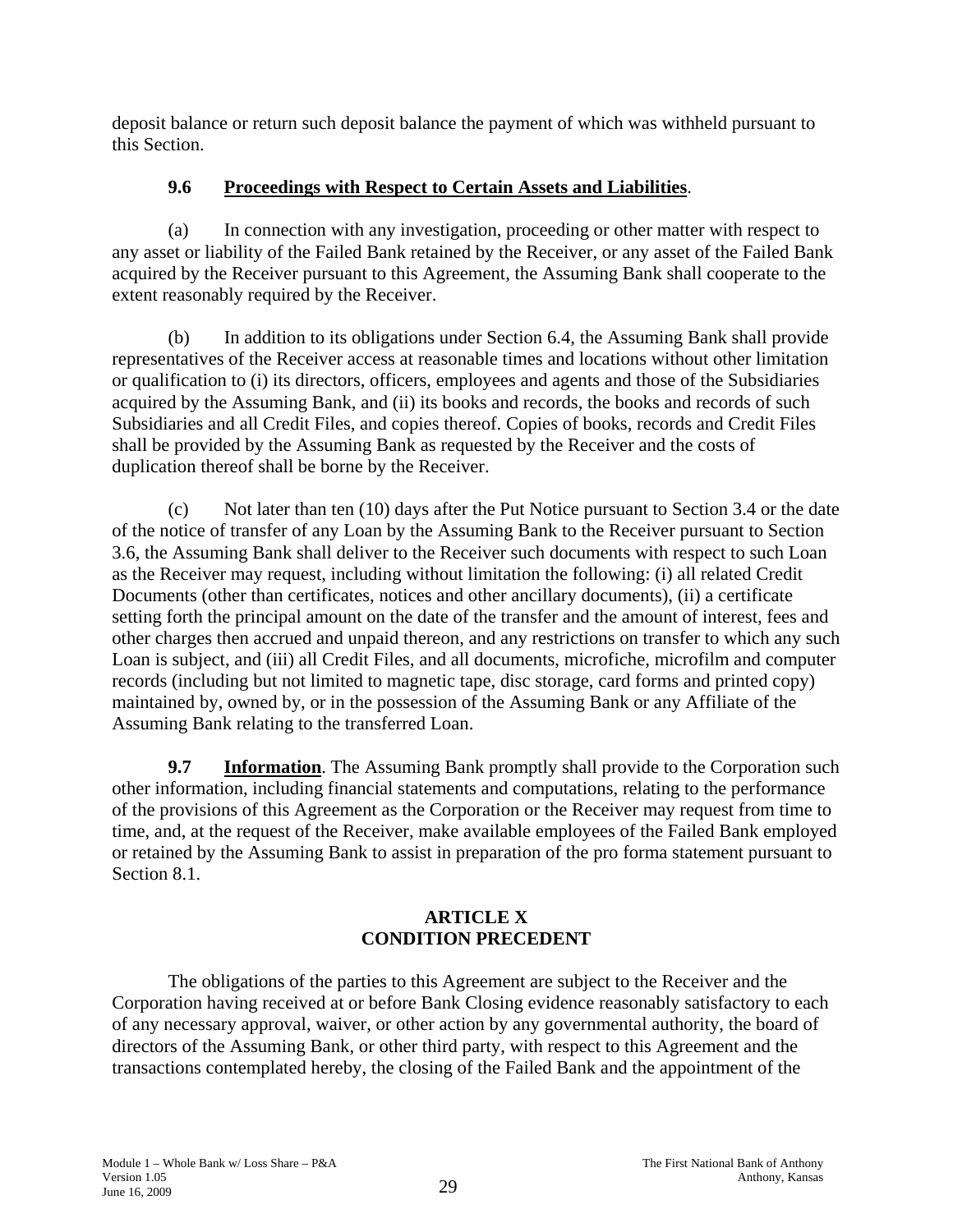deposit balance or return such deposit balance the payment of which was withheld pursuant to this Section.

### 9.6 Proceedings with Respect to Certain Assets and Liabilities.

(a) In connection with any investigation, proceeding or other matter with respect to any asset or liability of the Failed Bank retained by the Receiver, or any asset of the Failed Bank acquired by the Receiver pursuant to this Agreement, the Assuming Bank shall cooperate to the extent reasonably required by the Receiver.

(b) In addition to its obligations under Section 6.4, the Assuming Bank shall provide representatives of the Receiver access at reasonable times and locations without other limitation or qualification to (i) its directors, officers, employees and agents and those of the Subsidiaries acquired by the Assuming Bank, and (ii) its books and records, the books and records of such Subsidiaries and all Credit Files, and copies thereof. Copies of books, records and Credit Files shall be provided by the Assuming Bank as requested by the Receiver and the costs of duplication thereof shall be borne by the Receiver.

(c) Not later than ten (10) days after the Put Notice pursuant to Section 3.4 or the date of the notice of transfer of any Loan by the Assuming Bank to the Receiver pursuant to Section 3.6, the Assuming Bank shall deliver to the Receiver such documents with respect to such Loan as the Receiver may request, including without limitation the following: (i) all related Credit Documents (other than certificates, notices and other ancillary documents), (ii) a certificate setting forth the principal amount on the date of the transfer and the amount of interest, fees and other charges then accrued and unpaid thereon, and any restrictions on transfer to which any such Loan is subject, and (iii) all Credit Files, and all documents, microfiche, microfilm and computer records (including but not limited to magnetic tape, disc storage, card forms and printed copy) maintained by, owned by, or in the possession of the Assuming Bank or any Affiliate of the Assuming Bank relating to the transferred Loan.

**9.7 Information**. The Assuming Bank promptly shall provide to the Corporation such other information, including financial statements and computations, relating to the performance of the provisions of this Agreement as the Corporation or the Receiver may request from time to time, and, at the request of the Receiver, make available employees of the Failed Bank employed or retained by the Assuming Bank to assist in preparation of the pro forma statement pursuant to Section 8.1.

## ARTICLE X
## CONDITION PRECEDENT

The obligations of the parties to this Agreement are subject to the Receiver and the Corporation having received at or before Bank Closing evidence reasonably satisfactory to each of any necessary approval, waiver, or other action by any governmental authority, the board of directors of the Assuming Bank, or other third party, with respect to this Agreement and the transactions contemplated hereby, the closing of the Failed Bank and the appointment of the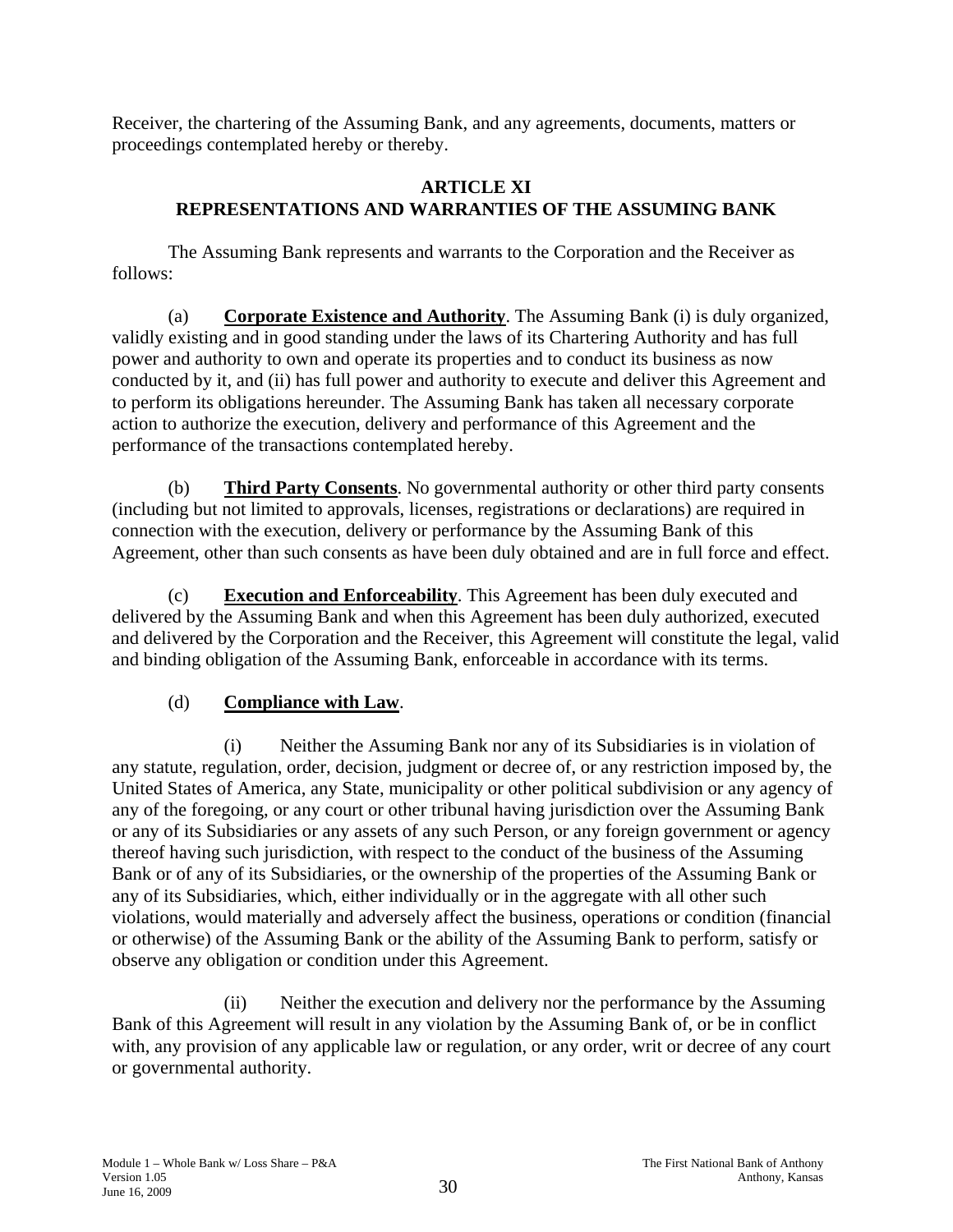Receiver, the chartering of the Assuming Bank, and any agreements, documents, matters or proceedings contemplated hereby or thereby.

## ARTICLE XI
## REPRESENTATIONS AND WARRANTIES OF THE ASSUMING BANK

The Assuming Bank represents and warrants to the Corporation and the Receiver as follows:

(a) **Corporate Existence and Authority**. The Assuming Bank (i) is duly organized, validly existing and in good standing under the laws of its Chartering Authority and has full power and authority to own and operate its properties and to conduct its business as now conducted by it, and (ii) has full power and authority to execute and deliver this Agreement and to perform its obligations hereunder. The Assuming Bank has taken all necessary corporate action to authorize the execution, delivery and performance of this Agreement and the performance of the transactions contemplated hereby.

(b) **Third Party Consents**. No governmental authority or other third party consents (including but not limited to approvals, licenses, registrations or declarations) are required in connection with the execution, delivery or performance by the Assuming Bank of this Agreement, other than such consents as have been duly obtained and are in full force and effect.

(c) **Execution and Enforceability**. This Agreement has been duly executed and delivered by the Assuming Bank and when this Agreement has been duly authorized, executed and delivered by the Corporation and the Receiver, this Agreement will constitute the legal, valid and binding obligation of the Assuming Bank, enforceable in accordance with its terms.

(d) **Compliance with Law**.

(i) Neither the Assuming Bank nor any of its Subsidiaries is in violation of any statute, regulation, order, decision, judgment or decree of, or any restriction imposed by, the United States of America, any State, municipality or other political subdivision or any agency of any of the foregoing, or any court or other tribunal having jurisdiction over the Assuming Bank or any of its Subsidiaries or any assets of any such Person, or any foreign government or agency thereof having such jurisdiction, with respect to the conduct of the business of the Assuming Bank or of any of its Subsidiaries, or the ownership of the properties of the Assuming Bank or any of its Subsidiaries, which, either individually or in the aggregate with all other such violations, would materially and adversely affect the business, operations or condition (financial or otherwise) of the Assuming Bank or the ability of the Assuming Bank to perform, satisfy or observe any obligation or condition under this Agreement.

(ii) Neither the execution and delivery nor the performance by the Assuming Bank of this Agreement will result in any violation by the Assuming Bank of, or be in conflict with, any provision of any applicable law or regulation, or any order, writ or decree of any court or governmental authority.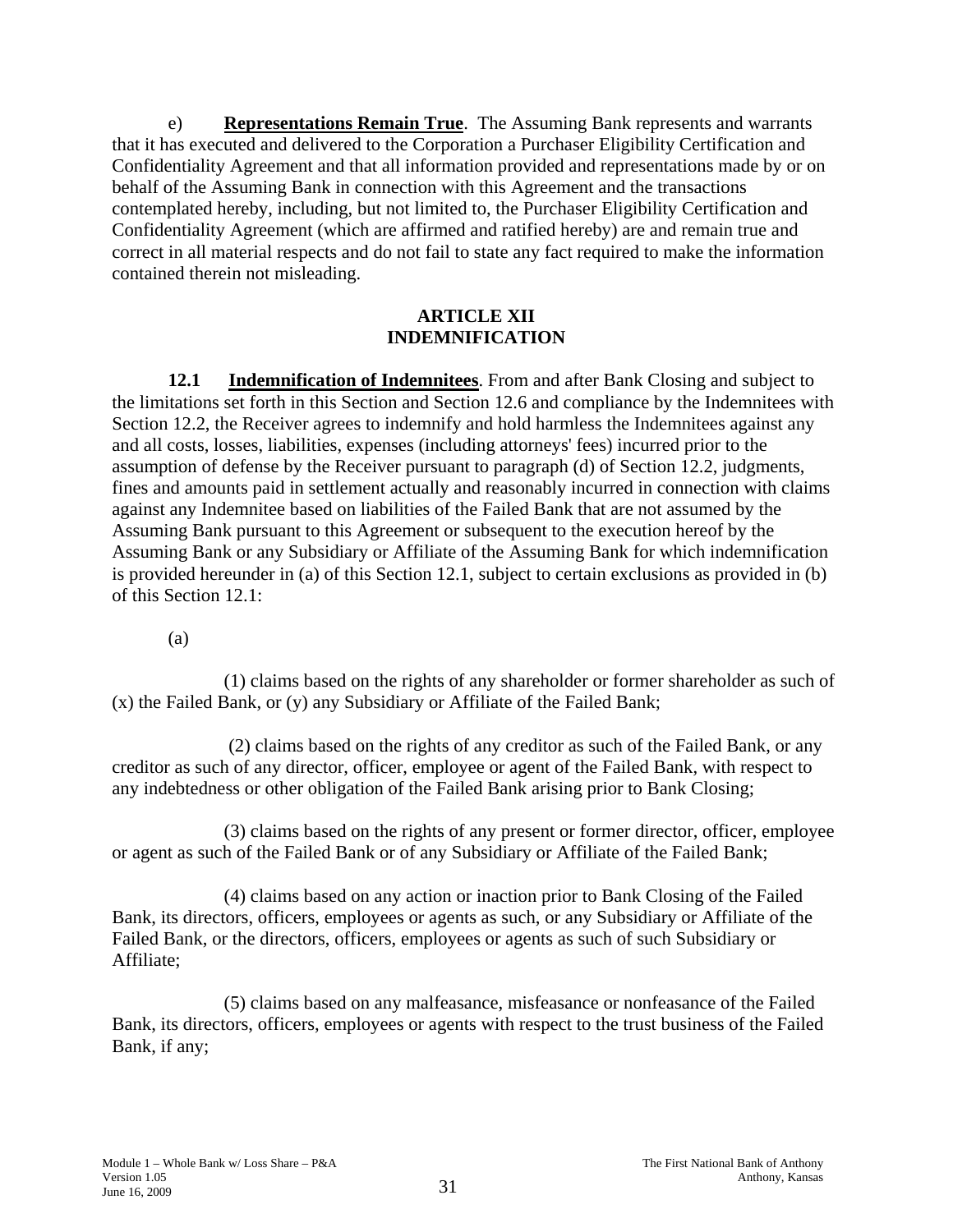e) **Representations Remain True**. The Assuming Bank represents and warrants that it has executed and delivered to the Corporation a Purchaser Eligibility Certification and Confidentiality Agreement and that all information provided and representations made by or on behalf of the Assuming Bank in connection with this Agreement and the transactions contemplated hereby, including, but not limited to, the Purchaser Eligibility Certification and Confidentiality Agreement (which are affirmed and ratified hereby) are and remain true and correct in all material respects and do not fail to state any fact required to make the information contained therein not misleading.

## ARTICLE XII
## INDEMNIFICATION

**12.1 Indemnification of Indemnitees**. From and after Bank Closing and subject to the limitations set forth in this Section and Section 12.6 and compliance by the Indemnitees with Section 12.2, the Receiver agrees to indemnify and hold harmless the Indemnitees against any and all costs, losses, liabilities, expenses (including attorneys' fees) incurred prior to the assumption of defense by the Receiver pursuant to paragraph (d) of Section 12.2, judgments, fines and amounts paid in settlement actually and reasonably incurred in connection with claims against any Indemnitee based on liabilities of the Failed Bank that are not assumed by the Assuming Bank pursuant to this Agreement or subsequent to the execution hereof by the Assuming Bank or any Subsidiary or Affiliate of the Assuming Bank for which indemnification is provided hereunder in (a) of this Section 12.1, subject to certain exclusions as provided in (b) of this Section 12.1:

(a)

(1) claims based on the rights of any shareholder or former shareholder as such of (x) the Failed Bank, or (y) any Subsidiary or Affiliate of the Failed Bank;

(2) claims based on the rights of any creditor as such of the Failed Bank, or any creditor as such of any director, officer, employee or agent of the Failed Bank, with respect to any indebtedness or other obligation of the Failed Bank arising prior to Bank Closing;

(3) claims based on the rights of any present or former director, officer, employee or agent as such of the Failed Bank or of any Subsidiary or Affiliate of the Failed Bank;

(4) claims based on any action or inaction prior to Bank Closing of the Failed Bank, its directors, officers, employees or agents as such, or any Subsidiary or Affiliate of the Failed Bank, or the directors, officers, employees or agents as such of such Subsidiary or Affiliate;

(5) claims based on any malfeasance, misfeasance or nonfeasance of the Failed Bank, its directors, officers, employees or agents with respect to the trust business of the Failed Bank, if any;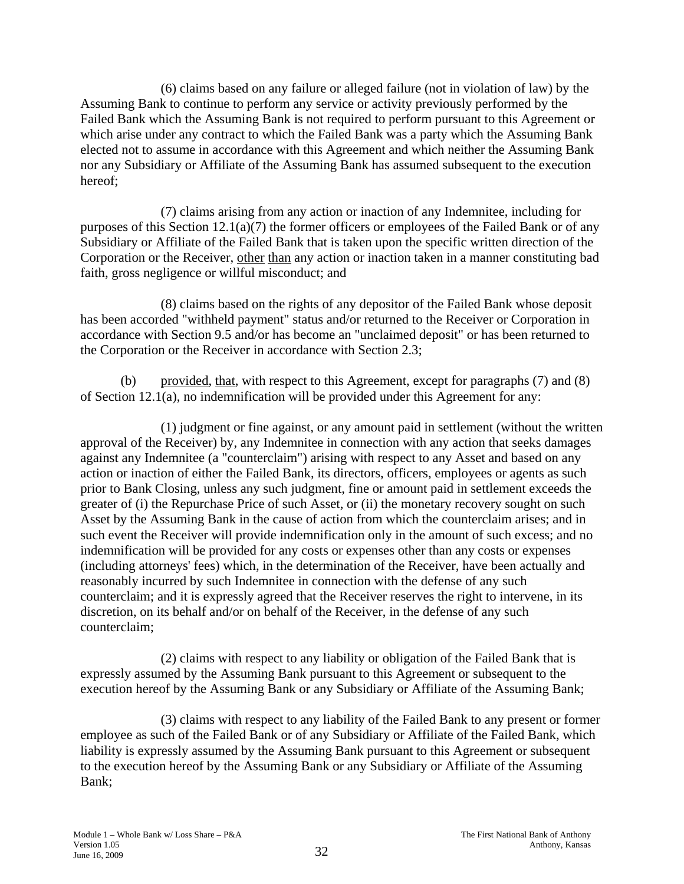(6) claims based on any failure or alleged failure (not in violation of law) by the Assuming Bank to continue to perform any service or activity previously performed by the Failed Bank which the Assuming Bank is not required to perform pursuant to this Agreement or which arise under any contract to which the Failed Bank was a party which the Assuming Bank elected not to assume in accordance with this Agreement and which neither the Assuming Bank nor any Subsidiary or Affiliate of the Assuming Bank has assumed subsequent to the execution hereof;

(7) claims arising from any action or inaction of any Indemnitee, including for purposes of this Section 12.1(a)(7) the former officers or employees of the Failed Bank or of any Subsidiary or Affiliate of the Failed Bank that is taken upon the specific written direction of the Corporation or the Receiver, other than any action or inaction taken in a manner constituting bad faith, gross negligence or willful misconduct; and

(8) claims based on the rights of any depositor of the Failed Bank whose deposit has been accorded "withheld payment" status and/or returned to the Receiver or Corporation in accordance with Section 9.5 and/or has become an "unclaimed deposit" or has been returned to the Corporation or the Receiver in accordance with Section 2.3;

(b) provided, that, with respect to this Agreement, except for paragraphs (7) and (8) of Section 12.1(a), no indemnification will be provided under this Agreement for any:

(1) judgment or fine against, or any amount paid in settlement (without the written approval of the Receiver) by, any Indemnitee in connection with any action that seeks damages against any Indemnitee (a "counterclaim") arising with respect to any Asset and based on any action or inaction of either the Failed Bank, its directors, officers, employees or agents as such prior to Bank Closing, unless any such judgment, fine or amount paid in settlement exceeds the greater of (i) the Repurchase Price of such Asset, or (ii) the monetary recovery sought on such Asset by the Assuming Bank in the cause of action from which the counterclaim arises; and in such event the Receiver will provide indemnification only in the amount of such excess; and no indemnification will be provided for any costs or expenses other than any costs or expenses (including attorneys' fees) which, in the determination of the Receiver, have been actually and reasonably incurred by such Indemnitee in connection with the defense of any such counterclaim; and it is expressly agreed that the Receiver reserves the right to intervene, in its discretion, on its behalf and/or on behalf of the Receiver, in the defense of any such counterclaim;

(2) claims with respect to any liability or obligation of the Failed Bank that is expressly assumed by the Assuming Bank pursuant to this Agreement or subsequent to the execution hereof by the Assuming Bank or any Subsidiary or Affiliate of the Assuming Bank;

(3) claims with respect to any liability of the Failed Bank to any present or former employee as such of the Failed Bank or of any Subsidiary or Affiliate of the Failed Bank, which liability is expressly assumed by the Assuming Bank pursuant to this Agreement or subsequent to the execution hereof by the Assuming Bank or any Subsidiary or Affiliate of the Assuming Bank;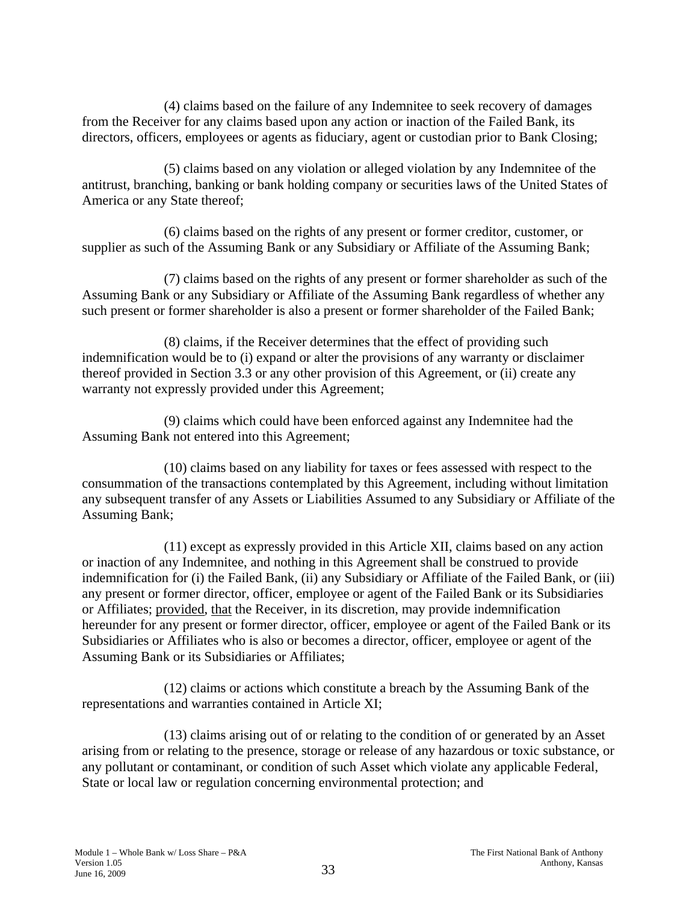(4) claims based on the failure of any Indemnitee to seek recovery of damages from the Receiver for any claims based upon any action or inaction of the Failed Bank, its directors, officers, employees or agents as fiduciary, agent or custodian prior to Bank Closing;

(5) claims based on any violation or alleged violation by any Indemnitee of the antitrust, branching, banking or bank holding company or securities laws of the United States of America or any State thereof;

(6) claims based on the rights of any present or former creditor, customer, or supplier as such of the Assuming Bank or any Subsidiary or Affiliate of the Assuming Bank;

(7) claims based on the rights of any present or former shareholder as such of the Assuming Bank or any Subsidiary or Affiliate of the Assuming Bank regardless of whether any such present or former shareholder is also a present or former shareholder of the Failed Bank;

(8) claims, if the Receiver determines that the effect of providing such indemnification would be to (i) expand or alter the provisions of any warranty or disclaimer thereof provided in Section 3.3 or any other provision of this Agreement, or (ii) create any warranty not expressly provided under this Agreement;

(9) claims which could have been enforced against any Indemnitee had the Assuming Bank not entered into this Agreement;

(10) claims based on any liability for taxes or fees assessed with respect to the consummation of the transactions contemplated by this Agreement, including without limitation any subsequent transfer of any Assets or Liabilities Assumed to any Subsidiary or Affiliate of the Assuming Bank;

(11) except as expressly provided in this Article XII, claims based on any action or inaction of any Indemnitee, and nothing in this Agreement shall be construed to provide indemnification for (i) the Failed Bank, (ii) any Subsidiary or Affiliate of the Failed Bank, or (iii) any present or former director, officer, employee or agent of the Failed Bank or its Subsidiaries or Affiliates; provided, that the Receiver, in its discretion, may provide indemnification hereunder for any present or former director, officer, employee or agent of the Failed Bank or its Subsidiaries or Affiliates who is also or becomes a director, officer, employee or agent of the Assuming Bank or its Subsidiaries or Affiliates;

(12) claims or actions which constitute a breach by the Assuming Bank of the representations and warranties contained in Article XI;

(13) claims arising out of or relating to the condition of or generated by an Asset arising from or relating to the presence, storage or release of any hazardous or toxic substance, or any pollutant or contaminant, or condition of such Asset which violate any applicable Federal, State or local law or regulation concerning environmental protection; and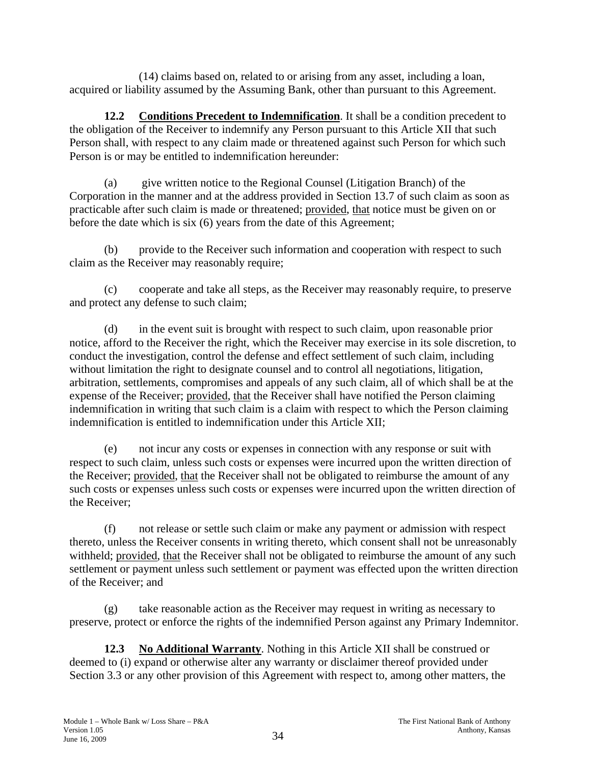(14) claims based on, related to or arising from any asset, including a loan, acquired or liability assumed by the Assuming Bank, other than pursuant to this Agreement.

**12.2 Conditions Precedent to Indemnification**. It shall be a condition precedent to the obligation of the Receiver to indemnify any Person pursuant to this Article XII that such Person shall, with respect to any claim made or threatened against such Person for which such Person is or may be entitled to indemnification hereunder:

(a) give written notice to the Regional Counsel (Litigation Branch) of the Corporation in the manner and at the address provided in Section 13.7 of such claim as soon as practicable after such claim is made or threatened; provided, that notice must be given on or before the date which is six (6) years from the date of this Agreement;

(b) provide to the Receiver such information and cooperation with respect to such claim as the Receiver may reasonably require;

(c) cooperate and take all steps, as the Receiver may reasonably require, to preserve and protect any defense to such claim;

(d) in the event suit is brought with respect to such claim, upon reasonable prior notice, afford to the Receiver the right, which the Receiver may exercise in its sole discretion, to conduct the investigation, control the defense and effect settlement of such claim, including without limitation the right to designate counsel and to control all negotiations, litigation, arbitration, settlements, compromises and appeals of any such claim, all of which shall be at the expense of the Receiver; provided, that the Receiver shall have notified the Person claiming indemnification in writing that such claim is a claim with respect to which the Person claiming indemnification is entitled to indemnification under this Article XII;

(e) not incur any costs or expenses in connection with any response or suit with respect to such claim, unless such costs or expenses were incurred upon the written direction of the Receiver; provided, that the Receiver shall not be obligated to reimburse the amount of any such costs or expenses unless such costs or expenses were incurred upon the written direction of the Receiver;

(f) not release or settle such claim or make any payment or admission with respect thereto, unless the Receiver consents in writing thereto, which consent shall not be unreasonably withheld; provided, that the Receiver shall not be obligated to reimburse the amount of any such settlement or payment unless such settlement or payment was effected upon the written direction of the Receiver; and

(g) take reasonable action as the Receiver may request in writing as necessary to preserve, protect or enforce the rights of the indemnified Person against any Primary Indemnitor.

**12.3 No Additional Warranty**. Nothing in this Article XII shall be construed or deemed to (i) expand or otherwise alter any warranty or disclaimer thereof provided under Section 3.3 or any other provision of this Agreement with respect to, among other matters, the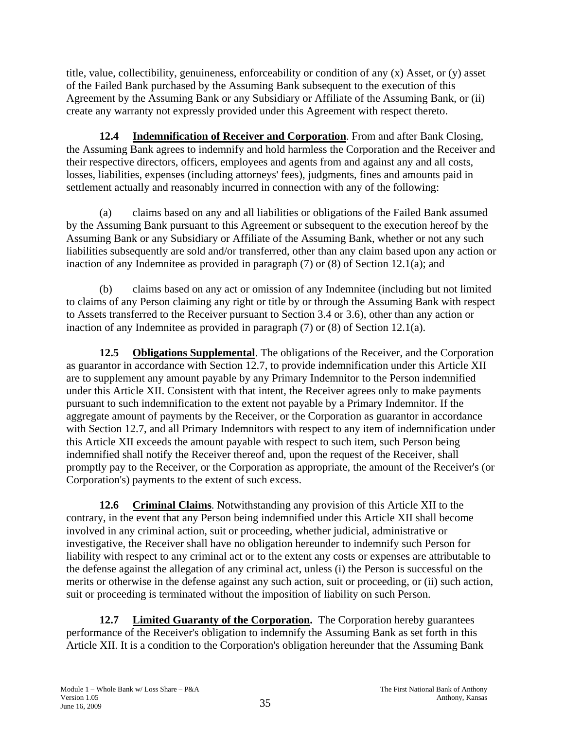title, value, collectibility, genuineness, enforceability or condition of any (x) Asset, or (y) asset of the Failed Bank purchased by the Assuming Bank subsequent to the execution of this Agreement by the Assuming Bank or any Subsidiary or Affiliate of the Assuming Bank, or (ii) create any warranty not expressly provided under this Agreement with respect thereto.

**12.4 Indemnification of Receiver and Corporation**. From and after Bank Closing, the Assuming Bank agrees to indemnify and hold harmless the Corporation and the Receiver and their respective directors, officers, employees and agents from and against any and all costs, losses, liabilities, expenses (including attorneys' fees), judgments, fines and amounts paid in settlement actually and reasonably incurred in connection with any of the following:

(a) claims based on any and all liabilities or obligations of the Failed Bank assumed by the Assuming Bank pursuant to this Agreement or subsequent to the execution hereof by the Assuming Bank or any Subsidiary or Affiliate of the Assuming Bank, whether or not any such liabilities subsequently are sold and/or transferred, other than any claim based upon any action or inaction of any Indemnitee as provided in paragraph (7) or (8) of Section 12.1(a); and

(b) claims based on any act or omission of any Indemnitee (including but not limited to claims of any Person claiming any right or title by or through the Assuming Bank with respect to Assets transferred to the Receiver pursuant to Section 3.4 or 3.6), other than any action or inaction of any Indemnitee as provided in paragraph (7) or (8) of Section 12.1(a).

**12.5 Obligations Supplemental**. The obligations of the Receiver, and the Corporation as guarantor in accordance with Section 12.7, to provide indemnification under this Article XII are to supplement any amount payable by any Primary Indemnitor to the Person indemnified under this Article XII. Consistent with that intent, the Receiver agrees only to make payments pursuant to such indemnification to the extent not payable by a Primary Indemnitor. If the aggregate amount of payments by the Receiver, or the Corporation as guarantor in accordance with Section 12.7, and all Primary Indemnitors with respect to any item of indemnification under this Article XII exceeds the amount payable with respect to such item, such Person being indemnified shall notify the Receiver thereof and, upon the request of the Receiver, shall promptly pay to the Receiver, or the Corporation as appropriate, the amount of the Receiver's (or Corporation's) payments to the extent of such excess.

**12.6 Criminal Claims**. Notwithstanding any provision of this Article XII to the contrary, in the event that any Person being indemnified under this Article XII shall become involved in any criminal action, suit or proceeding, whether judicial, administrative or investigative, the Receiver shall have no obligation hereunder to indemnify such Person for liability with respect to any criminal act or to the extent any costs or expenses are attributable to the defense against the allegation of any criminal act, unless (i) the Person is successful on the merits or otherwise in the defense against any such action, suit or proceeding, or (ii) such action, suit or proceeding is terminated without the imposition of liability on such Person.

**12.7 Limited Guaranty of the Corporation.** The Corporation hereby guarantees performance of the Receiver's obligation to indemnify the Assuming Bank as set forth in this Article XII. It is a condition to the Corporation's obligation hereunder that the Assuming Bank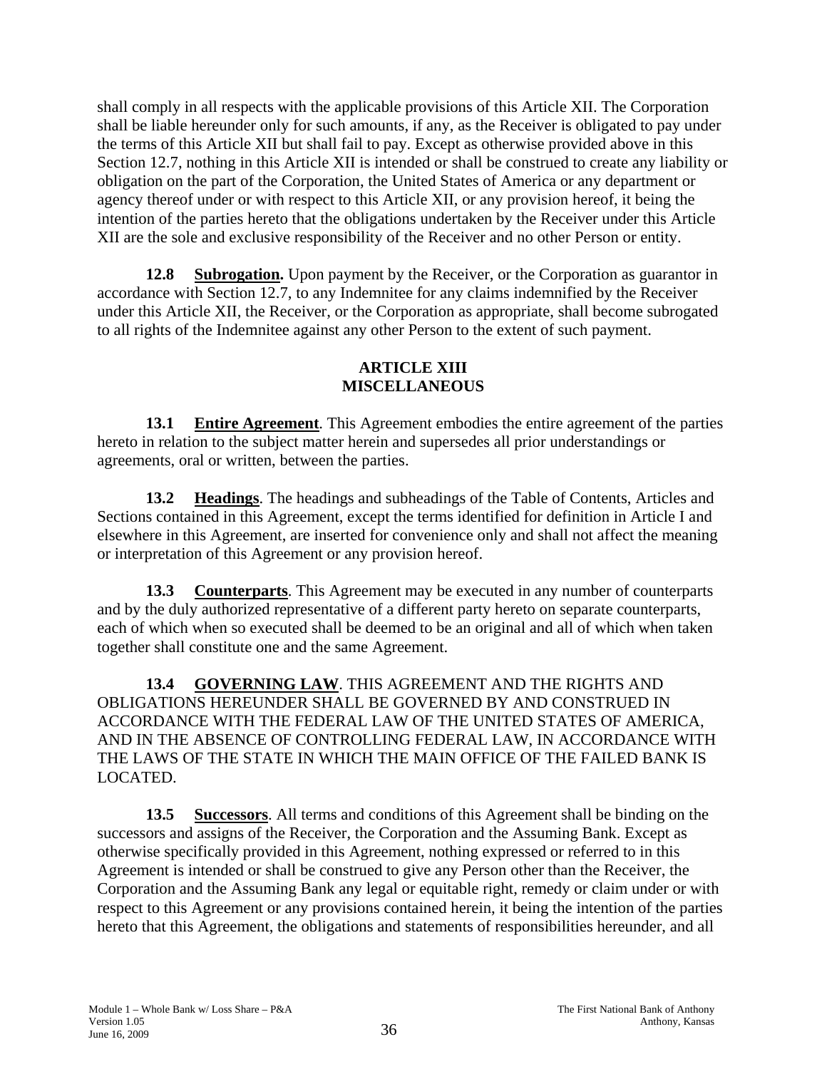shall comply in all respects with the applicable provisions of this Article XII. The Corporation shall be liable hereunder only for such amounts, if any, as the Receiver is obligated to pay under the terms of this Article XII but shall fail to pay. Except as otherwise provided above in this Section 12.7, nothing in this Article XII is intended or shall be construed to create any liability or obligation on the part of the Corporation, the United States of America or any department or agency thereof under or with respect to this Article XII, or any provision hereof, it being the intention of the parties hereto that the obligations undertaken by the Receiver under this Article XII are the sole and exclusive responsibility of the Receiver and no other Person or entity.

**12.8 Subrogation.** Upon payment by the Receiver, or the Corporation as guarantor in accordance with Section 12.7, to any Indemnitee for any claims indemnified by the Receiver under this Article XII, the Receiver, or the Corporation as appropriate, shall become subrogated to all rights of the Indemnitee against any other Person to the extent of such payment.

## ARTICLE XIII MISCELLANEOUS

**13.1 Entire Agreement**. This Agreement embodies the entire agreement of the parties hereto in relation to the subject matter herein and supersedes all prior understandings or agreements, oral or written, between the parties.

**13.2 Headings**. The headings and subheadings of the Table of Contents, Articles and Sections contained in this Agreement, except the terms identified for definition in Article I and elsewhere in this Agreement, are inserted for convenience only and shall not affect the meaning or interpretation of this Agreement or any provision hereof.

**13.3 Counterparts**. This Agreement may be executed in any number of counterparts and by the duly authorized representative of a different party hereto on separate counterparts, each of which when so executed shall be deemed to be an original and all of which when taken together shall constitute one and the same Agreement.

**13.4 GOVERNING LAW**. THIS AGREEMENT AND THE RIGHTS AND OBLIGATIONS HEREUNDER SHALL BE GOVERNED BY AND CONSTRUED IN ACCORDANCE WITH THE FEDERAL LAW OF THE UNITED STATES OF AMERICA, AND IN THE ABSENCE OF CONTROLLING FEDERAL LAW, IN ACCORDANCE WITH THE LAWS OF THE STATE IN WHICH THE MAIN OFFICE OF THE FAILED BANK IS LOCATED.

**13.5 Successors**. All terms and conditions of this Agreement shall be binding on the successors and assigns of the Receiver, the Corporation and the Assuming Bank. Except as otherwise specifically provided in this Agreement, nothing expressed or referred to in this Agreement is intended or shall be construed to give any Person other than the Receiver, the Corporation and the Assuming Bank any legal or equitable right, remedy or claim under or with respect to this Agreement or any provisions contained herein, it being the intention of the parties hereto that this Agreement, the obligations and statements of responsibilities hereunder, and all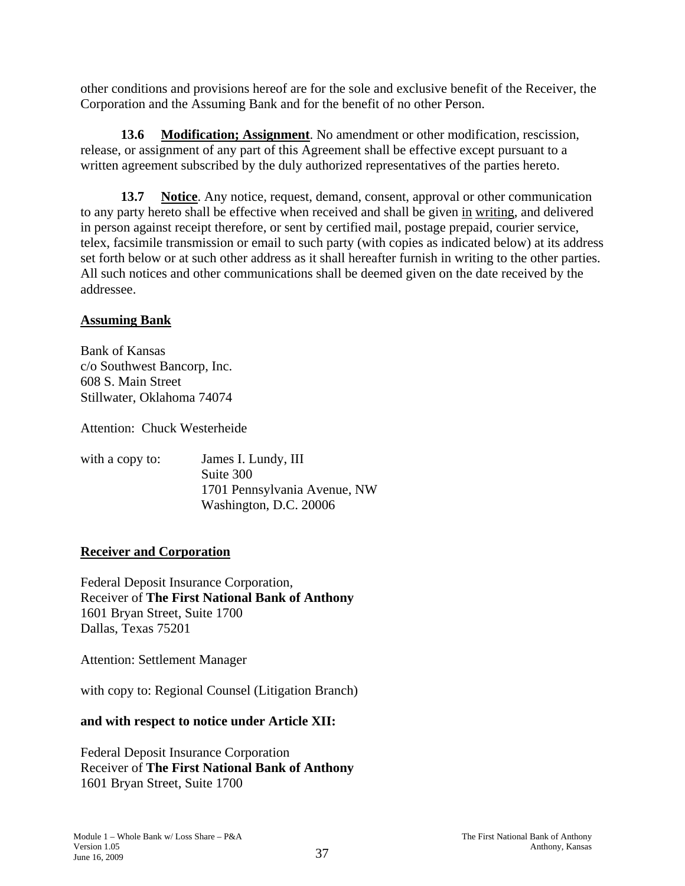other conditions and provisions hereof are for the sole and exclusive benefit of the Receiver, the Corporation and the Assuming Bank and for the benefit of no other Person.

**13.6 Modification; Assignment**. No amendment or other modification, rescission, release, or assignment of any part of this Agreement shall be effective except pursuant to a written agreement subscribed by the duly authorized representatives of the parties hereto.

**13.7 Notice**. Any notice, request, demand, consent, approval or other communication to any party hereto shall be effective when received and shall be given in writing, and delivered in person against receipt therefore, or sent by certified mail, postage prepaid, courier service, telex, facsimile transmission or email to such party (with copies as indicated below) at its address set forth below or at such other address as it shall hereafter furnish in writing to the other parties. All such notices and other communications shall be deemed given on the date received by the addressee.

**Assuming Bank**

Bank of Kansas
c/o Southwest Bancorp, Inc.
608 S. Main Street
Stillwater, Oklahoma 74074

Attention: Chuck Westerheide

with a copy to: James I. Lundy, III
Suite 300
1701 Pennsylvania Avenue, NW
Washington, D.C. 20006

**Receiver and Corporation**

Federal Deposit Insurance Corporation,
Receiver of **The First National Bank of Anthony**
1601 Bryan Street, Suite 1700
Dallas, Texas 75201

Attention: Settlement Manager

with copy to: Regional Counsel (Litigation Branch)

**and with respect to notice under Article XII:**

Federal Deposit Insurance Corporation
Receiver of **The First National Bank of Anthony**
1601 Bryan Street, Suite 1700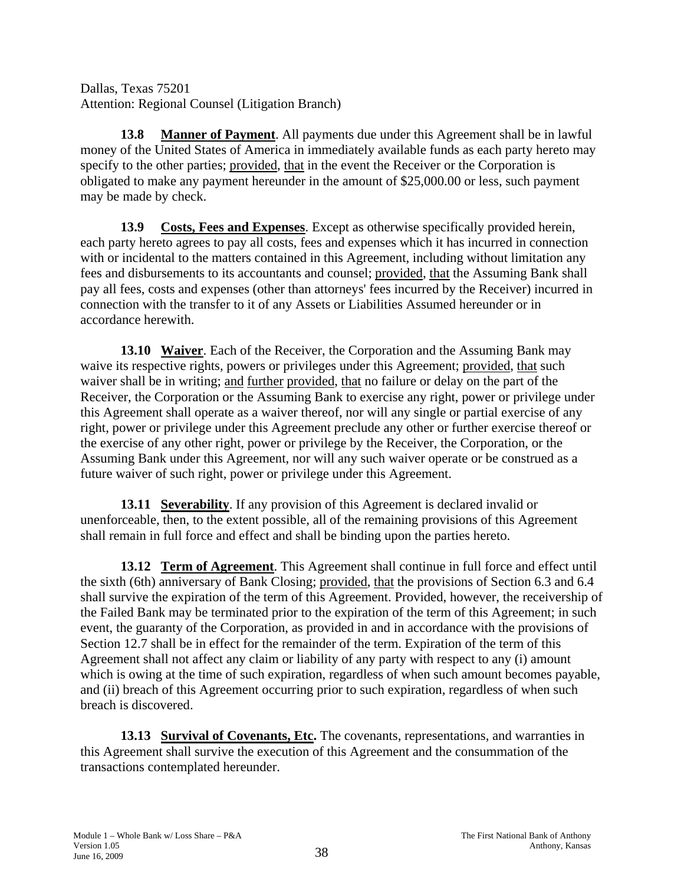Dallas, Texas 75201
Attention: Regional Counsel (Litigation Branch)

**13.8 Manner of Payment**. All payments due under this Agreement shall be in lawful money of the United States of America in immediately available funds as each party hereto may specify to the other parties; provided, that in the event the Receiver or the Corporation is obligated to make any payment hereunder in the amount of $25,000.00 or less, such payment may be made by check.

**13.9 Costs, Fees and Expenses**. Except as otherwise specifically provided herein, each party hereto agrees to pay all costs, fees and expenses which it has incurred in connection with or incidental to the matters contained in this Agreement, including without limitation any fees and disbursements to its accountants and counsel; provided, that the Assuming Bank shall pay all fees, costs and expenses (other than attorneys' fees incurred by the Receiver) incurred in connection with the transfer to it of any Assets or Liabilities Assumed hereunder or in accordance herewith.

**13.10 Waiver**. Each of the Receiver, the Corporation and the Assuming Bank may waive its respective rights, powers or privileges under this Agreement; provided, that such waiver shall be in writing; and further provided, that no failure or delay on the part of the Receiver, the Corporation or the Assuming Bank to exercise any right, power or privilege under this Agreement shall operate as a waiver thereof, nor will any single or partial exercise of any right, power or privilege under this Agreement preclude any other or further exercise thereof or the exercise of any other right, power or privilege by the Receiver, the Corporation, or the Assuming Bank under this Agreement, nor will any such waiver operate or be construed as a future waiver of such right, power or privilege under this Agreement.

**13.11 Severability**. If any provision of this Agreement is declared invalid or unenforceable, then, to the extent possible, all of the remaining provisions of this Agreement shall remain in full force and effect and shall be binding upon the parties hereto.

**13.12 Term of Agreement**. This Agreement shall continue in full force and effect until the sixth (6th) anniversary of Bank Closing; provided, that the provisions of Section 6.3 and 6.4 shall survive the expiration of the term of this Agreement. Provided, however, the receivership of the Failed Bank may be terminated prior to the expiration of the term of this Agreement; in such event, the guaranty of the Corporation, as provided in and in accordance with the provisions of Section 12.7 shall be in effect for the remainder of the term. Expiration of the term of this Agreement shall not affect any claim or liability of any party with respect to any (i) amount which is owing at the time of such expiration, regardless of when such amount becomes payable, and (ii) breach of this Agreement occurring prior to such expiration, regardless of when such breach is discovered.

**13.13 Survival of Covenants, Etc.** The covenants, representations, and warranties in this Agreement shall survive the execution of this Agreement and the consummation of the transactions contemplated hereunder.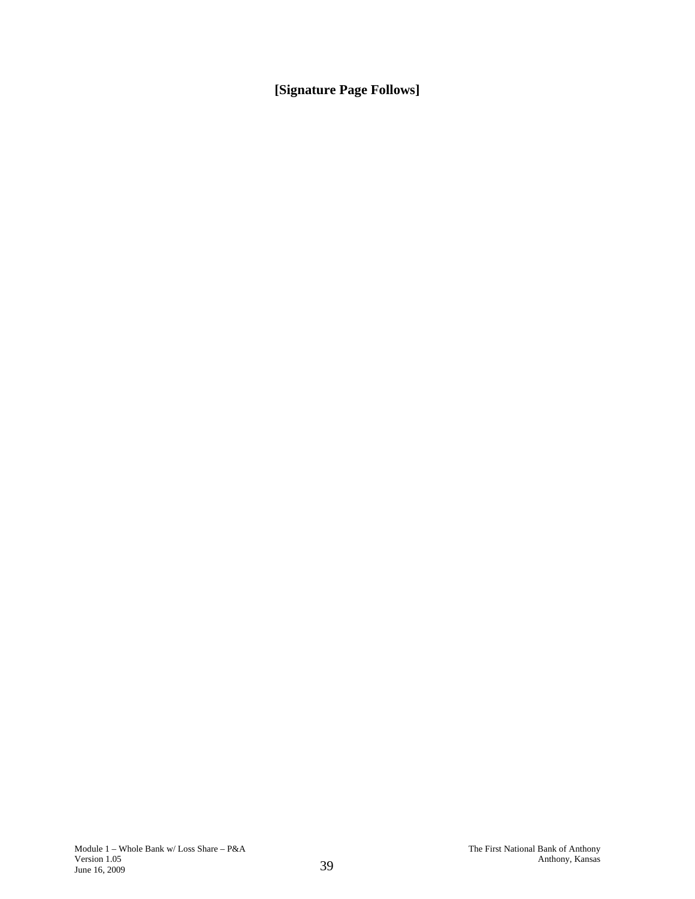**[Signature Page Follows]**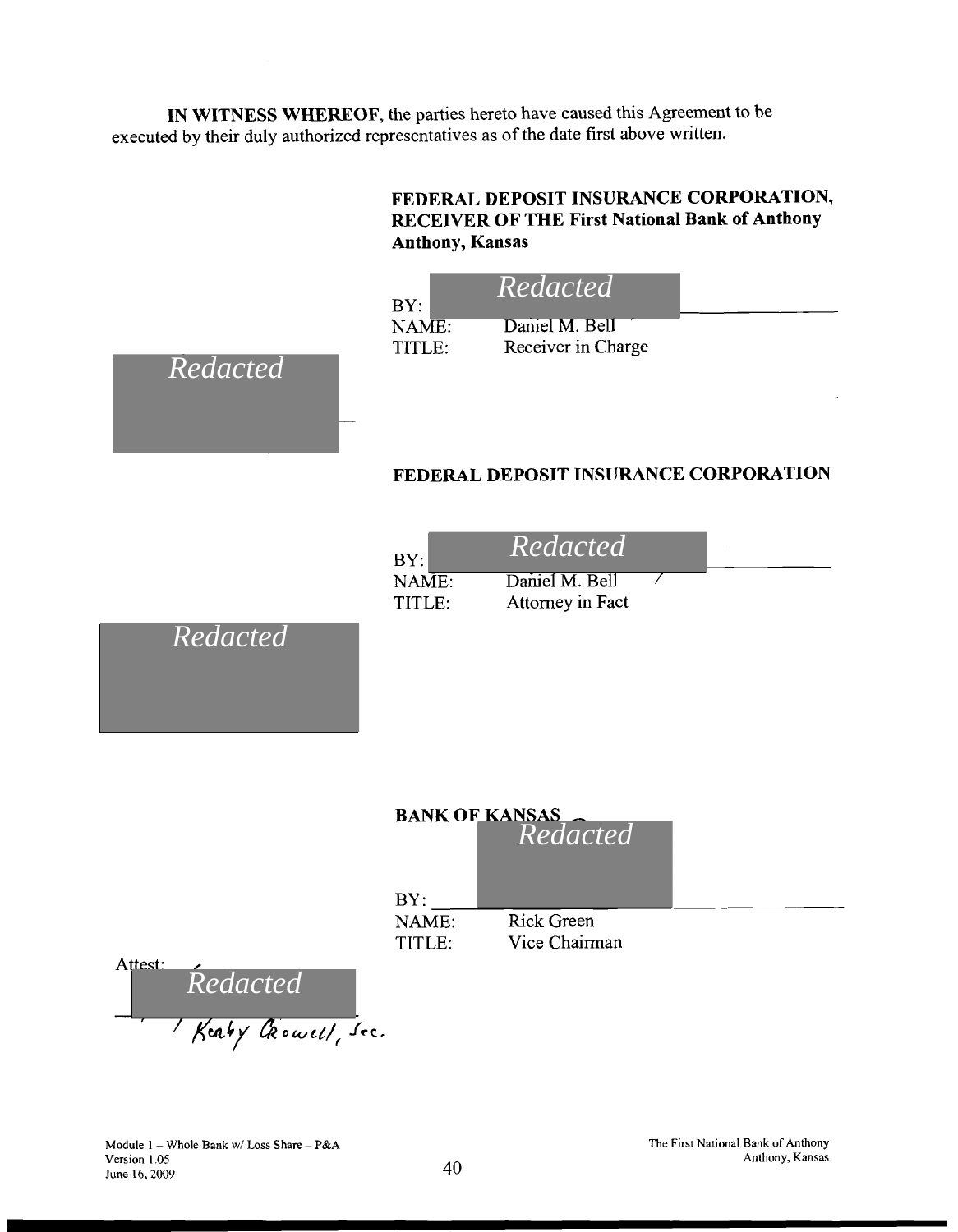**IN WITNESS WHEREOF**, the parties hereto have caused this Agreement to be executed by their duly authorized representatives as of the date first above written.

**FEDERAL DEPOSIT INSURANCE CORPORATION, RECEIVER OF THE First National Bank of Anthony Anthony, Kansas**

BY: *Redacted*
NAME: Daniel M. Bell
TITLE: Receiver in Charge

*Redacted*

**FEDERAL DEPOSIT INSURANCE CORPORATION**

BY: *Redacted*
NAME: Daniel M. Bell
TITLE: Attorney in Fact

*Redacted*

**BANK OF KANSAS**

BY: *Redacted*
NAME: Rick Green
TITLE: Vice Chairman

Attest: *Redacted*
Kealy Crowell, Sec.

Module 1 – Whole Bank w/ Loss Share – P&A
Version 1.05
June 16, 2009

The First National Bank of Anthony
Anthony, Kansas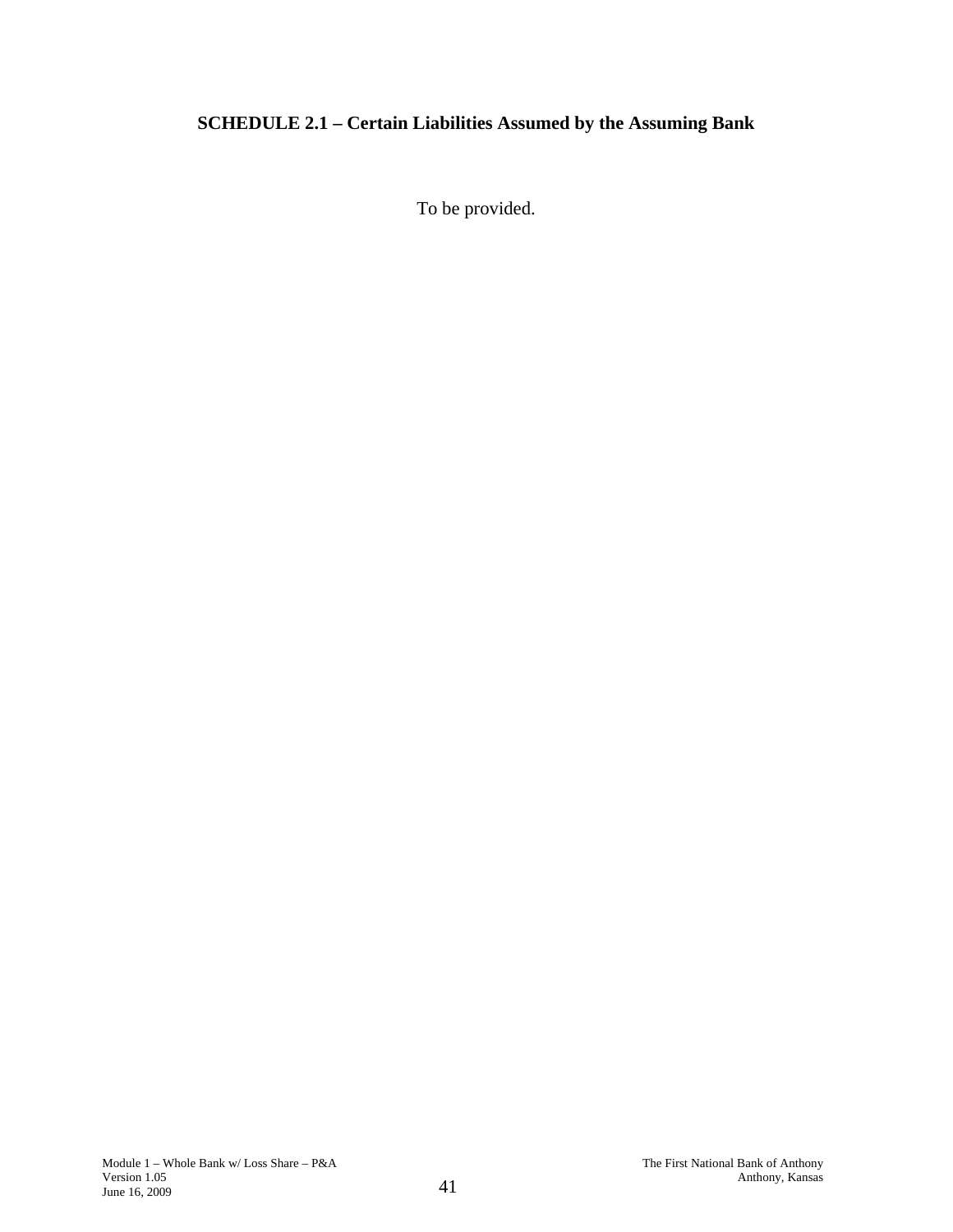## SCHEDULE 2.1 – Certain Liabilities Assumed by the Assuming Bank

To be provided.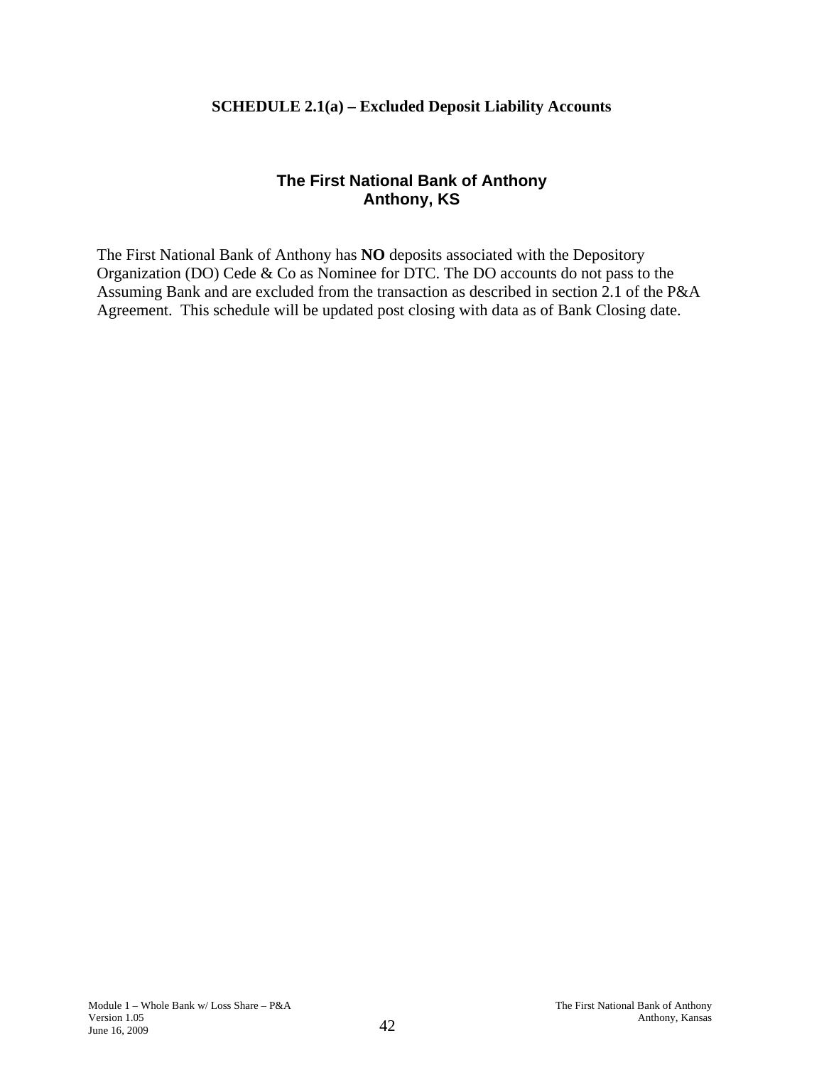## SCHEDULE 2.1(a) – Excluded Deposit Liability Accounts

### The First National Bank of Anthony
### Anthony, KS

The First National Bank of Anthony has **NO** deposits associated with the Depository Organization (DO) Cede & Co as Nominee for DTC. The DO accounts do not pass to the Assuming Bank and are excluded from the transaction as described in section 2.1 of the P&A Agreement. This schedule will be updated post closing with data as of Bank Closing date.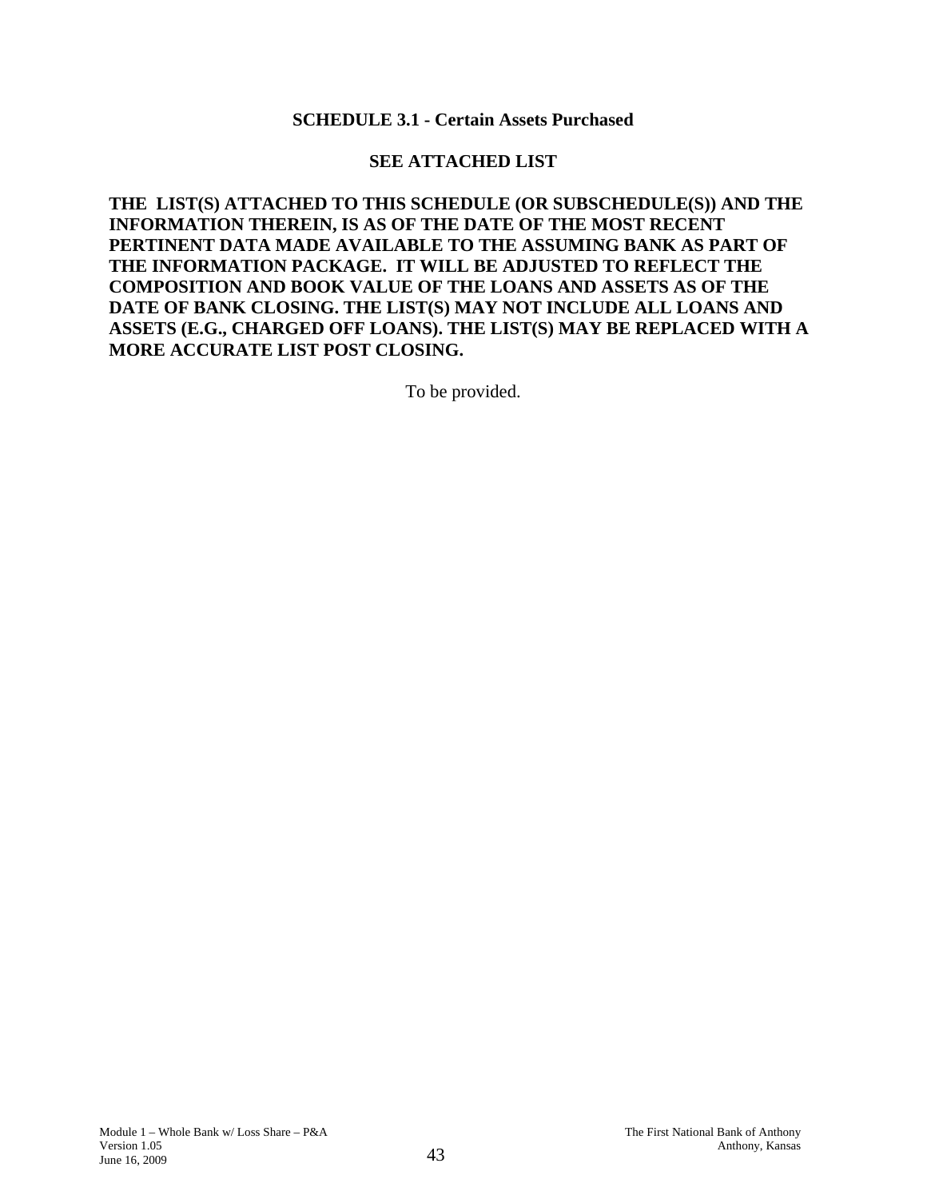## SCHEDULE 3.1 - Certain Assets Purchased

**SEE ATTACHED LIST**

**THE LIST(S) ATTACHED TO THIS SCHEDULE (OR SUBSCHEDULE(S)) AND THE INFORMATION THEREIN, IS AS OF THE DATE OF THE MOST RECENT PERTINENT DATA MADE AVAILABLE TO THE ASSUMING BANK AS PART OF THE INFORMATION PACKAGE. IT WILL BE ADJUSTED TO REFLECT THE COMPOSITION AND BOOK VALUE OF THE LOANS AND ASSETS AS OF THE DATE OF BANK CLOSING. THE LIST(S) MAY NOT INCLUDE ALL LOANS AND ASSETS (E.G., CHARGED OFF LOANS). THE LIST(S) MAY BE REPLACED WITH A MORE ACCURATE LIST POST CLOSING.**

To be provided.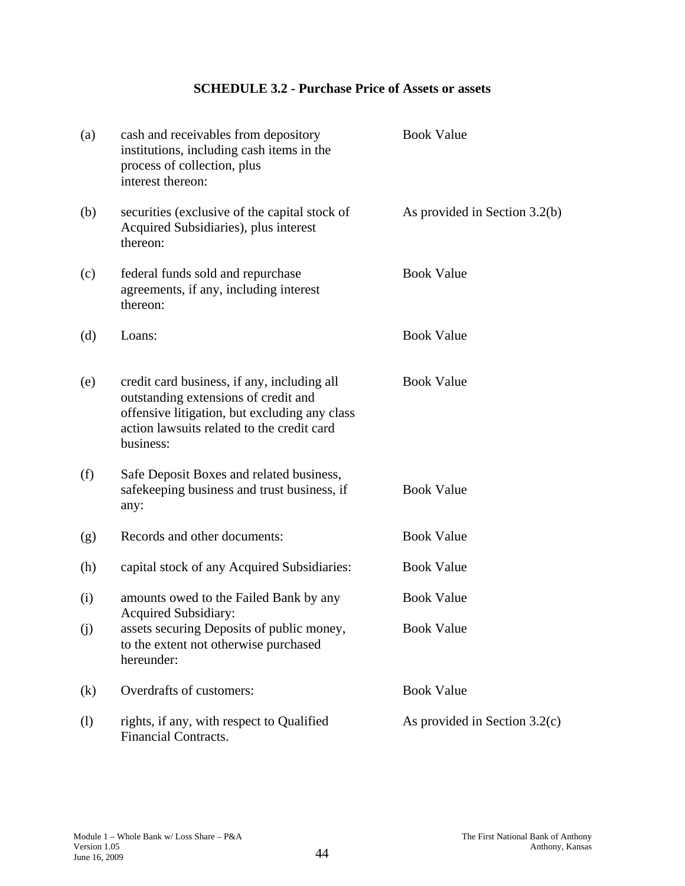## SCHEDULE 3.2 - Purchase Price of Assets or assets

| | | |
|---|---|---|
| (a) | cash and receivables from depository institutions, including cash items in the process of collection, plus interest thereon: | Book Value |
| (b) | securities (exclusive of the capital stock of Acquired Subsidiaries), plus interest thereon: | As provided in Section 3.2(b) |
| (c) | federal funds sold and repurchase agreements, if any, including interest thereon: | Book Value |
| (d) | Loans: | Book Value |
| (e) | credit card business, if any, including all outstanding extensions of credit and offensive litigation, but excluding any class action lawsuits related to the credit card business: | Book Value |
| (f) | Safe Deposit Boxes and related business, safekeeping business and trust business, if any: | Book Value |
| (g) | Records and other documents: | Book Value |
| (h) | capital stock of any Acquired Subsidiaries: | Book Value |
| (i) | amounts owed to the Failed Bank by any Acquired Subsidiary: | Book Value |
| (j) | assets securing Deposits of public money, to the extent not otherwise purchased hereunder: | Book Value |
| (k) | Overdrafts of customers: | Book Value |
| (l) | rights, if any, with respect to Qualified Financial Contracts. | As provided in Section 3.2(c) |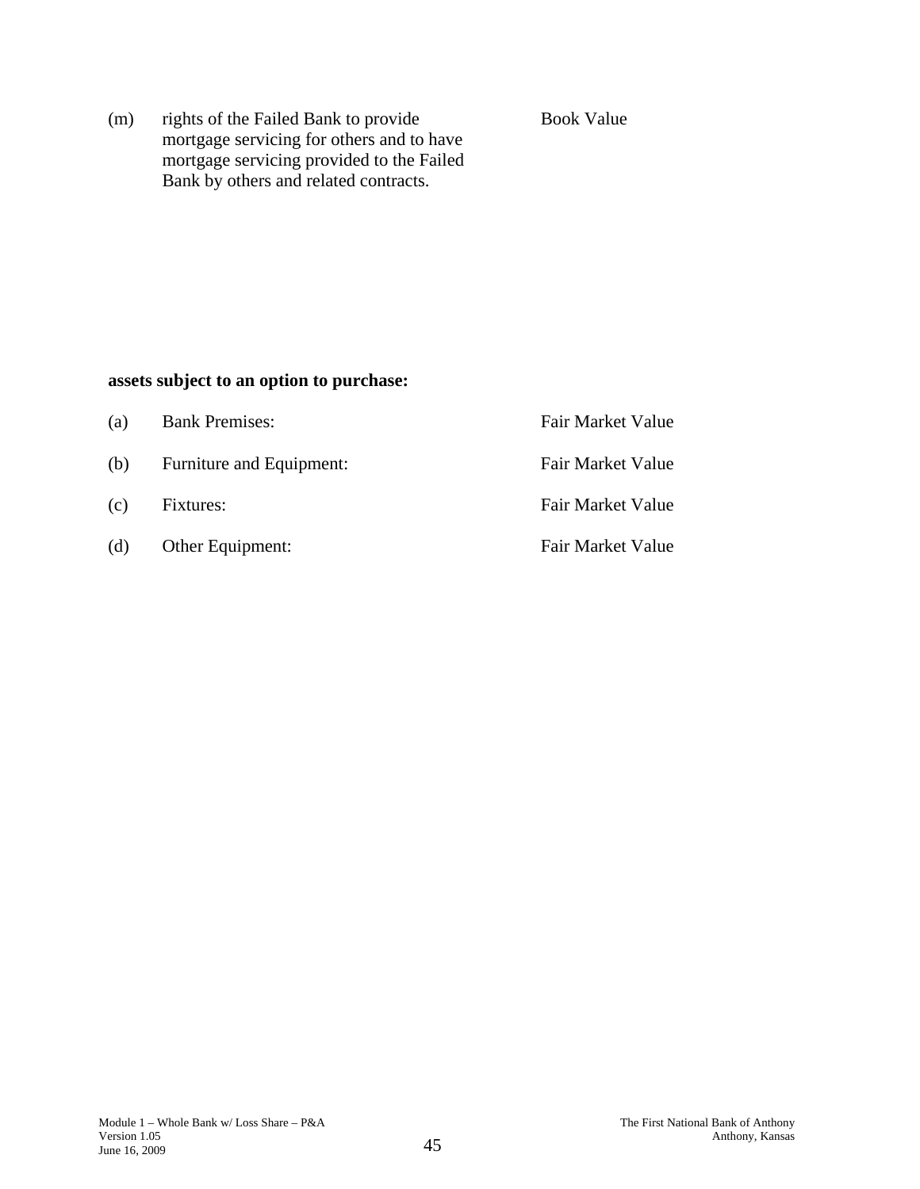| | | |
|---|---|---|
| (m) | rights of the Failed Bank to provide mortgage servicing for others and to have mortgage servicing provided to the Failed Bank by others and related contracts. | Book Value |

**assets subject to an option to purchase:**

| | | |
|---|---|---|
| (a) | Bank Premises: | Fair Market Value |
| (b) | Furniture and Equipment: | Fair Market Value |
| (c) | Fixtures: | Fair Market Value |
| (d) | Other Equipment: | Fair Market Value |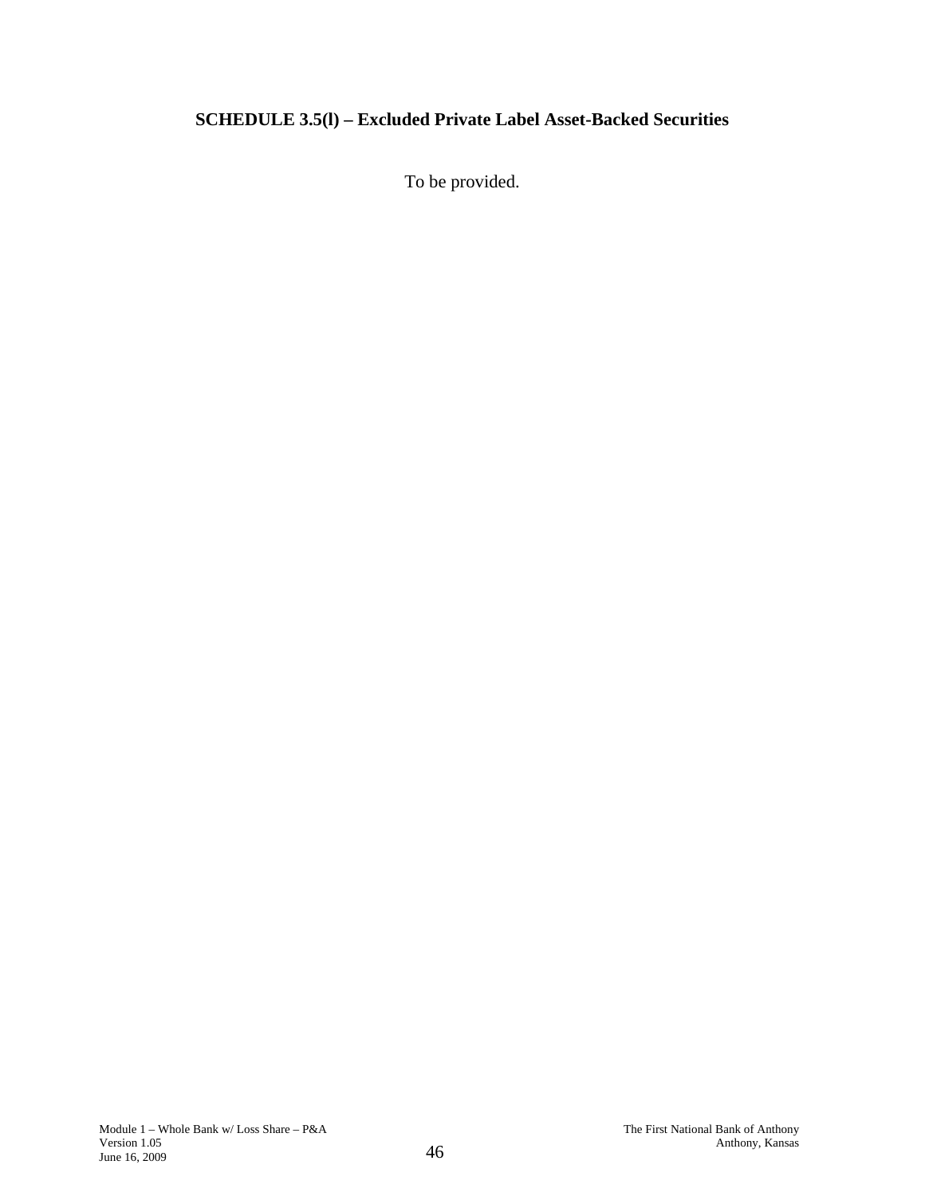**SCHEDULE 3.5(l) – Excluded Private Label Asset-Backed Securities**

To be provided.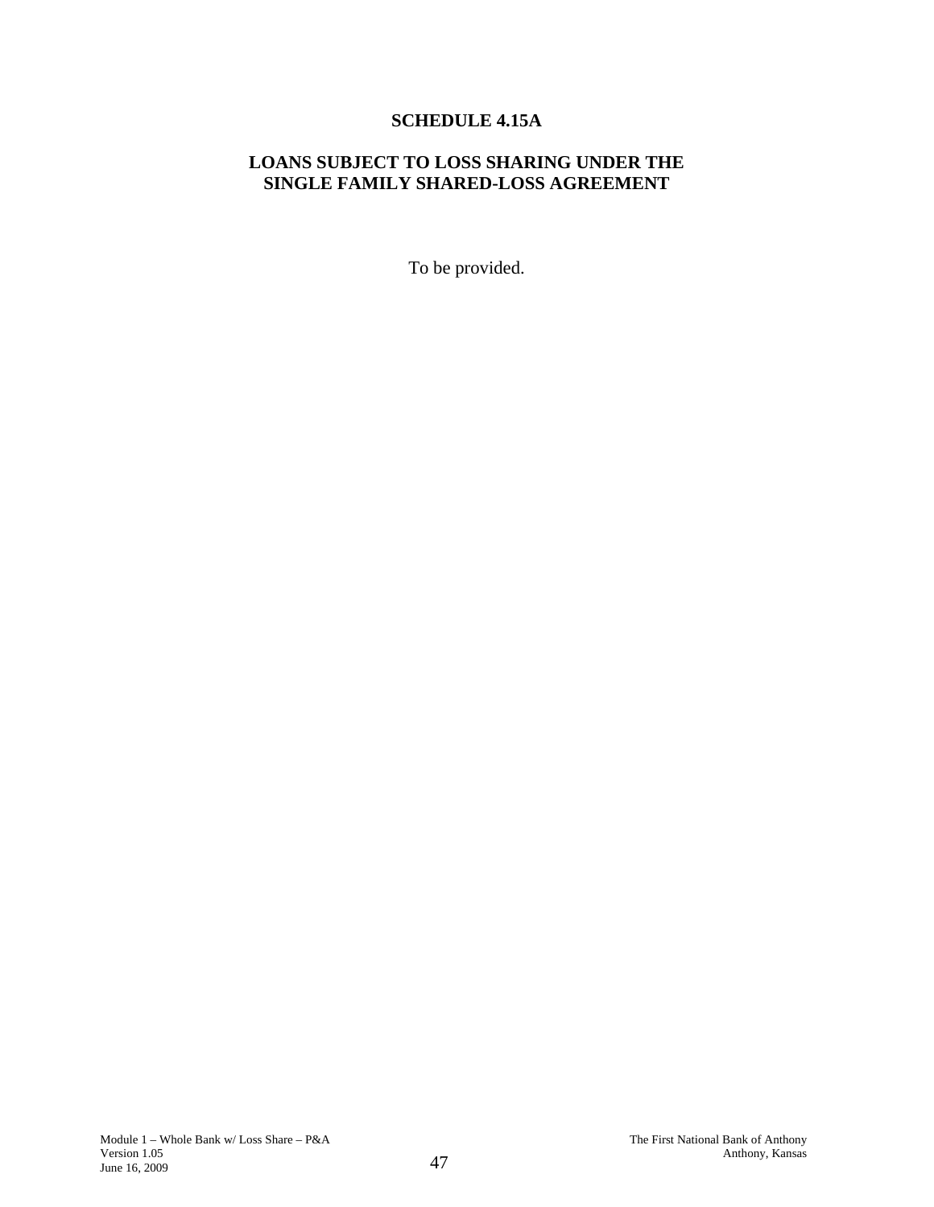# SCHEDULE 4.15A

## LOANS SUBJECT TO LOSS SHARING UNDER THE SINGLE FAMILY SHARED-LOSS AGREEMENT

To be provided.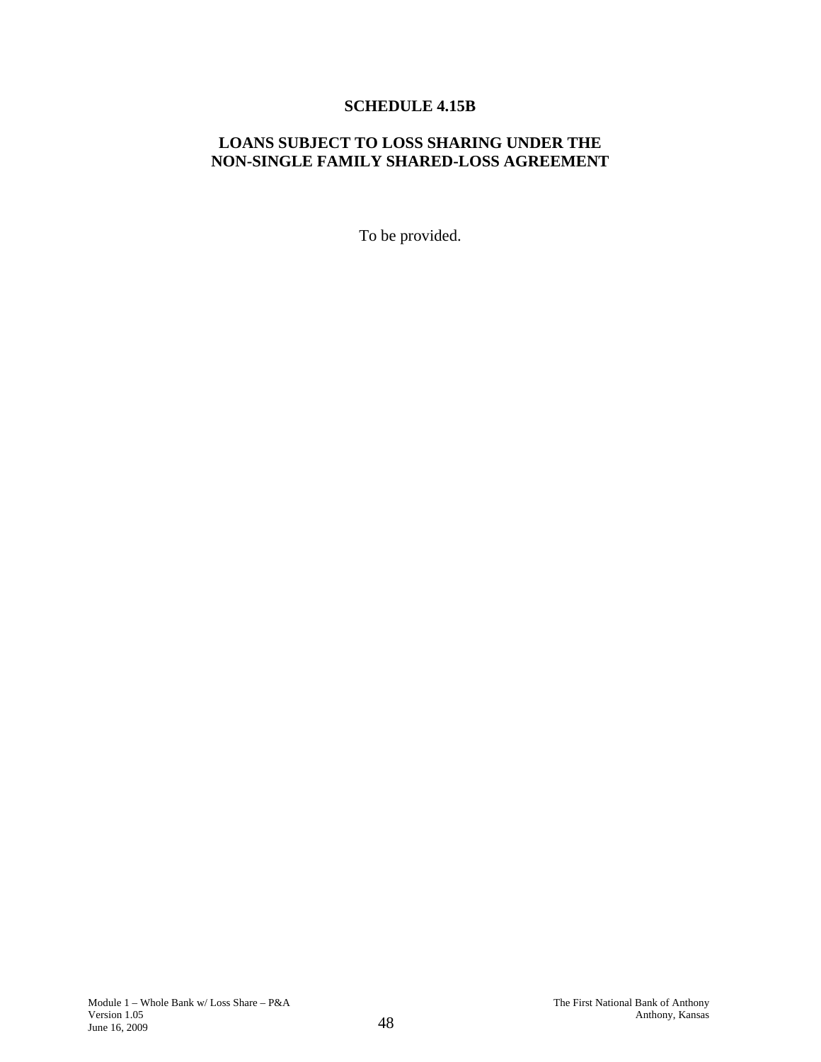# SCHEDULE 4.15B

## LOANS SUBJECT TO LOSS SHARING UNDER THE NON-SINGLE FAMILY SHARED-LOSS AGREEMENT

To be provided.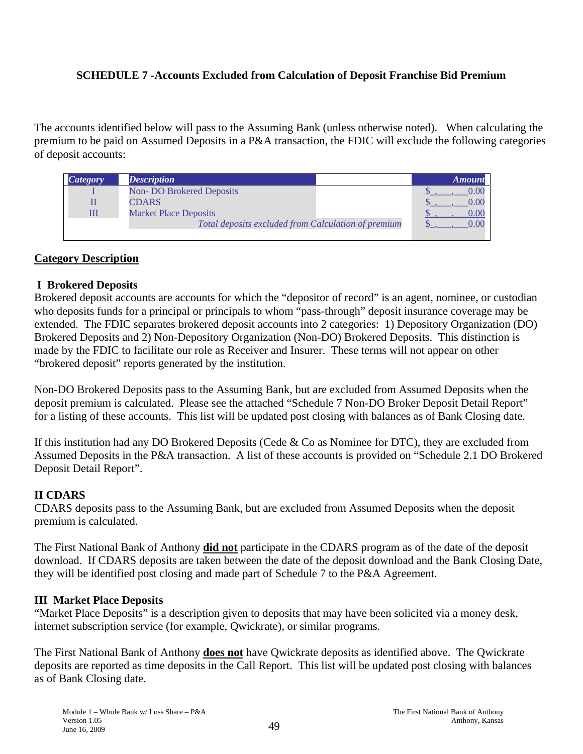**SCHEDULE 7 -Accounts Excluded from Calculation of Deposit Franchise Bid Premium**

The accounts identified below will pass to the Assuming Bank (unless otherwise noted). When calculating the premium to be paid on Assumed Deposits in a P&A transaction, the FDIC will exclude the following categories of deposit accounts:

| *Category* | *Description* | *Amount* |
|---|---|---|
| I | Non- DO Brokered Deposits | $_,___,___0.00 |
| II | CDARS | $_,___,___0.00 |
| III | Market Place Deposits | $_,___,___0.00 |
| | *Total deposits excluded from Calculation of premium* | $_,___,___0.00 |

**Category Description**

**I Brokered Deposits**

Brokered deposit accounts are accounts for which the "depositor of record" is an agent, nominee, or custodian who deposits funds for a principal or principals to whom "pass-through" deposit insurance coverage may be extended. The FDIC separates brokered deposit accounts into 2 categories: 1) Depository Organization (DO) Brokered Deposits and 2) Non-Depository Organization (Non-DO) Brokered Deposits. This distinction is made by the FDIC to facilitate our role as Receiver and Insurer. These terms will not appear on other "brokered deposit" reports generated by the institution.

Non-DO Brokered Deposits pass to the Assuming Bank, but are excluded from Assumed Deposits when the deposit premium is calculated. Please see the attached "Schedule 7 Non-DO Broker Deposit Detail Report" for a listing of these accounts. This list will be updated post closing with balances as of Bank Closing date.

If this institution had any DO Brokered Deposits (Cede & Co as Nominee for DTC), they are excluded from Assumed Deposits in the P&A transaction. A list of these accounts is provided on "Schedule 2.1 DO Brokered Deposit Detail Report".

**II CDARS**

CDARS deposits pass to the Assuming Bank, but are excluded from Assumed Deposits when the deposit premium is calculated.

The First National Bank of Anthony **did not** participate in the CDARS program as of the date of the deposit download. If CDARS deposits are taken between the date of the deposit download and the Bank Closing Date, they will be identified post closing and made part of Schedule 7 to the P&A Agreement.

**III Market Place Deposits**

"Market Place Deposits" is a description given to deposits that may have been solicited via a money desk, internet subscription service (for example, Qwickrate), or similar programs.

The First National Bank of Anthony **does not** have Qwickrate deposits as identified above. The Qwickrate deposits are reported as time deposits in the Call Report. This list will be updated post closing with balances as of Bank Closing date.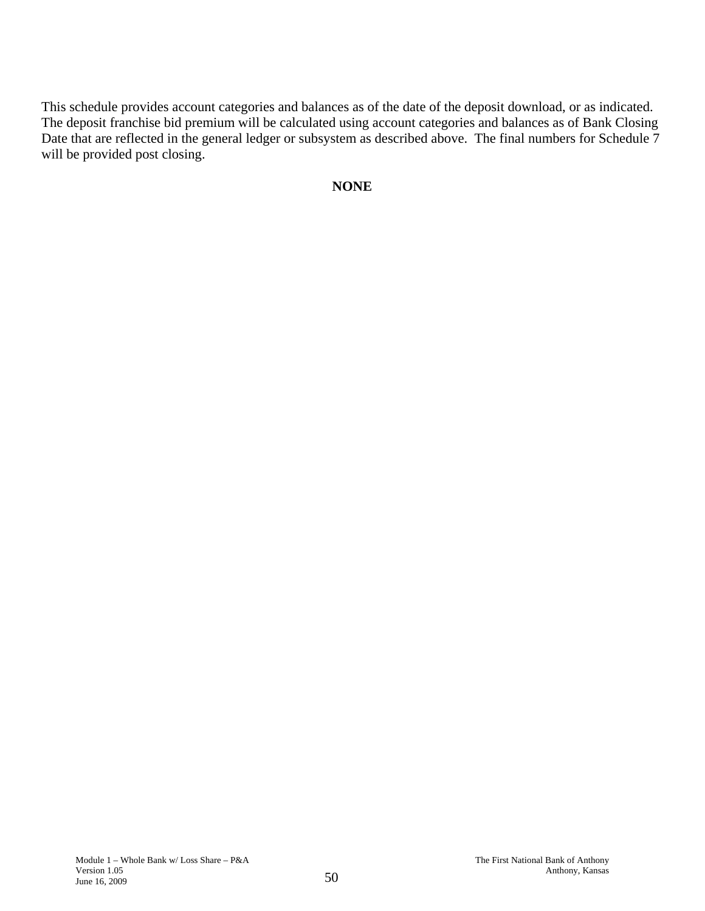This schedule provides account categories and balances as of the date of the deposit download, or as indicated. The deposit franchise bid premium will be calculated using account categories and balances as of Bank Closing Date that are reflected in the general ledger or subsystem as described above. The final numbers for Schedule 7 will be provided post closing.

**NONE**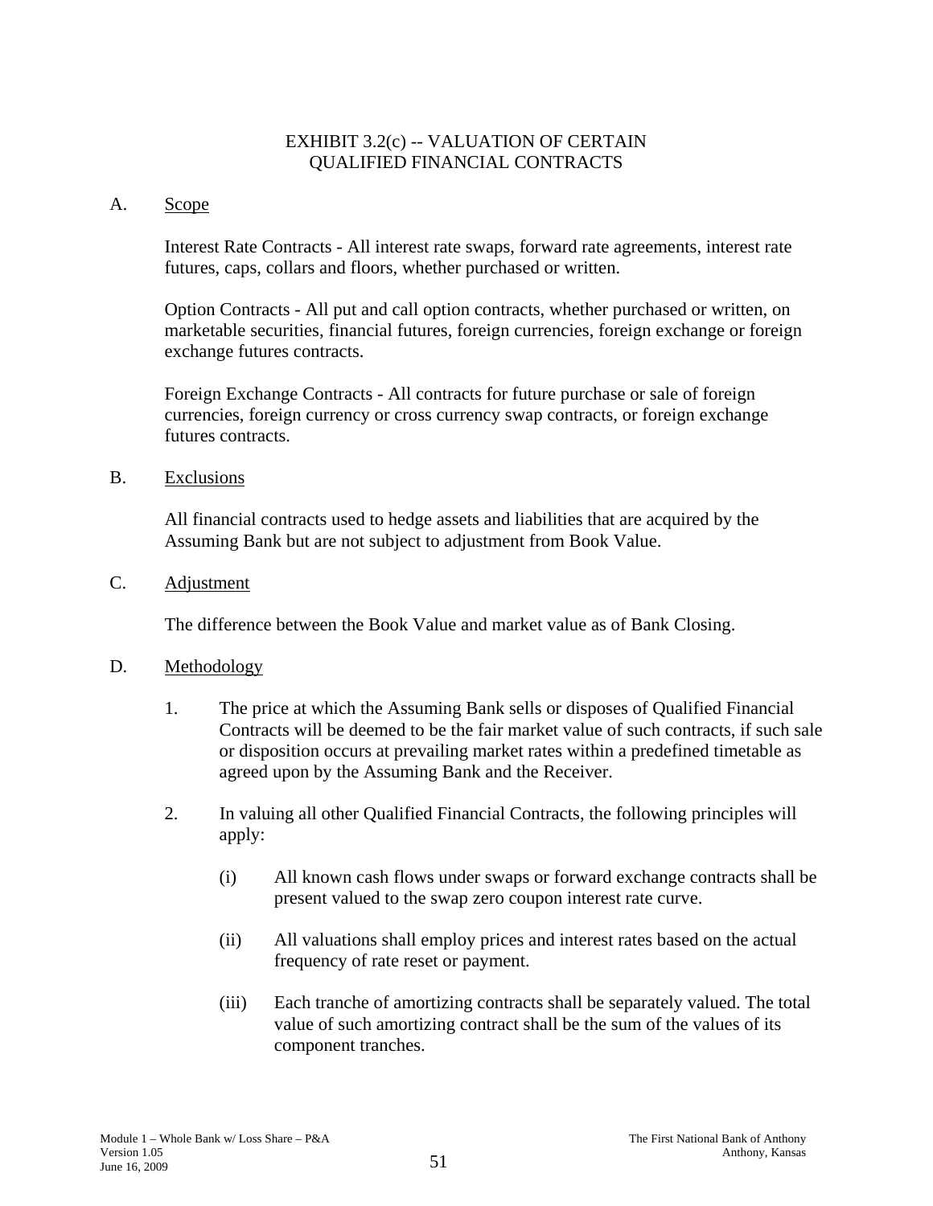# EXHIBIT 3.2(c) -- VALUATION OF CERTAIN QUALIFIED FINANCIAL CONTRACTS

A. Scope

Interest Rate Contracts - All interest rate swaps, forward rate agreements, interest rate futures, caps, collars and floors, whether purchased or written.

Option Contracts - All put and call option contracts, whether purchased or written, on marketable securities, financial futures, foreign currencies, foreign exchange or foreign exchange futures contracts.

Foreign Exchange Contracts - All contracts for future purchase or sale of foreign currencies, foreign currency or cross currency swap contracts, or foreign exchange futures contracts.

B. Exclusions

All financial contracts used to hedge assets and liabilities that are acquired by the Assuming Bank but are not subject to adjustment from Book Value.

C. Adjustment

The difference between the Book Value and market value as of Bank Closing.

D. Methodology

1. The price at which the Assuming Bank sells or disposes of Qualified Financial Contracts will be deemed to be the fair market value of such contracts, if such sale or disposition occurs at prevailing market rates within a predefined timetable as agreed upon by the Assuming Bank and the Receiver.

2. In valuing all other Qualified Financial Contracts, the following principles will apply:

   (i) All known cash flows under swaps or forward exchange contracts shall be present valued to the swap zero coupon interest rate curve.

   (ii) All valuations shall employ prices and interest rates based on the actual frequency of rate reset or payment.

   (iii) Each tranche of amortizing contracts shall be separately valued. The total value of such amortizing contract shall be the sum of the values of its component tranches.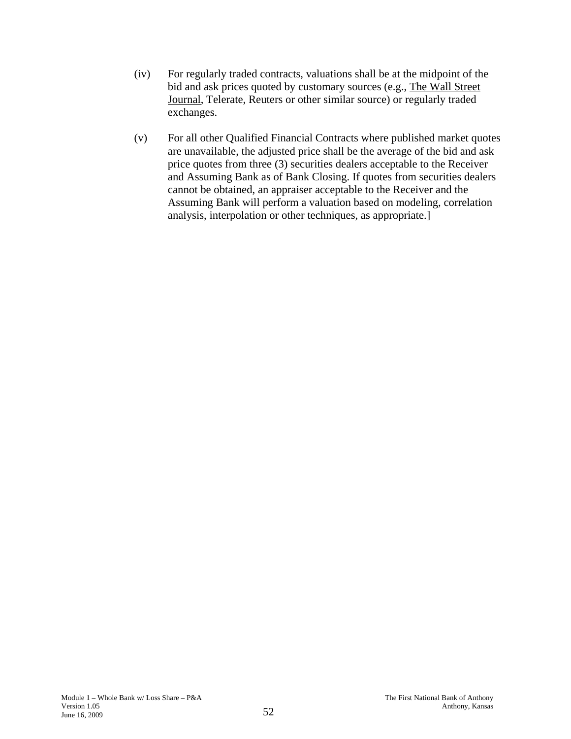(iv) For regularly traded contracts, valuations shall be at the midpoint of the bid and ask prices quoted by customary sources (e.g., The Wall Street Journal, Telerate, Reuters or other similar source) or regularly traded exchanges.

(v) For all other Qualified Financial Contracts where published market quotes are unavailable, the adjusted price shall be the average of the bid and ask price quotes from three (3) securities dealers acceptable to the Receiver and Assuming Bank as of Bank Closing. If quotes from securities dealers cannot be obtained, an appraiser acceptable to the Receiver and the Assuming Bank will perform a valuation based on modeling, correlation analysis, interpolation or other techniques, as appropriate.]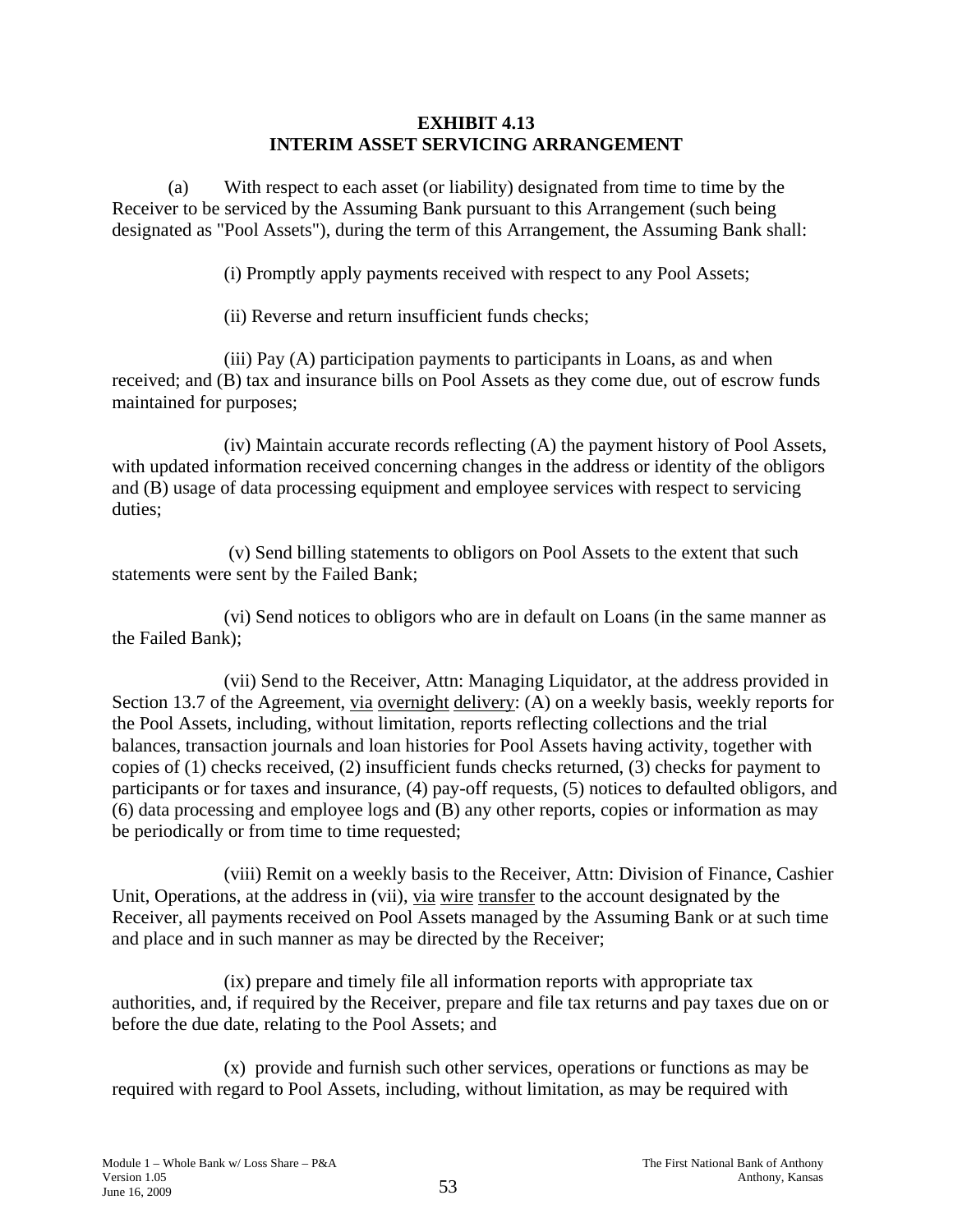# EXHIBIT 4.13
# INTERIM ASSET SERVICING ARRANGEMENT

(a) With respect to each asset (or liability) designated from time to time by the Receiver to be serviced by the Assuming Bank pursuant to this Arrangement (such being designated as "Pool Assets"), during the term of this Arrangement, the Assuming Bank shall:

(i) Promptly apply payments received with respect to any Pool Assets;

(ii) Reverse and return insufficient funds checks;

(iii) Pay (A) participation payments to participants in Loans, as and when received; and (B) tax and insurance bills on Pool Assets as they come due, out of escrow funds maintained for purposes;

(iv) Maintain accurate records reflecting (A) the payment history of Pool Assets, with updated information received concerning changes in the address or identity of the obligors and (B) usage of data processing equipment and employee services with respect to servicing duties;

(v) Send billing statements to obligors on Pool Assets to the extent that such statements were sent by the Failed Bank;

(vi) Send notices to obligors who are in default on Loans (in the same manner as the Failed Bank);

(vii) Send to the Receiver, Attn: Managing Liquidator, at the address provided in Section 13.7 of the Agreement, via overnight delivery: (A) on a weekly basis, weekly reports for the Pool Assets, including, without limitation, reports reflecting collections and the trial balances, transaction journals and loan histories for Pool Assets having activity, together with copies of (1) checks received, (2) insufficient funds checks returned, (3) checks for payment to participants or for taxes and insurance, (4) pay-off requests, (5) notices to defaulted obligors, and (6) data processing and employee logs and (B) any other reports, copies or information as may be periodically or from time to time requested;

(viii) Remit on a weekly basis to the Receiver, Attn: Division of Finance, Cashier Unit, Operations, at the address in (vii), via wire transfer to the account designated by the Receiver, all payments received on Pool Assets managed by the Assuming Bank or at such time and place and in such manner as may be directed by the Receiver;

(ix) prepare and timely file all information reports with appropriate tax authorities, and, if required by the Receiver, prepare and file tax returns and pay taxes due on or before the due date, relating to the Pool Assets; and

(x) provide and furnish such other services, operations or functions as may be required with regard to Pool Assets, including, without limitation, as may be required with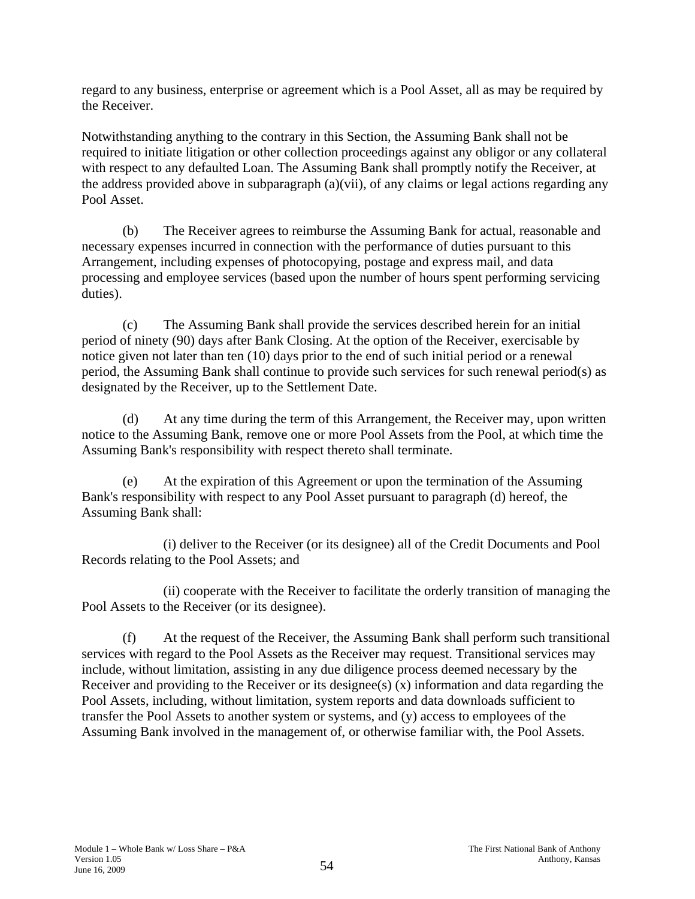regard to any business, enterprise or agreement which is a Pool Asset, all as may be required by the Receiver.

Notwithstanding anything to the contrary in this Section, the Assuming Bank shall not be required to initiate litigation or other collection proceedings against any obligor or any collateral with respect to any defaulted Loan. The Assuming Bank shall promptly notify the Receiver, at the address provided above in subparagraph (a)(vii), of any claims or legal actions regarding any Pool Asset.

(b) The Receiver agrees to reimburse the Assuming Bank for actual, reasonable and necessary expenses incurred in connection with the performance of duties pursuant to this Arrangement, including expenses of photocopying, postage and express mail, and data processing and employee services (based upon the number of hours spent performing servicing duties).

(c) The Assuming Bank shall provide the services described herein for an initial period of ninety (90) days after Bank Closing. At the option of the Receiver, exercisable by notice given not later than ten (10) days prior to the end of such initial period or a renewal period, the Assuming Bank shall continue to provide such services for such renewal period(s) as designated by the Receiver, up to the Settlement Date.

(d) At any time during the term of this Arrangement, the Receiver may, upon written notice to the Assuming Bank, remove one or more Pool Assets from the Pool, at which time the Assuming Bank's responsibility with respect thereto shall terminate.

(e) At the expiration of this Agreement or upon the termination of the Assuming Bank's responsibility with respect to any Pool Asset pursuant to paragraph (d) hereof, the Assuming Bank shall:

(i) deliver to the Receiver (or its designee) all of the Credit Documents and Pool Records relating to the Pool Assets; and

(ii) cooperate with the Receiver to facilitate the orderly transition of managing the Pool Assets to the Receiver (or its designee).

(f) At the request of the Receiver, the Assuming Bank shall perform such transitional services with regard to the Pool Assets as the Receiver may request. Transitional services may include, without limitation, assisting in any due diligence process deemed necessary by the Receiver and providing to the Receiver or its designee(s) (x) information and data regarding the Pool Assets, including, without limitation, system reports and data downloads sufficient to transfer the Pool Assets to another system or systems, and (y) access to employees of the Assuming Bank involved in the management of, or otherwise familiar with, the Pool Assets.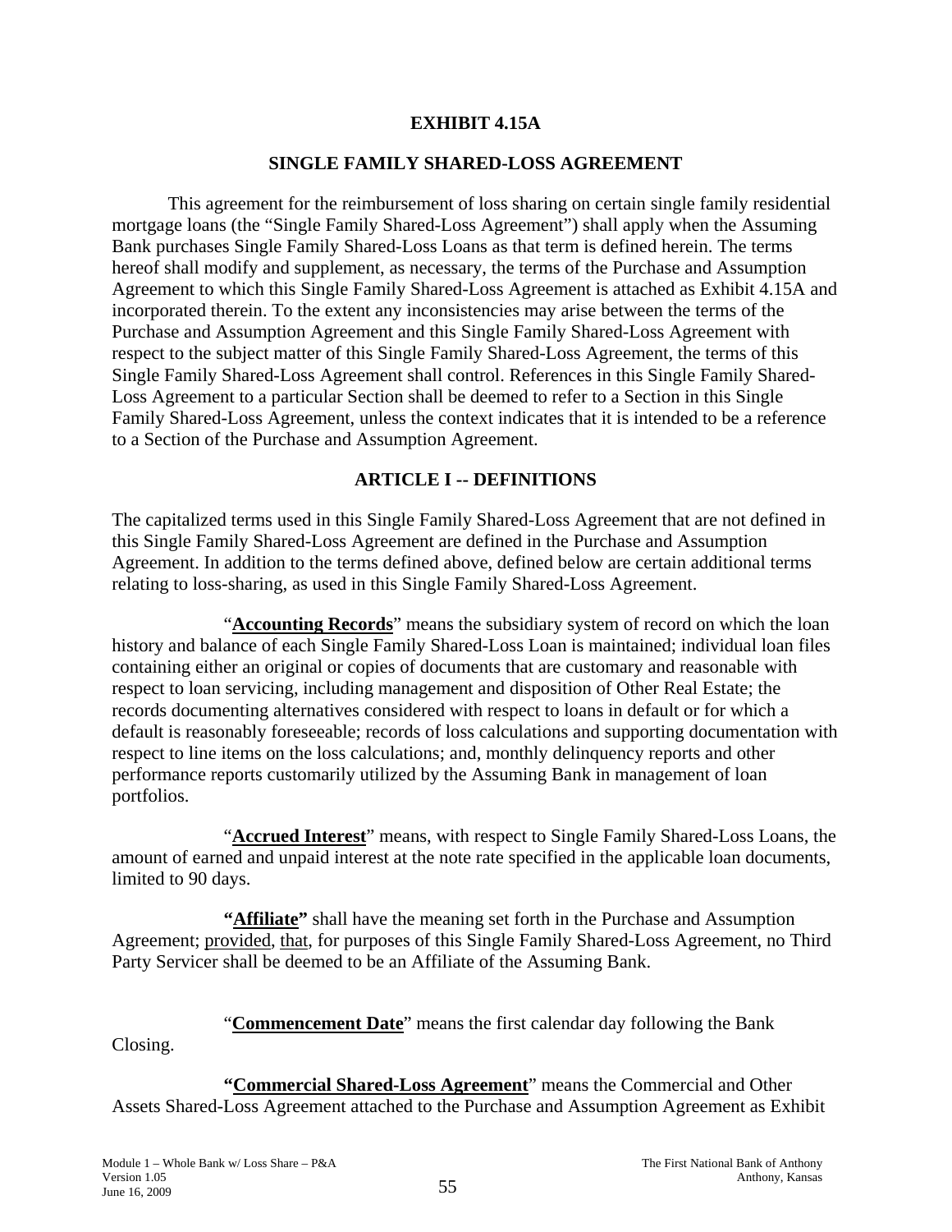# EXHIBIT 4.15A

## SINGLE FAMILY SHARED-LOSS AGREEMENT

This agreement for the reimbursement of loss sharing on certain single family residential mortgage loans (the "Single Family Shared-Loss Agreement") shall apply when the Assuming Bank purchases Single Family Shared-Loss Loans as that term is defined herein. The terms hereof shall modify and supplement, as necessary, the terms of the Purchase and Assumption Agreement to which this Single Family Shared-Loss Agreement is attached as Exhibit 4.15A and incorporated therein. To the extent any inconsistencies may arise between the terms of the Purchase and Assumption Agreement and this Single Family Shared-Loss Agreement with respect to the subject matter of this Single Family Shared-Loss Agreement, the terms of this Single Family Shared-Loss Agreement shall control. References in this Single Family Shared-Loss Agreement to a particular Section shall be deemed to refer to a Section in this Single Family Shared-Loss Agreement, unless the context indicates that it is intended to be a reference to a Section of the Purchase and Assumption Agreement.

## ARTICLE I -- DEFINITIONS

The capitalized terms used in this Single Family Shared-Loss Agreement that are not defined in this Single Family Shared-Loss Agreement are defined in the Purchase and Assumption Agreement. In addition to the terms defined above, defined below are certain additional terms relating to loss-sharing, as used in this Single Family Shared-Loss Agreement.

"**Accounting Records**" means the subsidiary system of record on which the loan history and balance of each Single Family Shared-Loss Loan is maintained; individual loan files containing either an original or copies of documents that are customary and reasonable with respect to loan servicing, including management and disposition of Other Real Estate; the records documenting alternatives considered with respect to loans in default or for which a default is reasonably foreseeable; records of loss calculations and supporting documentation with respect to line items on the loss calculations; and, monthly delinquency reports and other performance reports customarily utilized by the Assuming Bank in management of loan portfolios.

"**Accrued Interest**" means, with respect to Single Family Shared-Loss Loans, the amount of earned and unpaid interest at the note rate specified in the applicable loan documents, limited to 90 days.

**"Affiliate"** shall have the meaning set forth in the Purchase and Assumption Agreement; provided, that, for purposes of this Single Family Shared-Loss Agreement, no Third Party Servicer shall be deemed to be an Affiliate of the Assuming Bank.

"**Commencement Date**" means the first calendar day following the Bank Closing.

**"Commercial Shared-Loss Agreement**" means the Commercial and Other Assets Shared-Loss Agreement attached to the Purchase and Assumption Agreement as Exhibit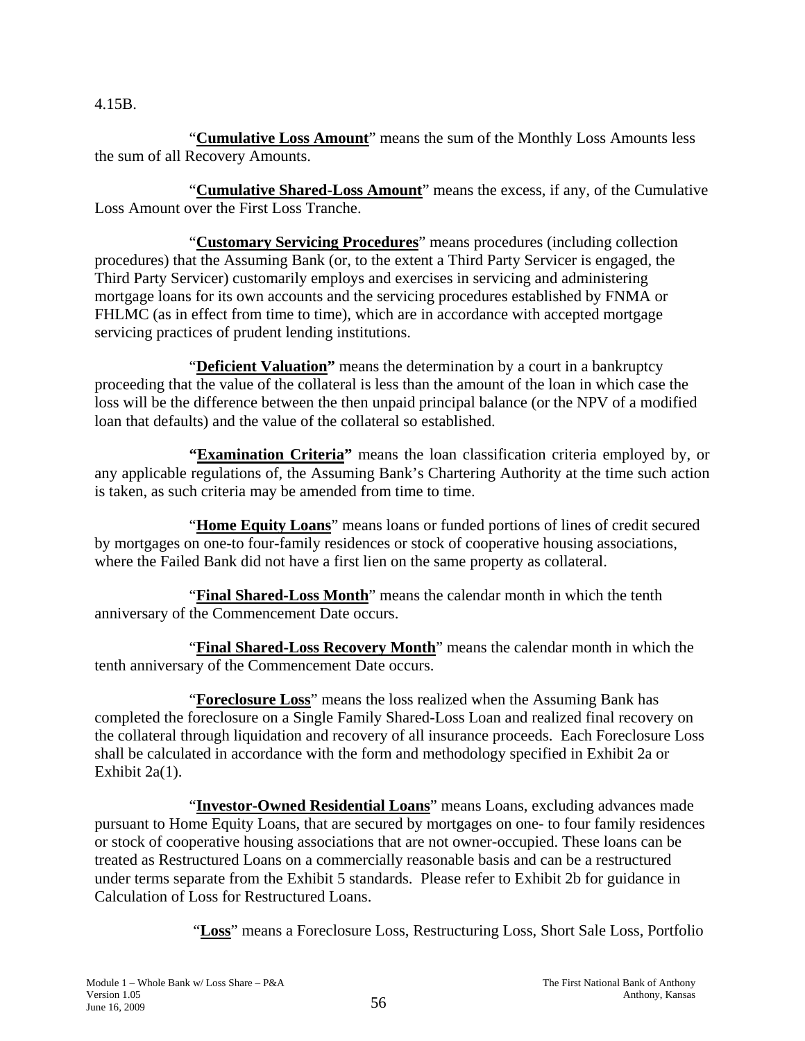4.15B.

"**Cumulative Loss Amount**" means the sum of the Monthly Loss Amounts less the sum of all Recovery Amounts.

"**Cumulative Shared-Loss Amount**" means the excess, if any, of the Cumulative Loss Amount over the First Loss Tranche.

"**Customary Servicing Procedures**" means procedures (including collection procedures) that the Assuming Bank (or, to the extent a Third Party Servicer is engaged, the Third Party Servicer) customarily employs and exercises in servicing and administering mortgage loans for its own accounts and the servicing procedures established by FNMA or FHLMC (as in effect from time to time), which are in accordance with accepted mortgage servicing practices of prudent lending institutions.

"**Deficient Valuation**" means the determination by a court in a bankruptcy proceeding that the value of the collateral is less than the amount of the loan in which case the loss will be the difference between the then unpaid principal balance (or the NPV of a modified loan that defaults) and the value of the collateral so established.

"**Examination Criteria**" means the loan classification criteria employed by, or any applicable regulations of, the Assuming Bank's Chartering Authority at the time such action is taken, as such criteria may be amended from time to time.

"**Home Equity Loans**" means loans or funded portions of lines of credit secured by mortgages on one-to four-family residences or stock of cooperative housing associations, where the Failed Bank did not have a first lien on the same property as collateral.

"**Final Shared-Loss Month**" means the calendar month in which the tenth anniversary of the Commencement Date occurs.

"**Final Shared-Loss Recovery Month**" means the calendar month in which the tenth anniversary of the Commencement Date occurs.

"**Foreclosure Loss**" means the loss realized when the Assuming Bank has completed the foreclosure on a Single Family Shared-Loss Loan and realized final recovery on the collateral through liquidation and recovery of all insurance proceeds. Each Foreclosure Loss shall be calculated in accordance with the form and methodology specified in Exhibit 2a or Exhibit 2a(1).

"**Investor-Owned Residential Loans**" means Loans, excluding advances made pursuant to Home Equity Loans, that are secured by mortgages on one- to four family residences or stock of cooperative housing associations that are not owner-occupied. These loans can be treated as Restructured Loans on a commercially reasonable basis and can be a restructured under terms separate from the Exhibit 5 standards. Please refer to Exhibit 2b for guidance in Calculation of Loss for Restructured Loans.

"**Loss**" means a Foreclosure Loss, Restructuring Loss, Short Sale Loss, Portfolio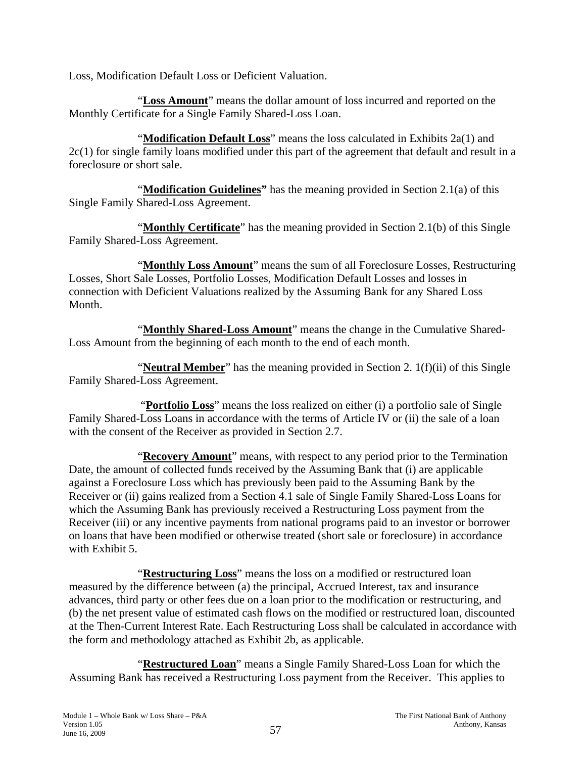Loss, Modification Default Loss or Deficient Valuation.

"**Loss Amount**" means the dollar amount of loss incurred and reported on the Monthly Certificate for a Single Family Shared-Loss Loan.

"**Modification Default Loss**" means the loss calculated in Exhibits 2a(1) and 2c(1) for single family loans modified under this part of the agreement that default and result in a foreclosure or short sale.

"**Modification Guidelines"** has the meaning provided in Section 2.1(a) of this Single Family Shared-Loss Agreement.

"**Monthly Certificate**" has the meaning provided in Section 2.1(b) of this Single Family Shared-Loss Agreement.

"**Monthly Loss Amount**" means the sum of all Foreclosure Losses, Restructuring Losses, Short Sale Losses, Portfolio Losses, Modification Default Losses and losses in connection with Deficient Valuations realized by the Assuming Bank for any Shared Loss Month.

"**Monthly Shared-Loss Amount**" means the change in the Cumulative Shared-Loss Amount from the beginning of each month to the end of each month.

"**Neutral Member**" has the meaning provided in Section 2. 1(f)(ii) of this Single Family Shared-Loss Agreement.

"**Portfolio Loss**" means the loss realized on either (i) a portfolio sale of Single Family Shared-Loss Loans in accordance with the terms of Article IV or (ii) the sale of a loan with the consent of the Receiver as provided in Section 2.7.

"**Recovery Amount**" means, with respect to any period prior to the Termination Date, the amount of collected funds received by the Assuming Bank that (i) are applicable against a Foreclosure Loss which has previously been paid to the Assuming Bank by the Receiver or (ii) gains realized from a Section 4.1 sale of Single Family Shared-Loss Loans for which the Assuming Bank has previously received a Restructuring Loss payment from the Receiver (iii) or any incentive payments from national programs paid to an investor or borrower on loans that have been modified or otherwise treated (short sale or foreclosure) in accordance with Exhibit 5.

"**Restructuring Loss**" means the loss on a modified or restructured loan measured by the difference between (a) the principal, Accrued Interest, tax and insurance advances, third party or other fees due on a loan prior to the modification or restructuring, and (b) the net present value of estimated cash flows on the modified or restructured loan, discounted at the Then-Current Interest Rate. Each Restructuring Loss shall be calculated in accordance with the form and methodology attached as Exhibit 2b, as applicable.

"**Restructured Loan**" means a Single Family Shared-Loss Loan for which the Assuming Bank has received a Restructuring Loss payment from the Receiver. This applies to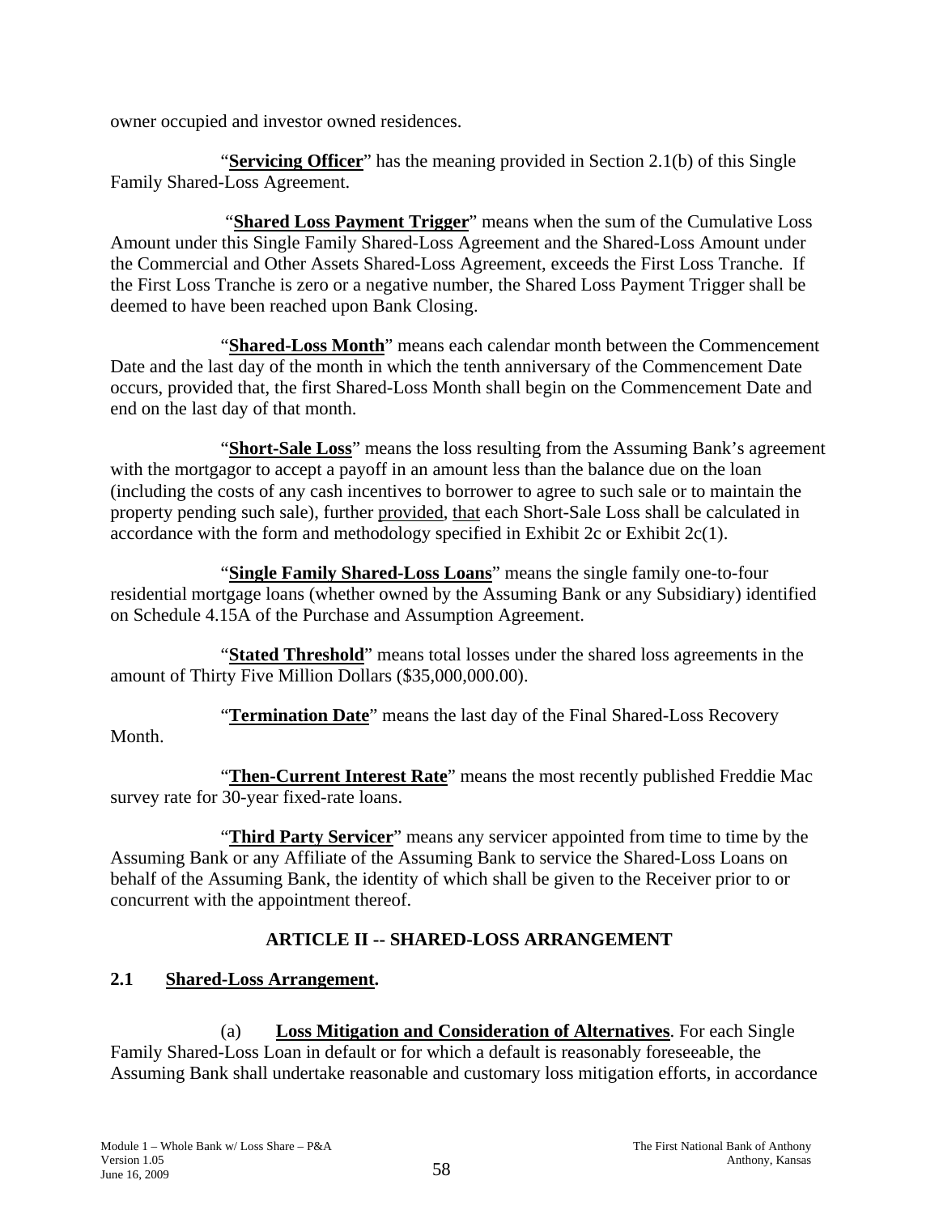owner occupied and investor owned residences.

"**Servicing Officer**" has the meaning provided in Section 2.1(b) of this Single Family Shared-Loss Agreement.

"**Shared Loss Payment Trigger**" means when the sum of the Cumulative Loss Amount under this Single Family Shared-Loss Agreement and the Shared-Loss Amount under the Commercial and Other Assets Shared-Loss Agreement, exceeds the First Loss Tranche. If the First Loss Tranche is zero or a negative number, the Shared Loss Payment Trigger shall be deemed to have been reached upon Bank Closing.

"**Shared-Loss Month**" means each calendar month between the Commencement Date and the last day of the month in which the tenth anniversary of the Commencement Date occurs, provided that, the first Shared-Loss Month shall begin on the Commencement Date and end on the last day of that month.

"**Short-Sale Loss**" means the loss resulting from the Assuming Bank's agreement with the mortgagor to accept a payoff in an amount less than the balance due on the loan (including the costs of any cash incentives to borrower to agree to such sale or to maintain the property pending such sale), further provided, that each Short-Sale Loss shall be calculated in accordance with the form and methodology specified in Exhibit 2c or Exhibit 2c(1).

"**Single Family Shared-Loss Loans**" means the single family one-to-four residential mortgage loans (whether owned by the Assuming Bank or any Subsidiary) identified on Schedule 4.15A of the Purchase and Assumption Agreement.

"**Stated Threshold**" means total losses under the shared loss agreements in the amount of Thirty Five Million Dollars ($35,000,000.00).

"**Termination Date**" means the last day of the Final Shared-Loss Recovery Month.

"**Then-Current Interest Rate**" means the most recently published Freddie Mac survey rate for 30-year fixed-rate loans.

"**Third Party Servicer**" means any servicer appointed from time to time by the Assuming Bank or any Affiliate of the Assuming Bank to service the Shared-Loss Loans on behalf of the Assuming Bank, the identity of which shall be given to the Receiver prior to or concurrent with the appointment thereof.

## ARTICLE II -- SHARED-LOSS ARRANGEMENT

### 2.1 Shared-Loss Arrangement.

(a) **Loss Mitigation and Consideration of Alternatives**. For each Single Family Shared-Loss Loan in default or for which a default is reasonably foreseeable, the Assuming Bank shall undertake reasonable and customary loss mitigation efforts, in accordance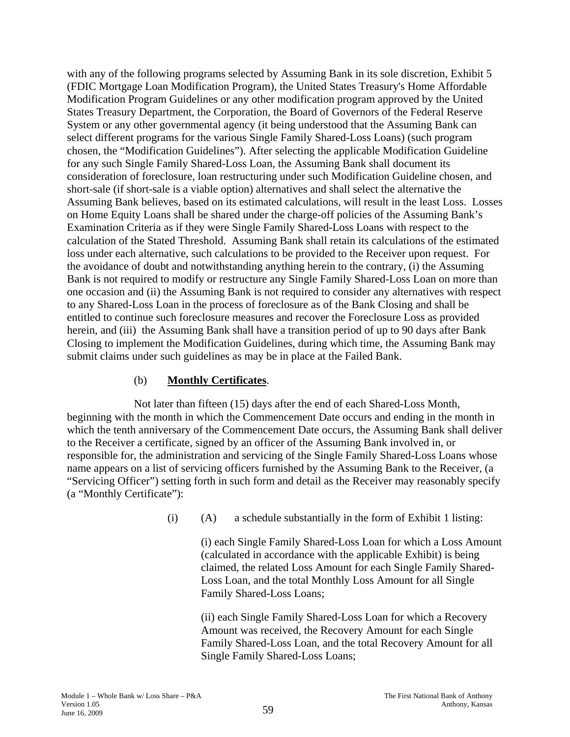with any of the following programs selected by Assuming Bank in its sole discretion, Exhibit 5 (FDIC Mortgage Loan Modification Program), the United States Treasury's Home Affordable Modification Program Guidelines or any other modification program approved by the United States Treasury Department, the Corporation, the Board of Governors of the Federal Reserve System or any other governmental agency (it being understood that the Assuming Bank can select different programs for the various Single Family Shared-Loss Loans) (such program chosen, the "Modification Guidelines"). After selecting the applicable Modification Guideline for any such Single Family Shared-Loss Loan, the Assuming Bank shall document its consideration of foreclosure, loan restructuring under such Modification Guideline chosen, and short-sale (if short-sale is a viable option) alternatives and shall select the alternative the Assuming Bank believes, based on its estimated calculations, will result in the least Loss. Losses on Home Equity Loans shall be shared under the charge-off policies of the Assuming Bank's Examination Criteria as if they were Single Family Shared-Loss Loans with respect to the calculation of the Stated Threshold. Assuming Bank shall retain its calculations of the estimated loss under each alternative, such calculations to be provided to the Receiver upon request. For the avoidance of doubt and notwithstanding anything herein to the contrary, (i) the Assuming Bank is not required to modify or restructure any Single Family Shared-Loss Loan on more than one occasion and (ii) the Assuming Bank is not required to consider any alternatives with respect to any Shared-Loss Loan in the process of foreclosure as of the Bank Closing and shall be entitled to continue such foreclosure measures and recover the Foreclosure Loss as provided herein, and (iii) the Assuming Bank shall have a transition period of up to 90 days after Bank Closing to implement the Modification Guidelines, during which time, the Assuming Bank may submit claims under such guidelines as may be in place at the Failed Bank.

(b) **Monthly Certificates**.

Not later than fifteen (15) days after the end of each Shared-Loss Month, beginning with the month in which the Commencement Date occurs and ending in the month in which the tenth anniversary of the Commencement Date occurs, the Assuming Bank shall deliver to the Receiver a certificate, signed by an officer of the Assuming Bank involved in, or responsible for, the administration and servicing of the Single Family Shared-Loss Loans whose name appears on a list of servicing officers furnished by the Assuming Bank to the Receiver, (a "Servicing Officer") setting forth in such form and detail as the Receiver may reasonably specify (a "Monthly Certificate"):

(i) (A) a schedule substantially in the form of Exhibit 1 listing:

(i) each Single Family Shared-Loss Loan for which a Loss Amount (calculated in accordance with the applicable Exhibit) is being claimed, the related Loss Amount for each Single Family Shared-Loss Loan, and the total Monthly Loss Amount for all Single Family Shared-Loss Loans;

(ii) each Single Family Shared-Loss Loan for which a Recovery Amount was received, the Recovery Amount for each Single Family Shared-Loss Loan, and the total Recovery Amount for all Single Family Shared-Loss Loans;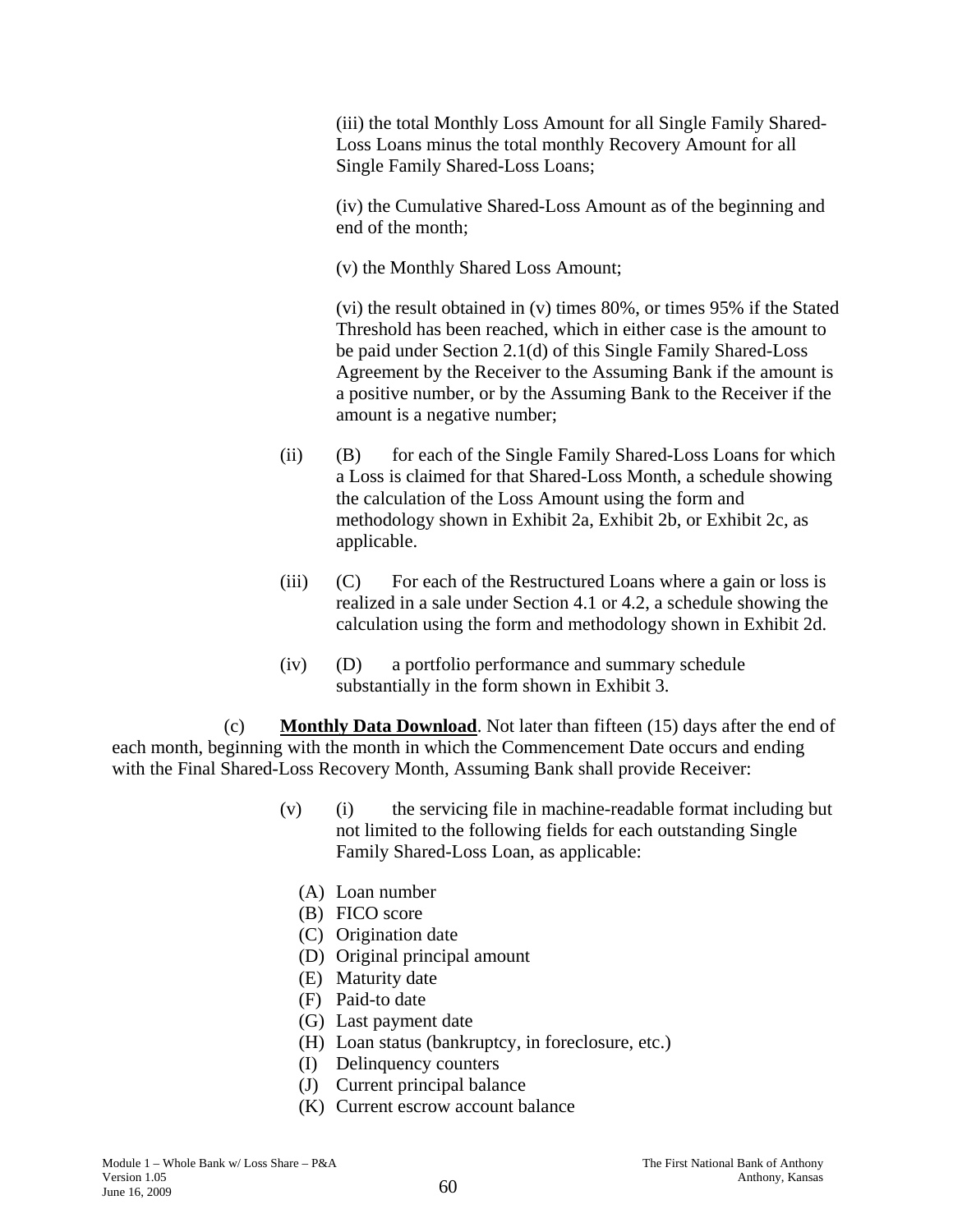(iii) the total Monthly Loss Amount for all Single Family Shared-Loss Loans minus the total monthly Recovery Amount for all Single Family Shared-Loss Loans;

(iv) the Cumulative Shared-Loss Amount as of the beginning and end of the month;

(v) the Monthly Shared Loss Amount;

(vi) the result obtained in (v) times 80%, or times 95% if the Stated Threshold has been reached, which in either case is the amount to be paid under Section 2.1(d) of this Single Family Shared-Loss Agreement by the Receiver to the Assuming Bank if the amount is a positive number, or by the Assuming Bank to the Receiver if the amount is a negative number;

(ii) (B) for each of the Single Family Shared-Loss Loans for which a Loss is claimed for that Shared-Loss Month, a schedule showing the calculation of the Loss Amount using the form and methodology shown in Exhibit 2a, Exhibit 2b, or Exhibit 2c, as applicable.

(iii) (C) For each of the Restructured Loans where a gain or loss is realized in a sale under Section 4.1 or 4.2, a schedule showing the calculation using the form and methodology shown in Exhibit 2d.

(iv) (D) a portfolio performance and summary schedule substantially in the form shown in Exhibit 3.

(c) **Monthly Data Download**. Not later than fifteen (15) days after the end of each month, beginning with the month in which the Commencement Date occurs and ending with the Final Shared-Loss Recovery Month, Assuming Bank shall provide Receiver:

(v) (i) the servicing file in machine-readable format including but not limited to the following fields for each outstanding Single Family Shared-Loss Loan, as applicable:

(A) Loan number
(B) FICO score
(C) Origination date
(D) Original principal amount
(E) Maturity date
(F) Paid-to date
(G) Last payment date
(H) Loan status (bankruptcy, in foreclosure, etc.)
(I) Delinquency counters
(J) Current principal balance
(K) Current escrow account balance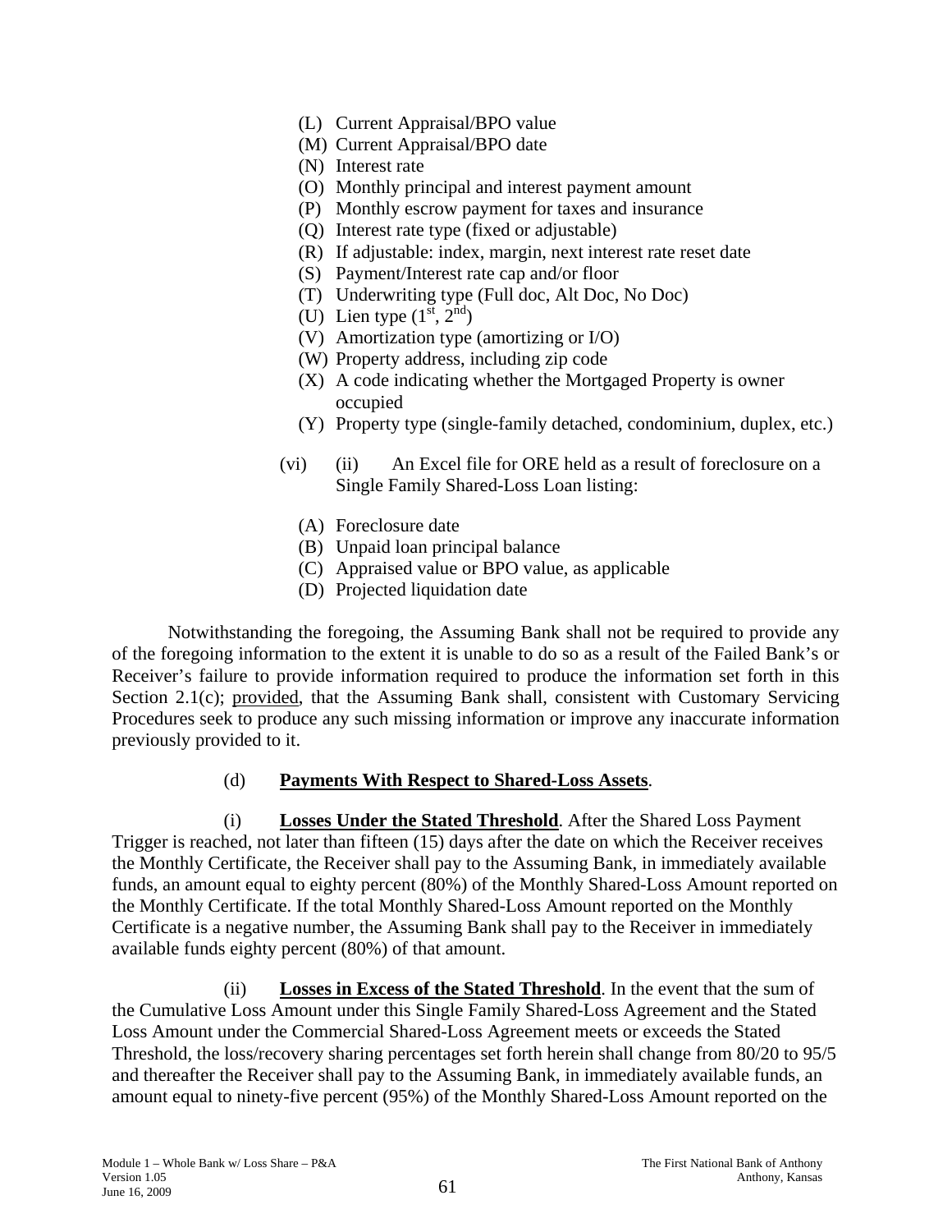(L) Current Appraisal/BPO value
(M) Current Appraisal/BPO date
(N) Interest rate
(O) Monthly principal and interest payment amount
(P) Monthly escrow payment for taxes and insurance
(Q) Interest rate type (fixed or adjustable)
(R) If adjustable: index, margin, next interest rate reset date
(S) Payment/Interest rate cap and/or floor
(T) Underwriting type (Full doc, Alt Doc, No Doc)
(U) Lien type (1st, 2nd)
(V) Amortization type (amortizing or I/O)
(W) Property address, including zip code
(X) A code indicating whether the Mortgaged Property is owner occupied
(Y) Property type (single-family detached, condominium, duplex, etc.)

(vi) (ii) An Excel file for ORE held as a result of foreclosure on a Single Family Shared-Loss Loan listing:

(A) Foreclosure date
(B) Unpaid loan principal balance
(C) Appraised value or BPO value, as applicable
(D) Projected liquidation date

Notwithstanding the foregoing, the Assuming Bank shall not be required to provide any of the foregoing information to the extent it is unable to do so as a result of the Failed Bank's or Receiver's failure to provide information required to produce the information set forth in this Section 2.1(c); provided, that the Assuming Bank shall, consistent with Customary Servicing Procedures seek to produce any such missing information or improve any inaccurate information previously provided to it.

(d) **Payments With Respect to Shared-Loss Assets**.

(i) **Losses Under the Stated Threshold**. After the Shared Loss Payment Trigger is reached, not later than fifteen (15) days after the date on which the Receiver receives the Monthly Certificate, the Receiver shall pay to the Assuming Bank, in immediately available funds, an amount equal to eighty percent (80%) of the Monthly Shared-Loss Amount reported on the Monthly Certificate. If the total Monthly Shared-Loss Amount reported on the Monthly Certificate is a negative number, the Assuming Bank shall pay to the Receiver in immediately available funds eighty percent (80%) of that amount.

(ii) **Losses in Excess of the Stated Threshold**. In the event that the sum of the Cumulative Loss Amount under this Single Family Shared-Loss Agreement and the Stated Loss Amount under the Commercial Shared-Loss Agreement meets or exceeds the Stated Threshold, the loss/recovery sharing percentages set forth herein shall change from 80/20 to 95/5 and thereafter the Receiver shall pay to the Assuming Bank, in immediately available funds, an amount equal to ninety-five percent (95%) of the Monthly Shared-Loss Amount reported on the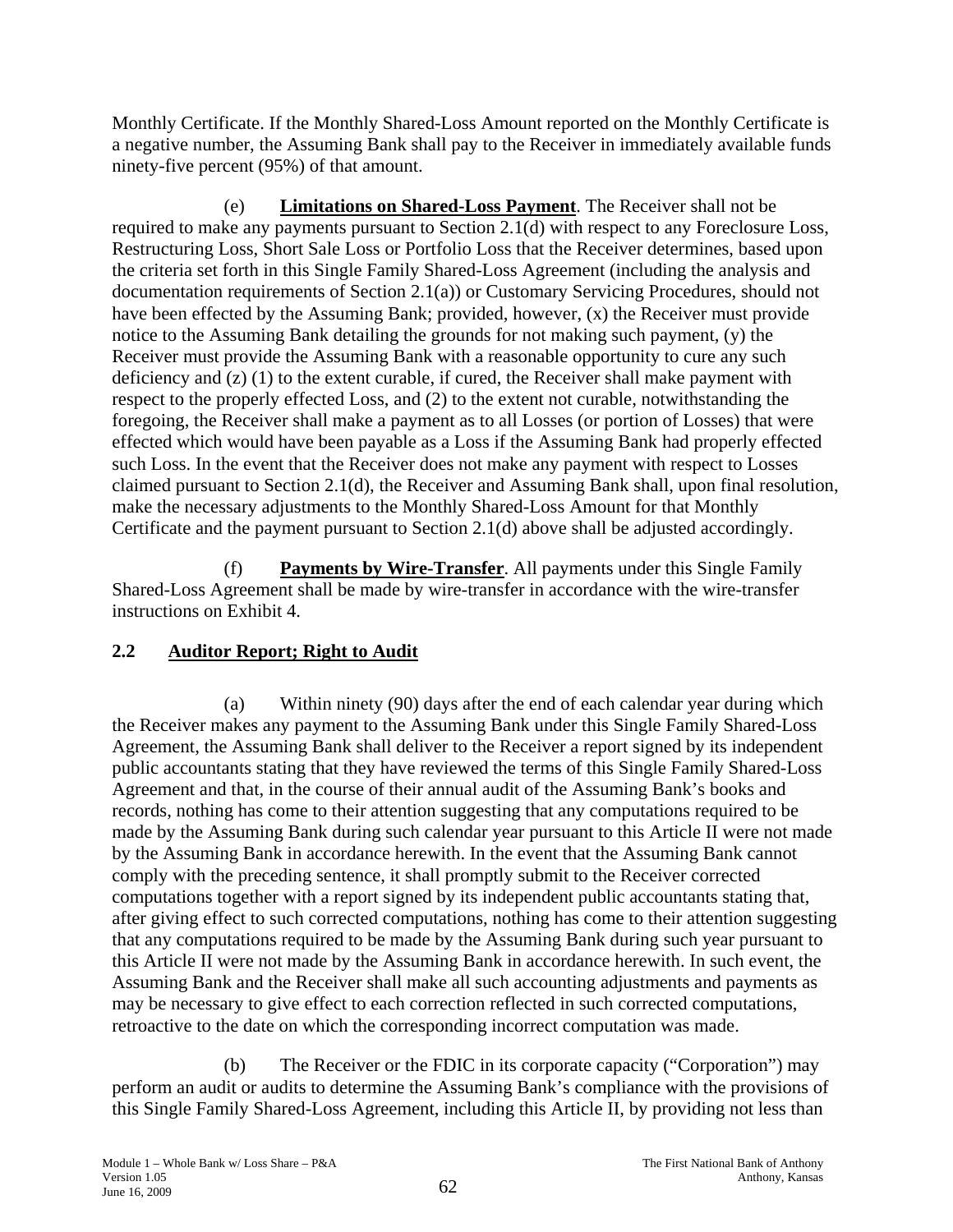Monthly Certificate. If the Monthly Shared-Loss Amount reported on the Monthly Certificate is a negative number, the Assuming Bank shall pay to the Receiver in immediately available funds ninety-five percent (95%) of that amount.

(e) **Limitations on Shared-Loss Payment**. The Receiver shall not be required to make any payments pursuant to Section 2.1(d) with respect to any Foreclosure Loss, Restructuring Loss, Short Sale Loss or Portfolio Loss that the Receiver determines, based upon the criteria set forth in this Single Family Shared-Loss Agreement (including the analysis and documentation requirements of Section 2.1(a)) or Customary Servicing Procedures, should not have been effected by the Assuming Bank; provided, however, (x) the Receiver must provide notice to the Assuming Bank detailing the grounds for not making such payment, (y) the Receiver must provide the Assuming Bank with a reasonable opportunity to cure any such deficiency and (z) (1) to the extent curable, if cured, the Receiver shall make payment with respect to the properly effected Loss, and (2) to the extent not curable, notwithstanding the foregoing, the Receiver shall make a payment as to all Losses (or portion of Losses) that were effected which would have been payable as a Loss if the Assuming Bank had properly effected such Loss. In the event that the Receiver does not make any payment with respect to Losses claimed pursuant to Section 2.1(d), the Receiver and Assuming Bank shall, upon final resolution, make the necessary adjustments to the Monthly Shared-Loss Amount for that Monthly Certificate and the payment pursuant to Section 2.1(d) above shall be adjusted accordingly.

(f) **Payments by Wire-Transfer**. All payments under this Single Family Shared-Loss Agreement shall be made by wire-transfer in accordance with the wire-transfer instructions on Exhibit 4.

## 2.2 Auditor Report; Right to Audit

(a) Within ninety (90) days after the end of each calendar year during which the Receiver makes any payment to the Assuming Bank under this Single Family Shared-Loss Agreement, the Assuming Bank shall deliver to the Receiver a report signed by its independent public accountants stating that they have reviewed the terms of this Single Family Shared-Loss Agreement and that, in the course of their annual audit of the Assuming Bank's books and records, nothing has come to their attention suggesting that any computations required to be made by the Assuming Bank during such calendar year pursuant to this Article II were not made by the Assuming Bank in accordance herewith. In the event that the Assuming Bank cannot comply with the preceding sentence, it shall promptly submit to the Receiver corrected computations together with a report signed by its independent public accountants stating that, after giving effect to such corrected computations, nothing has come to their attention suggesting that any computations required to be made by the Assuming Bank during such year pursuant to this Article II were not made by the Assuming Bank in accordance herewith. In such event, the Assuming Bank and the Receiver shall make all such accounting adjustments and payments as may be necessary to give effect to each correction reflected in such corrected computations, retroactive to the date on which the corresponding incorrect computation was made.

(b) The Receiver or the FDIC in its corporate capacity ("Corporation") may perform an audit or audits to determine the Assuming Bank's compliance with the provisions of this Single Family Shared-Loss Agreement, including this Article II, by providing not less than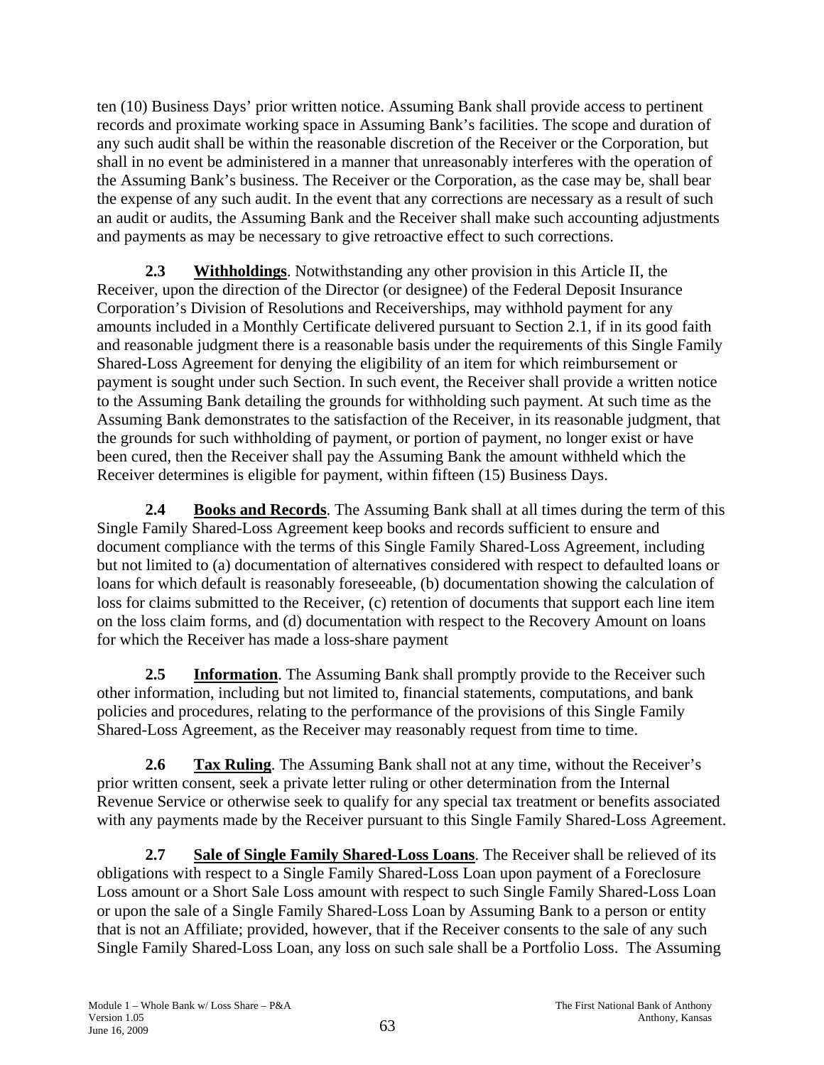ten (10) Business Days' prior written notice. Assuming Bank shall provide access to pertinent records and proximate working space in Assuming Bank's facilities. The scope and duration of any such audit shall be within the reasonable discretion of the Receiver or the Corporation, but shall in no event be administered in a manner that unreasonably interferes with the operation of the Assuming Bank's business. The Receiver or the Corporation, as the case may be, shall bear the expense of any such audit. In the event that any corrections are necessary as a result of such an audit or audits, the Assuming Bank and the Receiver shall make such accounting adjustments and payments as may be necessary to give retroactive effect to such corrections.

**2.3 Withholdings**. Notwithstanding any other provision in this Article II, the Receiver, upon the direction of the Director (or designee) of the Federal Deposit Insurance Corporation's Division of Resolutions and Receiverships, may withhold payment for any amounts included in a Monthly Certificate delivered pursuant to Section 2.1, if in its good faith and reasonable judgment there is a reasonable basis under the requirements of this Single Family Shared-Loss Agreement for denying the eligibility of an item for which reimbursement or payment is sought under such Section. In such event, the Receiver shall provide a written notice to the Assuming Bank detailing the grounds for withholding such payment. At such time as the Assuming Bank demonstrates to the satisfaction of the Receiver, in its reasonable judgment, that the grounds for such withholding of payment, or portion of payment, no longer exist or have been cured, then the Receiver shall pay the Assuming Bank the amount withheld which the Receiver determines is eligible for payment, within fifteen (15) Business Days.

**2.4 Books and Records**. The Assuming Bank shall at all times during the term of this Single Family Shared-Loss Agreement keep books and records sufficient to ensure and document compliance with the terms of this Single Family Shared-Loss Agreement, including but not limited to (a) documentation of alternatives considered with respect to defaulted loans or loans for which default is reasonably foreseeable, (b) documentation showing the calculation of loss for claims submitted to the Receiver, (c) retention of documents that support each line item on the loss claim forms, and (d) documentation with respect to the Recovery Amount on loans for which the Receiver has made a loss-share payment

**2.5 Information**. The Assuming Bank shall promptly provide to the Receiver such other information, including but not limited to, financial statements, computations, and bank policies and procedures, relating to the performance of the provisions of this Single Family Shared-Loss Agreement, as the Receiver may reasonably request from time to time.

**2.6 Tax Ruling**. The Assuming Bank shall not at any time, without the Receiver's prior written consent, seek a private letter ruling or other determination from the Internal Revenue Service or otherwise seek to qualify for any special tax treatment or benefits associated with any payments made by the Receiver pursuant to this Single Family Shared-Loss Agreement.

**2.7 Sale of Single Family Shared-Loss Loans**. The Receiver shall be relieved of its obligations with respect to a Single Family Shared-Loss Loan upon payment of a Foreclosure Loss amount or a Short Sale Loss amount with respect to such Single Family Shared-Loss Loan or upon the sale of a Single Family Shared-Loss Loan by Assuming Bank to a person or entity that is not an Affiliate; provided, however, that if the Receiver consents to the sale of any such Single Family Shared-Loss Loan, any loss on such sale shall be a Portfolio Loss. The Assuming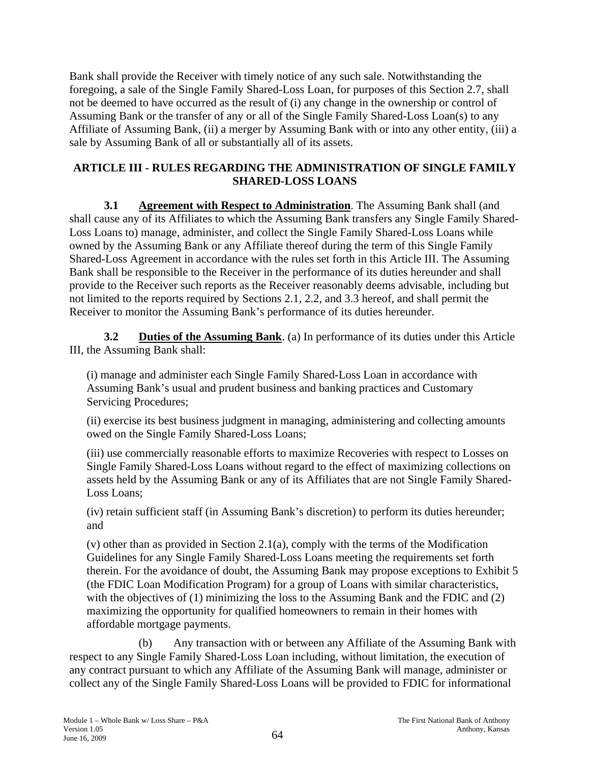Bank shall provide the Receiver with timely notice of any such sale. Notwithstanding the foregoing, a sale of the Single Family Shared-Loss Loan, for purposes of this Section 2.7, shall not be deemed to have occurred as the result of (i) any change in the ownership or control of Assuming Bank or the transfer of any or all of the Single Family Shared-Loss Loan(s) to any Affiliate of Assuming Bank, (ii) a merger by Assuming Bank with or into any other entity, (iii) a sale by Assuming Bank of all or substantially all of its assets.

## ARTICLE III - RULES REGARDING THE ADMINISTRATION OF SINGLE FAMILY SHARED-LOSS LOANS

**3.1 Agreement with Respect to Administration**. The Assuming Bank shall (and shall cause any of its Affiliates to which the Assuming Bank transfers any Single Family Shared-Loss Loans to) manage, administer, and collect the Single Family Shared-Loss Loans while owned by the Assuming Bank or any Affiliate thereof during the term of this Single Family Shared-Loss Agreement in accordance with the rules set forth in this Article III. The Assuming Bank shall be responsible to the Receiver in the performance of its duties hereunder and shall provide to the Receiver such reports as the Receiver reasonably deems advisable, including but not limited to the reports required by Sections 2.1, 2.2, and 3.3 hereof, and shall permit the Receiver to monitor the Assuming Bank's performance of its duties hereunder.

**3.2 Duties of the Assuming Bank**. (a) In performance of its duties under this Article III, the Assuming Bank shall:

(i) manage and administer each Single Family Shared-Loss Loan in accordance with Assuming Bank's usual and prudent business and banking practices and Customary Servicing Procedures;

(ii) exercise its best business judgment in managing, administering and collecting amounts owed on the Single Family Shared-Loss Loans;

(iii) use commercially reasonable efforts to maximize Recoveries with respect to Losses on Single Family Shared-Loss Loans without regard to the effect of maximizing collections on assets held by the Assuming Bank or any of its Affiliates that are not Single Family Shared-Loss Loans;

(iv) retain sufficient staff (in Assuming Bank's discretion) to perform its duties hereunder; and

(v) other than as provided in Section 2.1(a), comply with the terms of the Modification Guidelines for any Single Family Shared-Loss Loans meeting the requirements set forth therein. For the avoidance of doubt, the Assuming Bank may propose exceptions to Exhibit 5 (the FDIC Loan Modification Program) for a group of Loans with similar characteristics, with the objectives of (1) minimizing the loss to the Assuming Bank and the FDIC and (2) maximizing the opportunity for qualified homeowners to remain in their homes with affordable mortgage payments.

(b) Any transaction with or between any Affiliate of the Assuming Bank with respect to any Single Family Shared-Loss Loan including, without limitation, the execution of any contract pursuant to which any Affiliate of the Assuming Bank will manage, administer or collect any of the Single Family Shared-Loss Loans will be provided to FDIC for informational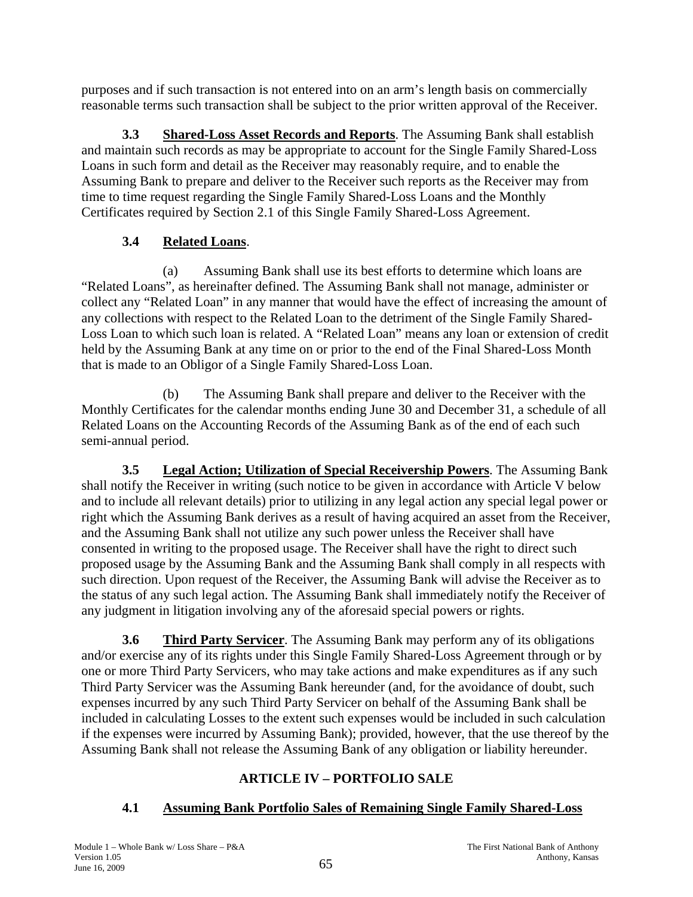purposes and if such transaction is not entered into on an arm's length basis on commercially reasonable terms such transaction shall be subject to the prior written approval of the Receiver.

**3.3 Shared-Loss Asset Records and Reports**. The Assuming Bank shall establish and maintain such records as may be appropriate to account for the Single Family Shared-Loss Loans in such form and detail as the Receiver may reasonably require, and to enable the Assuming Bank to prepare and deliver to the Receiver such reports as the Receiver may from time to time request regarding the Single Family Shared-Loss Loans and the Monthly Certificates required by Section 2.1 of this Single Family Shared-Loss Agreement.

**3.4 Related Loans**.

(a) Assuming Bank shall use its best efforts to determine which loans are "Related Loans", as hereinafter defined. The Assuming Bank shall not manage, administer or collect any "Related Loan" in any manner that would have the effect of increasing the amount of any collections with respect to the Related Loan to the detriment of the Single Family Shared-Loss Loan to which such loan is related. A "Related Loan" means any loan or extension of credit held by the Assuming Bank at any time on or prior to the end of the Final Shared-Loss Month that is made to an Obligor of a Single Family Shared-Loss Loan.

(b) The Assuming Bank shall prepare and deliver to the Receiver with the Monthly Certificates for the calendar months ending June 30 and December 31, a schedule of all Related Loans on the Accounting Records of the Assuming Bank as of the end of each such semi-annual period.

**3.5 Legal Action; Utilization of Special Receivership Powers**. The Assuming Bank shall notify the Receiver in writing (such notice to be given in accordance with Article V below and to include all relevant details) prior to utilizing in any legal action any special legal power or right which the Assuming Bank derives as a result of having acquired an asset from the Receiver, and the Assuming Bank shall not utilize any such power unless the Receiver shall have consented in writing to the proposed usage. The Receiver shall have the right to direct such proposed usage by the Assuming Bank and the Assuming Bank shall comply in all respects with such direction. Upon request of the Receiver, the Assuming Bank will advise the Receiver as to the status of any such legal action. The Assuming Bank shall immediately notify the Receiver of any judgment in litigation involving any of the aforesaid special powers or rights.

**3.6 Third Party Servicer**. The Assuming Bank may perform any of its obligations and/or exercise any of its rights under this Single Family Shared-Loss Agreement through or by one or more Third Party Servicers, who may take actions and make expenditures as if any such Third Party Servicer was the Assuming Bank hereunder (and, for the avoidance of doubt, such expenses incurred by any such Third Party Servicer on behalf of the Assuming Bank shall be included in calculating Losses to the extent such expenses would be included in such calculation if the expenses were incurred by Assuming Bank); provided, however, that the use thereof by the Assuming Bank shall not release the Assuming Bank of any obligation or liability hereunder.

## ARTICLE IV – PORTFOLIO SALE

**4.1 Assuming Bank Portfolio Sales of Remaining Single Family Shared-Loss**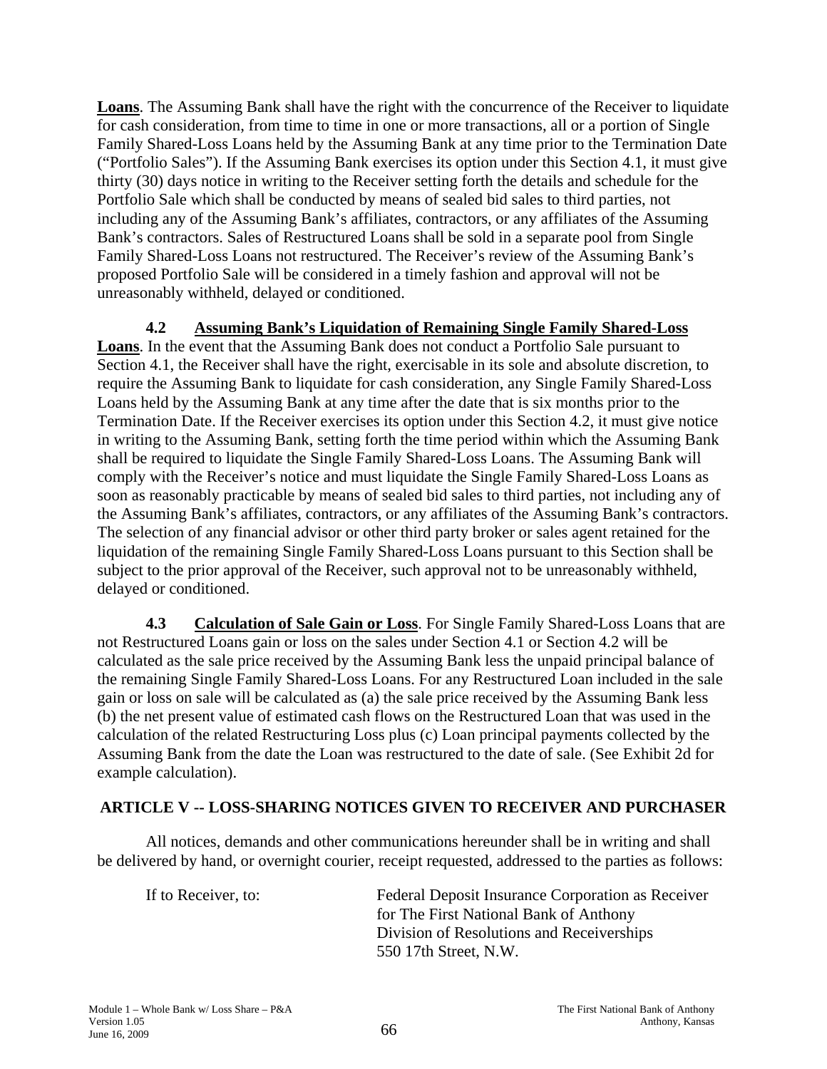**Loans**. The Assuming Bank shall have the right with the concurrence of the Receiver to liquidate for cash consideration, from time to time in one or more transactions, all or a portion of Single Family Shared-Loss Loans held by the Assuming Bank at any time prior to the Termination Date ("Portfolio Sales"). If the Assuming Bank exercises its option under this Section 4.1, it must give thirty (30) days notice in writing to the Receiver setting forth the details and schedule for the Portfolio Sale which shall be conducted by means of sealed bid sales to third parties, not including any of the Assuming Bank's affiliates, contractors, or any affiliates of the Assuming Bank's contractors. Sales of Restructured Loans shall be sold in a separate pool from Single Family Shared-Loss Loans not restructured. The Receiver's review of the Assuming Bank's proposed Portfolio Sale will be considered in a timely fashion and approval will not be unreasonably withheld, delayed or conditioned.

**4.2 Assuming Bank's Liquidation of Remaining Single Family Shared-Loss Loans**. In the event that the Assuming Bank does not conduct a Portfolio Sale pursuant to Section 4.1, the Receiver shall have the right, exercisable in its sole and absolute discretion, to require the Assuming Bank to liquidate for cash consideration, any Single Family Shared-Loss Loans held by the Assuming Bank at any time after the date that is six months prior to the Termination Date. If the Receiver exercises its option under this Section 4.2, it must give notice in writing to the Assuming Bank, setting forth the time period within which the Assuming Bank shall be required to liquidate the Single Family Shared-Loss Loans. The Assuming Bank will comply with the Receiver's notice and must liquidate the Single Family Shared-Loss Loans as soon as reasonably practicable by means of sealed bid sales to third parties, not including any of the Assuming Bank's affiliates, contractors, or any affiliates of the Assuming Bank's contractors. The selection of any financial advisor or other third party broker or sales agent retained for the liquidation of the remaining Single Family Shared-Loss Loans pursuant to this Section shall be subject to the prior approval of the Receiver, such approval not to be unreasonably withheld, delayed or conditioned.

**4.3 Calculation of Sale Gain or Loss**. For Single Family Shared-Loss Loans that are not Restructured Loans gain or loss on the sales under Section 4.1 or Section 4.2 will be calculated as the sale price received by the Assuming Bank less the unpaid principal balance of the remaining Single Family Shared-Loss Loans. For any Restructured Loan included in the sale gain or loss on sale will be calculated as (a) the sale price received by the Assuming Bank less (b) the net present value of estimated cash flows on the Restructured Loan that was used in the calculation of the related Restructuring Loss plus (c) Loan principal payments collected by the Assuming Bank from the date the Loan was restructured to the date of sale. (See Exhibit 2d for example calculation).

## ARTICLE V -- LOSS-SHARING NOTICES GIVEN TO RECEIVER AND PURCHASER

All notices, demands and other communications hereunder shall be in writing and shall be delivered by hand, or overnight courier, receipt requested, addressed to the parties as follows:

If to Receiver, to: Federal Deposit Insurance Corporation as Receiver for The First National Bank of Anthony
Division of Resolutions and Receiverships
550 17th Street, N.W.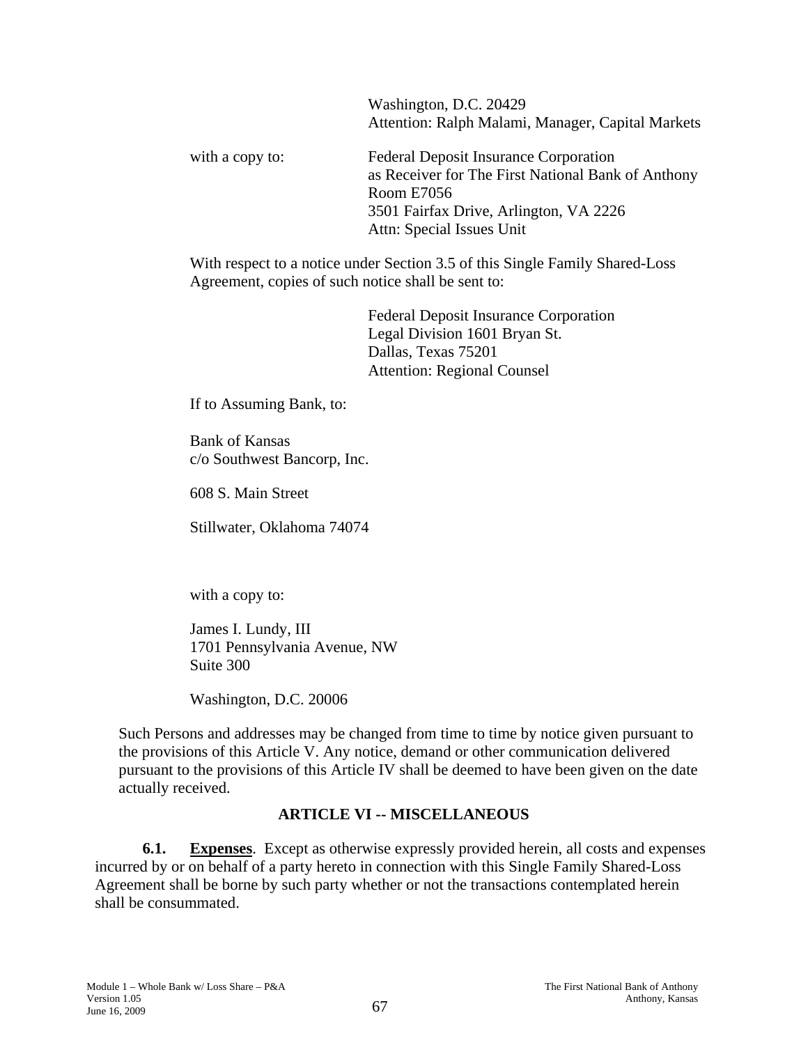Washington, D.C. 20429
Attention: Ralph Malami, Manager, Capital Markets

with a copy to: Federal Deposit Insurance Corporation
as Receiver for The First National Bank of Anthony
Room E7056
3501 Fairfax Drive, Arlington, VA 2226
Attn: Special Issues Unit

With respect to a notice under Section 3.5 of this Single Family Shared-Loss Agreement, copies of such notice shall be sent to:

Federal Deposit Insurance Corporation
Legal Division 1601 Bryan St.
Dallas, Texas 75201
Attention: Regional Counsel

If to Assuming Bank, to:

Bank of Kansas
c/o Southwest Bancorp, Inc.

608 S. Main Street

Stillwater, Oklahoma 74074

with a copy to:

James I. Lundy, III
1701 Pennsylvania Avenue, NW
Suite 300

Washington, D.C. 20006

Such Persons and addresses may be changed from time to time by notice given pursuant to the provisions of this Article V. Any notice, demand or other communication delivered pursuant to the provisions of this Article IV shall be deemed to have been given on the date actually received.

## ARTICLE VI -- MISCELLANEOUS

**6.1. Expenses**. Except as otherwise expressly provided herein, all costs and expenses incurred by or on behalf of a party hereto in connection with this Single Family Shared-Loss Agreement shall be borne by such party whether or not the transactions contemplated herein shall be consummated.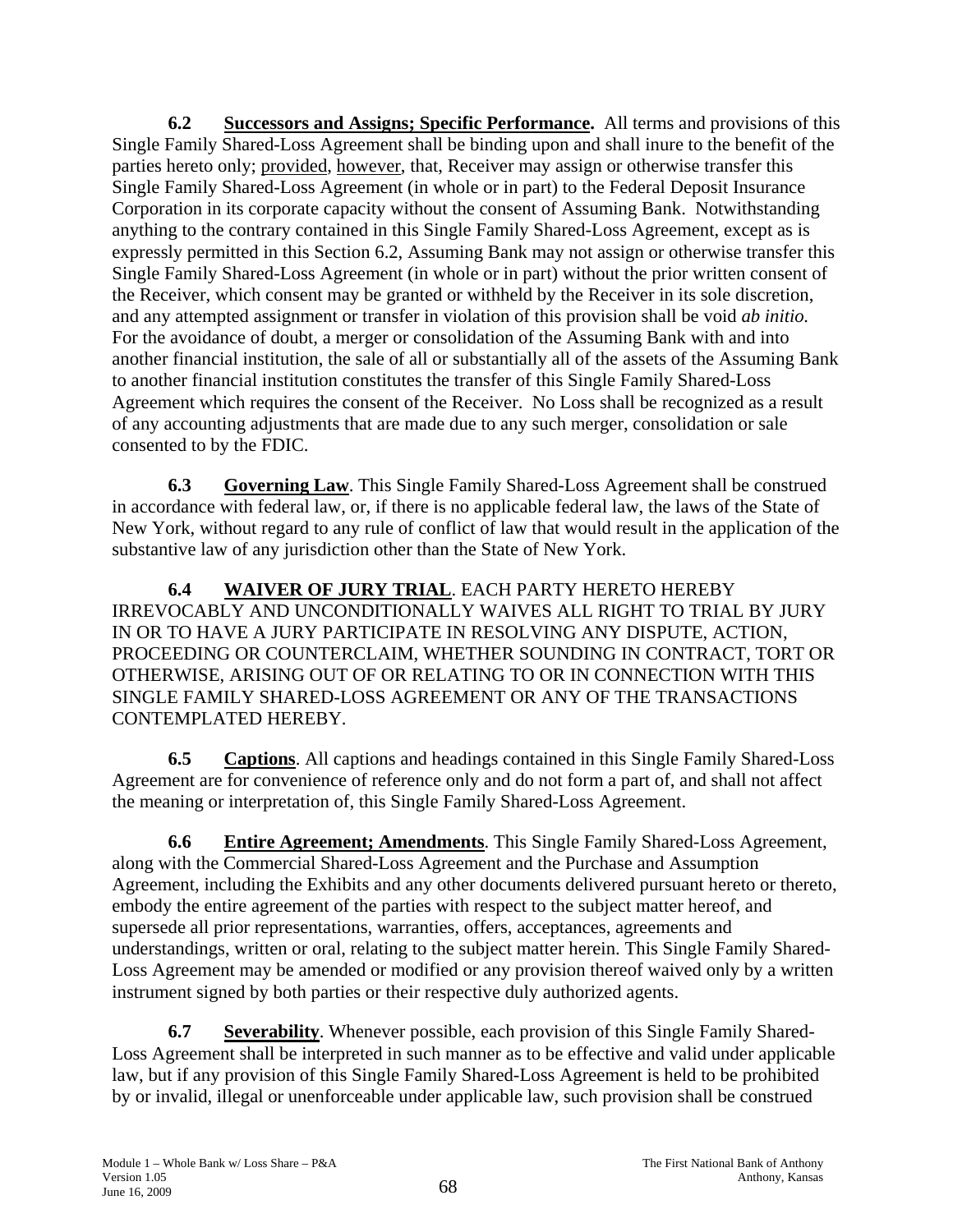**6.2 Successors and Assigns; Specific Performance.** All terms and provisions of this Single Family Shared-Loss Agreement shall be binding upon and shall inure to the benefit of the parties hereto only; provided, however, that, Receiver may assign or otherwise transfer this Single Family Shared-Loss Agreement (in whole or in part) to the Federal Deposit Insurance Corporation in its corporate capacity without the consent of Assuming Bank. Notwithstanding anything to the contrary contained in this Single Family Shared-Loss Agreement, except as is expressly permitted in this Section 6.2, Assuming Bank may not assign or otherwise transfer this Single Family Shared-Loss Agreement (in whole or in part) without the prior written consent of the Receiver, which consent may be granted or withheld by the Receiver in its sole discretion, and any attempted assignment or transfer in violation of this provision shall be void *ab initio.* For the avoidance of doubt, a merger or consolidation of the Assuming Bank with and into another financial institution, the sale of all or substantially all of the assets of the Assuming Bank to another financial institution constitutes the transfer of this Single Family Shared-Loss Agreement which requires the consent of the Receiver. No Loss shall be recognized as a result of any accounting adjustments that are made due to any such merger, consolidation or sale consented to by the FDIC.

**6.3 Governing Law**. This Single Family Shared-Loss Agreement shall be construed in accordance with federal law, or, if there is no applicable federal law, the laws of the State of New York, without regard to any rule of conflict of law that would result in the application of the substantive law of any jurisdiction other than the State of New York.

**6.4 WAIVER OF JURY TRIAL**. EACH PARTY HERETO HEREBY IRREVOCABLY AND UNCONDITIONALLY WAIVES ALL RIGHT TO TRIAL BY JURY IN OR TO HAVE A JURY PARTICIPATE IN RESOLVING ANY DISPUTE, ACTION, PROCEEDING OR COUNTERCLAIM, WHETHER SOUNDING IN CONTRACT, TORT OR OTHERWISE, ARISING OUT OF OR RELATING TO OR IN CONNECTION WITH THIS SINGLE FAMILY SHARED-LOSS AGREEMENT OR ANY OF THE TRANSACTIONS CONTEMPLATED HEREBY.

**6.5 Captions**. All captions and headings contained in this Single Family Shared-Loss Agreement are for convenience of reference only and do not form a part of, and shall not affect the meaning or interpretation of, this Single Family Shared-Loss Agreement.

**6.6 Entire Agreement; Amendments**. This Single Family Shared-Loss Agreement, along with the Commercial Shared-Loss Agreement and the Purchase and Assumption Agreement, including the Exhibits and any other documents delivered pursuant hereto or thereto, embody the entire agreement of the parties with respect to the subject matter hereof, and supersede all prior representations, warranties, offers, acceptances, agreements and understandings, written or oral, relating to the subject matter herein. This Single Family Shared-Loss Agreement may be amended or modified or any provision thereof waived only by a written instrument signed by both parties or their respective duly authorized agents.

**6.7 Severability**. Whenever possible, each provision of this Single Family Shared-Loss Agreement shall be interpreted in such manner as to be effective and valid under applicable law, but if any provision of this Single Family Shared-Loss Agreement is held to be prohibited by or invalid, illegal or unenforceable under applicable law, such provision shall be construed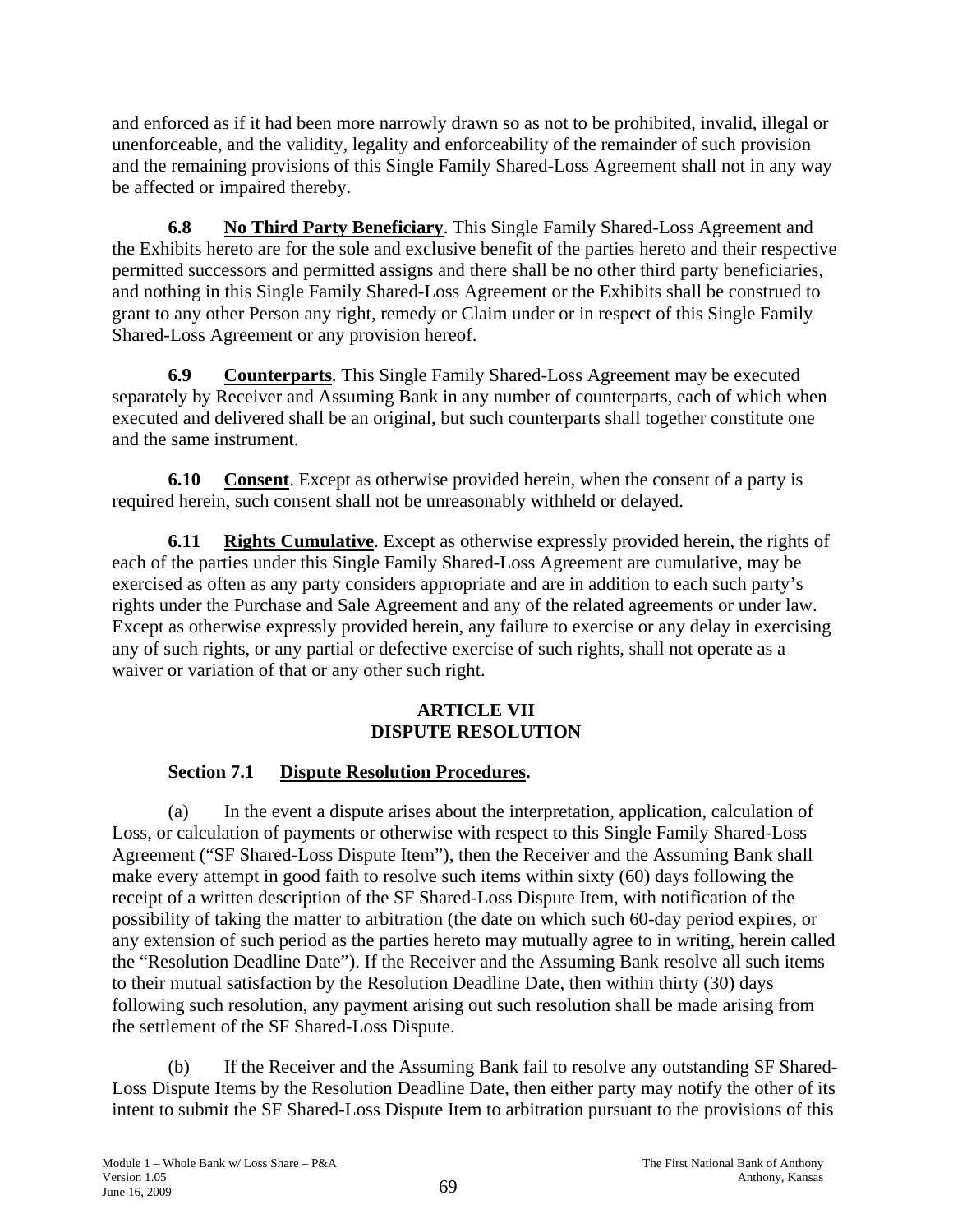and enforced as if it had been more narrowly drawn so as not to be prohibited, invalid, illegal or unenforceable, and the validity, legality and enforceability of the remainder of such provision and the remaining provisions of this Single Family Shared-Loss Agreement shall not in any way be affected or impaired thereby.

**6.8 No Third Party Beneficiary**. This Single Family Shared-Loss Agreement and the Exhibits hereto are for the sole and exclusive benefit of the parties hereto and their respective permitted successors and permitted assigns and there shall be no other third party beneficiaries, and nothing in this Single Family Shared-Loss Agreement or the Exhibits shall be construed to grant to any other Person any right, remedy or Claim under or in respect of this Single Family Shared-Loss Agreement or any provision hereof.

**6.9 Counterparts**. This Single Family Shared-Loss Agreement may be executed separately by Receiver and Assuming Bank in any number of counterparts, each of which when executed and delivered shall be an original, but such counterparts shall together constitute one and the same instrument.

**6.10 Consent**. Except as otherwise provided herein, when the consent of a party is required herein, such consent shall not be unreasonably withheld or delayed.

**6.11 Rights Cumulative**. Except as otherwise expressly provided herein, the rights of each of the parties under this Single Family Shared-Loss Agreement are cumulative, may be exercised as often as any party considers appropriate and are in addition to each such party's rights under the Purchase and Sale Agreement and any of the related agreements or under law. Except as otherwise expressly provided herein, any failure to exercise or any delay in exercising any of such rights, or any partial or defective exercise of such rights, shall not operate as a waiver or variation of that or any other such right.

## ARTICLE VII
## DISPUTE RESOLUTION

### Section 7.1 Dispute Resolution Procedures.

(a) In the event a dispute arises about the interpretation, application, calculation of Loss, or calculation of payments or otherwise with respect to this Single Family Shared-Loss Agreement ("SF Shared-Loss Dispute Item"), then the Receiver and the Assuming Bank shall make every attempt in good faith to resolve such items within sixty (60) days following the receipt of a written description of the SF Shared-Loss Dispute Item, with notification of the possibility of taking the matter to arbitration (the date on which such 60-day period expires, or any extension of such period as the parties hereto may mutually agree to in writing, herein called the "Resolution Deadline Date"). If the Receiver and the Assuming Bank resolve all such items to their mutual satisfaction by the Resolution Deadline Date, then within thirty (30) days following such resolution, any payment arising out such resolution shall be made arising from the settlement of the SF Shared-Loss Dispute.

(b) If the Receiver and the Assuming Bank fail to resolve any outstanding SF Shared-Loss Dispute Items by the Resolution Deadline Date, then either party may notify the other of its intent to submit the SF Shared-Loss Dispute Item to arbitration pursuant to the provisions of this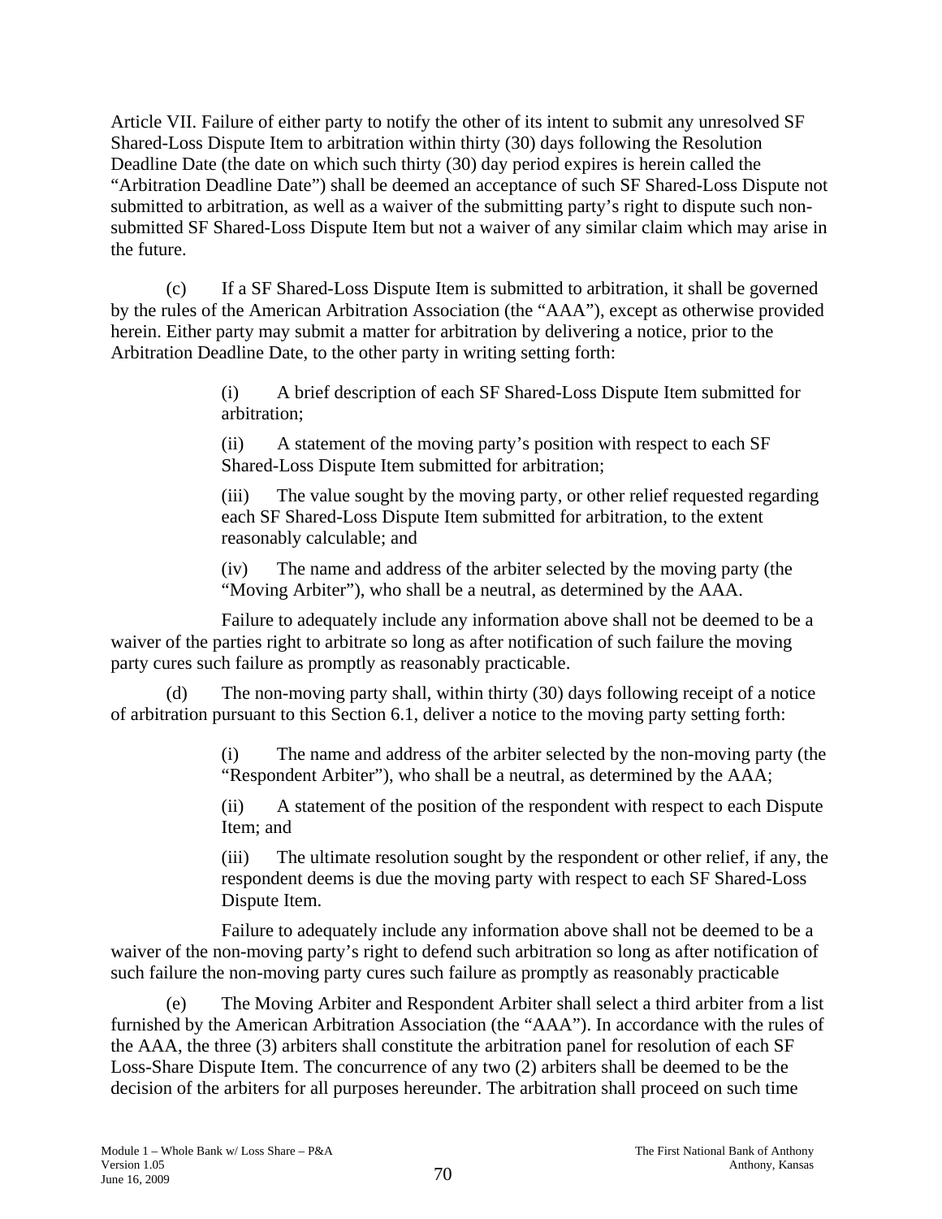Article VII. Failure of either party to notify the other of its intent to submit any unresolved SF Shared-Loss Dispute Item to arbitration within thirty (30) days following the Resolution Deadline Date (the date on which such thirty (30) day period expires is herein called the "Arbitration Deadline Date") shall be deemed an acceptance of such SF Shared-Loss Dispute not submitted to arbitration, as well as a waiver of the submitting party's right to dispute such non-submitted SF Shared-Loss Dispute Item but not a waiver of any similar claim which may arise in the future.

(c) If a SF Shared-Loss Dispute Item is submitted to arbitration, it shall be governed by the rules of the American Arbitration Association (the "AAA"), except as otherwise provided herein. Either party may submit a matter for arbitration by delivering a notice, prior to the Arbitration Deadline Date, to the other party in writing setting forth:

> (i) A brief description of each SF Shared-Loss Dispute Item submitted for arbitration;
>
> (ii) A statement of the moving party's position with respect to each SF Shared-Loss Dispute Item submitted for arbitration;
>
> (iii) The value sought by the moving party, or other relief requested regarding each SF Shared-Loss Dispute Item submitted for arbitration, to the extent reasonably calculable; and
>
> (iv) The name and address of the arbiter selected by the moving party (the "Moving Arbiter"), who shall be a neutral, as determined by the AAA.

Failure to adequately include any information above shall not be deemed to be a waiver of the parties right to arbitrate so long as after notification of such failure the moving party cures such failure as promptly as reasonably practicable.

(d) The non-moving party shall, within thirty (30) days following receipt of a notice of arbitration pursuant to this Section 6.1, deliver a notice to the moving party setting forth:

> (i) The name and address of the arbiter selected by the non-moving party (the "Respondent Arbiter"), who shall be a neutral, as determined by the AAA;
>
> (ii) A statement of the position of the respondent with respect to each Dispute Item; and
>
> (iii) The ultimate resolution sought by the respondent or other relief, if any, the respondent deems is due the moving party with respect to each SF Shared-Loss Dispute Item.

Failure to adequately include any information above shall not be deemed to be a waiver of the non-moving party's right to defend such arbitration so long as after notification of such failure the non-moving party cures such failure as promptly as reasonably practicable

(e) The Moving Arbiter and Respondent Arbiter shall select a third arbiter from a list furnished by the American Arbitration Association (the "AAA"). In accordance with the rules of the AAA, the three (3) arbiters shall constitute the arbitration panel for resolution of each SF Loss-Share Dispute Item. The concurrence of any two (2) arbiters shall be deemed to be the decision of the arbiters for all purposes hereunder. The arbitration shall proceed on such time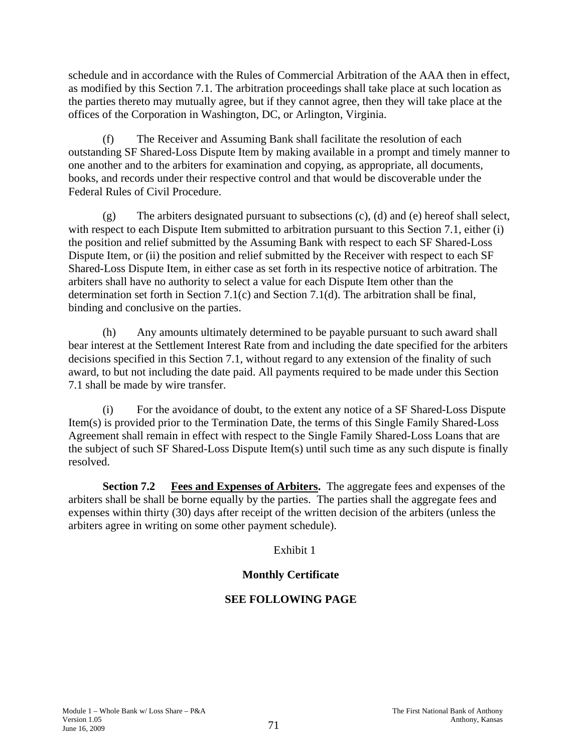schedule and in accordance with the Rules of Commercial Arbitration of the AAA then in effect, as modified by this Section 7.1. The arbitration proceedings shall take place at such location as the parties thereto may mutually agree, but if they cannot agree, then they will take place at the offices of the Corporation in Washington, DC, or Arlington, Virginia.

(f) The Receiver and Assuming Bank shall facilitate the resolution of each outstanding SF Shared-Loss Dispute Item by making available in a prompt and timely manner to one another and to the arbiters for examination and copying, as appropriate, all documents, books, and records under their respective control and that would be discoverable under the Federal Rules of Civil Procedure.

(g) The arbiters designated pursuant to subsections (c), (d) and (e) hereof shall select, with respect to each Dispute Item submitted to arbitration pursuant to this Section 7.1, either (i) the position and relief submitted by the Assuming Bank with respect to each SF Shared-Loss Dispute Item, or (ii) the position and relief submitted by the Receiver with respect to each SF Shared-Loss Dispute Item, in either case as set forth in its respective notice of arbitration. The arbiters shall have no authority to select a value for each Dispute Item other than the determination set forth in Section 7.1(c) and Section 7.1(d). The arbitration shall be final, binding and conclusive on the parties.

(h) Any amounts ultimately determined to be payable pursuant to such award shall bear interest at the Settlement Interest Rate from and including the date specified for the arbiters decisions specified in this Section 7.1, without regard to any extension of the finality of such award, to but not including the date paid. All payments required to be made under this Section 7.1 shall be made by wire transfer.

(i) For the avoidance of doubt, to the extent any notice of a SF Shared-Loss Dispute Item(s) is provided prior to the Termination Date, the terms of this Single Family Shared-Loss Agreement shall remain in effect with respect to the Single Family Shared-Loss Loans that are the subject of such SF Shared-Loss Dispute Item(s) until such time as any such dispute is finally resolved.

**Section 7.2 Fees and Expenses of Arbiters.** The aggregate fees and expenses of the arbiters shall be shall be borne equally by the parties. The parties shall the aggregate fees and expenses within thirty (30) days after receipt of the written decision of the arbiters (unless the arbiters agree in writing on some other payment schedule).

Exhibit 1

**Monthly Certificate**

**SEE FOLLOWING PAGE**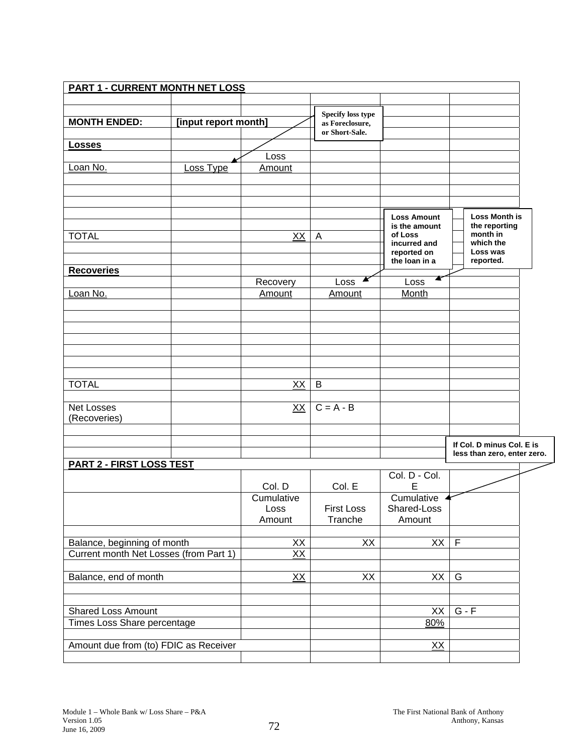**PART 1 - CURRENT MONTH NET LOSS**

| | | | | | |
|---|---|---|---|---|---|
| **MONTH ENDED:** | **[input report month]** | | | | |
| **Losses** | | | | | |
| | | Loss | | | |
| Loan No. | Loss Type | Amount | | | |
| | | | | | |
| TOTAL | | XX | A | | |
| | | | | | |
| **Recoveries** | | | | | |
| | | Recovery | Loss | Loss | |
| Loan No. | | Amount | Amount | Month | |
| | | | | | |
| TOTAL | | XX | B | | |
| | | | | | |
| Net Losses (Recoveries) | | XX | C = A - B | | |

Specify loss type as Foreclosure, or Short-Sale.

Loss Amount is the amount of Loss incurred and reported on the loan in a

Loss Month is the reporting month in which the Loss was reported.

If Col. D minus Col. E is less than zero, enter zero.

**PART 2 - FIRST LOSS TEST**

| | Col. D | Col. E | Col. D - Col. E | |
|---|---|---|---|---|
| | Cumulative Loss Amount | First Loss Tranche | Cumulative Shared-Loss Amount | |
| | | | | |
| Balance, beginning of month | XX | XX | XX | F |
| Current month Net Losses (from Part 1) | XX | | | |
| | | | | |
| Balance, end of month | XX | XX | XX | G |
| | | | | |
| Shared Loss Amount | | | XX | G - F |
| Times Loss Share percentage | | | 80% | |
| | | | | |
| Amount due from (to) FDIC as Receiver | | | XX | |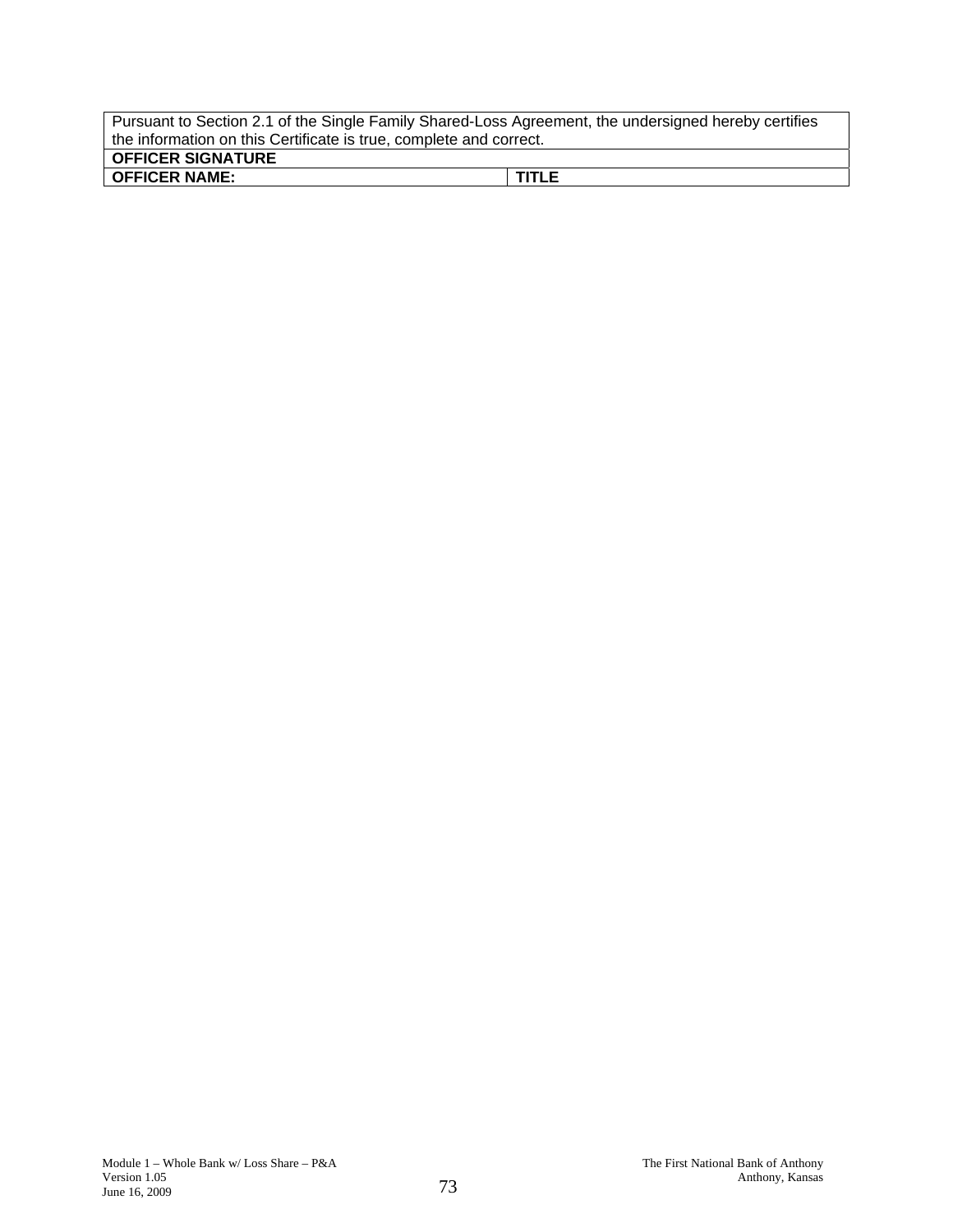| Pursuant to Section 2.1 of the Single Family Shared-Loss Agreement, the undersigned hereby certifies the information on this Certificate is true, complete and correct. | |
|---|---|
| **OFFICER SIGNATURE** | |
| **OFFICER NAME:** | **TITLE** |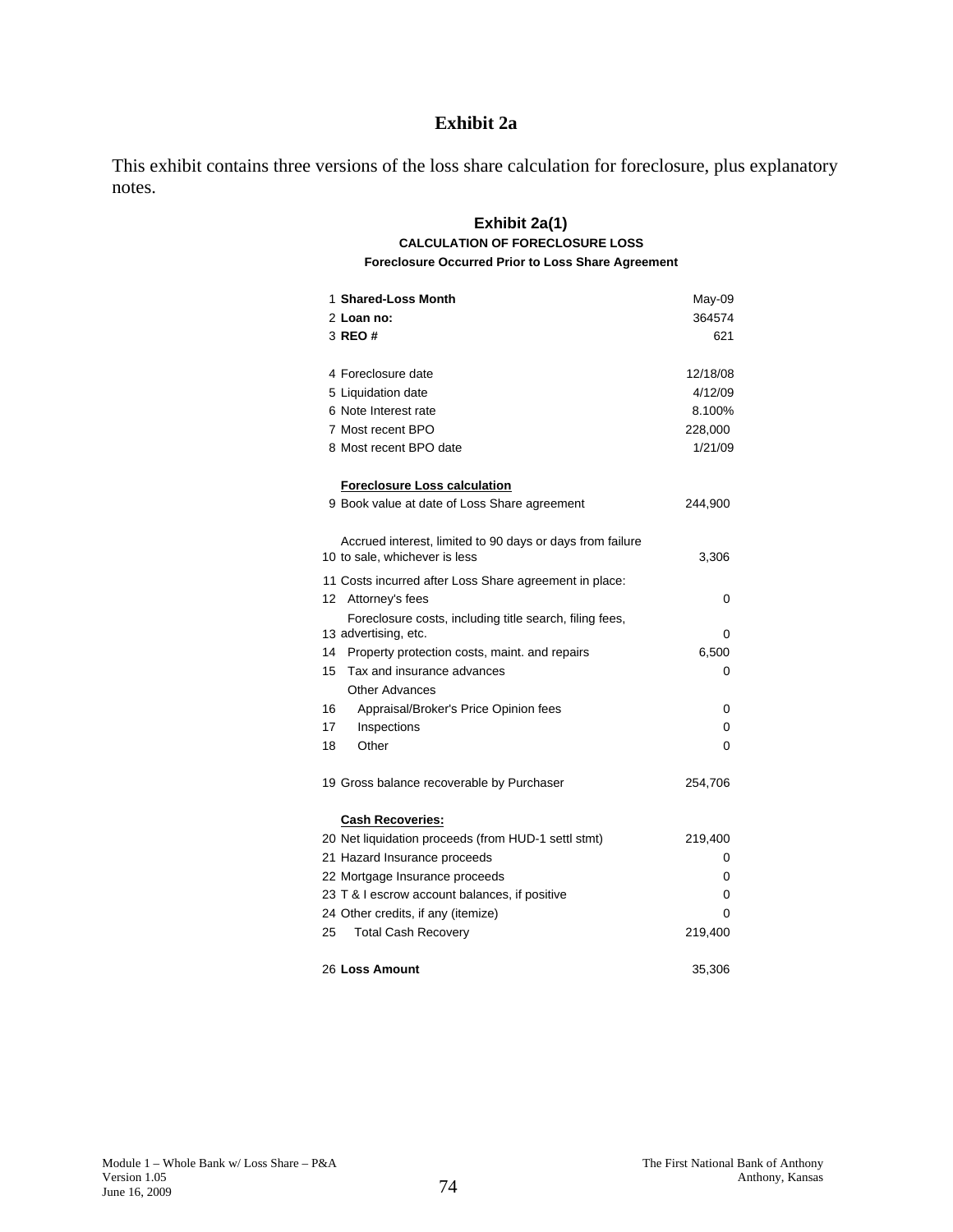# Exhibit 2a

This exhibit contains three versions of the loss share calculation for foreclosure, plus explanatory notes.

## Exhibit 2a(1)

### CALCULATION OF FORECLOSURE LOSS

#### Foreclosure Occurred Prior to Loss Share Agreement

| # | Item | Value |
|---|---|---|
| 1 | **Shared-Loss Month** | May-09 |
| 2 | **Loan no:** | 364574 |
| 3 | **REO #** | 621 |
| | | |
| 4 | Foreclosure date | 12/18/08 |
| 5 | Liquidation date | 4/12/09 |
| 6 | Note Interest rate | 8.100% |
| 7 | Most recent BPO | 228,000 |
| 8 | Most recent BPO date | 1/21/09 |
| | | |
| | **Foreclosure Loss calculation** | |
| 9 | Book value at date of Loss Share agreement | 244,900 |
| | | |
| 10 | Accrued interest, limited to 90 days or days from failure to sale, whichever is less | 3,306 |
| 11 | Costs incurred after Loss Share agreement in place: | |
| 12 | Attorney's fees | 0 |
| 13 | Foreclosure costs, including title search, filing fees, advertising, etc. | 0 |
| 14 | Property protection costs, maint. and repairs | 6,500 |
| 15 | Tax and insurance advances | 0 |
| | Other Advances | |
| 16 | Appraisal/Broker's Price Opinion fees | 0 |
| 17 | Inspections | 0 |
| 18 | Other | 0 |
| | | |
| 19 | Gross balance recoverable by Purchaser | 254,706 |
| | | |
| | **Cash Recoveries:** | |
| 20 | Net liquidation proceeds (from HUD-1 settl stmt) | 219,400 |
| 21 | Hazard Insurance proceeds | 0 |
| 22 | Mortgage Insurance proceeds | 0 |
| 23 | T & I escrow account balances, if positive | 0 |
| 24 | Other credits, if any (itemize) | 0 |
| 25 | Total Cash Recovery | 219,400 |
| | | |
| 26 | **Loss Amount** | 35,306 |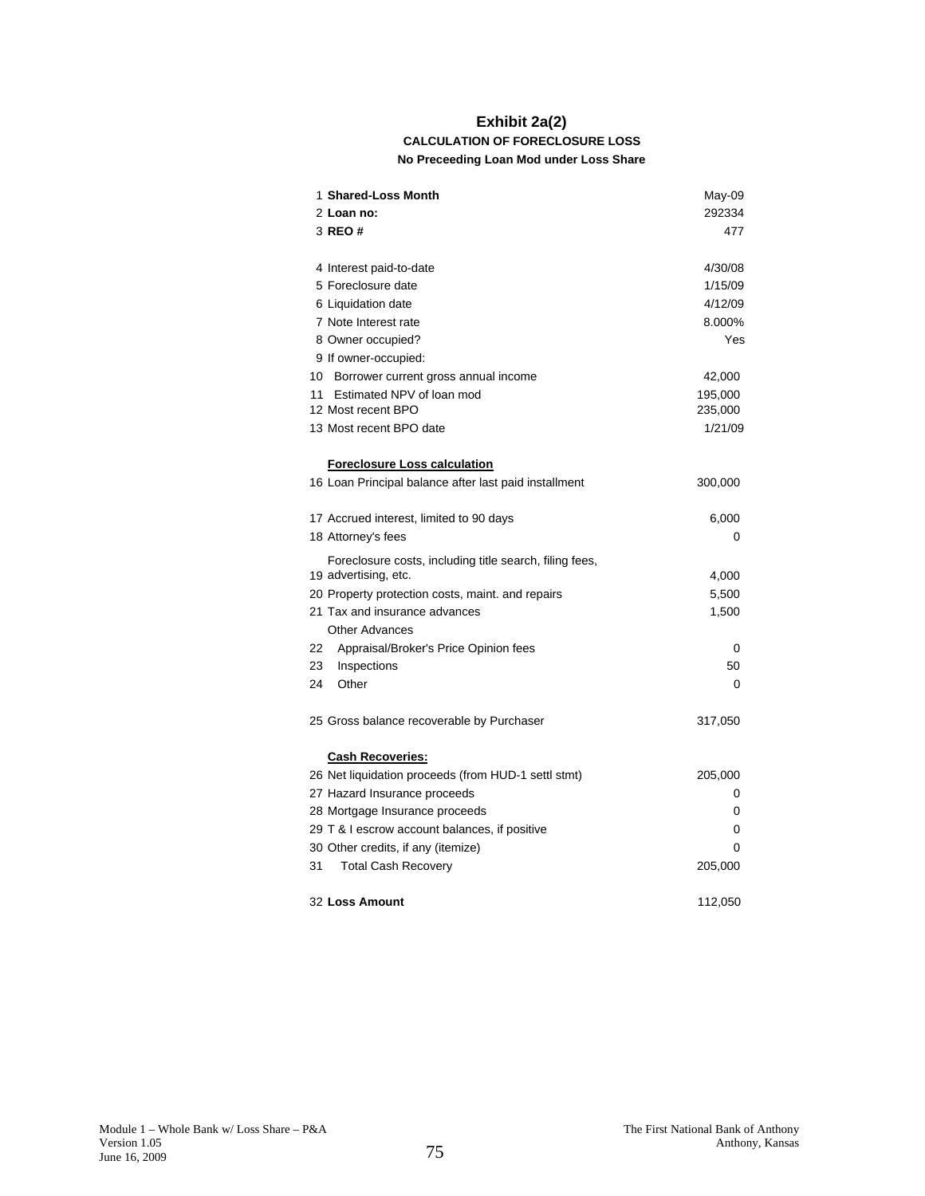# Exhibit 2a(2)

**CALCULATION OF FORECLOSURE LOSS**

**No Preceeding Loan Mod under Loss Share**

| | | |
|---|---|---|
| 1 | **Shared-Loss Month** | May-09 |
| 2 | **Loan no:** | 292334 |
| 3 | **REO #** | 477 |
| | | |
| 4 | Interest paid-to-date | 4/30/08 |
| 5 | Foreclosure date | 1/15/09 |
| 6 | Liquidation date | 4/12/09 |
| 7 | Note Interest rate | 8.000% |
| 8 | Owner occupied? | Yes |
| 9 | If owner-occupied: | |
| 10 | Borrower current gross annual income | 42,000 |
| 11 | Estimated NPV of loan mod | 195,000 |
| 12 | Most recent BPO | 235,000 |
| 13 | Most recent BPO date | 1/21/09 |
| | | |
| | **Foreclosure Loss calculation** | |
| 16 | Loan Principal balance after last paid installment | 300,000 |
| | | |
| 17 | Accrued interest, limited to 90 days | 6,000 |
| 18 | Attorney's fees | 0 |
| 19 | Foreclosure costs, including title search, filing fees, advertising, etc. | 4,000 |
| 20 | Property protection costs, maint. and repairs | 5,500 |
| 21 | Tax and insurance advances | 1,500 |
| | Other Advances | |
| 22 | Appraisal/Broker's Price Opinion fees | 0 |
| 23 | Inspections | 50 |
| 24 | Other | 0 |
| | | |
| 25 | Gross balance recoverable by Purchaser | 317,050 |
| | | |
| | **Cash Recoveries:** | |
| 26 | Net liquidation proceeds (from HUD-1 settl stmt) | 205,000 |
| 27 | Hazard Insurance proceeds | 0 |
| 28 | Mortgage Insurance proceeds | 0 |
| 29 | T & I escrow account balances, if positive | 0 |
| 30 | Other credits, if any (itemize) | 0 |
| 31 | Total Cash Recovery | 205,000 |
| | | |
| 32 | **Loss Amount** | 112,050 |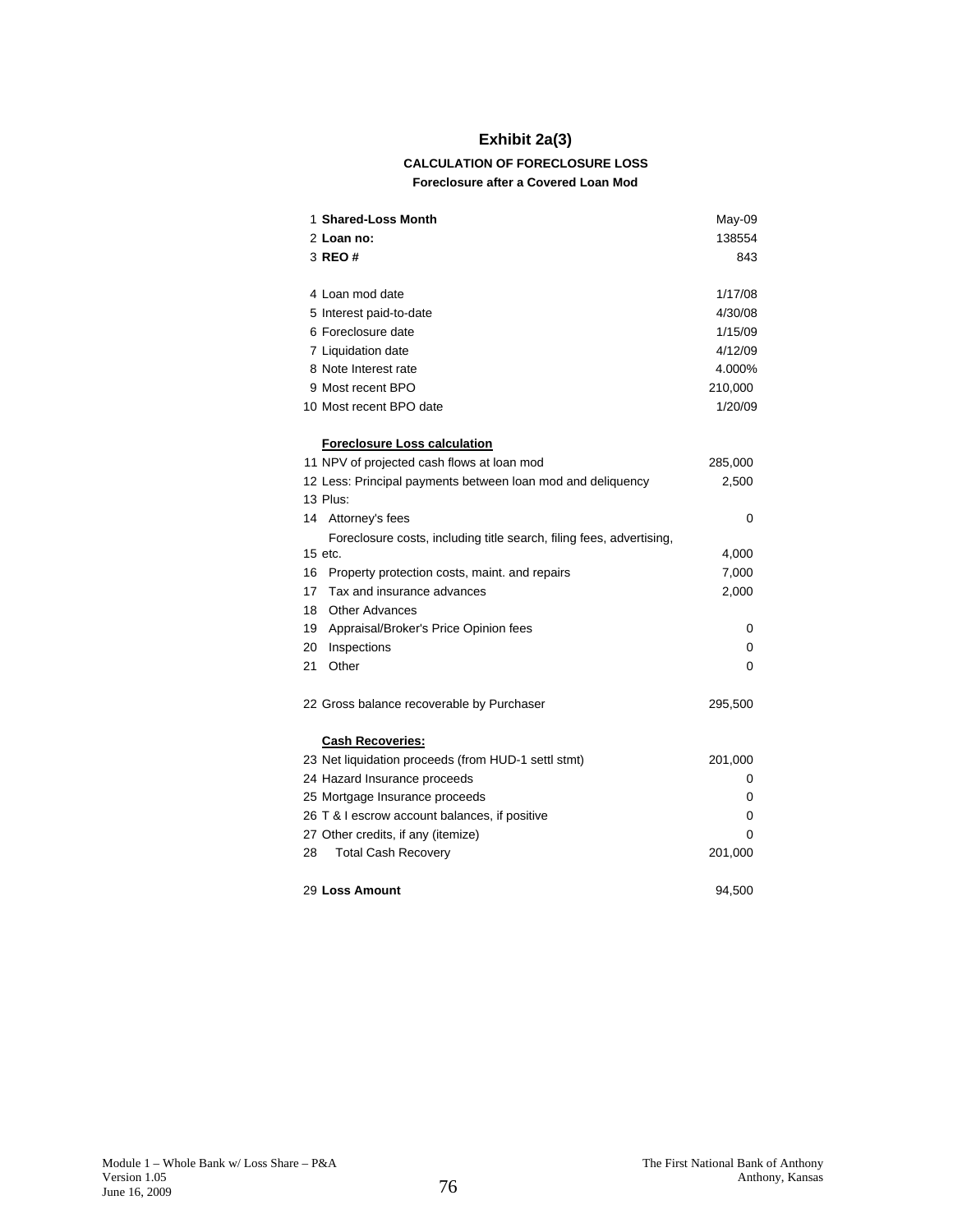# Exhibit 2a(3)

**CALCULATION OF FORECLOSURE LOSS**

**Foreclosure after a Covered Loan Mod**

| | | |
|---|---|---|
| 1 | **Shared-Loss Month** | May-09 |
| 2 | **Loan no:** | 138554 |
| 3 | **REO #** | 843 |
| | | |
| 4 | Loan mod date | 1/17/08 |
| 5 | Interest paid-to-date | 4/30/08 |
| 6 | Foreclosure date | 1/15/09 |
| 7 | Liquidation date | 4/12/09 |
| 8 | Note Interest rate | 4.000% |
| 9 | Most recent BPO | 210,000 |
| 10 | Most recent BPO date | 1/20/09 |
| | | |
| | **Foreclosure Loss calculation** | |
| 11 | NPV of projected cash flows at loan mod | 285,000 |
| 12 | Less: Principal payments between loan mod and deliquency | 2,500 |
| 13 | Plus: | |
| 14 | Attorney's fees | 0 |
| 15 | Foreclosure costs, including title search, filing fees, advertising, etc. | 4,000 |
| 16 | Property protection costs, maint. and repairs | 7,000 |
| 17 | Tax and insurance advances | 2,000 |
| 18 | Other Advances | |
| 19 | Appraisal/Broker's Price Opinion fees | 0 |
| 20 | Inspections | 0 |
| 21 | Other | 0 |
| | | |
| 22 | Gross balance recoverable by Purchaser | 295,500 |
| | | |
| | **Cash Recoveries:** | |
| 23 | Net liquidation proceeds (from HUD-1 settl stmt) | 201,000 |
| 24 | Hazard Insurance proceeds | 0 |
| 25 | Mortgage Insurance proceeds | 0 |
| 26 | T & I escrow account balances, if positive | 0 |
| 27 | Other credits, if any (itemize) | 0 |
| 28 | Total Cash Recovery | 201,000 |
| | | |
| 29 | **Loss Amount** | 94,500 |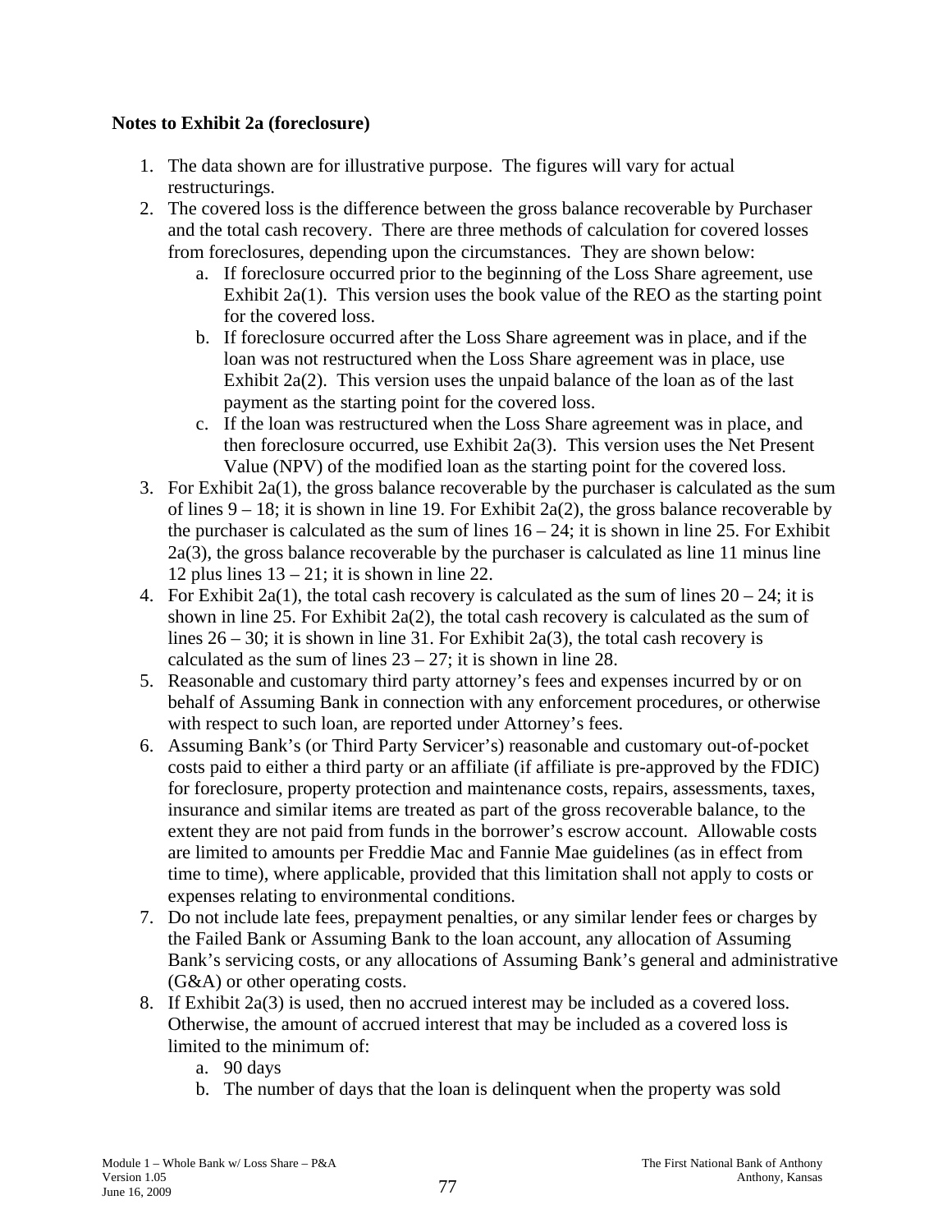**Notes to Exhibit 2a (foreclosure)**

1. The data shown are for illustrative purpose. The figures will vary for actual restructurings.
2. The covered loss is the difference between the gross balance recoverable by Purchaser and the total cash recovery. There are three methods of calculation for covered losses from foreclosures, depending upon the circumstances. They are shown below:
   a. If foreclosure occurred prior to the beginning of the Loss Share agreement, use Exhibit 2a(1). This version uses the book value of the REO as the starting point for the covered loss.
   b. If foreclosure occurred after the Loss Share agreement was in place, and if the loan was not restructured when the Loss Share agreement was in place, use Exhibit 2a(2). This version uses the unpaid balance of the loan as of the last payment as the starting point for the covered loss.
   c. If the loan was restructured when the Loss Share agreement was in place, and then foreclosure occurred, use Exhibit 2a(3). This version uses the Net Present Value (NPV) of the modified loan as the starting point for the covered loss.
3. For Exhibit 2a(1), the gross balance recoverable by the purchaser is calculated as the sum of lines 9 – 18; it is shown in line 19. For Exhibit 2a(2), the gross balance recoverable by the purchaser is calculated as the sum of lines 16 – 24; it is shown in line 25. For Exhibit 2a(3), the gross balance recoverable by the purchaser is calculated as line 11 minus line 12 plus lines 13 – 21; it is shown in line 22.
4. For Exhibit 2a(1), the total cash recovery is calculated as the sum of lines 20 – 24; it is shown in line 25. For Exhibit 2a(2), the total cash recovery is calculated as the sum of lines 26 – 30; it is shown in line 31. For Exhibit 2a(3), the total cash recovery is calculated as the sum of lines 23 – 27; it is shown in line 28.
5. Reasonable and customary third party attorney's fees and expenses incurred by or on behalf of Assuming Bank in connection with any enforcement procedures, or otherwise with respect to such loan, are reported under Attorney's fees.
6. Assuming Bank's (or Third Party Servicer's) reasonable and customary out-of-pocket costs paid to either a third party or an affiliate (if affiliate is pre-approved by the FDIC) for foreclosure, property protection and maintenance costs, repairs, assessments, taxes, insurance and similar items are treated as part of the gross recoverable balance, to the extent they are not paid from funds in the borrower's escrow account. Allowable costs are limited to amounts per Freddie Mac and Fannie Mae guidelines (as in effect from time to time), where applicable, provided that this limitation shall not apply to costs or expenses relating to environmental conditions.
7. Do not include late fees, prepayment penalties, or any similar lender fees or charges by the Failed Bank or Assuming Bank to the loan account, any allocation of Assuming Bank's servicing costs, or any allocations of Assuming Bank's general and administrative (G&A) or other operating costs.
8. If Exhibit 2a(3) is used, then no accrued interest may be included as a covered loss. Otherwise, the amount of accrued interest that may be included as a covered loss is limited to the minimum of:
   a. 90 days
   b. The number of days that the loan is delinquent when the property was sold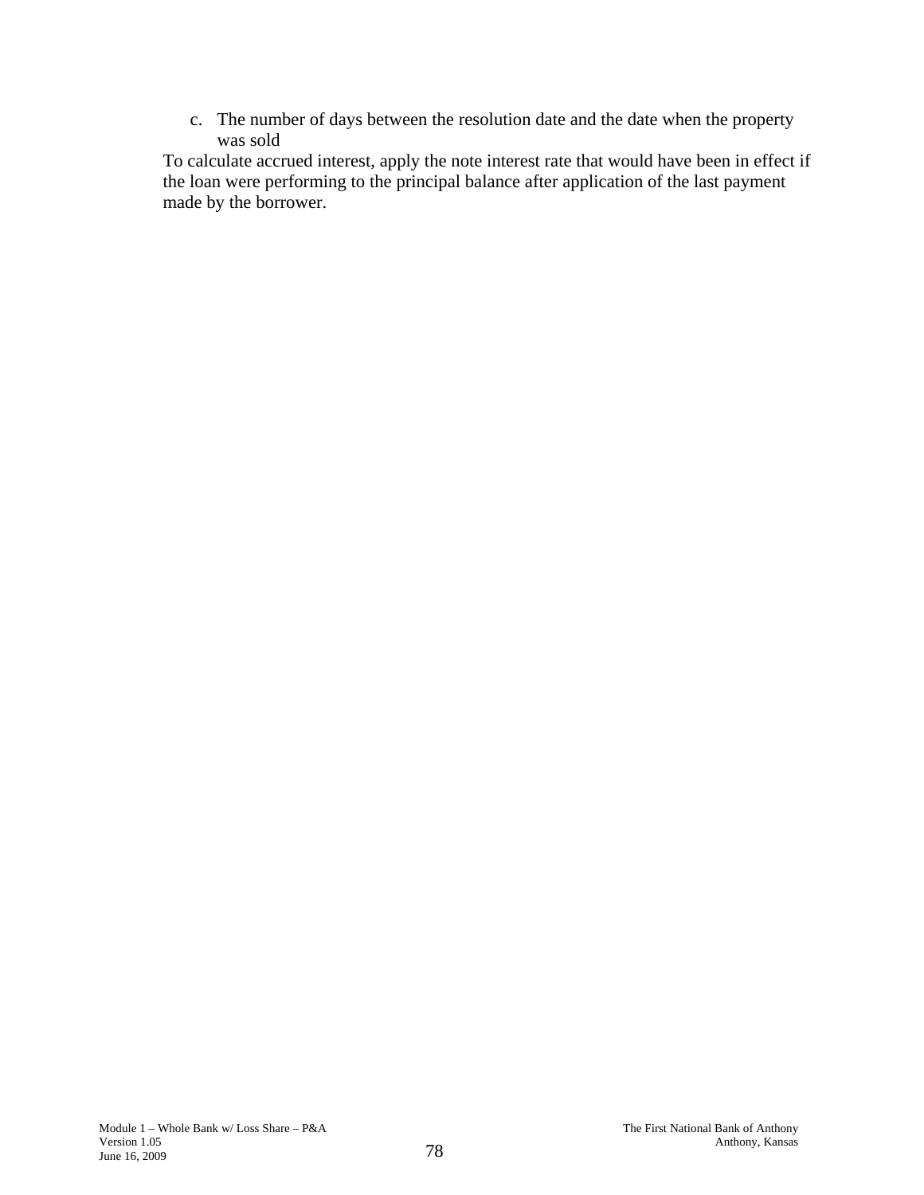c. The number of days between the resolution date and the date when the property was sold

To calculate accrued interest, apply the note interest rate that would have been in effect if the loan were performing to the principal balance after application of the last payment made by the borrower.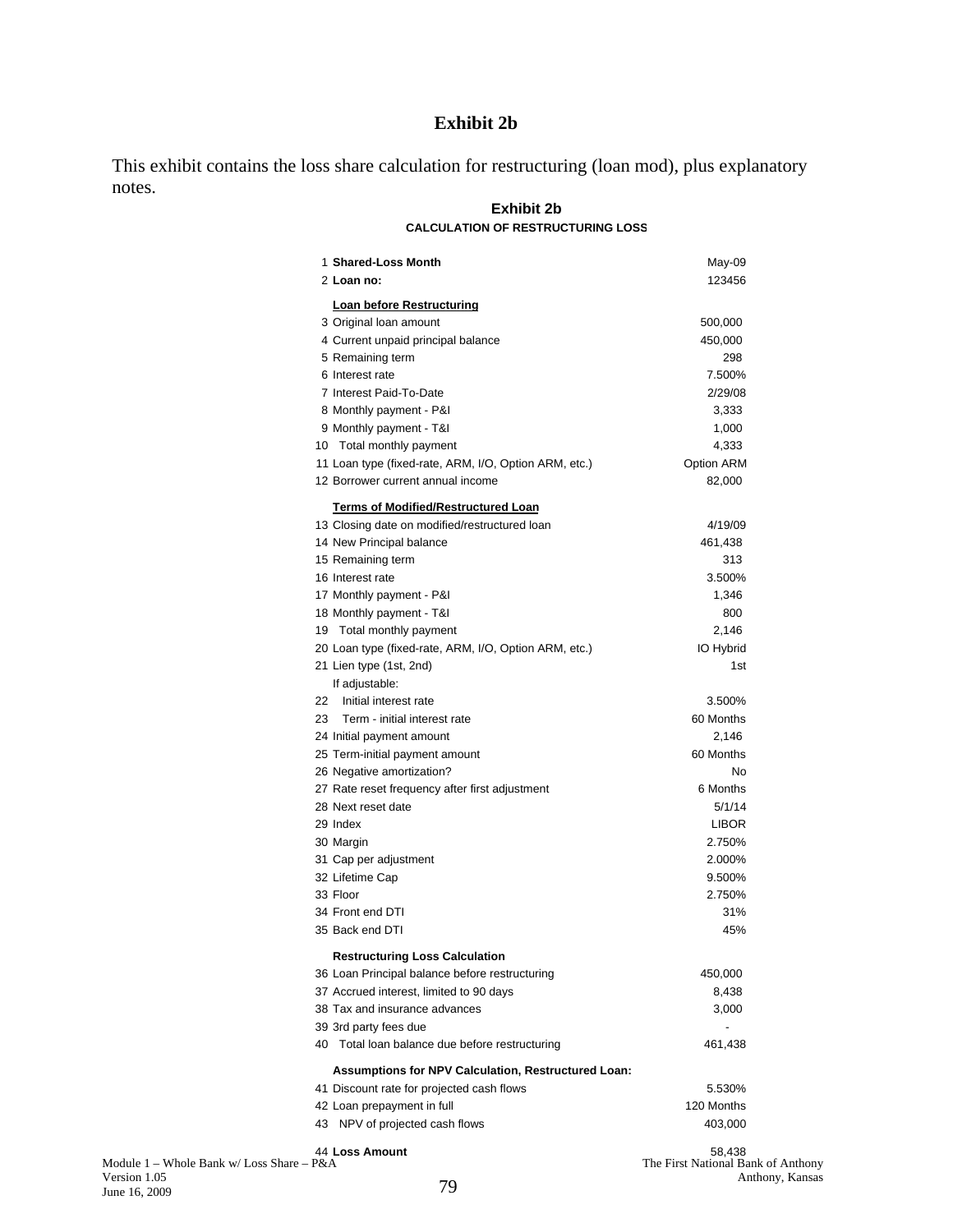# Exhibit 2b

This exhibit contains the loss share calculation for restructuring (loan mod), plus explanatory notes.

## Exhibit 2b

### CALCULATION OF RESTRUCTURING LOSS

| # | Item | Value |
|---|---|---|
| 1 | **Shared-Loss Month** | May-09 |
| 2 | **Loan no:** | 123456 |
| | **Loan before Restructuring** | |
| 3 | Original loan amount | 500,000 |
| 4 | Current unpaid principal balance | 450,000 |
| 5 | Remaining term | 298 |
| 6 | Interest rate | 7.500% |
| 7 | Interest Paid-To-Date | 2/29/08 |
| 8 | Monthly payment - P&I | 3,333 |
| 9 | Monthly payment - T&I | 1,000 |
| 10 | Total monthly payment | 4,333 |
| 11 | Loan type (fixed-rate, ARM, I/O, Option ARM, etc.) | Option ARM |
| 12 | Borrower current annual income | 82,000 |
| | **Terms of Modified/Restructured Loan** | |
| 13 | Closing date on modified/restructured loan | 4/19/09 |
| 14 | New Principal balance | 461,438 |
| 15 | Remaining term | 313 |
| 16 | Interest rate | 3.500% |
| 17 | Monthly payment - P&I | 1,346 |
| 18 | Monthly payment - T&I | 800 |
| 19 | Total monthly payment | 2,146 |
| 20 | Loan type (fixed-rate, ARM, I/O, Option ARM, etc.) | IO Hybrid |
| 21 | Lien type (1st, 2nd) | 1st |
| | If adjustable: | |
| 22 | Initial interest rate | 3.500% |
| 23 | Term - initial interest rate | 60 Months |
| 24 | Initial payment amount | 2,146 |
| 25 | Term-initial payment amount | 60 Months |
| 26 | Negative amortization? | No |
| 27 | Rate reset frequency after first adjustment | 6 Months |
| 28 | Next reset date | 5/1/14 |
| 29 | Index | LIBOR |
| 30 | Margin | 2.750% |
| 31 | Cap per adjustment | 2.000% |
| 32 | Lifetime Cap | 9.500% |
| 33 | Floor | 2.750% |
| 34 | Front end DTI | 31% |
| 35 | Back end DTI | 45% |
| | **Restructuring Loss Calculation** | |
| 36 | Loan Principal balance before restructuring | 450,000 |
| 37 | Accrued interest, limited to 90 days | 8,438 |
| 38 | Tax and insurance advances | 3,000 |
| 39 | 3rd party fees due | - |
| 40 | Total loan balance due before restructuring | 461,438 |
| | **Assumptions for NPV Calculation, Restructured Loan:** | |
| 41 | Discount rate for projected cash flows | 5.530% |
| 42 | Loan prepayment in full | 120 Months |
| 43 | NPV of projected cash flows | 403,000 |
| 44 | **Loss Amount** | 58,438 |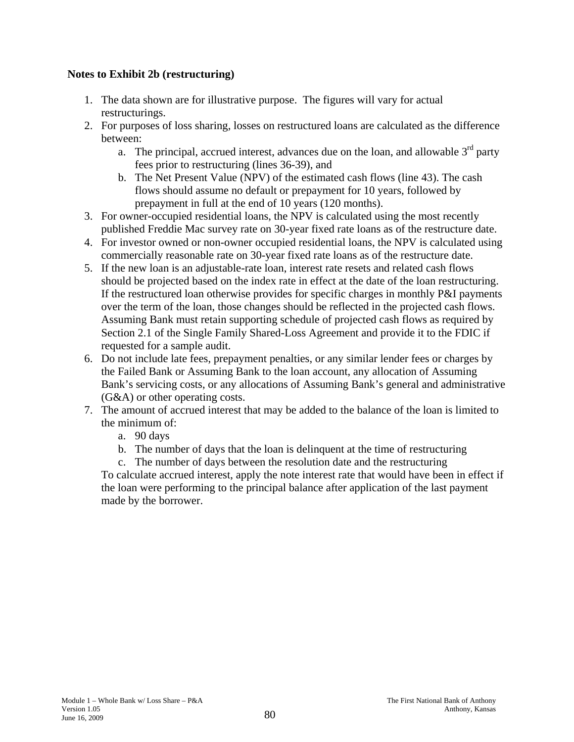**Notes to Exhibit 2b (restructuring)**

1. The data shown are for illustrative purpose. The figures will vary for actual restructurings.
2. For purposes of loss sharing, losses on restructured loans are calculated as the difference between:
   a. The principal, accrued interest, advances due on the loan, and allowable 3rd party fees prior to restructuring (lines 36-39), and
   b. The Net Present Value (NPV) of the estimated cash flows (line 43). The cash flows should assume no default or prepayment for 10 years, followed by prepayment in full at the end of 10 years (120 months).
3. For owner-occupied residential loans, the NPV is calculated using the most recently published Freddie Mac survey rate on 30-year fixed rate loans as of the restructure date.
4. For investor owned or non-owner occupied residential loans, the NPV is calculated using commercially reasonable rate on 30-year fixed rate loans as of the restructure date.
5. If the new loan is an adjustable-rate loan, interest rate resets and related cash flows should be projected based on the index rate in effect at the date of the loan restructuring. If the restructured loan otherwise provides for specific charges in monthly P&I payments over the term of the loan, those changes should be reflected in the projected cash flows. Assuming Bank must retain supporting schedule of projected cash flows as required by Section 2.1 of the Single Family Shared-Loss Agreement and provide it to the FDIC if requested for a sample audit.
6. Do not include late fees, prepayment penalties, or any similar lender fees or charges by the Failed Bank or Assuming Bank to the loan account, any allocation of Assuming Bank's servicing costs, or any allocations of Assuming Bank's general and administrative (G&A) or other operating costs.
7. The amount of accrued interest that may be added to the balance of the loan is limited to the minimum of:
   a. 90 days
   b. The number of days that the loan is delinquent at the time of restructuring
   c. The number of days between the resolution date and the restructuring

   To calculate accrued interest, apply the note interest rate that would have been in effect if the loan were performing to the principal balance after application of the last payment made by the borrower.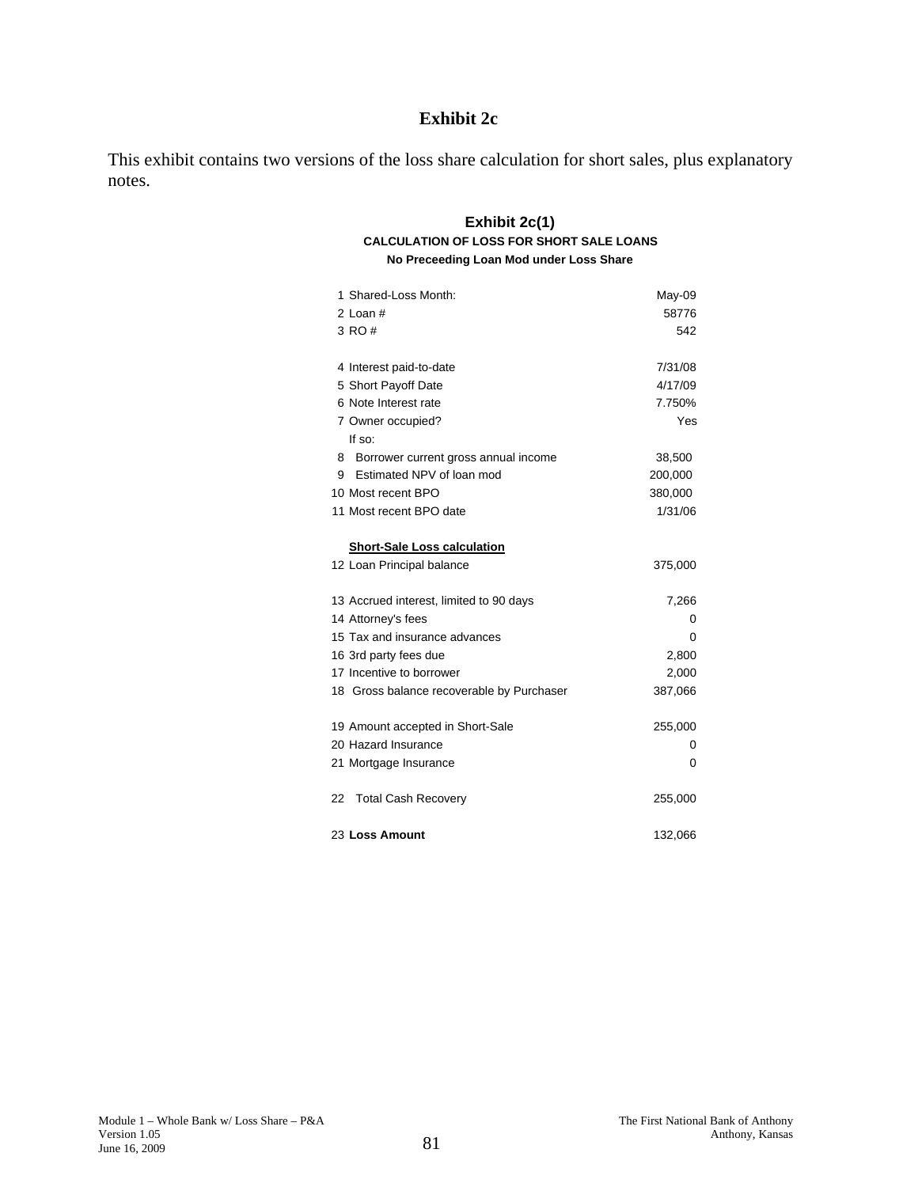# Exhibit 2c

This exhibit contains two versions of the loss share calculation for short sales, plus explanatory notes.

## Exhibit 2c(1)

**CALCULATION OF LOSS FOR SHORT SALE LOANS**

**No Preceeding Loan Mod under Loss Share**

| | |
|---|---|
| 1 Shared-Loss Month: | May-09 |
| 2 Loan # | 58776 |
| 3 RO # | 542 |
| | |
| 4 Interest paid-to-date | 7/31/08 |
| 5 Short Payoff Date | 4/17/09 |
| 6 Note Interest rate | 7.750% |
| 7 Owner occupied? | Yes |
| If so: | |
| 8 Borrower current gross annual income | 38,500 |
| 9 Estimated NPV of loan mod | 200,000 |
| 10 Most recent BPO | 380,000 |
| 11 Most recent BPO date | 1/31/06 |
| | |
| **Short-Sale Loss calculation** | |
| 12 Loan Principal balance | 375,000 |
| | |
| 13 Accrued interest, limited to 90 days | 7,266 |
| 14 Attorney's fees | 0 |
| 15 Tax and insurance advances | 0 |
| 16 3rd party fees due | 2,800 |
| 17 Incentive to borrower | 2,000 |
| 18 Gross balance recoverable by Purchaser | 387,066 |
| | |
| 19 Amount accepted in Short-Sale | 255,000 |
| 20 Hazard Insurance | 0 |
| 21 Mortgage Insurance | 0 |
| | |
| 22 Total Cash Recovery | 255,000 |
| | |
| 23 **Loss Amount** | 132,066 |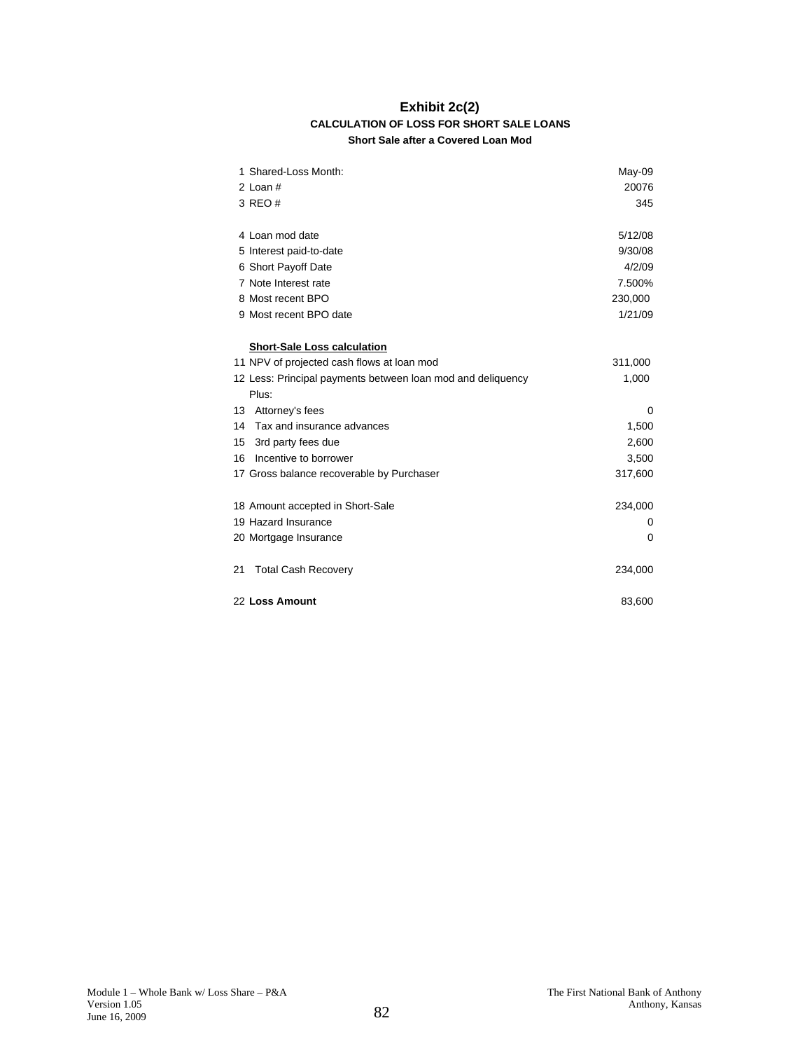# Exhibit 2c(2)

### CALCULATION OF LOSS FOR SHORT SALE LOANS

#### Short Sale after a Covered Loan Mod

| | | |
|---|---|---|
| 1 | Shared-Loss Month: | May-09 |
| 2 | Loan # | 20076 |
| 3 | REO # | 345 |
| | | |
| 4 | Loan mod date | 5/12/08 |
| 5 | Interest paid-to-date | 9/30/08 |
| 6 | Short Payoff Date | 4/2/09 |
| 7 | Note Interest rate | 7.500% |
| 8 | Most recent BPO | 230,000 |
| 9 | Most recent BPO date | 1/21/09 |
| | | |
| | **Short-Sale Loss calculation** | |
| 11 | NPV of projected cash flows at loan mod | 311,000 |
| 12 | Less: Principal payments between loan mod and deliquency | 1,000 |
| | Plus: | |
| 13 | Attorney's fees | 0 |
| 14 | Tax and insurance advances | 1,500 |
| 15 | 3rd party fees due | 2,600 |
| 16 | Incentive to borrower | 3,500 |
| 17 | Gross balance recoverable by Purchaser | 317,600 |
| | | |
| 18 | Amount accepted in Short-Sale | 234,000 |
| 19 | Hazard Insurance | 0 |
| 20 | Mortgage Insurance | 0 |
| | | |
| 21 | Total Cash Recovery | 234,000 |
| | | |
| 22 | **Loss Amount** | 83,600 |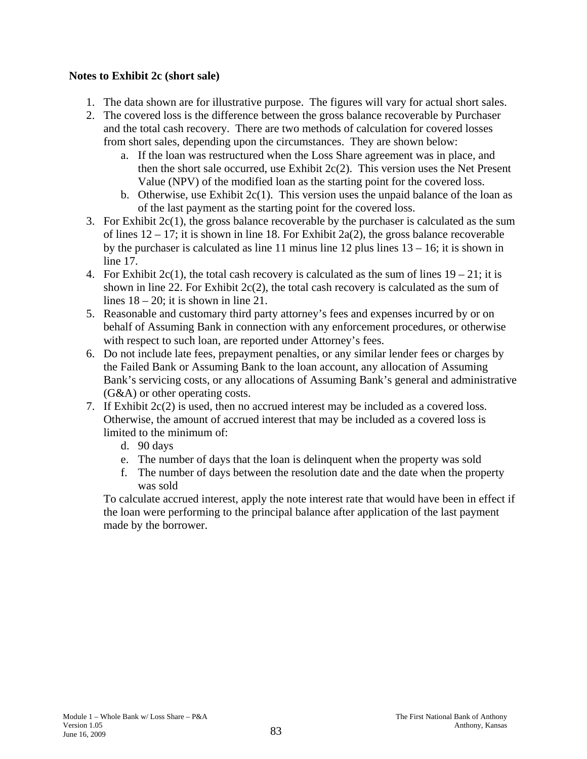**Notes to Exhibit 2c (short sale)**

1. The data shown are for illustrative purpose. The figures will vary for actual short sales.
2. The covered loss is the difference between the gross balance recoverable by Purchaser and the total cash recovery. There are two methods of calculation for covered losses from short sales, depending upon the circumstances. They are shown below:
   a. If the loan was restructured when the Loss Share agreement was in place, and then the short sale occurred, use Exhibit 2c(2). This version uses the Net Present Value (NPV) of the modified loan as the starting point for the covered loss.
   b. Otherwise, use Exhibit 2c(1). This version uses the unpaid balance of the loan as of the last payment as the starting point for the covered loss.
3. For Exhibit 2c(1), the gross balance recoverable by the purchaser is calculated as the sum of lines 12 – 17; it is shown in line 18. For Exhibit 2a(2), the gross balance recoverable by the purchaser is calculated as line 11 minus line 12 plus lines 13 – 16; it is shown in line 17.
4. For Exhibit 2c(1), the total cash recovery is calculated as the sum of lines 19 – 21; it is shown in line 22. For Exhibit 2c(2), the total cash recovery is calculated as the sum of lines 18 – 20; it is shown in line 21.
5. Reasonable and customary third party attorney's fees and expenses incurred by or on behalf of Assuming Bank in connection with any enforcement procedures, or otherwise with respect to such loan, are reported under Attorney's fees.
6. Do not include late fees, prepayment penalties, or any similar lender fees or charges by the Failed Bank or Assuming Bank to the loan account, any allocation of Assuming Bank's servicing costs, or any allocations of Assuming Bank's general and administrative (G&A) or other operating costs.
7. If Exhibit 2c(2) is used, then no accrued interest may be included as a covered loss. Otherwise, the amount of accrued interest that may be included as a covered loss is limited to the minimum of:
   d. 90 days
   e. The number of days that the loan is delinquent when the property was sold
   f. The number of days between the resolution date and the date when the property was sold

   To calculate accrued interest, apply the note interest rate that would have been in effect if the loan were performing to the principal balance after application of the last payment made by the borrower.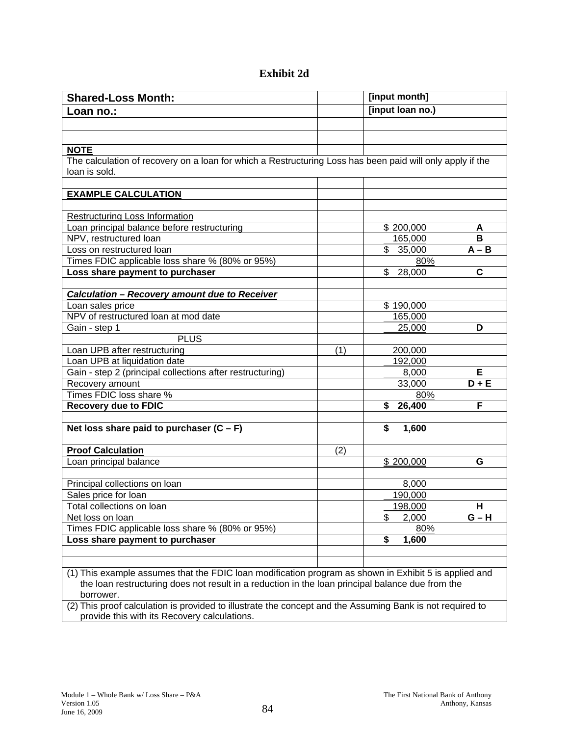# Exhibit 2d

| | | | |
|---|---|---|---|
| **Shared-Loss Month:** | | **[input month]** | |
| **Loan no.:** | | **[input loan no.)** | |
| | | | |
| | | | |
| **NOTE** | | | |
| The calculation of recovery on a loan for which a Restructuring Loss has been paid will only apply if the loan is sold. | | | |
| | | | |
| **EXAMPLE CALCULATION** | | | |
| | | | |
| Restructuring Loss Information | | | |
| Loan principal balance before restructuring | | $ 200,000 | **A** |
| NPV, restructured loan | | 165,000 | **B** |
| Loss on restructured loan | | $ 35,000 | **A – B** |
| Times FDIC applicable loss share % (80% or 95%) | | 80% | |
| **Loss share payment to purchaser** | | $ 28,000 | **C** |
| | | | |
| ***Calculation – Recovery amount due to Receiver*** | | | |
| Loan sales price | | $ 190,000 | |
| NPV of restructured loan at mod date | | 165,000 | |
| Gain - step 1 | | 25,000 | **D** |
| PLUS | | | |
| Loan UPB after restructuring | (1) | 200,000 | |
| Loan UPB at liquidation date | | 192,000 | |
| Gain - step 2 (principal collections after restructuring) | | 8,000 | **E** |
| Recovery amount | | 33,000 | **D + E** |
| Times FDIC loss share % | | 80% | |
| **Recovery due to FDIC** | | **$ 26,400** | **F** |
| | | | |
| **Net loss share paid to purchaser (C – F)** | | **$ 1,600** | |
| | | | |
| **Proof Calculation** | (2) | | |
| Loan principal balance | | $ 200,000 | **G** |
| | | | |
| Principal collections on loan | | 8,000 | |
| Sales price for loan | | 190,000 | |
| Total collections on loan | | 198,000 | **H** |
| Net loss on loan | | $ 2,000 | **G – H** |
| Times FDIC applicable loss share % (80% or 95%) | | 80% | |
| **Loss share payment to purchaser** | | **$ 1,600** | |
| | | | |
| | | | |
| (1) This example assumes that the FDIC loan modification program as shown in Exhibit 5 is applied and the loan restructuring does not result in a reduction in the loan principal balance due from the borrower. | | | |
| (2) This proof calculation is provided to illustrate the concept and the Assuming Bank is not required to provide this with its Recovery calculations. | | | |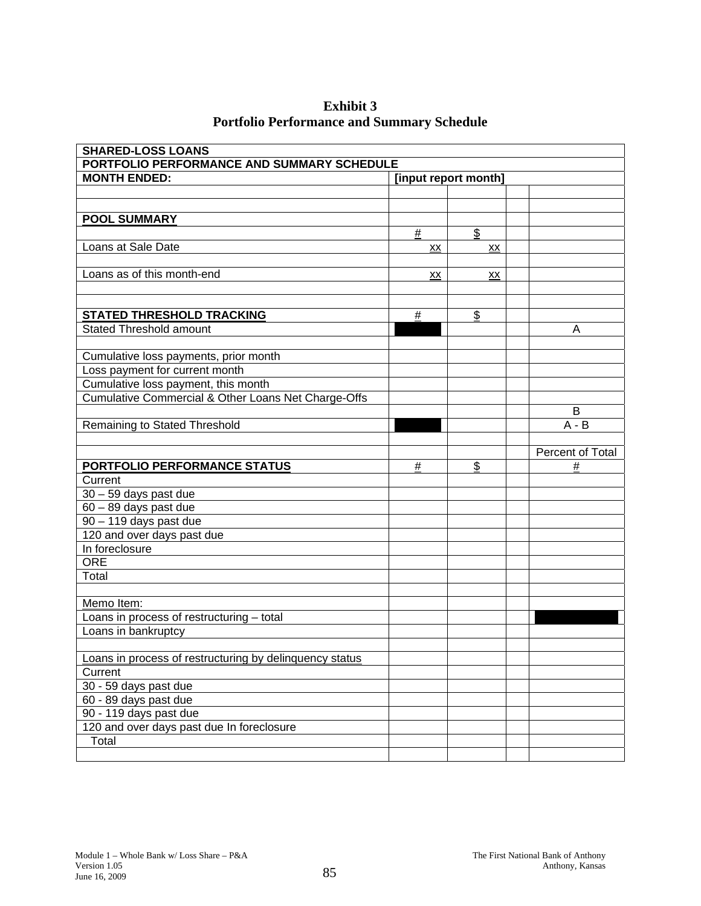# Exhibit 3
## Portfolio Performance and Summary Schedule

| SHARED-LOSS LOANS | | | | |
|---|---|---|---|---|
| **PORTFOLIO PERFORMANCE AND SUMMARY SCHEDULE** | | | | |
| **MONTH ENDED:** | **[input report month]** | | | |
| | | | | |
| | | | | |
| **POOL SUMMARY** | | | | |
| | # | $ | | |
| Loans at Sale Date | xx | xx | | |
| | | | | |
| Loans as of this month-end | xx | xx | | |
| | | | | |
| | | | | |
| **STATED THRESHOLD TRACKING** | # | $ | | |
| Stated Threshold amount | ███ | | | A |
| | | | | |
| Cumulative loss payments, prior month | | | | |
| Loss payment for current month | | | | |
| Cumulative loss payment, this month | | | | |
| Cumulative Commercial & Other Loans Net Charge-Offs | | | | |
| | | | | B |
| Remaining to Stated Threshold | ███ | | | A - B |
| | | | | |
| | | | | Percent of Total |
| **PORTFOLIO PERFORMANCE STATUS** | # | $ | | # |
| Current | | | | |
| 30 – 59 days past due | | | | |
| 60 – 89 days past due | | | | |
| 90 – 119 days past due | | | | |
| 120 and over days past due | | | | |
| In foreclosure | | | | |
| ORE | | | | |
| Total | | | | |
| | | | | |
| Memo Item: | | | | |
| Loans in process of restructuring – total | | | | ███ |
| Loans in bankruptcy | | | | |
| | | | | |
| Loans in process of restructuring by delinquency status | | | | |
| Current | | | | |
| 30 - 59 days past due | | | | |
| 60 - 89 days past due | | | | |
| 90 - 119 days past due | | | | |
| 120 and over days past due In foreclosure | | | | |
| Total | | | | |
| | | | | |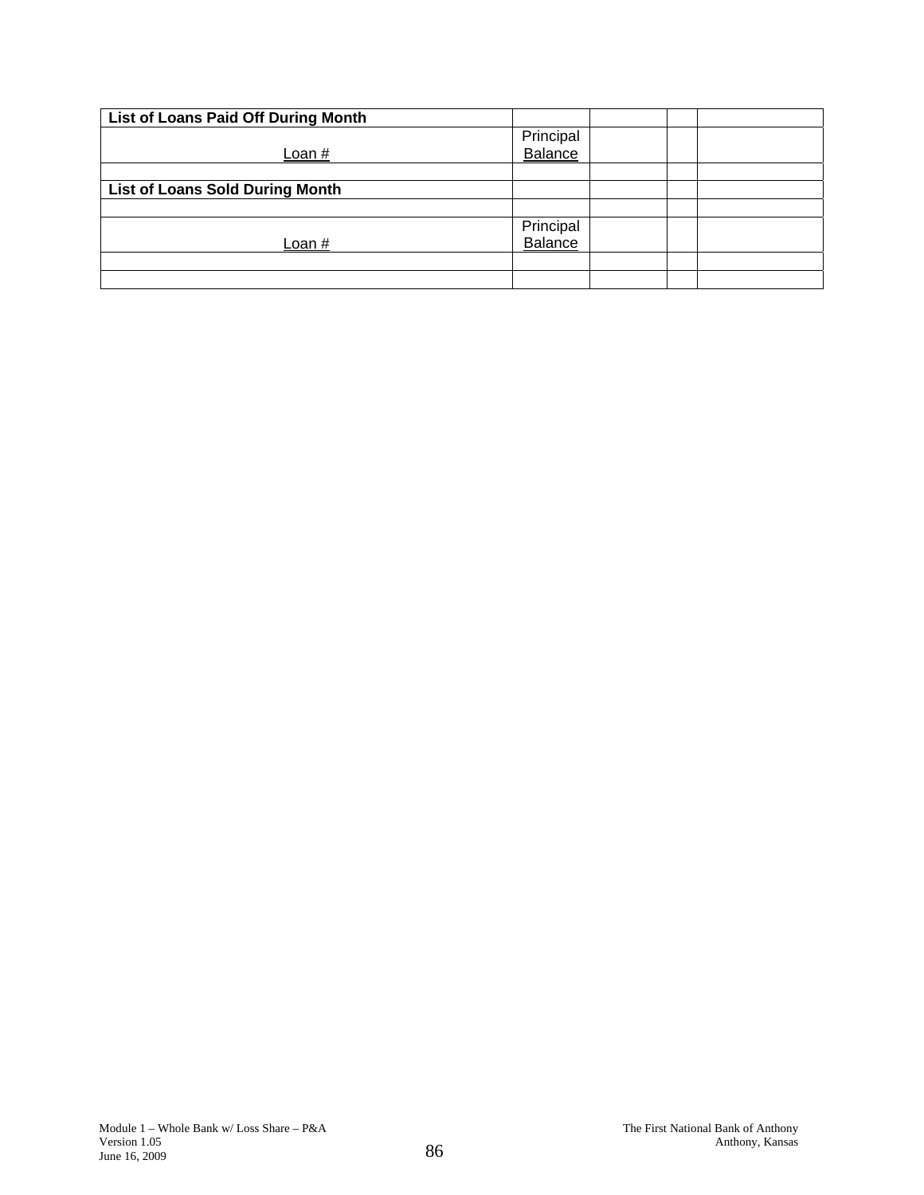| List of Loans Paid Off During Month | | | | |
|---|---|---|---|---|
| Loan # | Principal Balance | | | |
| | | | | |
| **List of Loans Sold During Month** | | | | |
| | | | | |
| Loan # | Principal Balance | | | |
| | | | | |
| | | | | |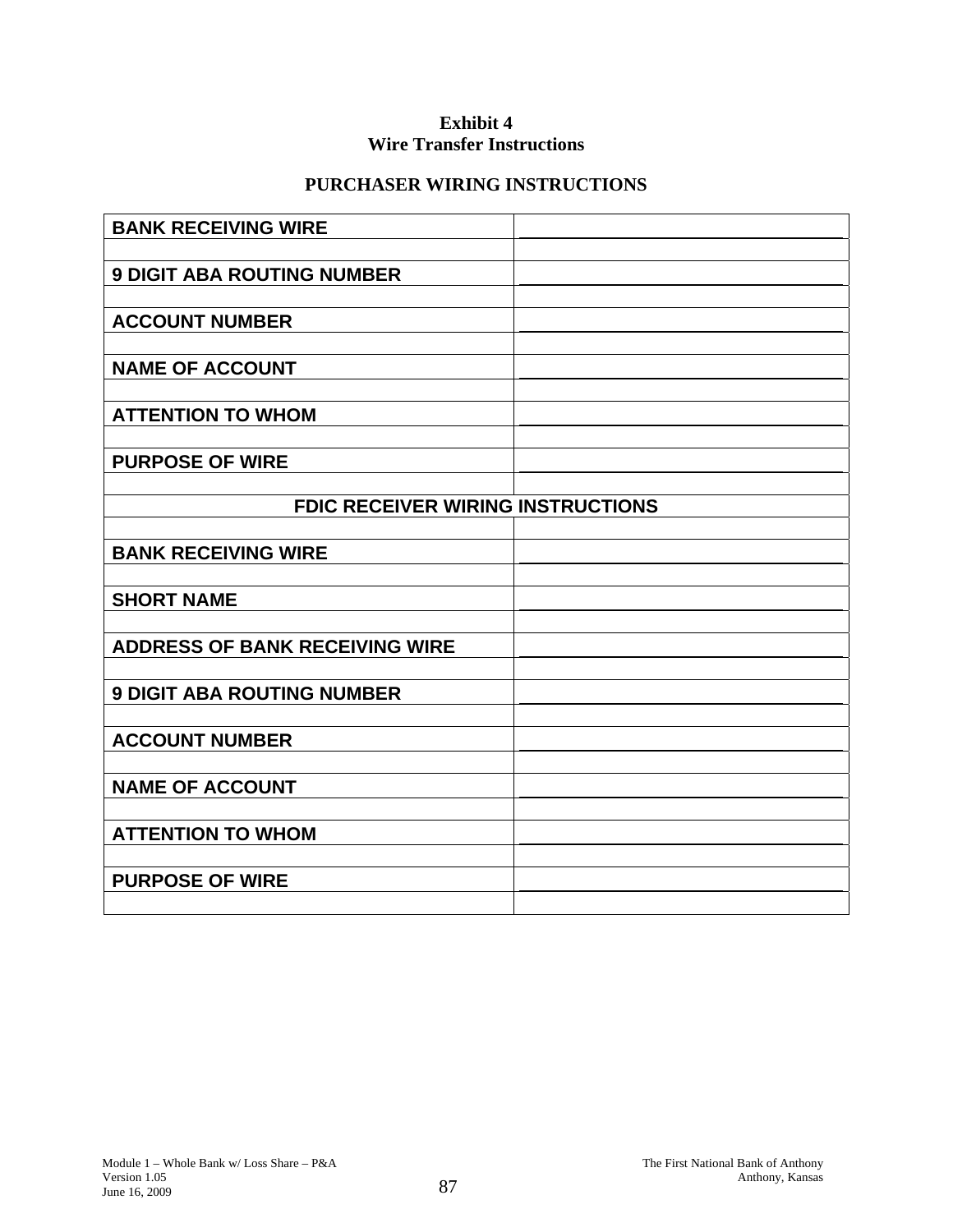**Exhibit 4**
**Wire Transfer Instructions**

**PURCHASER WIRING INSTRUCTIONS**

| | |
|---|---|
| **BANK RECEIVING WIRE** | \_\_\_\_\_\_\_\_\_\_\_\_\_\_\_\_\_\_\_\_\_\_\_\_\_\_\_\_\_\_ |
| | |
| **9 DIGIT ABA ROUTING NUMBER** | \_\_\_\_\_\_\_\_\_\_\_\_\_\_\_\_\_\_\_\_\_\_\_\_\_\_\_\_\_\_ |
| | |
| **ACCOUNT NUMBER** | \_\_\_\_\_\_\_\_\_\_\_\_\_\_\_\_\_\_\_\_\_\_\_\_\_\_\_\_\_\_ |
| | |
| **NAME OF ACCOUNT** | \_\_\_\_\_\_\_\_\_\_\_\_\_\_\_\_\_\_\_\_\_\_\_\_\_\_\_\_\_\_ |
| | |
| **ATTENTION TO WHOM** | \_\_\_\_\_\_\_\_\_\_\_\_\_\_\_\_\_\_\_\_\_\_\_\_\_\_\_\_\_\_ |
| | |
| **PURPOSE OF WIRE** | \_\_\_\_\_\_\_\_\_\_\_\_\_\_\_\_\_\_\_\_\_\_\_\_\_\_\_\_\_\_ |
| | |
| **FDIC RECEIVER WIRING INSTRUCTIONS** | |
| | |
| **BANK RECEIVING WIRE** | \_\_\_\_\_\_\_\_\_\_\_\_\_\_\_\_\_\_\_\_\_\_\_\_\_\_\_\_\_\_ |
| | |
| **SHORT NAME** | \_\_\_\_\_\_\_\_\_\_\_\_\_\_\_\_\_\_\_\_\_\_\_\_\_\_\_\_\_\_ |
| | |
| **ADDRESS OF BANK RECEIVING WIRE** | \_\_\_\_\_\_\_\_\_\_\_\_\_\_\_\_\_\_\_\_\_\_\_\_\_\_\_\_\_\_ |
| | |
| **9 DIGIT ABA ROUTING NUMBER** | \_\_\_\_\_\_\_\_\_\_\_\_\_\_\_\_\_\_\_\_\_\_\_\_\_\_\_\_\_\_ |
| | |
| **ACCOUNT NUMBER** | \_\_\_\_\_\_\_\_\_\_\_\_\_\_\_\_\_\_\_\_\_\_\_\_\_\_\_\_\_\_ |
| | |
| **NAME OF ACCOUNT** | \_\_\_\_\_\_\_\_\_\_\_\_\_\_\_\_\_\_\_\_\_\_\_\_\_\_\_\_\_\_ |
| | |
| **ATTENTION TO WHOM** | \_\_\_\_\_\_\_\_\_\_\_\_\_\_\_\_\_\_\_\_\_\_\_\_\_\_\_\_\_\_ |
| | |
| **PURPOSE OF WIRE** | \_\_\_\_\_\_\_\_\_\_\_\_\_\_\_\_\_\_\_\_\_\_\_\_\_\_\_\_\_\_ |
| | |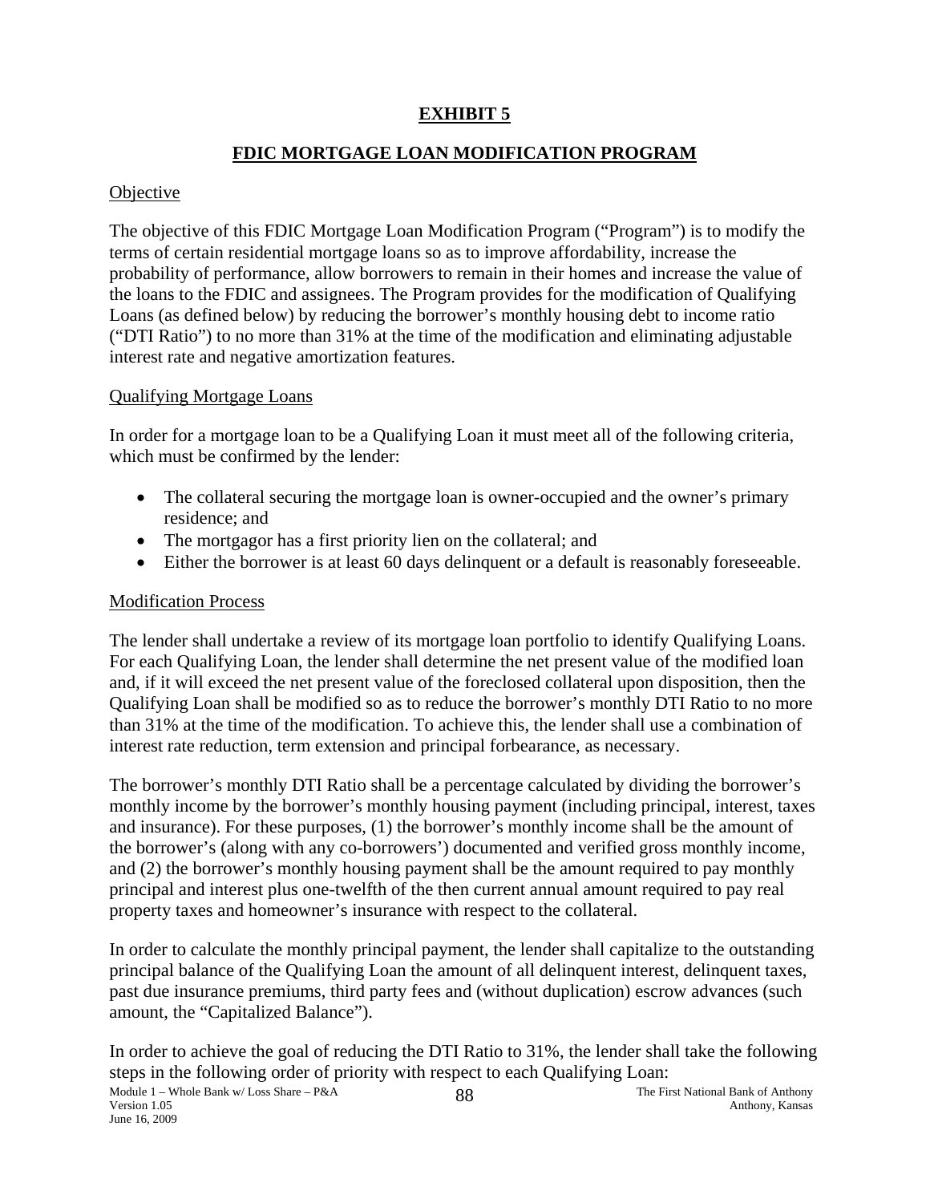# EXHIBIT 5

## FDIC MORTGAGE LOAN MODIFICATION PROGRAM

### Objective

The objective of this FDIC Mortgage Loan Modification Program ("Program") is to modify the terms of certain residential mortgage loans so as to improve affordability, increase the probability of performance, allow borrowers to remain in their homes and increase the value of the loans to the FDIC and assignees. The Program provides for the modification of Qualifying Loans (as defined below) by reducing the borrower's monthly housing debt to income ratio ("DTI Ratio") to no more than 31% at the time of the modification and eliminating adjustable interest rate and negative amortization features.

### Qualifying Mortgage Loans

In order for a mortgage loan to be a Qualifying Loan it must meet all of the following criteria, which must be confirmed by the lender:

- The collateral securing the mortgage loan is owner-occupied and the owner's primary residence; and
- The mortgagor has a first priority lien on the collateral; and
- Either the borrower is at least 60 days delinquent or a default is reasonably foreseeable.

### Modification Process

The lender shall undertake a review of its mortgage loan portfolio to identify Qualifying Loans. For each Qualifying Loan, the lender shall determine the net present value of the modified loan and, if it will exceed the net present value of the foreclosed collateral upon disposition, then the Qualifying Loan shall be modified so as to reduce the borrower's monthly DTI Ratio to no more than 31% at the time of the modification. To achieve this, the lender shall use a combination of interest rate reduction, term extension and principal forbearance, as necessary.

The borrower's monthly DTI Ratio shall be a percentage calculated by dividing the borrower's monthly income by the borrower's monthly housing payment (including principal, interest, taxes and insurance). For these purposes, (1) the borrower's monthly income shall be the amount of the borrower's (along with any co-borrowers') documented and verified gross monthly income, and (2) the borrower's monthly housing payment shall be the amount required to pay monthly principal and interest plus one-twelfth of the then current annual amount required to pay real property taxes and homeowner's insurance with respect to the collateral.

In order to calculate the monthly principal payment, the lender shall capitalize to the outstanding principal balance of the Qualifying Loan the amount of all delinquent interest, delinquent taxes, past due insurance premiums, third party fees and (without duplication) escrow advances (such amount, the "Capitalized Balance").

In order to achieve the goal of reducing the DTI Ratio to 31%, the lender shall take the following steps in the following order of priority with respect to each Qualifying Loan: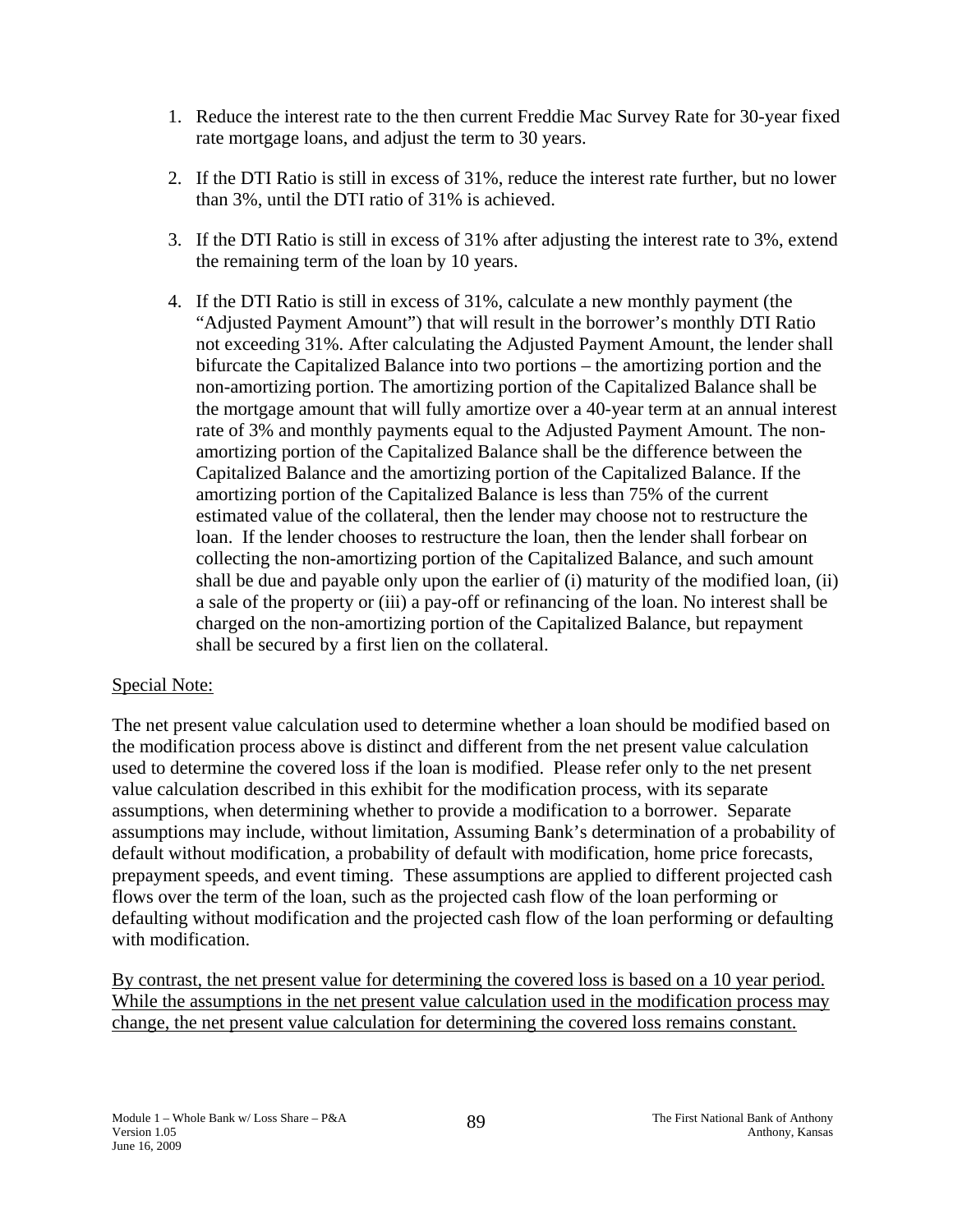1. Reduce the interest rate to the then current Freddie Mac Survey Rate for 30-year fixed rate mortgage loans, and adjust the term to 30 years.

2. If the DTI Ratio is still in excess of 31%, reduce the interest rate further, but no lower than 3%, until the DTI ratio of 31% is achieved.

3. If the DTI Ratio is still in excess of 31% after adjusting the interest rate to 3%, extend the remaining term of the loan by 10 years.

4. If the DTI Ratio is still in excess of 31%, calculate a new monthly payment (the "Adjusted Payment Amount") that will result in the borrower's monthly DTI Ratio not exceeding 31%. After calculating the Adjusted Payment Amount, the lender shall bifurcate the Capitalized Balance into two portions – the amortizing portion and the non-amortizing portion. The amortizing portion of the Capitalized Balance shall be the mortgage amount that will fully amortize over a 40-year term at an annual interest rate of 3% and monthly payments equal to the Adjusted Payment Amount. The non-amortizing portion of the Capitalized Balance shall be the difference between the Capitalized Balance and the amortizing portion of the Capitalized Balance. If the amortizing portion of the Capitalized Balance is less than 75% of the current estimated value of the collateral, then the lender may choose not to restructure the loan. If the lender chooses to restructure the loan, then the lender shall forbear on collecting the non-amortizing portion of the Capitalized Balance, and such amount shall be due and payable only upon the earlier of (i) maturity of the modified loan, (ii) a sale of the property or (iii) a pay-off or refinancing of the loan. No interest shall be charged on the non-amortizing portion of the Capitalized Balance, but repayment shall be secured by a first lien on the collateral.

<u>Special Note:</u>

The net present value calculation used to determine whether a loan should be modified based on the modification process above is distinct and different from the net present value calculation used to determine the covered loss if the loan is modified. Please refer only to the net present value calculation described in this exhibit for the modification process, with its separate assumptions, when determining whether to provide a modification to a borrower. Separate assumptions may include, without limitation, Assuming Bank's determination of a probability of default without modification, a probability of default with modification, home price forecasts, prepayment speeds, and event timing. These assumptions are applied to different projected cash flows over the term of the loan, such as the projected cash flow of the loan performing or defaulting without modification and the projected cash flow of the loan performing or defaulting with modification.

<u>By contrast, the net present value for determining the covered loss is based on a 10 year period. While the assumptions in the net present value calculation used in the modification process may change, the net present value calculation for determining the covered loss remains constant.</u>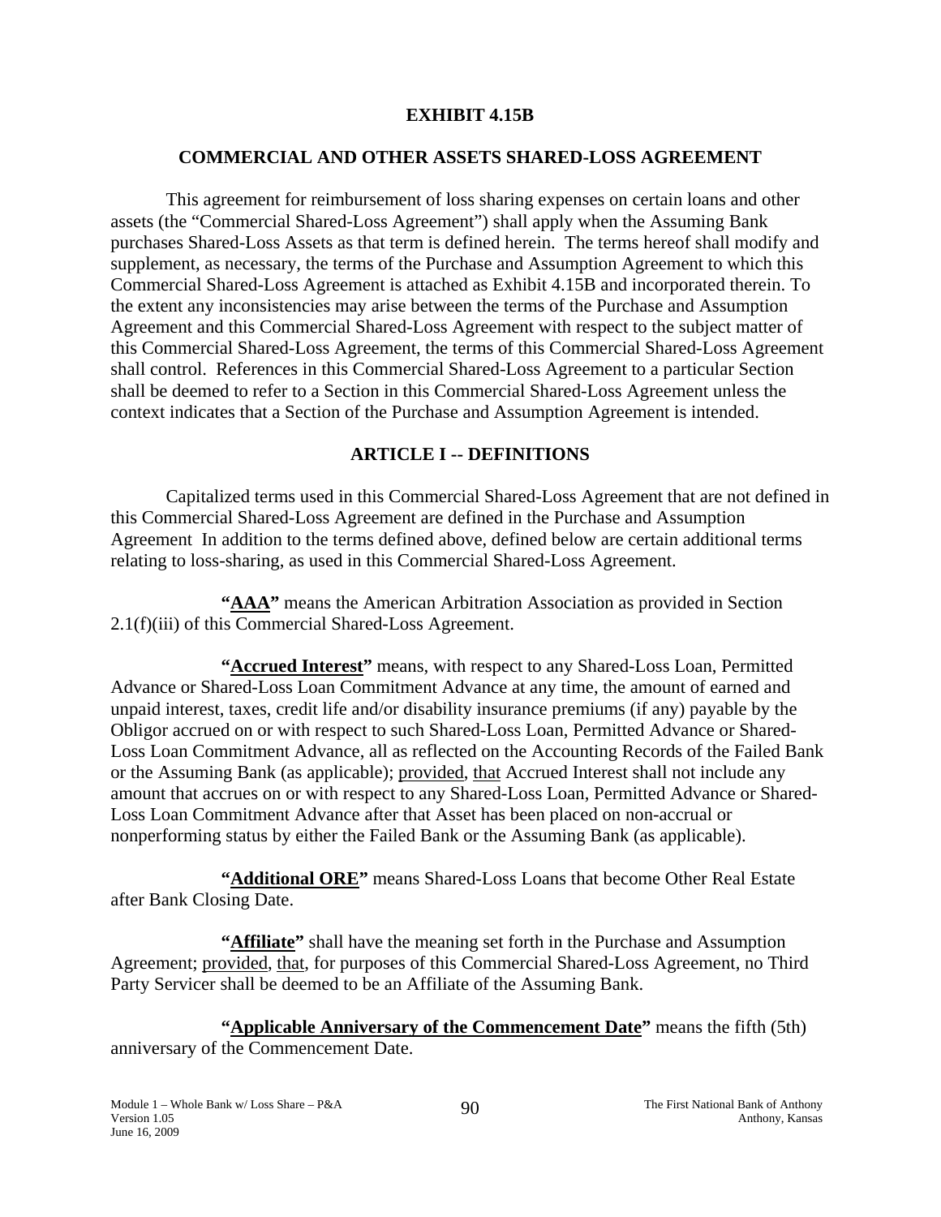## EXHIBIT 4.15B

## COMMERCIAL AND OTHER ASSETS SHARED-LOSS AGREEMENT

This agreement for reimbursement of loss sharing expenses on certain loans and other assets (the "Commercial Shared-Loss Agreement") shall apply when the Assuming Bank purchases Shared-Loss Assets as that term is defined herein. The terms hereof shall modify and supplement, as necessary, the terms of the Purchase and Assumption Agreement to which this Commercial Shared-Loss Agreement is attached as Exhibit 4.15B and incorporated therein. To the extent any inconsistencies may arise between the terms of the Purchase and Assumption Agreement and this Commercial Shared-Loss Agreement with respect to the subject matter of this Commercial Shared-Loss Agreement, the terms of this Commercial Shared-Loss Agreement shall control. References in this Commercial Shared-Loss Agreement to a particular Section shall be deemed to refer to a Section in this Commercial Shared-Loss Agreement unless the context indicates that a Section of the Purchase and Assumption Agreement is intended.

## ARTICLE I -- DEFINITIONS

Capitalized terms used in this Commercial Shared-Loss Agreement that are not defined in this Commercial Shared-Loss Agreement are defined in the Purchase and Assumption Agreement In addition to the terms defined above, defined below are certain additional terms relating to loss-sharing, as used in this Commercial Shared-Loss Agreement.

**"AAA"** means the American Arbitration Association as provided in Section 2.1(f)(iii) of this Commercial Shared-Loss Agreement.

**"Accrued Interest"** means, with respect to any Shared-Loss Loan, Permitted Advance or Shared-Loss Loan Commitment Advance at any time, the amount of earned and unpaid interest, taxes, credit life and/or disability insurance premiums (if any) payable by the Obligor accrued on or with respect to such Shared-Loss Loan, Permitted Advance or Shared-Loss Loan Commitment Advance, all as reflected on the Accounting Records of the Failed Bank or the Assuming Bank (as applicable); provided, that Accrued Interest shall not include any amount that accrues on or with respect to any Shared-Loss Loan, Permitted Advance or Shared-Loss Loan Commitment Advance after that Asset has been placed on non-accrual or nonperforming status by either the Failed Bank or the Assuming Bank (as applicable).

**"Additional ORE"** means Shared-Loss Loans that become Other Real Estate after Bank Closing Date.

**"Affiliate"** shall have the meaning set forth in the Purchase and Assumption Agreement; provided, that, for purposes of this Commercial Shared-Loss Agreement, no Third Party Servicer shall be deemed to be an Affiliate of the Assuming Bank.

**"Applicable Anniversary of the Commencement Date"** means the fifth (5th) anniversary of the Commencement Date.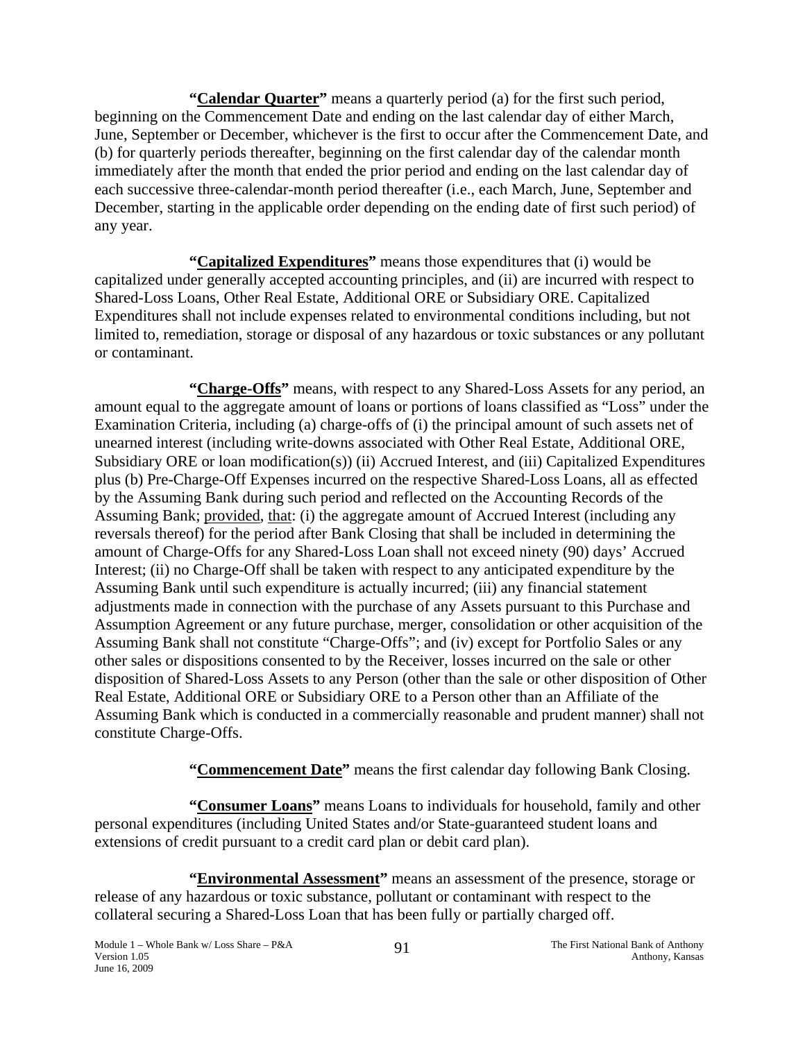**"<u>Calendar Quarter</u>"** means a quarterly period (a) for the first such period, beginning on the Commencement Date and ending on the last calendar day of either March, June, September or December, whichever is the first to occur after the Commencement Date, and (b) for quarterly periods thereafter, beginning on the first calendar day of the calendar month immediately after the month that ended the prior period and ending on the last calendar day of each successive three-calendar-month period thereafter (i.e., each March, June, September and December, starting in the applicable order depending on the ending date of first such period) of any year.

**"<u>Capitalized Expenditures</u>"** means those expenditures that (i) would be capitalized under generally accepted accounting principles, and (ii) are incurred with respect to Shared-Loss Loans, Other Real Estate, Additional ORE or Subsidiary ORE. Capitalized Expenditures shall not include expenses related to environmental conditions including, but not limited to, remediation, storage or disposal of any hazardous or toxic substances or any pollutant or contaminant.

**"<u>Charge-Offs</u>"** means, with respect to any Shared-Loss Assets for any period, an amount equal to the aggregate amount of loans or portions of loans classified as "Loss" under the Examination Criteria, including (a) charge-offs of (i) the principal amount of such assets net of unearned interest (including write-downs associated with Other Real Estate, Additional ORE, Subsidiary ORE or loan modification(s)) (ii) Accrued Interest, and (iii) Capitalized Expenditures plus (b) Pre-Charge-Off Expenses incurred on the respective Shared-Loss Loans, all as effected by the Assuming Bank during such period and reflected on the Accounting Records of the Assuming Bank; <u>provided</u>, <u>that</u>: (i) the aggregate amount of Accrued Interest (including any reversals thereof) for the period after Bank Closing that shall be included in determining the amount of Charge-Offs for any Shared-Loss Loan shall not exceed ninety (90) days' Accrued Interest; (ii) no Charge-Off shall be taken with respect to any anticipated expenditure by the Assuming Bank until such expenditure is actually incurred; (iii) any financial statement adjustments made in connection with the purchase of any Assets pursuant to this Purchase and Assumption Agreement or any future purchase, merger, consolidation or other acquisition of the Assuming Bank shall not constitute "Charge-Offs"; and (iv) except for Portfolio Sales or any other sales or dispositions consented to by the Receiver, losses incurred on the sale or other disposition of Shared-Loss Assets to any Person (other than the sale or other disposition of Other Real Estate, Additional ORE or Subsidiary ORE to a Person other than an Affiliate of the Assuming Bank which is conducted in a commercially reasonable and prudent manner) shall not constitute Charge-Offs.

**"<u>Commencement Date</u>"** means the first calendar day following Bank Closing.

**"<u>Consumer Loans</u>"** means Loans to individuals for household, family and other personal expenditures (including United States and/or State-guaranteed student loans and extensions of credit pursuant to a credit card plan or debit card plan).

**"<u>Environmental Assessment</u>"** means an assessment of the presence, storage or release of any hazardous or toxic substance, pollutant or contaminant with respect to the collateral securing a Shared-Loss Loan that has been fully or partially charged off.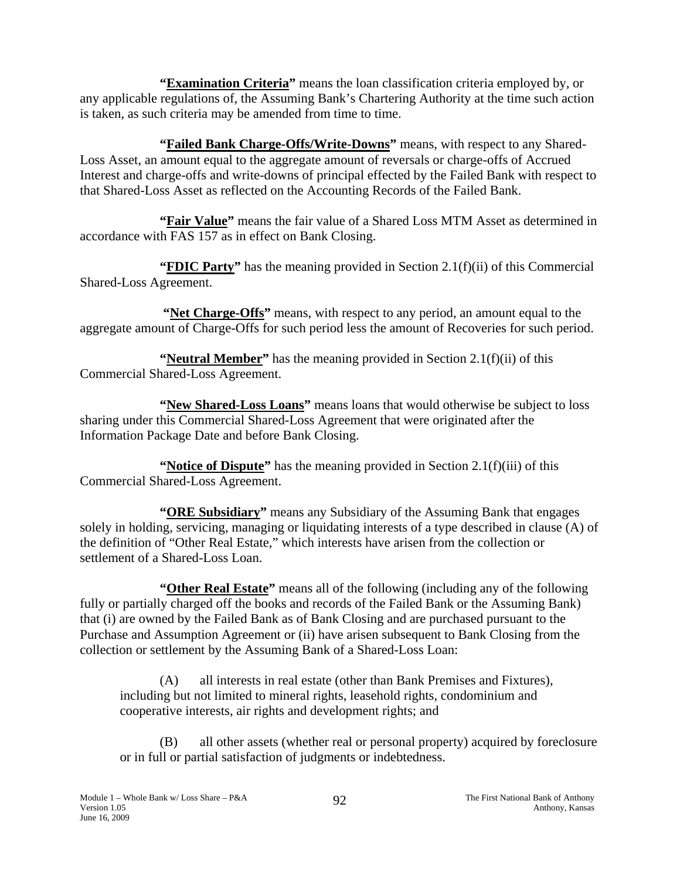**"Examination Criteria"** means the loan classification criteria employed by, or any applicable regulations of, the Assuming Bank's Chartering Authority at the time such action is taken, as such criteria may be amended from time to time.

**"Failed Bank Charge-Offs/Write-Downs"** means, with respect to any Shared-Loss Asset, an amount equal to the aggregate amount of reversals or charge-offs of Accrued Interest and charge-offs and write-downs of principal effected by the Failed Bank with respect to that Shared-Loss Asset as reflected on the Accounting Records of the Failed Bank.

**"Fair Value"** means the fair value of a Shared Loss MTM Asset as determined in accordance with FAS 157 as in effect on Bank Closing.

**"FDIC Party"** has the meaning provided in Section 2.1(f)(ii) of this Commercial Shared-Loss Agreement.

**"Net Charge-Offs"** means, with respect to any period, an amount equal to the aggregate amount of Charge-Offs for such period less the amount of Recoveries for such period.

**"Neutral Member"** has the meaning provided in Section 2.1(f)(ii) of this Commercial Shared-Loss Agreement.

**"New Shared-Loss Loans"** means loans that would otherwise be subject to loss sharing under this Commercial Shared-Loss Agreement that were originated after the Information Package Date and before Bank Closing.

**"Notice of Dispute"** has the meaning provided in Section 2.1(f)(iii) of this Commercial Shared-Loss Agreement.

**"ORE Subsidiary"** means any Subsidiary of the Assuming Bank that engages solely in holding, servicing, managing or liquidating interests of a type described in clause (A) of the definition of "Other Real Estate," which interests have arisen from the collection or settlement of a Shared-Loss Loan.

**"Other Real Estate"** means all of the following (including any of the following fully or partially charged off the books and records of the Failed Bank or the Assuming Bank) that (i) are owned by the Failed Bank as of Bank Closing and are purchased pursuant to the Purchase and Assumption Agreement or (ii) have arisen subsequent to Bank Closing from the collection or settlement by the Assuming Bank of a Shared-Loss Loan:

(A) all interests in real estate (other than Bank Premises and Fixtures), including but not limited to mineral rights, leasehold rights, condominium and cooperative interests, air rights and development rights; and

(B) all other assets (whether real or personal property) acquired by foreclosure or in full or partial satisfaction of judgments or indebtedness.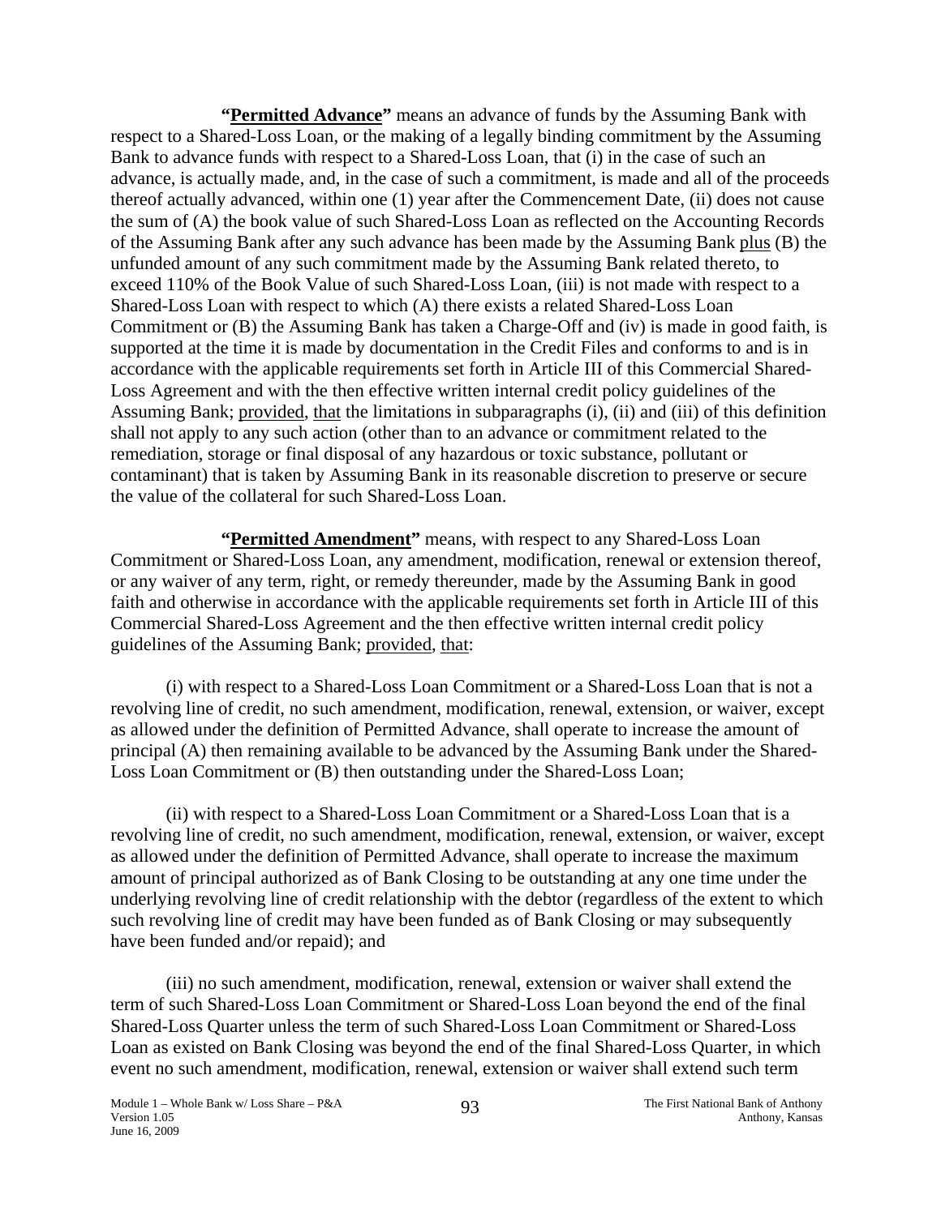**"Permitted Advance"** means an advance of funds by the Assuming Bank with respect to a Shared-Loss Loan, or the making of a legally binding commitment by the Assuming Bank to advance funds with respect to a Shared-Loss Loan, that (i) in the case of such an advance, is actually made, and, in the case of such a commitment, is made and all of the proceeds thereof actually advanced, within one (1) year after the Commencement Date, (ii) does not cause the sum of (A) the book value of such Shared-Loss Loan as reflected on the Accounting Records of the Assuming Bank after any such advance has been made by the Assuming Bank plus (B) the unfunded amount of any such commitment made by the Assuming Bank related thereto, to exceed 110% of the Book Value of such Shared-Loss Loan, (iii) is not made with respect to a Shared-Loss Loan with respect to which (A) there exists a related Shared-Loss Loan Commitment or (B) the Assuming Bank has taken a Charge-Off and (iv) is made in good faith, is supported at the time it is made by documentation in the Credit Files and conforms to and is in accordance with the applicable requirements set forth in Article III of this Commercial Shared-Loss Agreement and with the then effective written internal credit policy guidelines of the Assuming Bank; provided, that the limitations in subparagraphs (i), (ii) and (iii) of this definition shall not apply to any such action (other than to an advance or commitment related to the remediation, storage or final disposal of any hazardous or toxic substance, pollutant or contaminant) that is taken by Assuming Bank in its reasonable discretion to preserve or secure the value of the collateral for such Shared-Loss Loan.

**"Permitted Amendment"** means, with respect to any Shared-Loss Loan Commitment or Shared-Loss Loan, any amendment, modification, renewal or extension thereof, or any waiver of any term, right, or remedy thereunder, made by the Assuming Bank in good faith and otherwise in accordance with the applicable requirements set forth in Article III of this Commercial Shared-Loss Agreement and the then effective written internal credit policy guidelines of the Assuming Bank; provided, that:

(i) with respect to a Shared-Loss Loan Commitment or a Shared-Loss Loan that is not a revolving line of credit, no such amendment, modification, renewal, extension, or waiver, except as allowed under the definition of Permitted Advance, shall operate to increase the amount of principal (A) then remaining available to be advanced by the Assuming Bank under the Shared-Loss Loan Commitment or (B) then outstanding under the Shared-Loss Loan;

(ii) with respect to a Shared-Loss Loan Commitment or a Shared-Loss Loan that is a revolving line of credit, no such amendment, modification, renewal, extension, or waiver, except as allowed under the definition of Permitted Advance, shall operate to increase the maximum amount of principal authorized as of Bank Closing to be outstanding at any one time under the underlying revolving line of credit relationship with the debtor (regardless of the extent to which such revolving line of credit may have been funded as of Bank Closing or may subsequently have been funded and/or repaid); and

(iii) no such amendment, modification, renewal, extension or waiver shall extend the term of such Shared-Loss Loan Commitment or Shared-Loss Loan beyond the end of the final Shared-Loss Quarter unless the term of such Shared-Loss Loan Commitment or Shared-Loss Loan as existed on Bank Closing was beyond the end of the final Shared-Loss Quarter, in which event no such amendment, modification, renewal, extension or waiver shall extend such term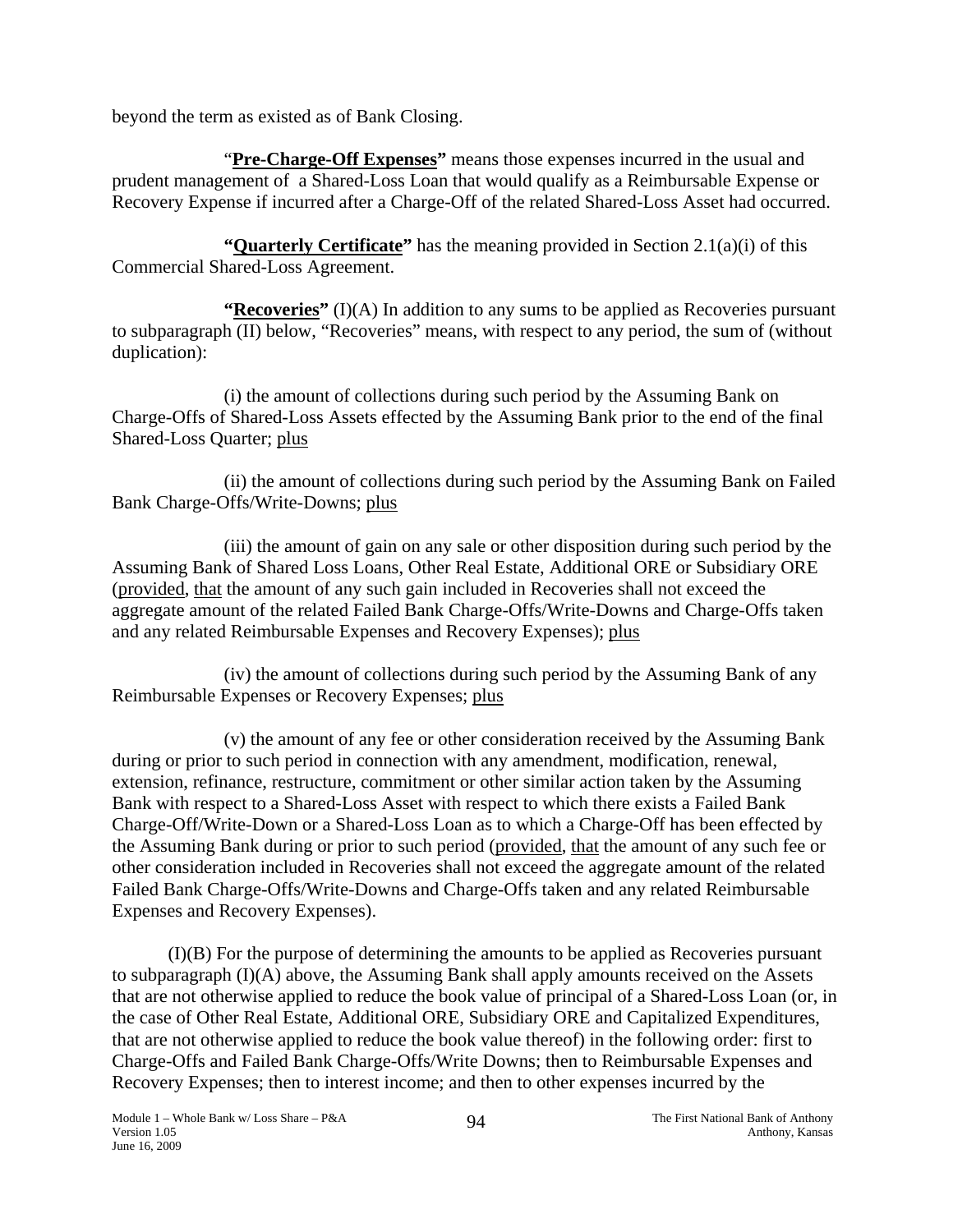beyond the term as existed as of Bank Closing.

"**Pre-Charge-Off Expenses"** means those expenses incurred in the usual and prudent management of a Shared-Loss Loan that would qualify as a Reimbursable Expense or Recovery Expense if incurred after a Charge-Off of the related Shared-Loss Asset had occurred.

**"Quarterly Certificate"** has the meaning provided in Section 2.1(a)(i) of this Commercial Shared-Loss Agreement.

**"Recoveries"** (I)(A) In addition to any sums to be applied as Recoveries pursuant to subparagraph (II) below, "Recoveries" means, with respect to any period, the sum of (without duplication):

(i) the amount of collections during such period by the Assuming Bank on Charge-Offs of Shared-Loss Assets effected by the Assuming Bank prior to the end of the final Shared-Loss Quarter; plus

(ii) the amount of collections during such period by the Assuming Bank on Failed Bank Charge-Offs/Write-Downs; plus

(iii) the amount of gain on any sale or other disposition during such period by the Assuming Bank of Shared Loss Loans, Other Real Estate, Additional ORE or Subsidiary ORE (provided, that the amount of any such gain included in Recoveries shall not exceed the aggregate amount of the related Failed Bank Charge-Offs/Write-Downs and Charge-Offs taken and any related Reimbursable Expenses and Recovery Expenses); plus

(iv) the amount of collections during such period by the Assuming Bank of any Reimbursable Expenses or Recovery Expenses; plus

(v) the amount of any fee or other consideration received by the Assuming Bank during or prior to such period in connection with any amendment, modification, renewal, extension, refinance, restructure, commitment or other similar action taken by the Assuming Bank with respect to a Shared-Loss Asset with respect to which there exists a Failed Bank Charge-Off/Write-Down or a Shared-Loss Loan as to which a Charge-Off has been effected by the Assuming Bank during or prior to such period (provided, that the amount of any such fee or other consideration included in Recoveries shall not exceed the aggregate amount of the related Failed Bank Charge-Offs/Write-Downs and Charge-Offs taken and any related Reimbursable Expenses and Recovery Expenses).

(I)(B) For the purpose of determining the amounts to be applied as Recoveries pursuant to subparagraph (I)(A) above, the Assuming Bank shall apply amounts received on the Assets that are not otherwise applied to reduce the book value of principal of a Shared-Loss Loan (or, in the case of Other Real Estate, Additional ORE, Subsidiary ORE and Capitalized Expenditures, that are not otherwise applied to reduce the book value thereof) in the following order: first to Charge-Offs and Failed Bank Charge-Offs/Write Downs; then to Reimbursable Expenses and Recovery Expenses; then to interest income; and then to other expenses incurred by the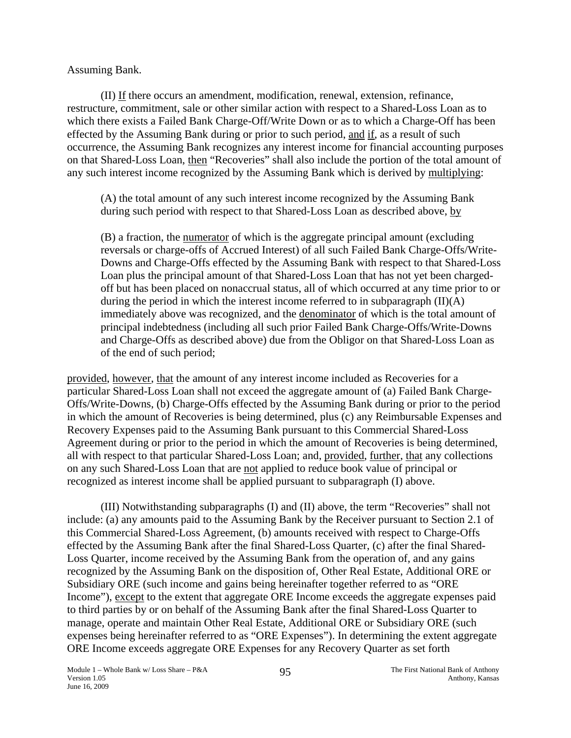Assuming Bank.

(II) If there occurs an amendment, modification, renewal, extension, refinance, restructure, commitment, sale or other similar action with respect to a Shared-Loss Loan as to which there exists a Failed Bank Charge-Off/Write Down or as to which a Charge-Off has been effected by the Assuming Bank during or prior to such period, and if, as a result of such occurrence, the Assuming Bank recognizes any interest income for financial accounting purposes on that Shared-Loss Loan, then "Recoveries" shall also include the portion of the total amount of any such interest income recognized by the Assuming Bank which is derived by multiplying:

(A) the total amount of any such interest income recognized by the Assuming Bank during such period with respect to that Shared-Loss Loan as described above, by

(B) a fraction, the numerator of which is the aggregate principal amount (excluding reversals or charge-offs of Accrued Interest) of all such Failed Bank Charge-Offs/Write-Downs and Charge-Offs effected by the Assuming Bank with respect to that Shared-Loss Loan plus the principal amount of that Shared-Loss Loan that has not yet been charged-off but has been placed on nonaccrual status, all of which occurred at any time prior to or during the period in which the interest income referred to in subparagraph (II)(A) immediately above was recognized, and the denominator of which is the total amount of principal indebtedness (including all such prior Failed Bank Charge-Offs/Write-Downs and Charge-Offs as described above) due from the Obligor on that Shared-Loss Loan as of the end of such period;

provided, however, that the amount of any interest income included as Recoveries for a particular Shared-Loss Loan shall not exceed the aggregate amount of (a) Failed Bank Charge-Offs/Write-Downs, (b) Charge-Offs effected by the Assuming Bank during or prior to the period in which the amount of Recoveries is being determined, plus (c) any Reimbursable Expenses and Recovery Expenses paid to the Assuming Bank pursuant to this Commercial Shared-Loss Agreement during or prior to the period in which the amount of Recoveries is being determined, all with respect to that particular Shared-Loss Loan; and, provided, further, that any collections on any such Shared-Loss Loan that are not applied to reduce book value of principal or recognized as interest income shall be applied pursuant to subparagraph (I) above.

(III) Notwithstanding subparagraphs (I) and (II) above, the term "Recoveries" shall not include: (a) any amounts paid to the Assuming Bank by the Receiver pursuant to Section 2.1 of this Commercial Shared-Loss Agreement, (b) amounts received with respect to Charge-Offs effected by the Assuming Bank after the final Shared-Loss Quarter, (c) after the final Shared-Loss Quarter, income received by the Assuming Bank from the operation of, and any gains recognized by the Assuming Bank on the disposition of, Other Real Estate, Additional ORE or Subsidiary ORE (such income and gains being hereinafter together referred to as "ORE Income"), except to the extent that aggregate ORE Income exceeds the aggregate expenses paid to third parties by or on behalf of the Assuming Bank after the final Shared-Loss Quarter to manage, operate and maintain Other Real Estate, Additional ORE or Subsidiary ORE (such expenses being hereinafter referred to as "ORE Expenses"). In determining the extent aggregate ORE Income exceeds aggregate ORE Expenses for any Recovery Quarter as set forth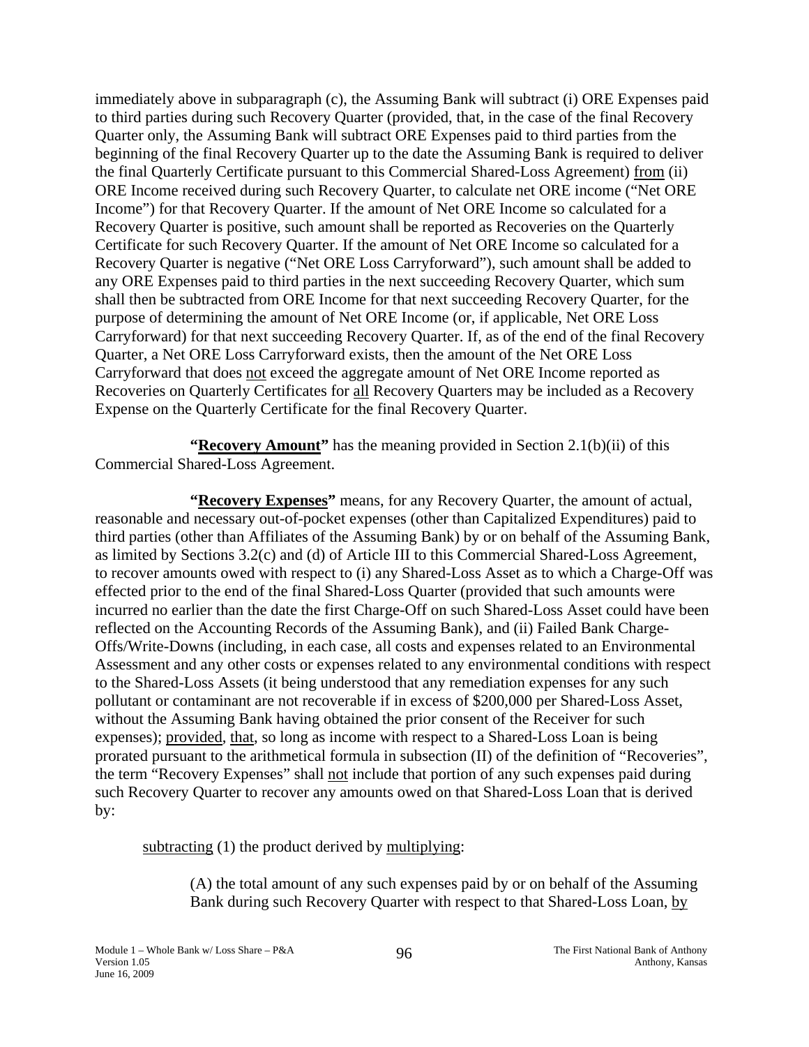immediately above in subparagraph (c), the Assuming Bank will subtract (i) ORE Expenses paid to third parties during such Recovery Quarter (provided, that, in the case of the final Recovery Quarter only, the Assuming Bank will subtract ORE Expenses paid to third parties from the beginning of the final Recovery Quarter up to the date the Assuming Bank is required to deliver the final Quarterly Certificate pursuant to this Commercial Shared-Loss Agreement) from (ii) ORE Income received during such Recovery Quarter, to calculate net ORE income ("Net ORE Income") for that Recovery Quarter. If the amount of Net ORE Income so calculated for a Recovery Quarter is positive, such amount shall be reported as Recoveries on the Quarterly Certificate for such Recovery Quarter. If the amount of Net ORE Income so calculated for a Recovery Quarter is negative ("Net ORE Loss Carryforward"), such amount shall be added to any ORE Expenses paid to third parties in the next succeeding Recovery Quarter, which sum shall then be subtracted from ORE Income for that next succeeding Recovery Quarter, for the purpose of determining the amount of Net ORE Income (or, if applicable, Net ORE Loss Carryforward) for that next succeeding Recovery Quarter. If, as of the end of the final Recovery Quarter, a Net ORE Loss Carryforward exists, then the amount of the Net ORE Loss Carryforward that does not exceed the aggregate amount of Net ORE Income reported as Recoveries on Quarterly Certificates for all Recovery Quarters may be included as a Recovery Expense on the Quarterly Certificate for the final Recovery Quarter.

**"Recovery Amount"** has the meaning provided in Section 2.1(b)(ii) of this Commercial Shared-Loss Agreement.

**"Recovery Expenses"** means, for any Recovery Quarter, the amount of actual, reasonable and necessary out-of-pocket expenses (other than Capitalized Expenditures) paid to third parties (other than Affiliates of the Assuming Bank) by or on behalf of the Assuming Bank, as limited by Sections 3.2(c) and (d) of Article III to this Commercial Shared-Loss Agreement, to recover amounts owed with respect to (i) any Shared-Loss Asset as to which a Charge-Off was effected prior to the end of the final Shared-Loss Quarter (provided that such amounts were incurred no earlier than the date the first Charge-Off on such Shared-Loss Asset could have been reflected on the Accounting Records of the Assuming Bank), and (ii) Failed Bank Charge-Offs/Write-Downs (including, in each case, all costs and expenses related to an Environmental Assessment and any other costs or expenses related to any environmental conditions with respect to the Shared-Loss Assets (it being understood that any remediation expenses for any such pollutant or contaminant are not recoverable if in excess of $200,000 per Shared-Loss Asset, without the Assuming Bank having obtained the prior consent of the Receiver for such expenses); provided, that, so long as income with respect to a Shared-Loss Loan is being prorated pursuant to the arithmetical formula in subsection (II) of the definition of "Recoveries", the term "Recovery Expenses" shall not include that portion of any such expenses paid during such Recovery Quarter to recover any amounts owed on that Shared-Loss Loan that is derived by:

subtracting (1) the product derived by multiplying:

(A) the total amount of any such expenses paid by or on behalf of the Assuming Bank during such Recovery Quarter with respect to that Shared-Loss Loan, by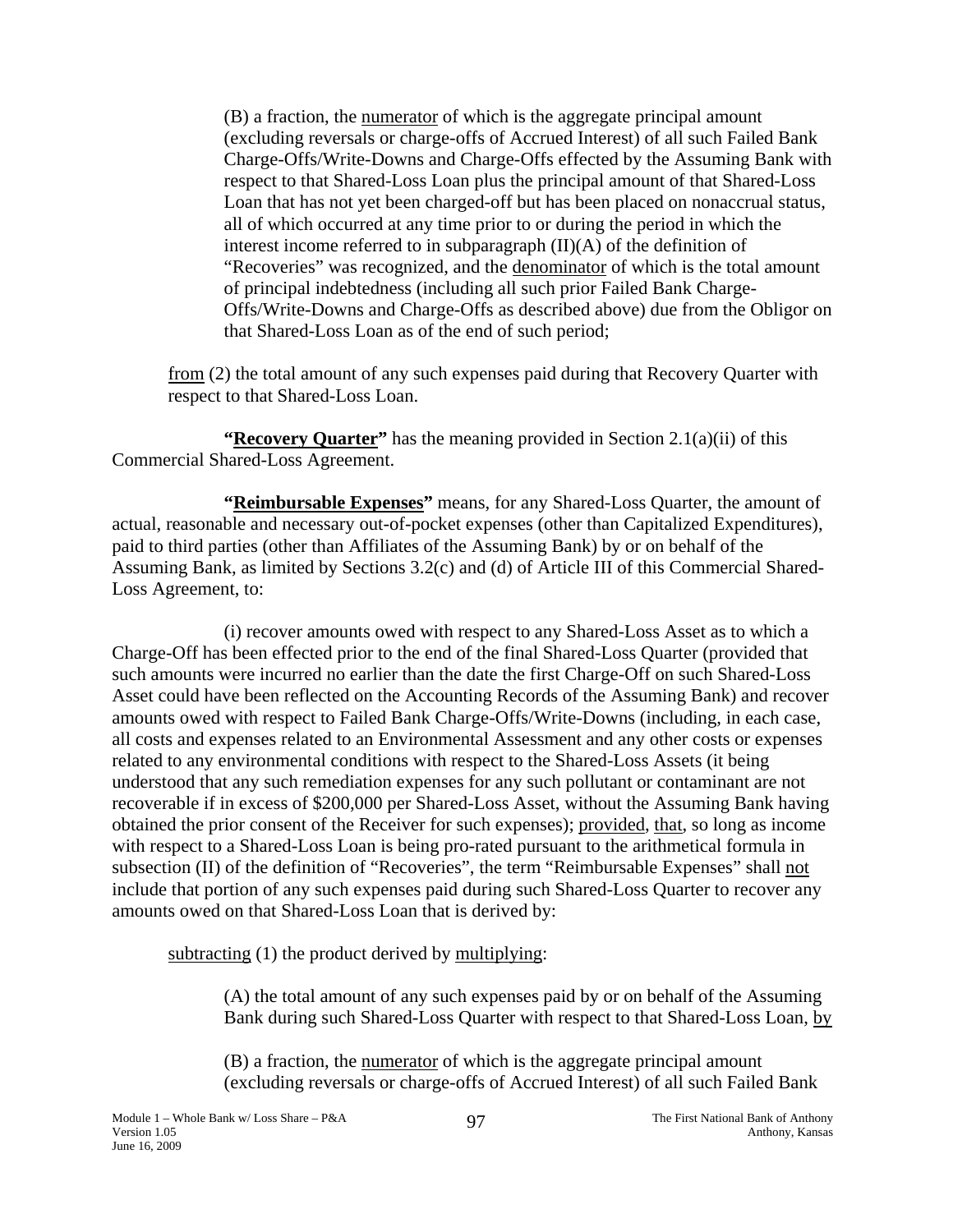(B) a fraction, the numerator of which is the aggregate principal amount (excluding reversals or charge-offs of Accrued Interest) of all such Failed Bank Charge-Offs/Write-Downs and Charge-Offs effected by the Assuming Bank with respect to that Shared-Loss Loan plus the principal amount of that Shared-Loss Loan that has not yet been charged-off but has been placed on nonaccrual status, all of which occurred at any time prior to or during the period in which the interest income referred to in subparagraph (II)(A) of the definition of "Recoveries" was recognized, and the denominator of which is the total amount of principal indebtedness (including all such prior Failed Bank Charge-Offs/Write-Downs and Charge-Offs as described above) due from the Obligor on that Shared-Loss Loan as of the end of such period;

from (2) the total amount of any such expenses paid during that Recovery Quarter with respect to that Shared-Loss Loan.

**"Recovery Quarter"** has the meaning provided in Section 2.1(a)(ii) of this Commercial Shared-Loss Agreement.

**"Reimbursable Expenses"** means, for any Shared-Loss Quarter, the amount of actual, reasonable and necessary out-of-pocket expenses (other than Capitalized Expenditures), paid to third parties (other than Affiliates of the Assuming Bank) by or on behalf of the Assuming Bank, as limited by Sections 3.2(c) and (d) of Article III of this Commercial Shared-Loss Agreement, to:

(i) recover amounts owed with respect to any Shared-Loss Asset as to which a Charge-Off has been effected prior to the end of the final Shared-Loss Quarter (provided that such amounts were incurred no earlier than the date the first Charge-Off on such Shared-Loss Asset could have been reflected on the Accounting Records of the Assuming Bank) and recover amounts owed with respect to Failed Bank Charge-Offs/Write-Downs (including, in each case, all costs and expenses related to an Environmental Assessment and any other costs or expenses related to any environmental conditions with respect to the Shared-Loss Assets (it being understood that any such remediation expenses for any such pollutant or contaminant are not recoverable if in excess of $200,000 per Shared-Loss Asset, without the Assuming Bank having obtained the prior consent of the Receiver for such expenses); provided, that, so long as income with respect to a Shared-Loss Loan is being pro-rated pursuant to the arithmetical formula in subsection (II) of the definition of "Recoveries", the term "Reimbursable Expenses" shall not include that portion of any such expenses paid during such Shared-Loss Quarter to recover any amounts owed on that Shared-Loss Loan that is derived by:

subtracting (1) the product derived by multiplying:

(A) the total amount of any such expenses paid by or on behalf of the Assuming Bank during such Shared-Loss Quarter with respect to that Shared-Loss Loan, by

(B) a fraction, the numerator of which is the aggregate principal amount (excluding reversals or charge-offs of Accrued Interest) of all such Failed Bank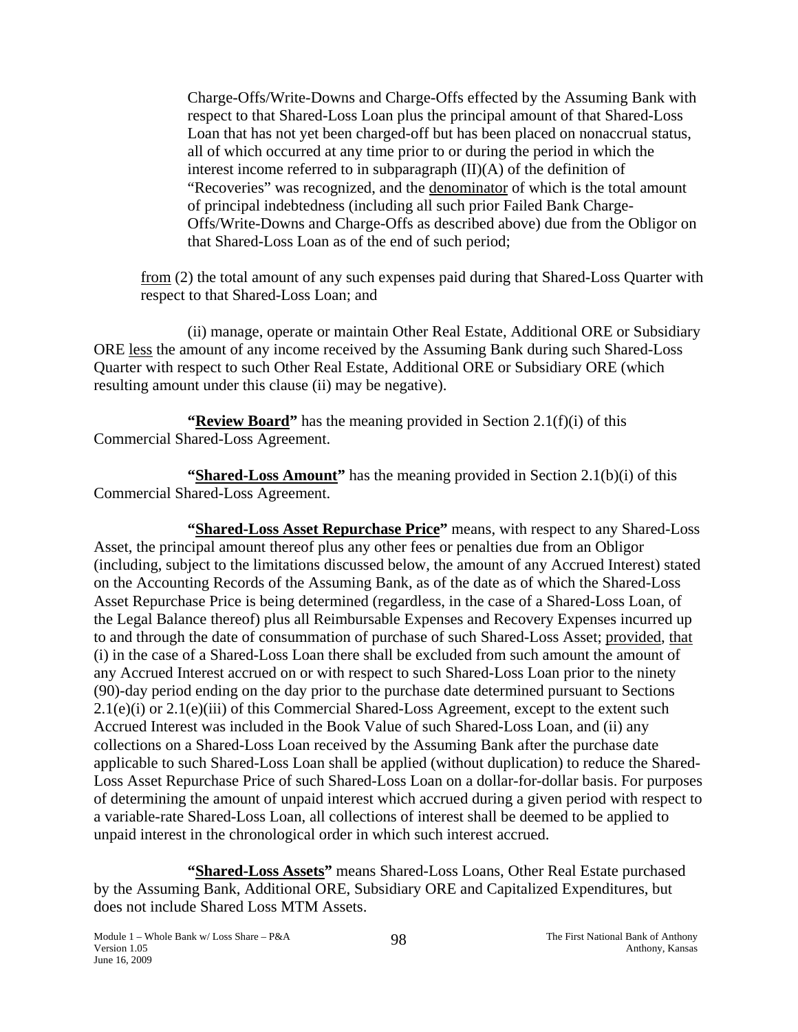Charge-Offs/Write-Downs and Charge-Offs effected by the Assuming Bank with respect to that Shared-Loss Loan plus the principal amount of that Shared-Loss Loan that has not yet been charged-off but has been placed on nonaccrual status, all of which occurred at any time prior to or during the period in which the interest income referred to in subparagraph (II)(A) of the definition of "Recoveries" was recognized, and the denominator of which is the total amount of principal indebtedness (including all such prior Failed Bank Charge-Offs/Write-Downs and Charge-Offs as described above) due from the Obligor on that Shared-Loss Loan as of the end of such period;

from (2) the total amount of any such expenses paid during that Shared-Loss Quarter with respect to that Shared-Loss Loan; and

(ii) manage, operate or maintain Other Real Estate, Additional ORE or Subsidiary ORE less the amount of any income received by the Assuming Bank during such Shared-Loss Quarter with respect to such Other Real Estate, Additional ORE or Subsidiary ORE (which resulting amount under this clause (ii) may be negative).

**"Review Board"** has the meaning provided in Section 2.1(f)(i) of this Commercial Shared-Loss Agreement.

**"Shared-Loss Amount"** has the meaning provided in Section 2.1(b)(i) of this Commercial Shared-Loss Agreement.

**"Shared-Loss Asset Repurchase Price"** means, with respect to any Shared-Loss Asset, the principal amount thereof plus any other fees or penalties due from an Obligor (including, subject to the limitations discussed below, the amount of any Accrued Interest) stated on the Accounting Records of the Assuming Bank, as of the date as of which the Shared-Loss Asset Repurchase Price is being determined (regardless, in the case of a Shared-Loss Loan, of the Legal Balance thereof) plus all Reimbursable Expenses and Recovery Expenses incurred up to and through the date of consummation of purchase of such Shared-Loss Asset; provided, that (i) in the case of a Shared-Loss Loan there shall be excluded from such amount the amount of any Accrued Interest accrued on or with respect to such Shared-Loss Loan prior to the ninety (90)-day period ending on the day prior to the purchase date determined pursuant to Sections 2.1(e)(i) or 2.1(e)(iii) of this Commercial Shared-Loss Agreement, except to the extent such Accrued Interest was included in the Book Value of such Shared-Loss Loan, and (ii) any collections on a Shared-Loss Loan received by the Assuming Bank after the purchase date applicable to such Shared-Loss Loan shall be applied (without duplication) to reduce the Shared-Loss Asset Repurchase Price of such Shared-Loss Loan on a dollar-for-dollar basis. For purposes of determining the amount of unpaid interest which accrued during a given period with respect to a variable-rate Shared-Loss Loan, all collections of interest shall be deemed to be applied to unpaid interest in the chronological order in which such interest accrued.

**"Shared-Loss Assets"** means Shared-Loss Loans, Other Real Estate purchased by the Assuming Bank, Additional ORE, Subsidiary ORE and Capitalized Expenditures, but does not include Shared Loss MTM Assets.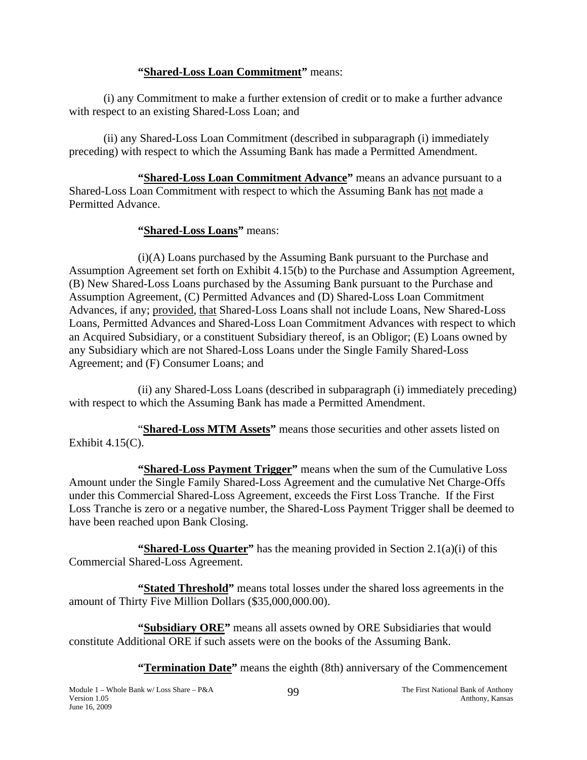**"Shared-Loss Loan Commitment"** means:

(i) any Commitment to make a further extension of credit or to make a further advance with respect to an existing Shared-Loss Loan; and

(ii) any Shared-Loss Loan Commitment (described in subparagraph (i) immediately preceding) with respect to which the Assuming Bank has made a Permitted Amendment.

**"Shared-Loss Loan Commitment Advance"** means an advance pursuant to a Shared-Loss Loan Commitment with respect to which the Assuming Bank has not made a Permitted Advance.

**"Shared-Loss Loans"** means:

(i)(A) Loans purchased by the Assuming Bank pursuant to the Purchase and Assumption Agreement set forth on Exhibit 4.15(b) to the Purchase and Assumption Agreement, (B) New Shared-Loss Loans purchased by the Assuming Bank pursuant to the Purchase and Assumption Agreement, (C) Permitted Advances and (D) Shared-Loss Loan Commitment Advances, if any; provided, that Shared-Loss Loans shall not include Loans, New Shared-Loss Loans, Permitted Advances and Shared-Loss Loan Commitment Advances with respect to which an Acquired Subsidiary, or a constituent Subsidiary thereof, is an Obligor; (E) Loans owned by any Subsidiary which are not Shared-Loss Loans under the Single Family Shared-Loss Agreement; and (F) Consumer Loans; and

(ii) any Shared-Loss Loans (described in subparagraph (i) immediately preceding) with respect to which the Assuming Bank has made a Permitted Amendment.

"**Shared-Loss MTM Assets"** means those securities and other assets listed on Exhibit 4.15(C).

**"Shared-Loss Payment Trigger"** means when the sum of the Cumulative Loss Amount under the Single Family Shared-Loss Agreement and the cumulative Net Charge-Offs under this Commercial Shared-Loss Agreement, exceeds the First Loss Tranche. If the First Loss Tranche is zero or a negative number, the Shared-Loss Payment Trigger shall be deemed to have been reached upon Bank Closing.

**"Shared-Loss Quarter"** has the meaning provided in Section 2.1(a)(i) of this Commercial Shared-Loss Agreement.

**"Stated Threshold"** means total losses under the shared loss agreements in the amount of Thirty Five Million Dollars ($35,000,000.00).

**"Subsidiary ORE"** means all assets owned by ORE Subsidiaries that would constitute Additional ORE if such assets were on the books of the Assuming Bank.

**"Termination Date"** means the eighth (8th) anniversary of the Commencement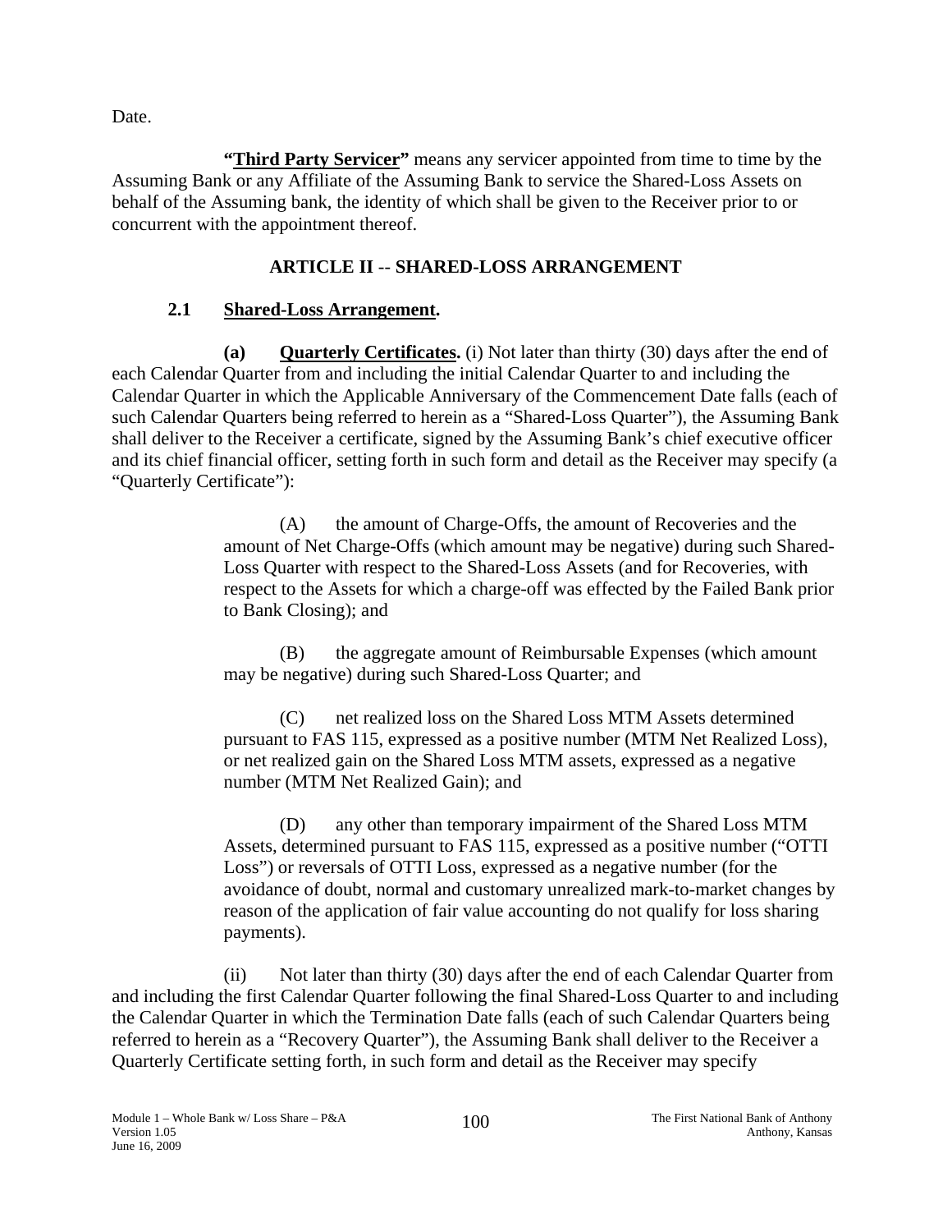Date.

**"Third Party Servicer"** means any servicer appointed from time to time by the Assuming Bank or any Affiliate of the Assuming Bank to service the Shared-Loss Assets on behalf of the Assuming bank, the identity of which shall be given to the Receiver prior to or concurrent with the appointment thereof.

## ARTICLE II -- SHARED-LOSS ARRANGEMENT

### 2.1 Shared-Loss Arrangement.

**(a) Quarterly Certificates.** (i) Not later than thirty (30) days after the end of each Calendar Quarter from and including the initial Calendar Quarter to and including the Calendar Quarter in which the Applicable Anniversary of the Commencement Date falls (each of such Calendar Quarters being referred to herein as a "Shared-Loss Quarter"), the Assuming Bank shall deliver to the Receiver a certificate, signed by the Assuming Bank's chief executive officer and its chief financial officer, setting forth in such form and detail as the Receiver may specify (a "Quarterly Certificate"):

(A) the amount of Charge-Offs, the amount of Recoveries and the amount of Net Charge-Offs (which amount may be negative) during such Shared-Loss Quarter with respect to the Shared-Loss Assets (and for Recoveries, with respect to the Assets for which a charge-off was effected by the Failed Bank prior to Bank Closing); and

(B) the aggregate amount of Reimbursable Expenses (which amount may be negative) during such Shared-Loss Quarter; and

(C) net realized loss on the Shared Loss MTM Assets determined pursuant to FAS 115, expressed as a positive number (MTM Net Realized Loss), or net realized gain on the Shared Loss MTM assets, expressed as a negative number (MTM Net Realized Gain); and

(D) any other than temporary impairment of the Shared Loss MTM Assets, determined pursuant to FAS 115, expressed as a positive number ("OTTI Loss") or reversals of OTTI Loss, expressed as a negative number (for the avoidance of doubt, normal and customary unrealized mark-to-market changes by reason of the application of fair value accounting do not qualify for loss sharing payments).

(ii) Not later than thirty (30) days after the end of each Calendar Quarter from and including the first Calendar Quarter following the final Shared-Loss Quarter to and including the Calendar Quarter in which the Termination Date falls (each of such Calendar Quarters being referred to herein as a "Recovery Quarter"), the Assuming Bank shall deliver to the Receiver a Quarterly Certificate setting forth, in such form and detail as the Receiver may specify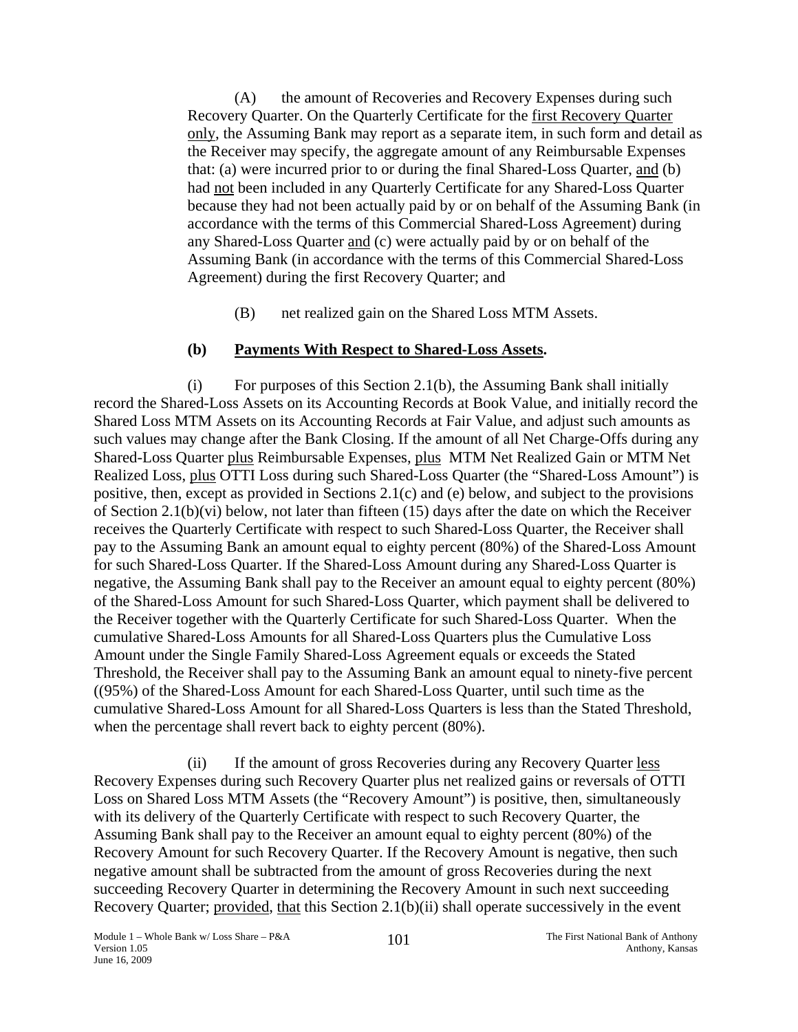(A) the amount of Recoveries and Recovery Expenses during such Recovery Quarter. On the Quarterly Certificate for the first Recovery Quarter only, the Assuming Bank may report as a separate item, in such form and detail as the Receiver may specify, the aggregate amount of any Reimbursable Expenses that: (a) were incurred prior to or during the final Shared-Loss Quarter, and (b) had not been included in any Quarterly Certificate for any Shared-Loss Quarter because they had not been actually paid by or on behalf of the Assuming Bank (in accordance with the terms of this Commercial Shared-Loss Agreement) during any Shared-Loss Quarter and (c) were actually paid by or on behalf of the Assuming Bank (in accordance with the terms of this Commercial Shared-Loss Agreement) during the first Recovery Quarter; and

(B) net realized gain on the Shared Loss MTM Assets.

**(b) Payments With Respect to Shared-Loss Assets.**

(i) For purposes of this Section 2.1(b), the Assuming Bank shall initially record the Shared-Loss Assets on its Accounting Records at Book Value, and initially record the Shared Loss MTM Assets on its Accounting Records at Fair Value, and adjust such amounts as such values may change after the Bank Closing. If the amount of all Net Charge-Offs during any Shared-Loss Quarter plus Reimbursable Expenses, plus MTM Net Realized Gain or MTM Net Realized Loss, plus OTTI Loss during such Shared-Loss Quarter (the "Shared-Loss Amount") is positive, then, except as provided in Sections 2.1(c) and (e) below, and subject to the provisions of Section 2.1(b)(vi) below, not later than fifteen (15) days after the date on which the Receiver receives the Quarterly Certificate with respect to such Shared-Loss Quarter, the Receiver shall pay to the Assuming Bank an amount equal to eighty percent (80%) of the Shared-Loss Amount for such Shared-Loss Quarter. If the Shared-Loss Amount during any Shared-Loss Quarter is negative, the Assuming Bank shall pay to the Receiver an amount equal to eighty percent (80%) of the Shared-Loss Amount for such Shared-Loss Quarter, which payment shall be delivered to the Receiver together with the Quarterly Certificate for such Shared-Loss Quarter. When the cumulative Shared-Loss Amounts for all Shared-Loss Quarters plus the Cumulative Loss Amount under the Single Family Shared-Loss Agreement equals or exceeds the Stated Threshold, the Receiver shall pay to the Assuming Bank an amount equal to ninety-five percent ((95%) of the Shared-Loss Amount for each Shared-Loss Quarter, until such time as the cumulative Shared-Loss Amount for all Shared-Loss Quarters is less than the Stated Threshold, when the percentage shall revert back to eighty percent (80%).

(ii) If the amount of gross Recoveries during any Recovery Quarter less Recovery Expenses during such Recovery Quarter plus net realized gains or reversals of OTTI Loss on Shared Loss MTM Assets (the "Recovery Amount") is positive, then, simultaneously with its delivery of the Quarterly Certificate with respect to such Recovery Quarter, the Assuming Bank shall pay to the Receiver an amount equal to eighty percent (80%) of the Recovery Amount for such Recovery Quarter. If the Recovery Amount is negative, then such negative amount shall be subtracted from the amount of gross Recoveries during the next succeeding Recovery Quarter in determining the Recovery Amount in such next succeeding Recovery Quarter; provided, that this Section 2.1(b)(ii) shall operate successively in the event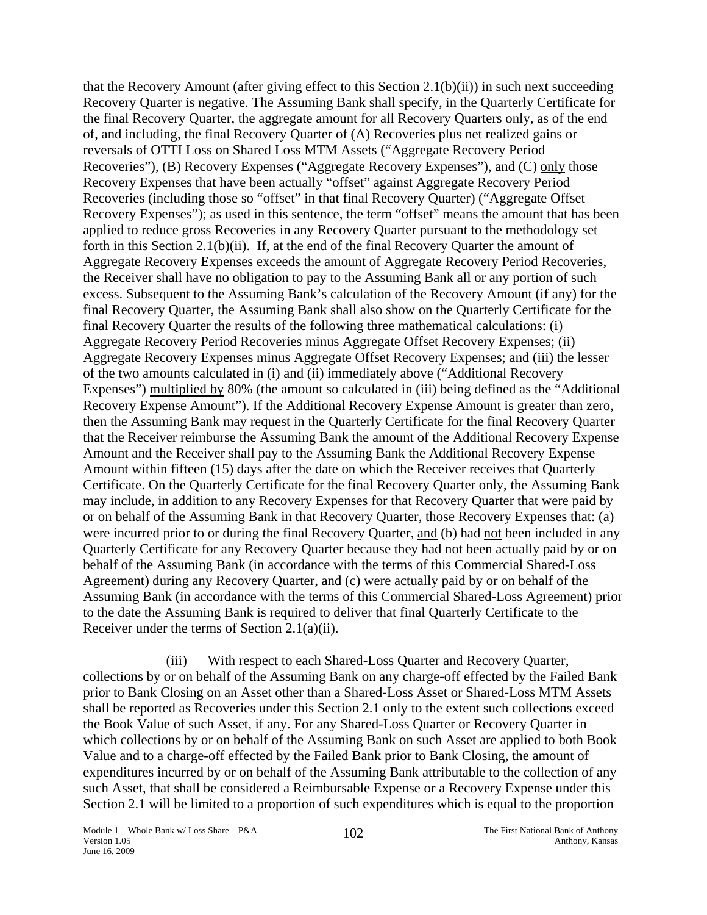that the Recovery Amount (after giving effect to this Section 2.1(b)(ii)) in such next succeeding Recovery Quarter is negative. The Assuming Bank shall specify, in the Quarterly Certificate for the final Recovery Quarter, the aggregate amount for all Recovery Quarters only, as of the end of, and including, the final Recovery Quarter of (A) Recoveries plus net realized gains or reversals of OTTI Loss on Shared Loss MTM Assets ("Aggregate Recovery Period Recoveries"), (B) Recovery Expenses ("Aggregate Recovery Expenses"), and (C) only those Recovery Expenses that have been actually "offset" against Aggregate Recovery Period Recoveries (including those so "offset" in that final Recovery Quarter) ("Aggregate Offset Recovery Expenses"); as used in this sentence, the term "offset" means the amount that has been applied to reduce gross Recoveries in any Recovery Quarter pursuant to the methodology set forth in this Section 2.1(b)(ii). If, at the end of the final Recovery Quarter the amount of Aggregate Recovery Expenses exceeds the amount of Aggregate Recovery Period Recoveries, the Receiver shall have no obligation to pay to the Assuming Bank all or any portion of such excess. Subsequent to the Assuming Bank's calculation of the Recovery Amount (if any) for the final Recovery Quarter, the Assuming Bank shall also show on the Quarterly Certificate for the final Recovery Quarter the results of the following three mathematical calculations: (i) Aggregate Recovery Period Recoveries minus Aggregate Offset Recovery Expenses; (ii) Aggregate Recovery Expenses minus Aggregate Offset Recovery Expenses; and (iii) the lesser of the two amounts calculated in (i) and (ii) immediately above ("Additional Recovery Expenses") multiplied by 80% (the amount so calculated in (iii) being defined as the "Additional Recovery Expense Amount"). If the Additional Recovery Expense Amount is greater than zero, then the Assuming Bank may request in the Quarterly Certificate for the final Recovery Quarter that the Receiver reimburse the Assuming Bank the amount of the Additional Recovery Expense Amount and the Receiver shall pay to the Assuming Bank the Additional Recovery Expense Amount within fifteen (15) days after the date on which the Receiver receives that Quarterly Certificate. On the Quarterly Certificate for the final Recovery Quarter only, the Assuming Bank may include, in addition to any Recovery Expenses for that Recovery Quarter that were paid by or on behalf of the Assuming Bank in that Recovery Quarter, those Recovery Expenses that: (a) were incurred prior to or during the final Recovery Quarter, and (b) had not been included in any Quarterly Certificate for any Recovery Quarter because they had not been actually paid by or on behalf of the Assuming Bank (in accordance with the terms of this Commercial Shared-Loss Agreement) during any Recovery Quarter, and (c) were actually paid by or on behalf of the Assuming Bank (in accordance with the terms of this Commercial Shared-Loss Agreement) prior to the date the Assuming Bank is required to deliver that final Quarterly Certificate to the Receiver under the terms of Section 2.1(a)(ii).

(iii) With respect to each Shared-Loss Quarter and Recovery Quarter, collections by or on behalf of the Assuming Bank on any charge-off effected by the Failed Bank prior to Bank Closing on an Asset other than a Shared-Loss Asset or Shared-Loss MTM Assets shall be reported as Recoveries under this Section 2.1 only to the extent such collections exceed the Book Value of such Asset, if any. For any Shared-Loss Quarter or Recovery Quarter in which collections by or on behalf of the Assuming Bank on such Asset are applied to both Book Value and to a charge-off effected by the Failed Bank prior to Bank Closing, the amount of expenditures incurred by or on behalf of the Assuming Bank attributable to the collection of any such Asset, that shall be considered a Reimbursable Expense or a Recovery Expense under this Section 2.1 will be limited to a proportion of such expenditures which is equal to the proportion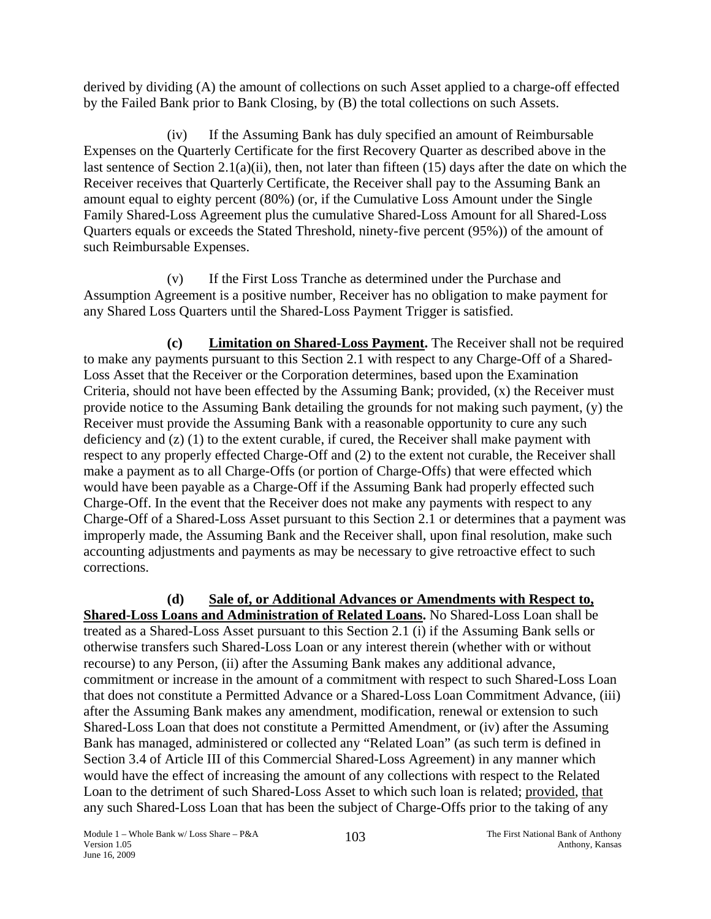derived by dividing (A) the amount of collections on such Asset applied to a charge-off effected by the Failed Bank prior to Bank Closing, by (B) the total collections on such Assets.

(iv) If the Assuming Bank has duly specified an amount of Reimbursable Expenses on the Quarterly Certificate for the first Recovery Quarter as described above in the last sentence of Section 2.1(a)(ii), then, not later than fifteen (15) days after the date on which the Receiver receives that Quarterly Certificate, the Receiver shall pay to the Assuming Bank an amount equal to eighty percent (80%) (or, if the Cumulative Loss Amount under the Single Family Shared-Loss Agreement plus the cumulative Shared-Loss Amount for all Shared-Loss Quarters equals or exceeds the Stated Threshold, ninety-five percent (95%)) of the amount of such Reimbursable Expenses.

(v) If the First Loss Tranche as determined under the Purchase and Assumption Agreement is a positive number, Receiver has no obligation to make payment for any Shared Loss Quarters until the Shared-Loss Payment Trigger is satisfied.

**(c) Limitation on Shared-Loss Payment.** The Receiver shall not be required to make any payments pursuant to this Section 2.1 with respect to any Charge-Off of a Shared-Loss Asset that the Receiver or the Corporation determines, based upon the Examination Criteria, should not have been effected by the Assuming Bank; provided, (x) the Receiver must provide notice to the Assuming Bank detailing the grounds for not making such payment, (y) the Receiver must provide the Assuming Bank with a reasonable opportunity to cure any such deficiency and (z) (1) to the extent curable, if cured, the Receiver shall make payment with respect to any properly effected Charge-Off and (2) to the extent not curable, the Receiver shall make a payment as to all Charge-Offs (or portion of Charge-Offs) that were effected which would have been payable as a Charge-Off if the Assuming Bank had properly effected such Charge-Off. In the event that the Receiver does not make any payments with respect to any Charge-Off of a Shared-Loss Asset pursuant to this Section 2.1 or determines that a payment was improperly made, the Assuming Bank and the Receiver shall, upon final resolution, make such accounting adjustments and payments as may be necessary to give retroactive effect to such corrections.

**(d) Sale of, or Additional Advances or Amendments with Respect to, Shared-Loss Loans and Administration of Related Loans.** No Shared-Loss Loan shall be treated as a Shared-Loss Asset pursuant to this Section 2.1 (i) if the Assuming Bank sells or otherwise transfers such Shared-Loss Loan or any interest therein (whether with or without recourse) to any Person, (ii) after the Assuming Bank makes any additional advance, commitment or increase in the amount of a commitment with respect to such Shared-Loss Loan that does not constitute a Permitted Advance or a Shared-Loss Loan Commitment Advance, (iii) after the Assuming Bank makes any amendment, modification, renewal or extension to such Shared-Loss Loan that does not constitute a Permitted Amendment, or (iv) after the Assuming Bank has managed, administered or collected any "Related Loan" (as such term is defined in Section 3.4 of Article III of this Commercial Shared-Loss Agreement) in any manner which would have the effect of increasing the amount of any collections with respect to the Related Loan to the detriment of such Shared-Loss Asset to which such loan is related; provided, that any such Shared-Loss Loan that has been the subject of Charge-Offs prior to the taking of any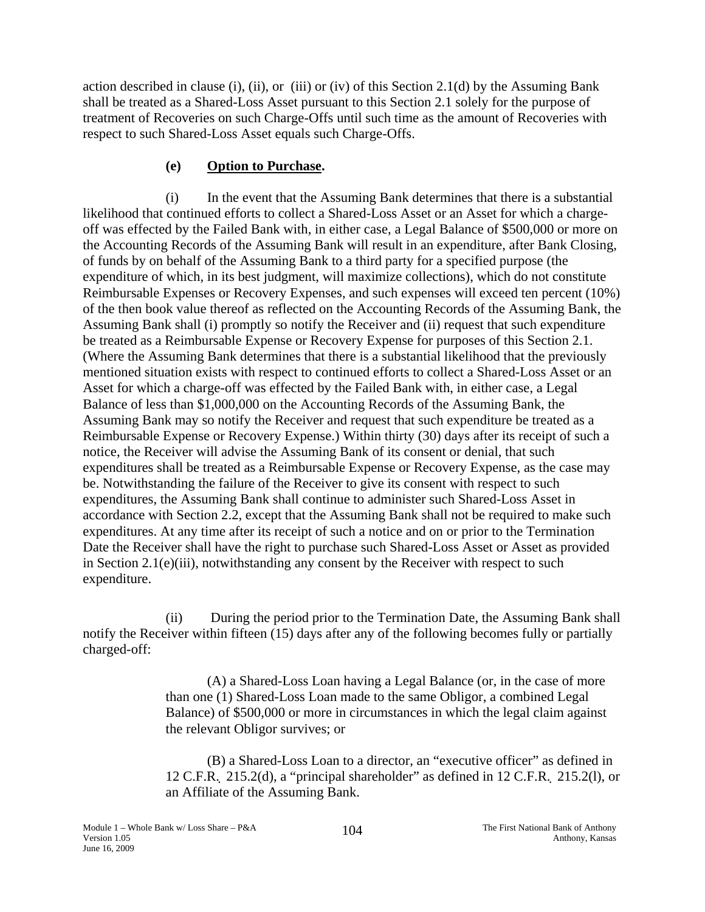action described in clause (i), (ii), or (iii) or (iv) of this Section 2.1(d) by the Assuming Bank shall be treated as a Shared-Loss Asset pursuant to this Section 2.1 solely for the purpose of treatment of Recoveries on such Charge-Offs until such time as the amount of Recoveries with respect to such Shared-Loss Asset equals such Charge-Offs.

**(e) Option to Purchase.**

(i) In the event that the Assuming Bank determines that there is a substantial likelihood that continued efforts to collect a Shared-Loss Asset or an Asset for which a charge-off was effected by the Failed Bank with, in either case, a Legal Balance of \$500,000 or more on the Accounting Records of the Assuming Bank will result in an expenditure, after Bank Closing, of funds by on behalf of the Assuming Bank to a third party for a specified purpose (the expenditure of which, in its best judgment, will maximize collections), which do not constitute Reimbursable Expenses or Recovery Expenses, and such expenses will exceed ten percent (10%) of the then book value thereof as reflected on the Accounting Records of the Assuming Bank, the Assuming Bank shall (i) promptly so notify the Receiver and (ii) request that such expenditure be treated as a Reimbursable Expense or Recovery Expense for purposes of this Section 2.1. (Where the Assuming Bank determines that there is a substantial likelihood that the previously mentioned situation exists with respect to continued efforts to collect a Shared-Loss Asset or an Asset for which a charge-off was effected by the Failed Bank with, in either case, a Legal Balance of less than \$1,000,000 on the Accounting Records of the Assuming Bank, the Assuming Bank may so notify the Receiver and request that such expenditure be treated as a Reimbursable Expense or Recovery Expense.) Within thirty (30) days after its receipt of such a notice, the Receiver will advise the Assuming Bank of its consent or denial, that such expenditures shall be treated as a Reimbursable Expense or Recovery Expense, as the case may be. Notwithstanding the failure of the Receiver to give its consent with respect to such expenditures, the Assuming Bank shall continue to administer such Shared-Loss Asset in accordance with Section 2.2, except that the Assuming Bank shall not be required to make such expenditures. At any time after its receipt of such a notice and on or prior to the Termination Date the Receiver shall have the right to purchase such Shared-Loss Asset or Asset as provided in Section 2.1(e)(iii), notwithstanding any consent by the Receiver with respect to such expenditure.

(ii) During the period prior to the Termination Date, the Assuming Bank shall notify the Receiver within fifteen (15) days after any of the following becomes fully or partially charged-off:

> (A) a Shared-Loss Loan having a Legal Balance (or, in the case of more than one (1) Shared-Loss Loan made to the same Obligor, a combined Legal Balance) of \$500,000 or more in circumstances in which the legal claim against the relevant Obligor survives; or
>
> (B) a Shared-Loss Loan to a director, an "executive officer" as defined in 12 C.F.R. 215.2(d), a "principal shareholder" as defined in 12 C.F.R. 215.2(l), or an Affiliate of the Assuming Bank.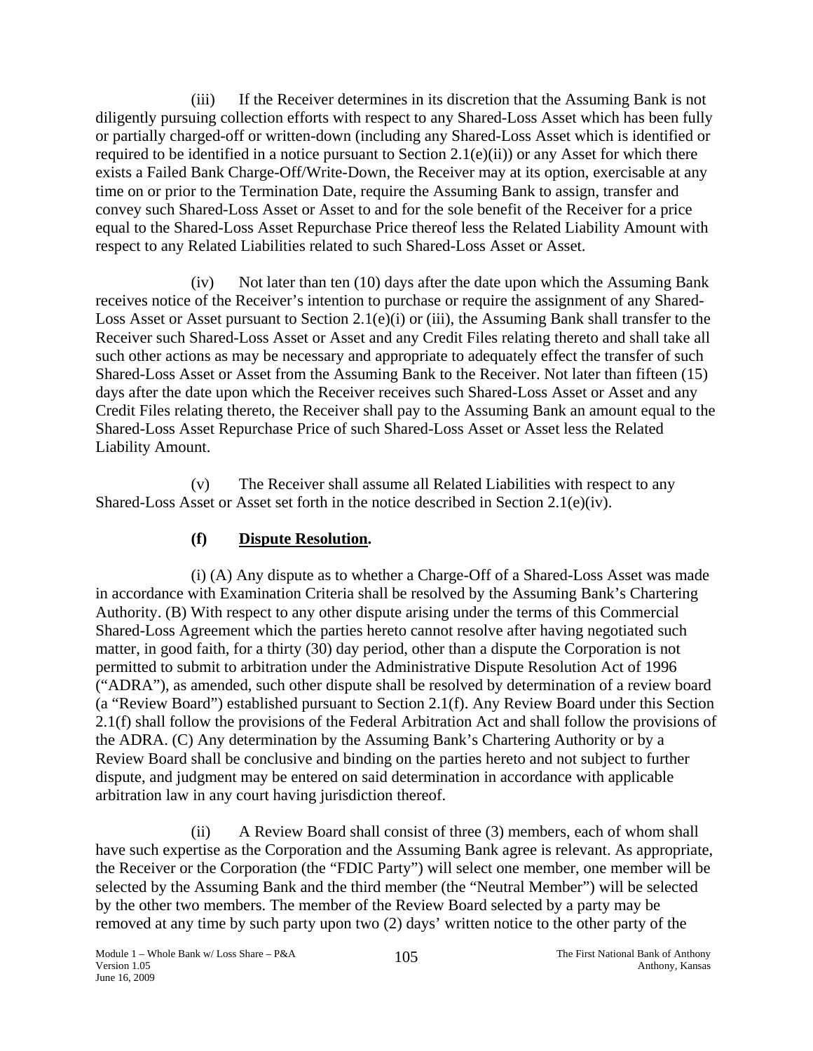(iii) If the Receiver determines in its discretion that the Assuming Bank is not diligently pursuing collection efforts with respect to any Shared-Loss Asset which has been fully or partially charged-off or written-down (including any Shared-Loss Asset which is identified or required to be identified in a notice pursuant to Section 2.1(e)(ii)) or any Asset for which there exists a Failed Bank Charge-Off/Write-Down, the Receiver may at its option, exercisable at any time on or prior to the Termination Date, require the Assuming Bank to assign, transfer and convey such Shared-Loss Asset or Asset to and for the sole benefit of the Receiver for a price equal to the Shared-Loss Asset Repurchase Price thereof less the Related Liability Amount with respect to any Related Liabilities related to such Shared-Loss Asset or Asset.

(iv) Not later than ten (10) days after the date upon which the Assuming Bank receives notice of the Receiver's intention to purchase or require the assignment of any Shared-Loss Asset or Asset pursuant to Section 2.1(e)(i) or (iii), the Assuming Bank shall transfer to the Receiver such Shared-Loss Asset or Asset and any Credit Files relating thereto and shall take all such other actions as may be necessary and appropriate to adequately effect the transfer of such Shared-Loss Asset or Asset from the Assuming Bank to the Receiver. Not later than fifteen (15) days after the date upon which the Receiver receives such Shared-Loss Asset or Asset and any Credit Files relating thereto, the Receiver shall pay to the Assuming Bank an amount equal to the Shared-Loss Asset Repurchase Price of such Shared-Loss Asset or Asset less the Related Liability Amount.

(v) The Receiver shall assume all Related Liabilities with respect to any Shared-Loss Asset or Asset set forth in the notice described in Section 2.1(e)(iv).

**(f) Dispute Resolution.**

(i) (A) Any dispute as to whether a Charge-Off of a Shared-Loss Asset was made in accordance with Examination Criteria shall be resolved by the Assuming Bank's Chartering Authority. (B) With respect to any other dispute arising under the terms of this Commercial Shared-Loss Agreement which the parties hereto cannot resolve after having negotiated such matter, in good faith, for a thirty (30) day period, other than a dispute the Corporation is not permitted to submit to arbitration under the Administrative Dispute Resolution Act of 1996 ("ADRA"), as amended, such other dispute shall be resolved by determination of a review board (a "Review Board") established pursuant to Section 2.1(f). Any Review Board under this Section 2.1(f) shall follow the provisions of the Federal Arbitration Act and shall follow the provisions of the ADRA. (C) Any determination by the Assuming Bank's Chartering Authority or by a Review Board shall be conclusive and binding on the parties hereto and not subject to further dispute, and judgment may be entered on said determination in accordance with applicable arbitration law in any court having jurisdiction thereof.

(ii) A Review Board shall consist of three (3) members, each of whom shall have such expertise as the Corporation and the Assuming Bank agree is relevant. As appropriate, the Receiver or the Corporation (the "FDIC Party") will select one member, one member will be selected by the Assuming Bank and the third member (the "Neutral Member") will be selected by the other two members. The member of the Review Board selected by a party may be removed at any time by such party upon two (2) days' written notice to the other party of the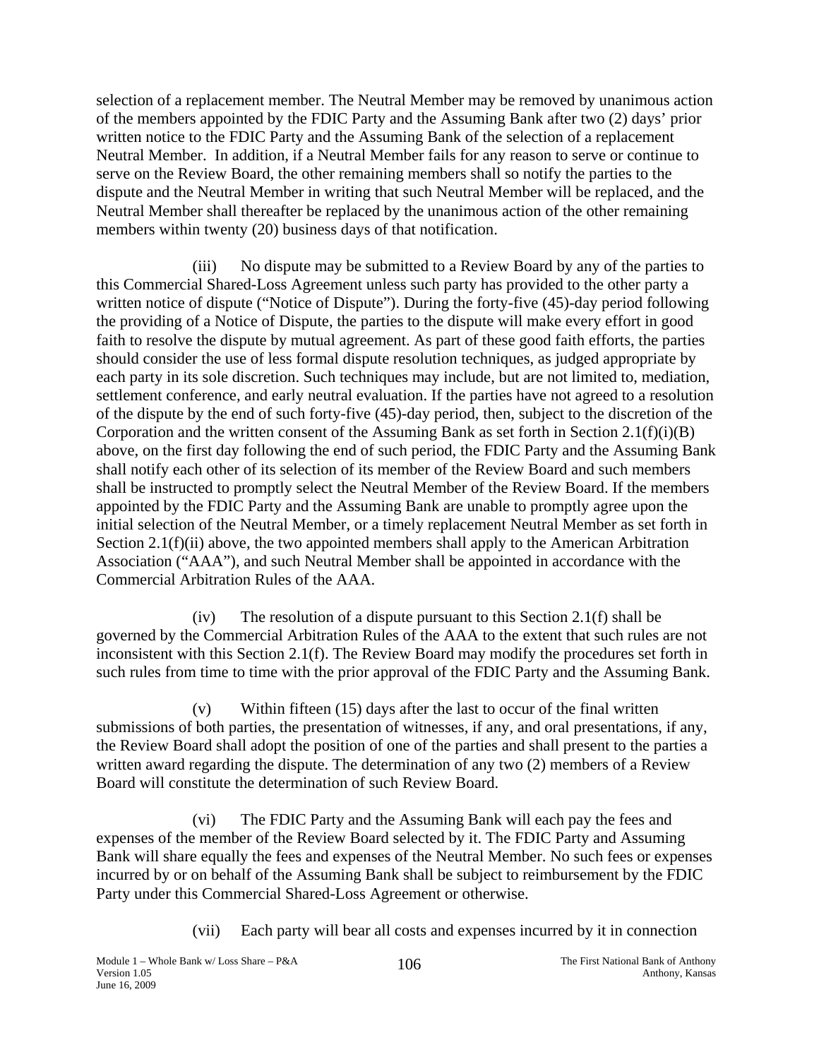selection of a replacement member. The Neutral Member may be removed by unanimous action of the members appointed by the FDIC Party and the Assuming Bank after two (2) days' prior written notice to the FDIC Party and the Assuming Bank of the selection of a replacement Neutral Member. In addition, if a Neutral Member fails for any reason to serve or continue to serve on the Review Board, the other remaining members shall so notify the parties to the dispute and the Neutral Member in writing that such Neutral Member will be replaced, and the Neutral Member shall thereafter be replaced by the unanimous action of the other remaining members within twenty (20) business days of that notification.

(iii) No dispute may be submitted to a Review Board by any of the parties to this Commercial Shared-Loss Agreement unless such party has provided to the other party a written notice of dispute ("Notice of Dispute"). During the forty-five (45)-day period following the providing of a Notice of Dispute, the parties to the dispute will make every effort in good faith to resolve the dispute by mutual agreement. As part of these good faith efforts, the parties should consider the use of less formal dispute resolution techniques, as judged appropriate by each party in its sole discretion. Such techniques may include, but are not limited to, mediation, settlement conference, and early neutral evaluation. If the parties have not agreed to a resolution of the dispute by the end of such forty-five (45)-day period, then, subject to the discretion of the Corporation and the written consent of the Assuming Bank as set forth in Section 2.1(f)(i)(B) above, on the first day following the end of such period, the FDIC Party and the Assuming Bank shall notify each other of its selection of its member of the Review Board and such members shall be instructed to promptly select the Neutral Member of the Review Board. If the members appointed by the FDIC Party and the Assuming Bank are unable to promptly agree upon the initial selection of the Neutral Member, or a timely replacement Neutral Member as set forth in Section 2.1(f)(ii) above, the two appointed members shall apply to the American Arbitration Association ("AAA"), and such Neutral Member shall be appointed in accordance with the Commercial Arbitration Rules of the AAA.

(iv) The resolution of a dispute pursuant to this Section 2.1(f) shall be governed by the Commercial Arbitration Rules of the AAA to the extent that such rules are not inconsistent with this Section 2.1(f). The Review Board may modify the procedures set forth in such rules from time to time with the prior approval of the FDIC Party and the Assuming Bank.

(v) Within fifteen (15) days after the last to occur of the final written submissions of both parties, the presentation of witnesses, if any, and oral presentations, if any, the Review Board shall adopt the position of one of the parties and shall present to the parties a written award regarding the dispute. The determination of any two (2) members of a Review Board will constitute the determination of such Review Board.

(vi) The FDIC Party and the Assuming Bank will each pay the fees and expenses of the member of the Review Board selected by it. The FDIC Party and Assuming Bank will share equally the fees and expenses of the Neutral Member. No such fees or expenses incurred by or on behalf of the Assuming Bank shall be subject to reimbursement by the FDIC Party under this Commercial Shared-Loss Agreement or otherwise.

(vii) Each party will bear all costs and expenses incurred by it in connection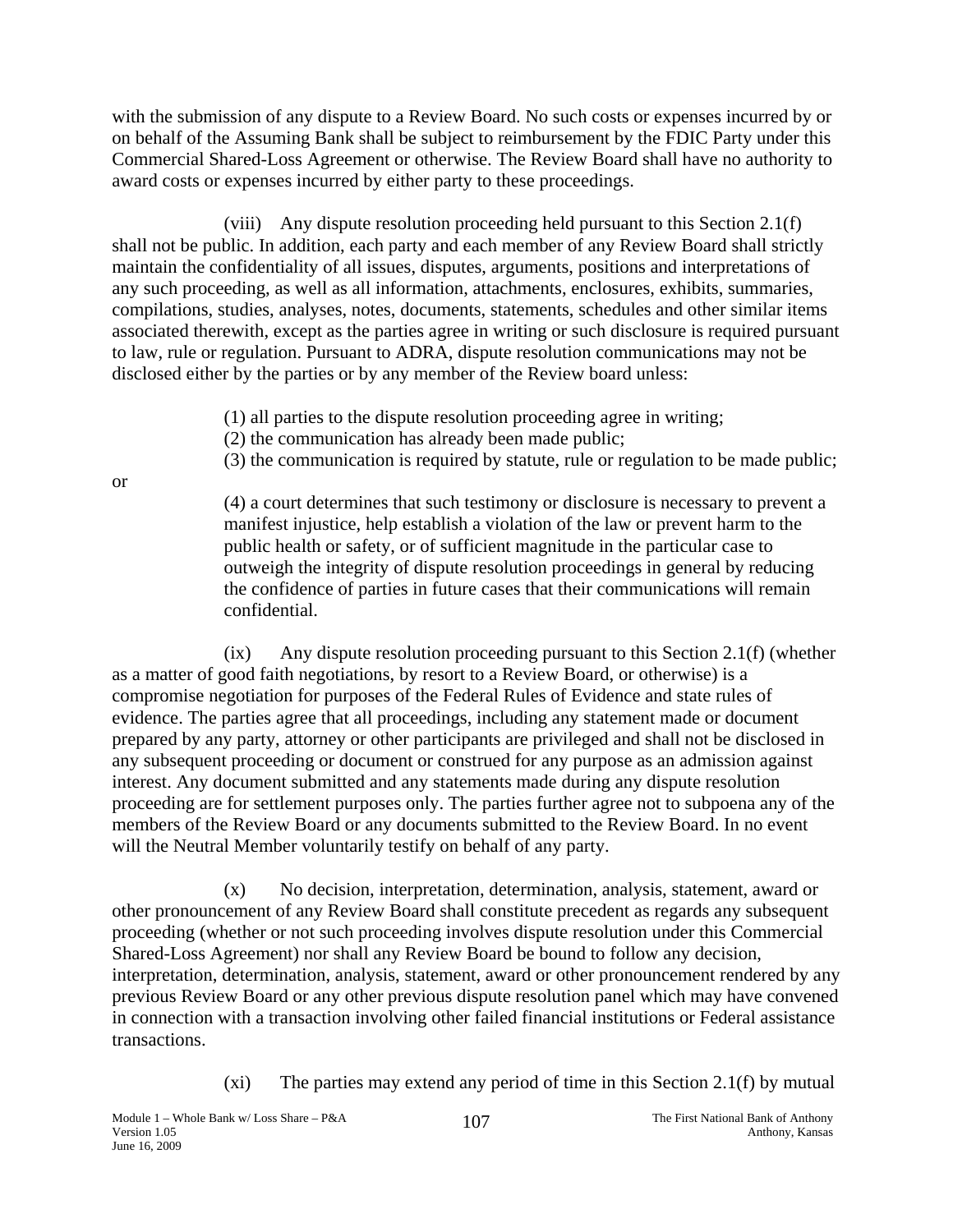with the submission of any dispute to a Review Board. No such costs or expenses incurred by or on behalf of the Assuming Bank shall be subject to reimbursement by the FDIC Party under this Commercial Shared-Loss Agreement or otherwise. The Review Board shall have no authority to award costs or expenses incurred by either party to these proceedings.

(viii) Any dispute resolution proceeding held pursuant to this Section 2.1(f) shall not be public. In addition, each party and each member of any Review Board shall strictly maintain the confidentiality of all issues, disputes, arguments, positions and interpretations of any such proceeding, as well as all information, attachments, enclosures, exhibits, summaries, compilations, studies, analyses, notes, documents, statements, schedules and other similar items associated therewith, except as the parties agree in writing or such disclosure is required pursuant to law, rule or regulation. Pursuant to ADRA, dispute resolution communications may not be disclosed either by the parties or by any member of the Review board unless:

(1) all parties to the dispute resolution proceeding agree in writing;
(2) the communication has already been made public;
(3) the communication is required by statute, rule or regulation to be made public;

or

(4) a court determines that such testimony or disclosure is necessary to prevent a manifest injustice, help establish a violation of the law or prevent harm to the public health or safety, or of sufficient magnitude in the particular case to outweigh the integrity of dispute resolution proceedings in general by reducing the confidence of parties in future cases that their communications will remain confidential.

(ix) Any dispute resolution proceeding pursuant to this Section 2.1(f) (whether as a matter of good faith negotiations, by resort to a Review Board, or otherwise) is a compromise negotiation for purposes of the Federal Rules of Evidence and state rules of evidence. The parties agree that all proceedings, including any statement made or document prepared by any party, attorney or other participants are privileged and shall not be disclosed in any subsequent proceeding or document or construed for any purpose as an admission against interest. Any document submitted and any statements made during any dispute resolution proceeding are for settlement purposes only. The parties further agree not to subpoena any of the members of the Review Board or any documents submitted to the Review Board. In no event will the Neutral Member voluntarily testify on behalf of any party.

(x) No decision, interpretation, determination, analysis, statement, award or other pronouncement of any Review Board shall constitute precedent as regards any subsequent proceeding (whether or not such proceeding involves dispute resolution under this Commercial Shared-Loss Agreement) nor shall any Review Board be bound to follow any decision, interpretation, determination, analysis, statement, award or other pronouncement rendered by any previous Review Board or any other previous dispute resolution panel which may have convened in connection with a transaction involving other failed financial institutions or Federal assistance transactions.

(xi) The parties may extend any period of time in this Section 2.1(f) by mutual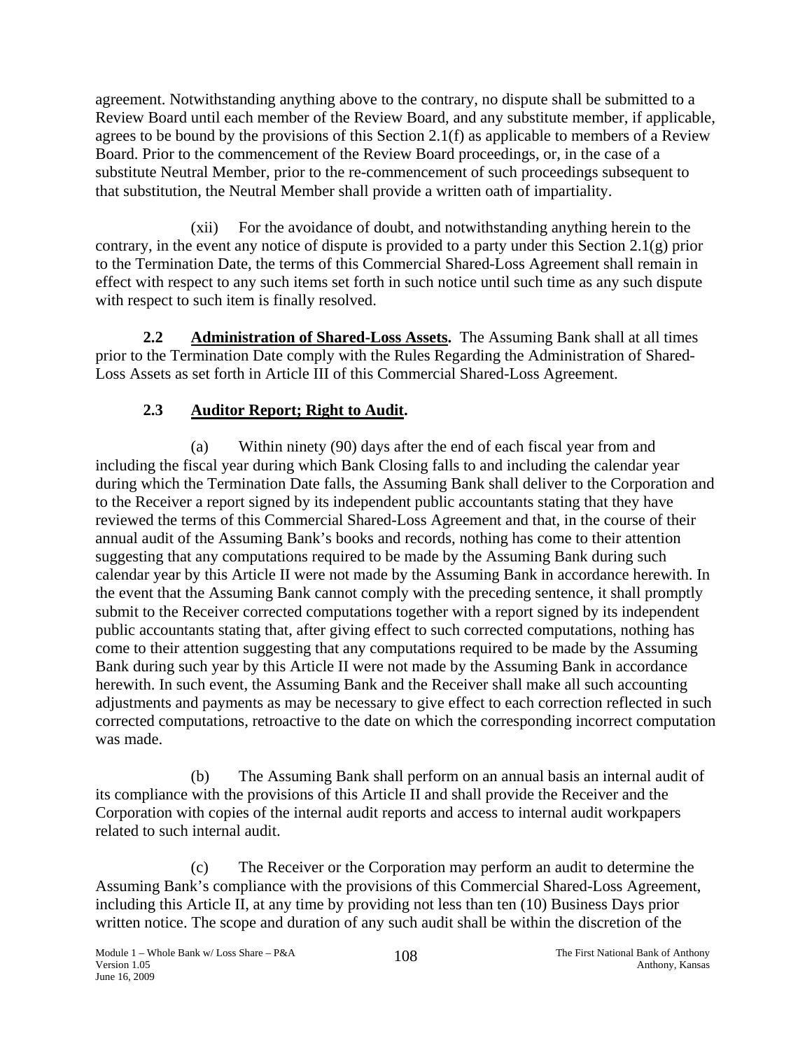agreement. Notwithstanding anything above to the contrary, no dispute shall be submitted to a Review Board until each member of the Review Board, and any substitute member, if applicable, agrees to be bound by the provisions of this Section 2.1(f) as applicable to members of a Review Board. Prior to the commencement of the Review Board proceedings, or, in the case of a substitute Neutral Member, prior to the re-commencement of such proceedings subsequent to that substitution, the Neutral Member shall provide a written oath of impartiality.

(xii) For the avoidance of doubt, and notwithstanding anything herein to the contrary, in the event any notice of dispute is provided to a party under this Section 2.1(g) prior to the Termination Date, the terms of this Commercial Shared-Loss Agreement shall remain in effect with respect to any such items set forth in such notice until such time as any such dispute with respect to such item is finally resolved.

**2.2 Administration of Shared-Loss Assets.** The Assuming Bank shall at all times prior to the Termination Date comply with the Rules Regarding the Administration of Shared-Loss Assets as set forth in Article III of this Commercial Shared-Loss Agreement.

**2.3 Auditor Report; Right to Audit.**

(a) Within ninety (90) days after the end of each fiscal year from and including the fiscal year during which Bank Closing falls to and including the calendar year during which the Termination Date falls, the Assuming Bank shall deliver to the Corporation and to the Receiver a report signed by its independent public accountants stating that they have reviewed the terms of this Commercial Shared-Loss Agreement and that, in the course of their annual audit of the Assuming Bank's books and records, nothing has come to their attention suggesting that any computations required to be made by the Assuming Bank during such calendar year by this Article II were not made by the Assuming Bank in accordance herewith. In the event that the Assuming Bank cannot comply with the preceding sentence, it shall promptly submit to the Receiver corrected computations together with a report signed by its independent public accountants stating that, after giving effect to such corrected computations, nothing has come to their attention suggesting that any computations required to be made by the Assuming Bank during such year by this Article II were not made by the Assuming Bank in accordance herewith. In such event, the Assuming Bank and the Receiver shall make all such accounting adjustments and payments as may be necessary to give effect to each correction reflected in such corrected computations, retroactive to the date on which the corresponding incorrect computation was made.

(b) The Assuming Bank shall perform on an annual basis an internal audit of its compliance with the provisions of this Article II and shall provide the Receiver and the Corporation with copies of the internal audit reports and access to internal audit workpapers related to such internal audit.

(c) The Receiver or the Corporation may perform an audit to determine the Assuming Bank's compliance with the provisions of this Commercial Shared-Loss Agreement, including this Article II, at any time by providing not less than ten (10) Business Days prior written notice. The scope and duration of any such audit shall be within the discretion of the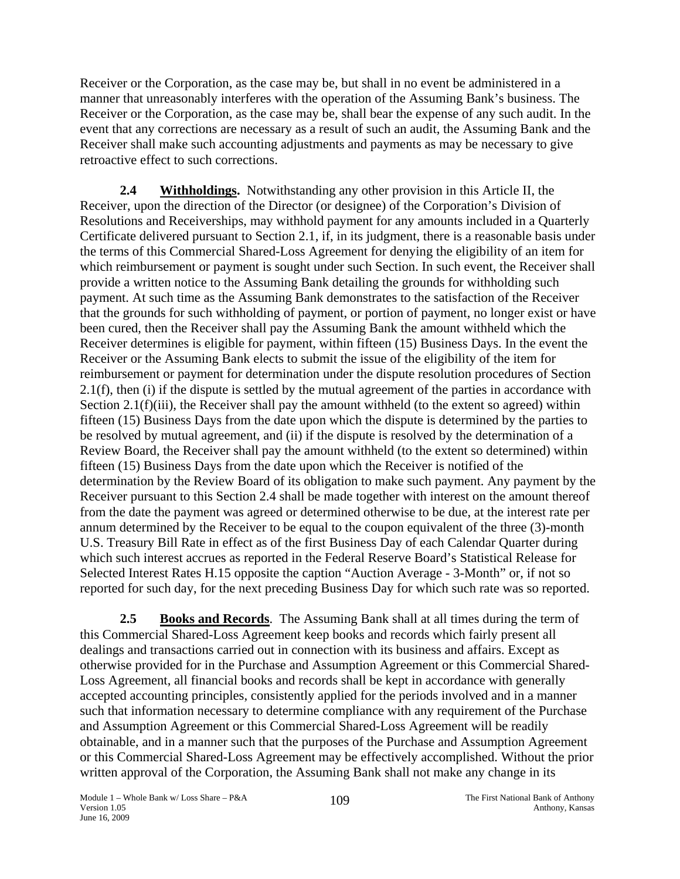Receiver or the Corporation, as the case may be, but shall in no event be administered in a manner that unreasonably interferes with the operation of the Assuming Bank's business. The Receiver or the Corporation, as the case may be, shall bear the expense of any such audit. In the event that any corrections are necessary as a result of such an audit, the Assuming Bank and the Receiver shall make such accounting adjustments and payments as may be necessary to give retroactive effect to such corrections.

**2.4 Withholdings.** Notwithstanding any other provision in this Article II, the Receiver, upon the direction of the Director (or designee) of the Corporation's Division of Resolutions and Receiverships, may withhold payment for any amounts included in a Quarterly Certificate delivered pursuant to Section 2.1, if, in its judgment, there is a reasonable basis under the terms of this Commercial Shared-Loss Agreement for denying the eligibility of an item for which reimbursement or payment is sought under such Section. In such event, the Receiver shall provide a written notice to the Assuming Bank detailing the grounds for withholding such payment. At such time as the Assuming Bank demonstrates to the satisfaction of the Receiver that the grounds for such withholding of payment, or portion of payment, no longer exist or have been cured, then the Receiver shall pay the Assuming Bank the amount withheld which the Receiver determines is eligible for payment, within fifteen (15) Business Days. In the event the Receiver or the Assuming Bank elects to submit the issue of the eligibility of the item for reimbursement or payment for determination under the dispute resolution procedures of Section 2.1(f), then (i) if the dispute is settled by the mutual agreement of the parties in accordance with Section 2.1(f)(iii), the Receiver shall pay the amount withheld (to the extent so agreed) within fifteen (15) Business Days from the date upon which the dispute is determined by the parties to be resolved by mutual agreement, and (ii) if the dispute is resolved by the determination of a Review Board, the Receiver shall pay the amount withheld (to the extent so determined) within fifteen (15) Business Days from the date upon which the Receiver is notified of the determination by the Review Board of its obligation to make such payment. Any payment by the Receiver pursuant to this Section 2.4 shall be made together with interest on the amount thereof from the date the payment was agreed or determined otherwise to be due, at the interest rate per annum determined by the Receiver to be equal to the coupon equivalent of the three (3)-month U.S. Treasury Bill Rate in effect as of the first Business Day of each Calendar Quarter during which such interest accrues as reported in the Federal Reserve Board's Statistical Release for Selected Interest Rates H.15 opposite the caption "Auction Average - 3-Month" or, if not so reported for such day, for the next preceding Business Day for which such rate was so reported.

**2.5 Books and Records**. The Assuming Bank shall at all times during the term of this Commercial Shared-Loss Agreement keep books and records which fairly present all dealings and transactions carried out in connection with its business and affairs. Except as otherwise provided for in the Purchase and Assumption Agreement or this Commercial Shared-Loss Agreement, all financial books and records shall be kept in accordance with generally accepted accounting principles, consistently applied for the periods involved and in a manner such that information necessary to determine compliance with any requirement of the Purchase and Assumption Agreement or this Commercial Shared-Loss Agreement will be readily obtainable, and in a manner such that the purposes of the Purchase and Assumption Agreement or this Commercial Shared-Loss Agreement may be effectively accomplished. Without the prior written approval of the Corporation, the Assuming Bank shall not make any change in its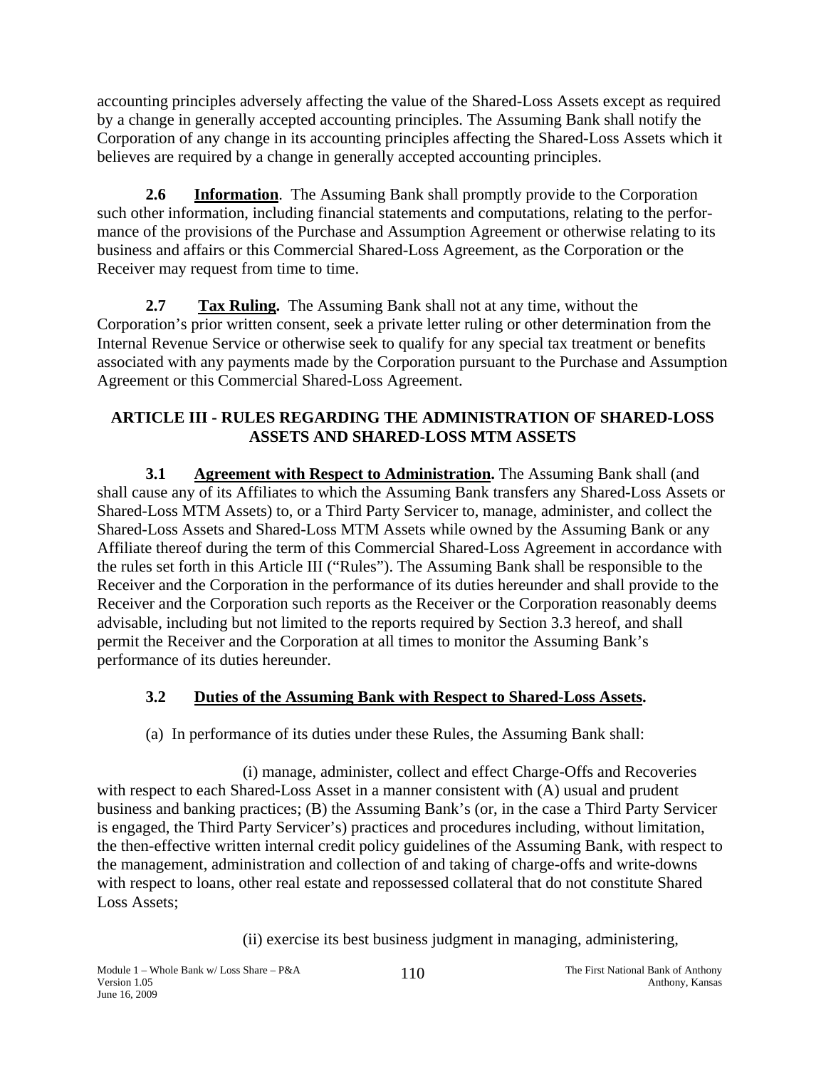accounting principles adversely affecting the value of the Shared-Loss Assets except as required by a change in generally accepted accounting principles. The Assuming Bank shall notify the Corporation of any change in its accounting principles affecting the Shared-Loss Assets which it believes are required by a change in generally accepted accounting principles.

**2.6** **Information**. The Assuming Bank shall promptly provide to the Corporation such other information, including financial statements and computations, relating to the performance of the provisions of the Purchase and Assumption Agreement or otherwise relating to its business and affairs or this Commercial Shared-Loss Agreement, as the Corporation or the Receiver may request from time to time.

**2.7** **Tax Ruling.** The Assuming Bank shall not at any time, without the Corporation's prior written consent, seek a private letter ruling or other determination from the Internal Revenue Service or otherwise seek to qualify for any special tax treatment or benefits associated with any payments made by the Corporation pursuant to the Purchase and Assumption Agreement or this Commercial Shared-Loss Agreement.

## ARTICLE III - RULES REGARDING THE ADMINISTRATION OF SHARED-LOSS ASSETS AND SHARED-LOSS MTM ASSETS

**3.1** **Agreement with Respect to Administration.** The Assuming Bank shall (and shall cause any of its Affiliates to which the Assuming Bank transfers any Shared-Loss Assets or Shared-Loss MTM Assets) to, or a Third Party Servicer to, manage, administer, and collect the Shared-Loss Assets and Shared-Loss MTM Assets while owned by the Assuming Bank or any Affiliate thereof during the term of this Commercial Shared-Loss Agreement in accordance with the rules set forth in this Article III ("Rules"). The Assuming Bank shall be responsible to the Receiver and the Corporation in the performance of its duties hereunder and shall provide to the Receiver and the Corporation such reports as the Receiver or the Corporation reasonably deems advisable, including but not limited to the reports required by Section 3.3 hereof, and shall permit the Receiver and the Corporation at all times to monitor the Assuming Bank's performance of its duties hereunder.

### 3.2 Duties of the Assuming Bank with Respect to Shared-Loss Assets.

(a) In performance of its duties under these Rules, the Assuming Bank shall:

(i) manage, administer, collect and effect Charge-Offs and Recoveries with respect to each Shared-Loss Asset in a manner consistent with (A) usual and prudent business and banking practices; (B) the Assuming Bank's (or, in the case a Third Party Servicer is engaged, the Third Party Servicer's) practices and procedures including, without limitation, the then-effective written internal credit policy guidelines of the Assuming Bank, with respect to the management, administration and collection of and taking of charge-offs and write-downs with respect to loans, other real estate and repossessed collateral that do not constitute Shared Loss Assets;

(ii) exercise its best business judgment in managing, administering,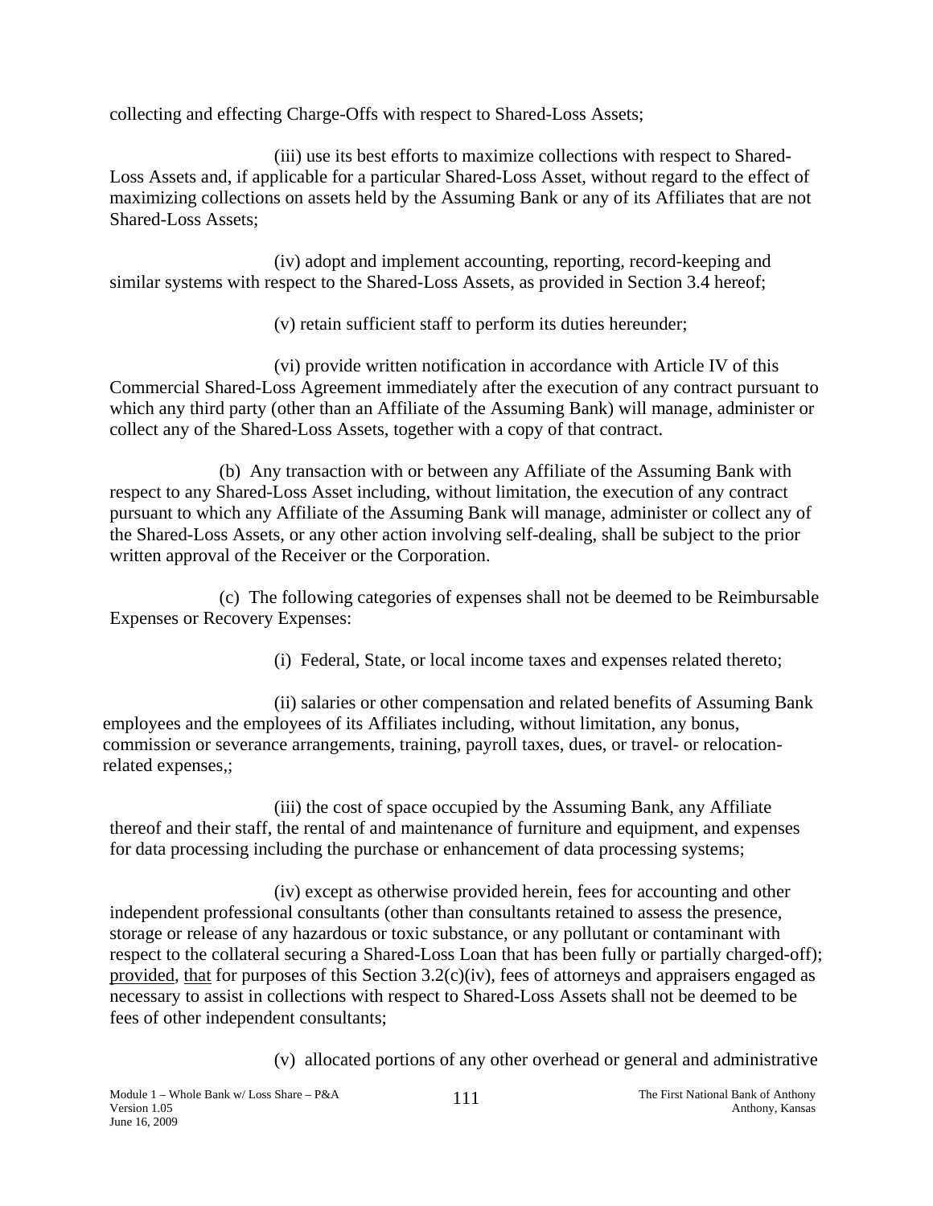collecting and effecting Charge-Offs with respect to Shared-Loss Assets;

(iii) use its best efforts to maximize collections with respect to Shared-Loss Assets and, if applicable for a particular Shared-Loss Asset, without regard to the effect of maximizing collections on assets held by the Assuming Bank or any of its Affiliates that are not Shared-Loss Assets;

(iv) adopt and implement accounting, reporting, record-keeping and similar systems with respect to the Shared-Loss Assets, as provided in Section 3.4 hereof;

(v) retain sufficient staff to perform its duties hereunder;

(vi) provide written notification in accordance with Article IV of this Commercial Shared-Loss Agreement immediately after the execution of any contract pursuant to which any third party (other than an Affiliate of the Assuming Bank) will manage, administer or collect any of the Shared-Loss Assets, together with a copy of that contract.

(b) Any transaction with or between any Affiliate of the Assuming Bank with respect to any Shared-Loss Asset including, without limitation, the execution of any contract pursuant to which any Affiliate of the Assuming Bank will manage, administer or collect any of the Shared-Loss Assets, or any other action involving self-dealing, shall be subject to the prior written approval of the Receiver or the Corporation.

(c) The following categories of expenses shall not be deemed to be Reimbursable Expenses or Recovery Expenses:

(i) Federal, State, or local income taxes and expenses related thereto;

(ii) salaries or other compensation and related benefits of Assuming Bank employees and the employees of its Affiliates including, without limitation, any bonus, commission or severance arrangements, training, payroll taxes, dues, or travel- or relocation-related expenses,;

(iii) the cost of space occupied by the Assuming Bank, any Affiliate thereof and their staff, the rental of and maintenance of furniture and equipment, and expenses for data processing including the purchase or enhancement of data processing systems;

(iv) except as otherwise provided herein, fees for accounting and other independent professional consultants (other than consultants retained to assess the presence, storage or release of any hazardous or toxic substance, or any pollutant or contaminant with respect to the collateral securing a Shared-Loss Loan that has been fully or partially charged-off); provided, that for purposes of this Section 3.2(c)(iv), fees of attorneys and appraisers engaged as necessary to assist in collections with respect to Shared-Loss Assets shall not be deemed to be fees of other independent consultants;

(v) allocated portions of any other overhead or general and administrative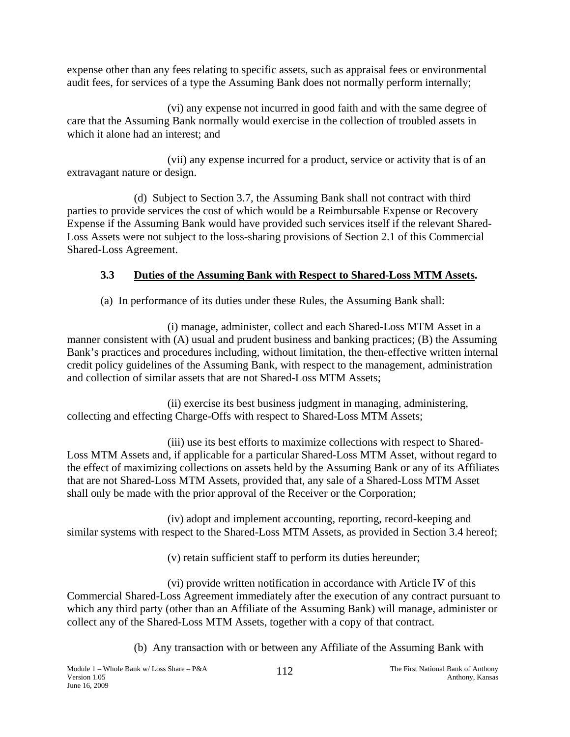expense other than any fees relating to specific assets, such as appraisal fees or environmental audit fees, for services of a type the Assuming Bank does not normally perform internally;

(vi) any expense not incurred in good faith and with the same degree of care that the Assuming Bank normally would exercise in the collection of troubled assets in which it alone had an interest; and

(vii) any expense incurred for a product, service or activity that is of an extravagant nature or design.

(d) Subject to Section 3.7, the Assuming Bank shall not contract with third parties to provide services the cost of which would be a Reimbursable Expense or Recovery Expense if the Assuming Bank would have provided such services itself if the relevant Shared-Loss Assets were not subject to the loss-sharing provisions of Section 2.1 of this Commercial Shared-Loss Agreement.

### 3.3 Duties of the Assuming Bank with Respect to Shared-Loss MTM Assets.

(a) In performance of its duties under these Rules, the Assuming Bank shall:

(i) manage, administer, collect and each Shared-Loss MTM Asset in a manner consistent with (A) usual and prudent business and banking practices; (B) the Assuming Bank's practices and procedures including, without limitation, the then-effective written internal credit policy guidelines of the Assuming Bank, with respect to the management, administration and collection of similar assets that are not Shared-Loss MTM Assets;

(ii) exercise its best business judgment in managing, administering, collecting and effecting Charge-Offs with respect to Shared-Loss MTM Assets;

(iii) use its best efforts to maximize collections with respect to Shared-Loss MTM Assets and, if applicable for a particular Shared-Loss MTM Asset, without regard to the effect of maximizing collections on assets held by the Assuming Bank or any of its Affiliates that are not Shared-Loss MTM Assets, provided that, any sale of a Shared-Loss MTM Asset shall only be made with the prior approval of the Receiver or the Corporation;

(iv) adopt and implement accounting, reporting, record-keeping and similar systems with respect to the Shared-Loss MTM Assets, as provided in Section 3.4 hereof;

(v) retain sufficient staff to perform its duties hereunder;

(vi) provide written notification in accordance with Article IV of this Commercial Shared-Loss Agreement immediately after the execution of any contract pursuant to which any third party (other than an Affiliate of the Assuming Bank) will manage, administer or collect any of the Shared-Loss MTM Assets, together with a copy of that contract.

(b) Any transaction with or between any Affiliate of the Assuming Bank with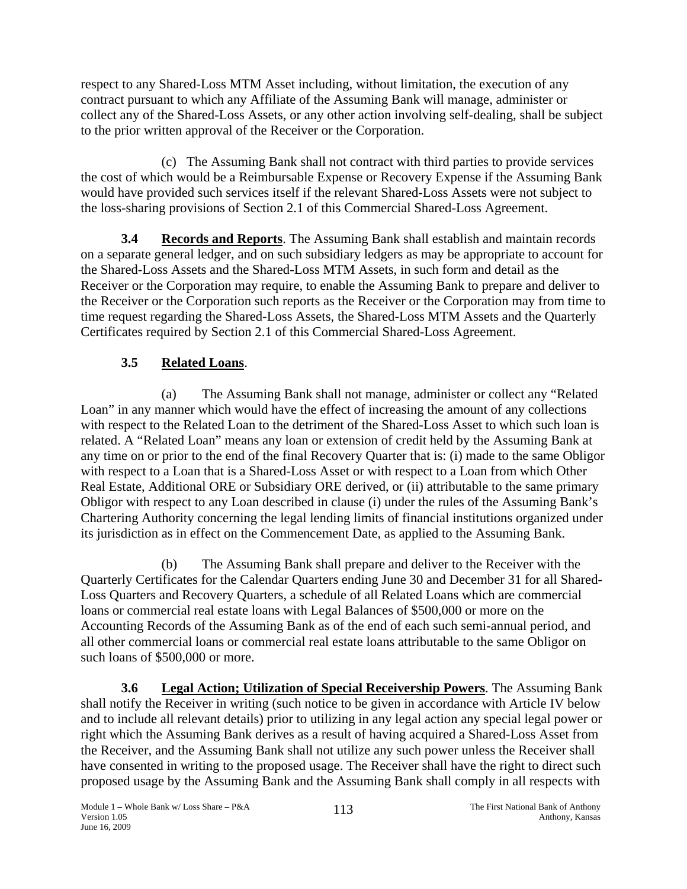respect to any Shared-Loss MTM Asset including, without limitation, the execution of any contract pursuant to which any Affiliate of the Assuming Bank will manage, administer or collect any of the Shared-Loss Assets, or any other action involving self-dealing, shall be subject to the prior written approval of the Receiver or the Corporation.

(c) The Assuming Bank shall not contract with third parties to provide services the cost of which would be a Reimbursable Expense or Recovery Expense if the Assuming Bank would have provided such services itself if the relevant Shared-Loss Assets were not subject to the loss-sharing provisions of Section 2.1 of this Commercial Shared-Loss Agreement.

**3.4 Records and Reports**. The Assuming Bank shall establish and maintain records on a separate general ledger, and on such subsidiary ledgers as may be appropriate to account for the Shared-Loss Assets and the Shared-Loss MTM Assets, in such form and detail as the Receiver or the Corporation may require, to enable the Assuming Bank to prepare and deliver to the Receiver or the Corporation such reports as the Receiver or the Corporation may from time to time request regarding the Shared-Loss Assets, the Shared-Loss MTM Assets and the Quarterly Certificates required by Section 2.1 of this Commercial Shared-Loss Agreement.

**3.5 Related Loans**.

(a) The Assuming Bank shall not manage, administer or collect any "Related Loan" in any manner which would have the effect of increasing the amount of any collections with respect to the Related Loan to the detriment of the Shared-Loss Asset to which such loan is related. A "Related Loan" means any loan or extension of credit held by the Assuming Bank at any time on or prior to the end of the final Recovery Quarter that is: (i) made to the same Obligor with respect to a Loan that is a Shared-Loss Asset or with respect to a Loan from which Other Real Estate, Additional ORE or Subsidiary ORE derived, or (ii) attributable to the same primary Obligor with respect to any Loan described in clause (i) under the rules of the Assuming Bank's Chartering Authority concerning the legal lending limits of financial institutions organized under its jurisdiction as in effect on the Commencement Date, as applied to the Assuming Bank.

(b) The Assuming Bank shall prepare and deliver to the Receiver with the Quarterly Certificates for the Calendar Quarters ending June 30 and December 31 for all Shared-Loss Quarters and Recovery Quarters, a schedule of all Related Loans which are commercial loans or commercial real estate loans with Legal Balances of $500,000 or more on the Accounting Records of the Assuming Bank as of the end of each such semi-annual period, and all other commercial loans or commercial real estate loans attributable to the same Obligor on such loans of $500,000 or more.

**3.6 Legal Action; Utilization of Special Receivership Powers**. The Assuming Bank shall notify the Receiver in writing (such notice to be given in accordance with Article IV below and to include all relevant details) prior to utilizing in any legal action any special legal power or right which the Assuming Bank derives as a result of having acquired a Shared-Loss Asset from the Receiver, and the Assuming Bank shall not utilize any such power unless the Receiver shall have consented in writing to the proposed usage. The Receiver shall have the right to direct such proposed usage by the Assuming Bank and the Assuming Bank shall comply in all respects with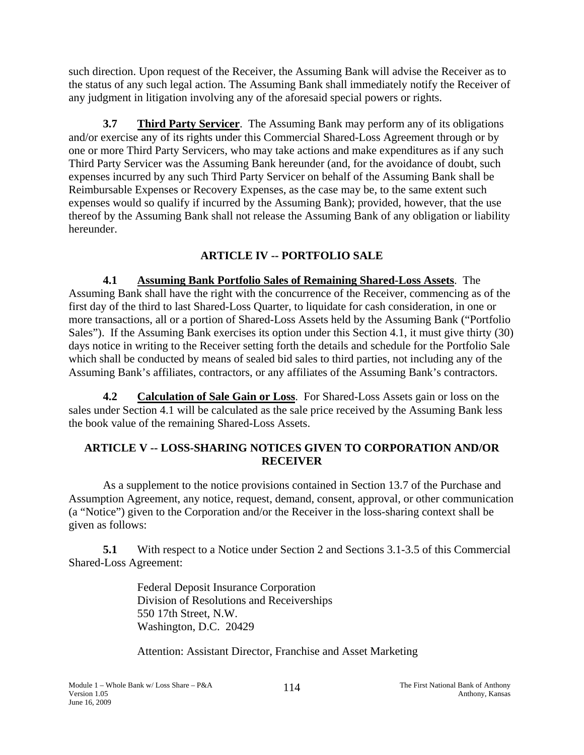such direction. Upon request of the Receiver, the Assuming Bank will advise the Receiver as to the status of any such legal action. The Assuming Bank shall immediately notify the Receiver of any judgment in litigation involving any of the aforesaid special powers or rights.

**3.7 Third Party Servicer**. The Assuming Bank may perform any of its obligations and/or exercise any of its rights under this Commercial Shared-Loss Agreement through or by one or more Third Party Servicers, who may take actions and make expenditures as if any such Third Party Servicer was the Assuming Bank hereunder (and, for the avoidance of doubt, such expenses incurred by any such Third Party Servicer on behalf of the Assuming Bank shall be Reimbursable Expenses or Recovery Expenses, as the case may be, to the same extent such expenses would so qualify if incurred by the Assuming Bank); provided, however, that the use thereof by the Assuming Bank shall not release the Assuming Bank of any obligation or liability hereunder.

## ARTICLE IV -- PORTFOLIO SALE

**4.1 Assuming Bank Portfolio Sales of Remaining Shared-Loss Assets**. The Assuming Bank shall have the right with the concurrence of the Receiver, commencing as of the first day of the third to last Shared-Loss Quarter, to liquidate for cash consideration, in one or more transactions, all or a portion of Shared-Loss Assets held by the Assuming Bank ("Portfolio Sales"). If the Assuming Bank exercises its option under this Section 4.1, it must give thirty (30) days notice in writing to the Receiver setting forth the details and schedule for the Portfolio Sale which shall be conducted by means of sealed bid sales to third parties, not including any of the Assuming Bank's affiliates, contractors, or any affiliates of the Assuming Bank's contractors.

**4.2 Calculation of Sale Gain or Loss**. For Shared-Loss Assets gain or loss on the sales under Section 4.1 will be calculated as the sale price received by the Assuming Bank less the book value of the remaining Shared-Loss Assets.

## ARTICLE V -- LOSS-SHARING NOTICES GIVEN TO CORPORATION AND/OR RECEIVER

As a supplement to the notice provisions contained in Section 13.7 of the Purchase and Assumption Agreement, any notice, request, demand, consent, approval, or other communication (a "Notice") given to the Corporation and/or the Receiver in the loss-sharing context shall be given as follows:

**5.1** With respect to a Notice under Section 2 and Sections 3.1-3.5 of this Commercial Shared-Loss Agreement:

Federal Deposit Insurance Corporation
Division of Resolutions and Receiverships
550 17th Street, N.W.
Washington, D.C. 20429

Attention: Assistant Director, Franchise and Asset Marketing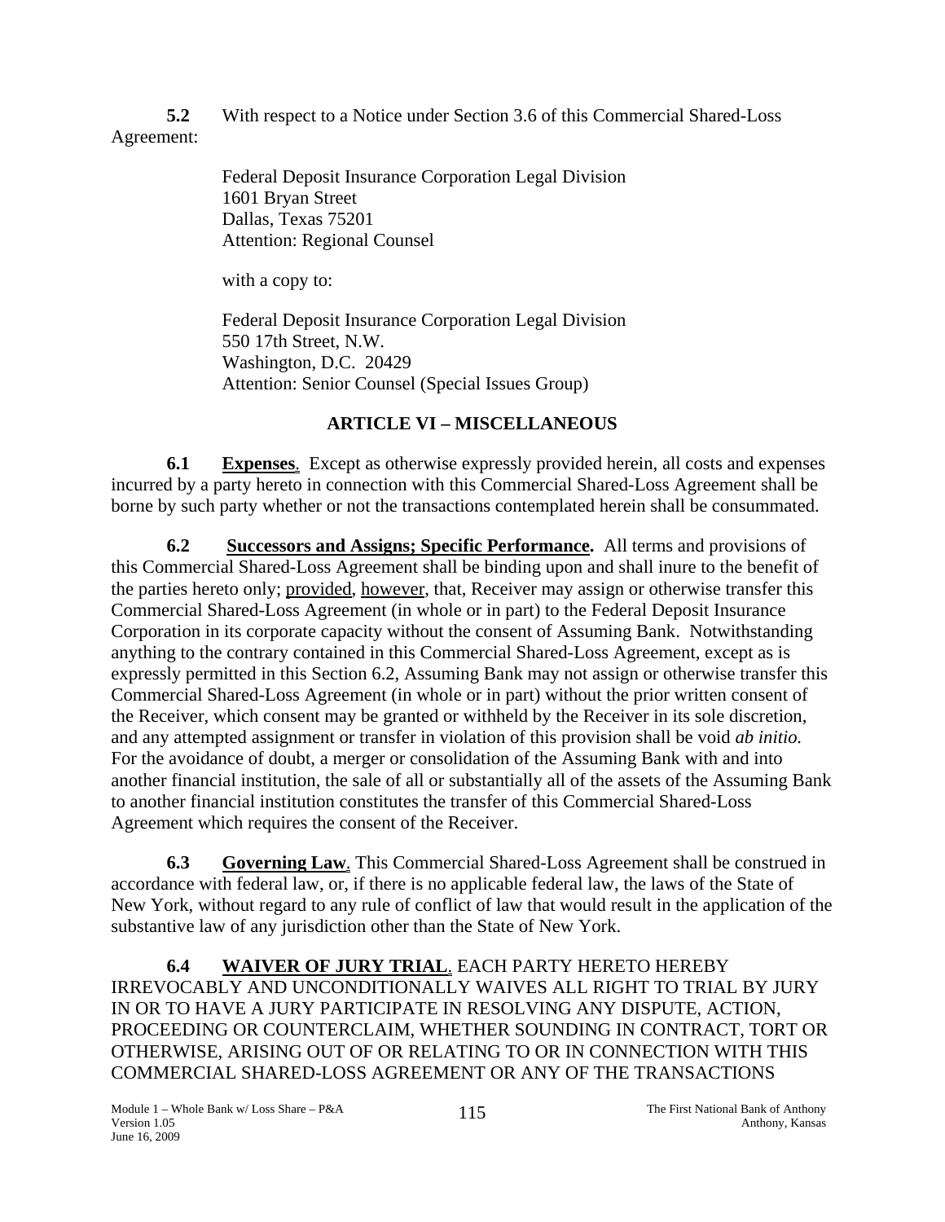**5.2** With respect to a Notice under Section 3.6 of this Commercial Shared-Loss Agreement:

Federal Deposit Insurance Corporation Legal Division
1601 Bryan Street
Dallas, Texas 75201
Attention: Regional Counsel

with a copy to:

Federal Deposit Insurance Corporation Legal Division
550 17th Street, N.W.
Washington, D.C. 20429
Attention: Senior Counsel (Special Issues Group)

## ARTICLE VI – MISCELLANEOUS

**6.1** **<u>Expenses</u>**. Except as otherwise expressly provided herein, all costs and expenses incurred by a party hereto in connection with this Commercial Shared-Loss Agreement shall be borne by such party whether or not the transactions contemplated herein shall be consummated.

**6.2** **<u>Successors and Assigns; Specific Performance</u>.** All terms and provisions of this Commercial Shared-Loss Agreement shall be binding upon and shall inure to the benefit of the parties hereto only; <u>provided</u>, <u>however</u>, that, Receiver may assign or otherwise transfer this Commercial Shared-Loss Agreement (in whole or in part) to the Federal Deposit Insurance Corporation in its corporate capacity without the consent of Assuming Bank. Notwithstanding anything to the contrary contained in this Commercial Shared-Loss Agreement, except as is expressly permitted in this Section 6.2, Assuming Bank may not assign or otherwise transfer this Commercial Shared-Loss Agreement (in whole or in part) without the prior written consent of the Receiver, which consent may be granted or withheld by the Receiver in its sole discretion, and any attempted assignment or transfer in violation of this provision shall be void *ab initio.* For the avoidance of doubt, a merger or consolidation of the Assuming Bank with and into another financial institution, the sale of all or substantially all of the assets of the Assuming Bank to another financial institution constitutes the transfer of this Commercial Shared-Loss Agreement which requires the consent of the Receiver.

**6.3** **<u>Governing Law</u>**. This Commercial Shared-Loss Agreement shall be construed in accordance with federal law, or, if there is no applicable federal law, the laws of the State of New York, without regard to any rule of conflict of law that would result in the application of the substantive law of any jurisdiction other than the State of New York.

**6.4** **<u>WAIVER OF JURY TRIAL</u>**. EACH PARTY HERETO HEREBY IRREVOCABLY AND UNCONDITIONALLY WAIVES ALL RIGHT TO TRIAL BY JURY IN OR TO HAVE A JURY PARTICIPATE IN RESOLVING ANY DISPUTE, ACTION, PROCEEDING OR COUNTERCLAIM, WHETHER SOUNDING IN CONTRACT, TORT OR OTHERWISE, ARISING OUT OF OR RELATING TO OR IN CONNECTION WITH THIS COMMERCIAL SHARED-LOSS AGREEMENT OR ANY OF THE TRANSACTIONS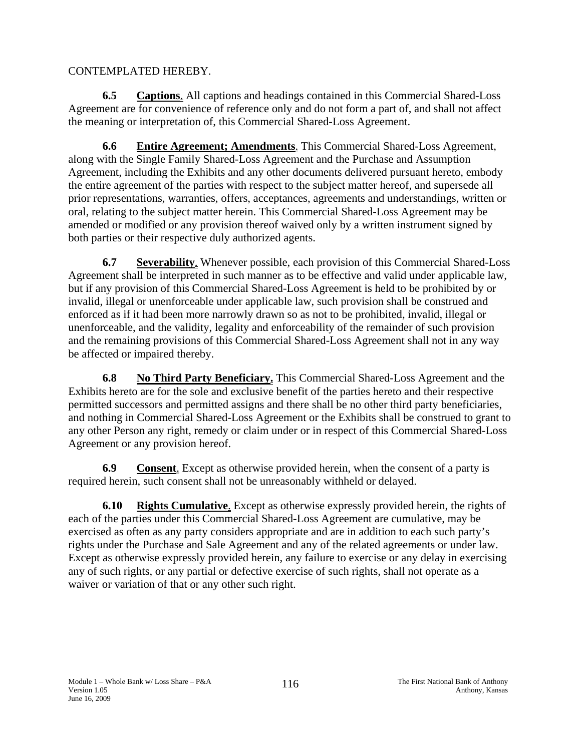CONTEMPLATED HEREBY.

**6.5 Captions**. All captions and headings contained in this Commercial Shared-Loss Agreement are for convenience of reference only and do not form a part of, and shall not affect the meaning or interpretation of, this Commercial Shared-Loss Agreement.

**6.6 Entire Agreement; Amendments**. This Commercial Shared-Loss Agreement, along with the Single Family Shared-Loss Agreement and the Purchase and Assumption Agreement, including the Exhibits and any other documents delivered pursuant hereto, embody the entire agreement of the parties with respect to the subject matter hereof, and supersede all prior representations, warranties, offers, acceptances, agreements and understandings, written or oral, relating to the subject matter herein. This Commercial Shared-Loss Agreement may be amended or modified or any provision thereof waived only by a written instrument signed by both parties or their respective duly authorized agents.

**6.7 Severability**. Whenever possible, each provision of this Commercial Shared-Loss Agreement shall be interpreted in such manner as to be effective and valid under applicable law, but if any provision of this Commercial Shared-Loss Agreement is held to be prohibited by or invalid, illegal or unenforceable under applicable law, such provision shall be construed and enforced as if it had been more narrowly drawn so as not to be prohibited, invalid, illegal or unenforceable, and the validity, legality and enforceability of the remainder of such provision and the remaining provisions of this Commercial Shared-Loss Agreement shall not in any way be affected or impaired thereby.

**6.8 No Third Party Beneficiary.** This Commercial Shared-Loss Agreement and the Exhibits hereto are for the sole and exclusive benefit of the parties hereto and their respective permitted successors and permitted assigns and there shall be no other third party beneficiaries, and nothing in Commercial Shared-Loss Agreement or the Exhibits shall be construed to grant to any other Person any right, remedy or claim under or in respect of this Commercial Shared-Loss Agreement or any provision hereof.

**6.9 Consent**. Except as otherwise provided herein, when the consent of a party is required herein, such consent shall not be unreasonably withheld or delayed.

**6.10 Rights Cumulative**. Except as otherwise expressly provided herein, the rights of each of the parties under this Commercial Shared-Loss Agreement are cumulative, may be exercised as often as any party considers appropriate and are in addition to each such party's rights under the Purchase and Sale Agreement and any of the related agreements or under law. Except as otherwise expressly provided herein, any failure to exercise or any delay in exercising any of such rights, or any partial or defective exercise of such rights, shall not operate as a waiver or variation of that or any other such right.